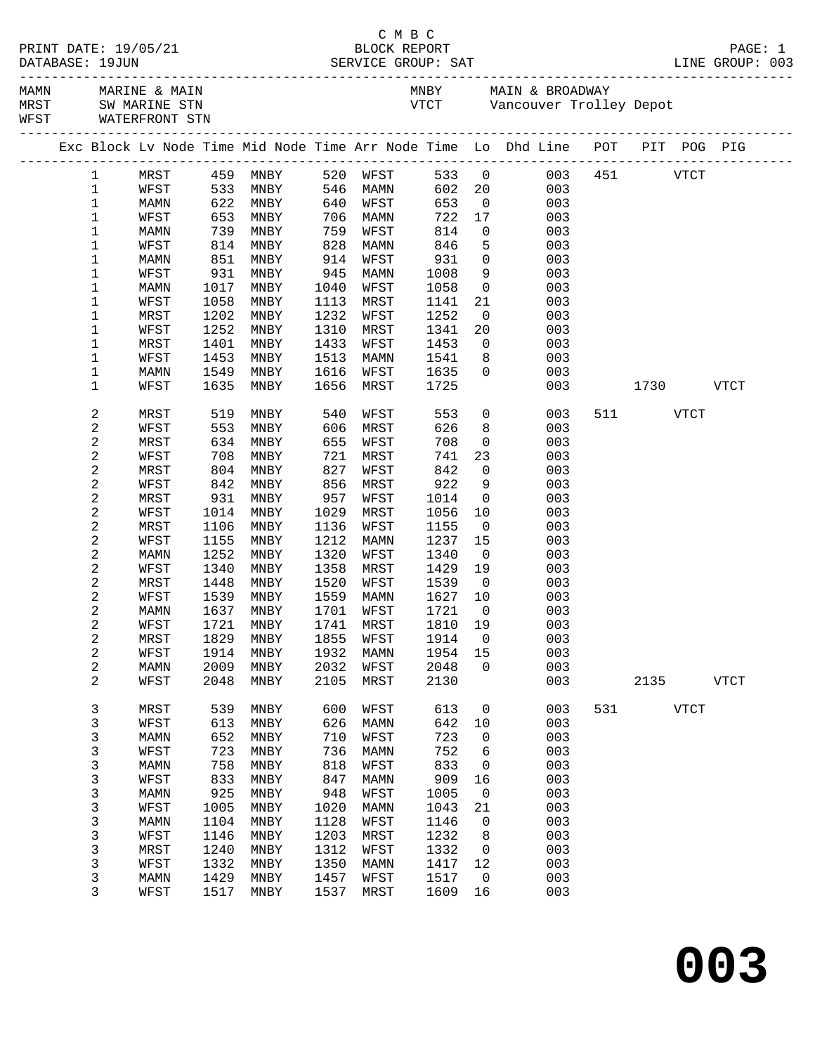C M B C

PRINT DATE: 19/05/21 BLOCK REPORT PAGE: 1
DATABASE: 19JUN SERVICE GROUP: SAT LINE GROUP: 003

| | | | |
|---|---|---|---|
| MAMN | MARINE & MAIN | MNBY | MAIN & BROADWAY |
| MRST | SW MARINE STN | VTCT | Vancouver Trolley Depot |
| WFST | WATERFRONT STN | | |

| Exc | Block | Lv Node | Time | Mid Node | Time | Arr Node | Time | Lo | Dhd Line | POT | PIT | POG | PIG |
|---|---|---|---|---|---|---|---|---|---|---|---|---|---|
| | 1 | MRST | 459 | MNBY | 520 | WFST | 533 | 0 | 003 | 451 | | VTCT | |
| | 1 | WFST | 533 | MNBY | 546 | MAMN | 602 | 20 | 003 | | | | |
| | 1 | MAMN | 622 | MNBY | 640 | WFST | 653 | 0 | 003 | | | | |
| | 1 | WFST | 653 | MNBY | 706 | MAMN | 722 | 17 | 003 | | | | |
| | 1 | MAMN | 739 | MNBY | 759 | WFST | 814 | 0 | 003 | | | | |
| | 1 | WFST | 814 | MNBY | 828 | MAMN | 846 | 5 | 003 | | | | |
| | 1 | MAMN | 851 | MNBY | 914 | WFST | 931 | 0 | 003 | | | | |
| | 1 | WFST | 931 | MNBY | 945 | MAMN | 1008 | 9 | 003 | | | | |
| | 1 | MAMN | 1017 | MNBY | 1040 | WFST | 1058 | 0 | 003 | | | | |
| | 1 | WFST | 1058 | MNBY | 1113 | MRST | 1141 | 21 | 003 | | | | |
| | 1 | MRST | 1202 | MNBY | 1232 | WFST | 1252 | 0 | 003 | | | | |
| | 1 | WFST | 1252 | MNBY | 1310 | MRST | 1341 | 20 | 003 | | | | |
| | 1 | MRST | 1401 | MNBY | 1433 | WFST | 1453 | 0 | 003 | | | | |
| | 1 | WFST | 1453 | MNBY | 1513 | MAMN | 1541 | 8 | 003 | | | | |
| | 1 | MAMN | 1549 | MNBY | 1616 | WFST | 1635 | 0 | 003 | | | | |
| | 1 | WFST | 1635 | MNBY | 1656 | MRST | 1725 | | 003 | | 1730 | | VTCT |
| | 2 | MRST | 519 | MNBY | 540 | WFST | 553 | 0 | 003 | 511 | | VTCT | |
| | 2 | WFST | 553 | MNBY | 606 | MRST | 626 | 8 | 003 | | | | |
| | 2 | MRST | 634 | MNBY | 655 | WFST | 708 | 0 | 003 | | | | |
| | 2 | WFST | 708 | MNBY | 721 | MRST | 741 | 23 | 003 | | | | |
| | 2 | MRST | 804 | MNBY | 827 | WFST | 842 | 0 | 003 | | | | |
| | 2 | WFST | 842 | MNBY | 856 | MRST | 922 | 9 | 003 | | | | |
| | 2 | MRST | 931 | MNBY | 957 | WFST | 1014 | 0 | 003 | | | | |
| | 2 | WFST | 1014 | MNBY | 1029 | MRST | 1056 | 10 | 003 | | | | |
| | 2 | MRST | 1106 | MNBY | 1136 | WFST | 1155 | 0 | 003 | | | | |
| | 2 | WFST | 1155 | MNBY | 1212 | MAMN | 1237 | 15 | 003 | | | | |
| | 2 | MAMN | 1252 | MNBY | 1320 | WFST | 1340 | 0 | 003 | | | | |
| | 2 | WFST | 1340 | MNBY | 1358 | MRST | 1429 | 19 | 003 | | | | |
| | 2 | MRST | 1448 | MNBY | 1520 | WFST | 1539 | 0 | 003 | | | | |
| | 2 | WFST | 1539 | MNBY | 1559 | MAMN | 1627 | 10 | 003 | | | | |
| | 2 | MAMN | 1637 | MNBY | 1701 | WFST | 1721 | 0 | 003 | | | | |
| | 2 | WFST | 1721 | MNBY | 1741 | MRST | 1810 | 19 | 003 | | | | |
| | 2 | MRST | 1829 | MNBY | 1855 | WFST | 1914 | 0 | 003 | | | | |
| | 2 | WFST | 1914 | MNBY | 1932 | MAMN | 1954 | 15 | 003 | | | | |
| | 2 | MAMN | 2009 | MNBY | 2032 | WFST | 2048 | 0 | 003 | | | | |
| | 2 | WFST | 2048 | MNBY | 2105 | MRST | 2130 | | 003 | | 2135 | | VTCT |
| | 3 | MRST | 539 | MNBY | 600 | WFST | 613 | 0 | 003 | 531 | | VTCT | |
| | 3 | WFST | 613 | MNBY | 626 | MAMN | 642 | 10 | 003 | | | | |
| | 3 | MAMN | 652 | MNBY | 710 | WFST | 723 | 0 | 003 | | | | |
| | 3 | WFST | 723 | MNBY | 736 | MAMN | 752 | 6 | 003 | | | | |
| | 3 | MAMN | 758 | MNBY | 818 | WFST | 833 | 0 | 003 | | | | |
| | 3 | WFST | 833 | MNBY | 847 | MAMN | 909 | 16 | 003 | | | | |
| | 3 | MAMN | 925 | MNBY | 948 | WFST | 1005 | 0 | 003 | | | | |
| | 3 | WFST | 1005 | MNBY | 1020 | MAMN | 1043 | 21 | 003 | | | | |
| | 3 | MAMN | 1104 | MNBY | 1128 | WFST | 1146 | 0 | 003 | | | | |
| | 3 | WFST | 1146 | MNBY | 1203 | MRST | 1232 | 8 | 003 | | | | |
| | 3 | MRST | 1240 | MNBY | 1312 | WFST | 1332 | 0 | 003 | | | | |
| | 3 | WFST | 1332 | MNBY | 1350 | MAMN | 1417 | 12 | 003 | | | | |
| | 3 | MAMN | 1429 | MNBY | 1457 | WFST | 1517 | 0 | 003 | | | | |
| | 3 | WFST | 1517 | MNBY | 1537 | MRST | 1609 | 16 | 003 | | | | |

**003**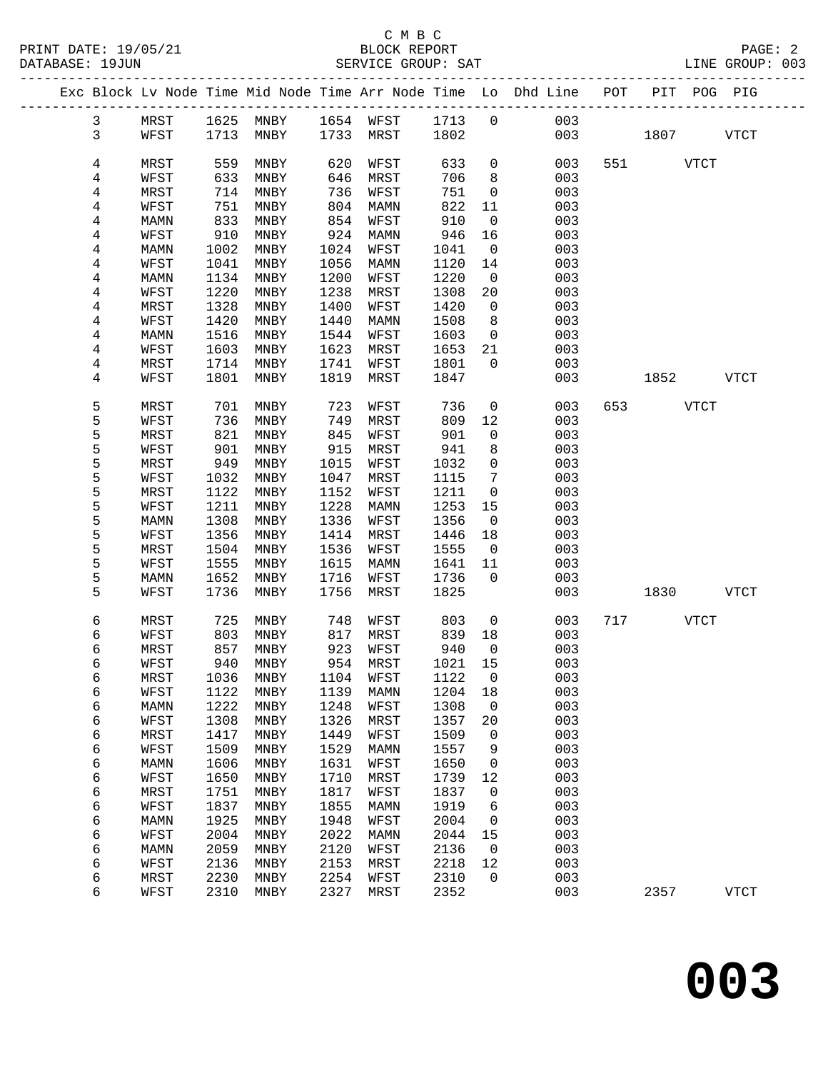C M B C

BLOCK REPORT

SERVICE GROUP: SAT

LINE GROUP: 003

| Exc | Block | Lv | Node | Time | Mid Node | Time | Arr Node | Time | Lo | Dhd Line | POT | PIT | POG | PIG |
|---|---|---|---|---|---|---|---|---|---|---|---|---|---|---|
| | 3 | | MRST | 1625 | MNBY | 1654 | WFST | 1713 | 0 | 003 | | | | |
| | 3 | | WFST | 1713 | MNBY | 1733 | MRST | 1802 | | 003 | | 1807 | | VTCT |
| | 4 | | MRST | 559 | MNBY | 620 | WFST | 633 | 0 | 003 | 551 | | VTCT | |
| | 4 | | WFST | 633 | MNBY | 646 | MRST | 706 | 8 | 003 | | | | |
| | 4 | | MRST | 714 | MNBY | 736 | WFST | 751 | 0 | 003 | | | | |
| | 4 | | WFST | 751 | MNBY | 804 | MAMN | 822 | 11 | 003 | | | | |
| | 4 | | MAMN | 833 | MNBY | 854 | WFST | 910 | 0 | 003 | | | | |
| | 4 | | WFST | 910 | MNBY | 924 | MAMN | 946 | 16 | 003 | | | | |
| | 4 | | MAMN | 1002 | MNBY | 1024 | WFST | 1041 | 0 | 003 | | | | |
| | 4 | | WFST | 1041 | MNBY | 1056 | MAMN | 1120 | 14 | 003 | | | | |
| | 4 | | MAMN | 1134 | MNBY | 1200 | WFST | 1220 | 0 | 003 | | | | |
| | 4 | | WFST | 1220 | MNBY | 1238 | MRST | 1308 | 20 | 003 | | | | |
| | 4 | | MRST | 1328 | MNBY | 1400 | WFST | 1420 | 0 | 003 | | | | |
| | 4 | | WFST | 1420 | MNBY | 1440 | MAMN | 1508 | 8 | 003 | | | | |
| | 4 | | MAMN | 1516 | MNBY | 1544 | WFST | 1603 | 0 | 003 | | | | |
| | 4 | | WFST | 1603 | MNBY | 1623 | MRST | 1653 | 21 | 003 | | | | |
| | 4 | | MRST | 1714 | MNBY | 1741 | WFST | 1801 | 0 | 003 | | | | |
| | 4 | | WFST | 1801 | MNBY | 1819 | MRST | 1847 | | 003 | | 1852 | | VTCT |
| | 5 | | MRST | 701 | MNBY | 723 | WFST | 736 | 0 | 003 | 653 | | VTCT | |
| | 5 | | WFST | 736 | MNBY | 749 | MRST | 809 | 12 | 003 | | | | |
| | 5 | | MRST | 821 | MNBY | 845 | WFST | 901 | 0 | 003 | | | | |
| | 5 | | WFST | 901 | MNBY | 915 | MRST | 941 | 8 | 003 | | | | |
| | 5 | | MRST | 949 | MNBY | 1015 | WFST | 1032 | 0 | 003 | | | | |
| | 5 | | WFST | 1032 | MNBY | 1047 | MRST | 1115 | 7 | 003 | | | | |
| | 5 | | MRST | 1122 | MNBY | 1152 | WFST | 1211 | 0 | 003 | | | | |
| | 5 | | WFST | 1211 | MNBY | 1228 | MAMN | 1253 | 15 | 003 | | | | |
| | 5 | | MAMN | 1308 | MNBY | 1336 | WFST | 1356 | 0 | 003 | | | | |
| | 5 | | WFST | 1356 | MNBY | 1414 | MRST | 1446 | 18 | 003 | | | | |
| | 5 | | MRST | 1504 | MNBY | 1536 | WFST | 1555 | 0 | 003 | | | | |
| | 5 | | WFST | 1555 | MNBY | 1615 | MAMN | 1641 | 11 | 003 | | | | |
| | 5 | | MAMN | 1652 | MNBY | 1716 | WFST | 1736 | 0 | 003 | | | | |
| | 5 | | WFST | 1736 | MNBY | 1756 | MRST | 1825 | | 003 | | 1830 | | VTCT |
| | 6 | | MRST | 725 | MNBY | 748 | WFST | 803 | 0 | 003 | 717 | | VTCT | |
| | 6 | | WFST | 803 | MNBY | 817 | MRST | 839 | 18 | 003 | | | | |
| | 6 | | MRST | 857 | MNBY | 923 | WFST | 940 | 0 | 003 | | | | |
| | 6 | | WFST | 940 | MNBY | 954 | MRST | 1021 | 15 | 003 | | | | |
| | 6 | | MRST | 1036 | MNBY | 1104 | WFST | 1122 | 0 | 003 | | | | |
| | 6 | | WFST | 1122 | MNBY | 1139 | MAMN | 1204 | 18 | 003 | | | | |
| | 6 | | MAMN | 1222 | MNBY | 1248 | WFST | 1308 | 0 | 003 | | | | |
| | 6 | | WFST | 1308 | MNBY | 1326 | MRST | 1357 | 20 | 003 | | | | |
| | 6 | | MRST | 1417 | MNBY | 1449 | WFST | 1509 | 0 | 003 | | | | |
| | 6 | | WFST | 1509 | MNBY | 1529 | MAMN | 1557 | 9 | 003 | | | | |
| | 6 | | MAMN | 1606 | MNBY | 1631 | WFST | 1650 | 0 | 003 | | | | |
| | 6 | | WFST | 1650 | MNBY | 1710 | MRST | 1739 | 12 | 003 | | | | |
| | 6 | | MRST | 1751 | MNBY | 1817 | WFST | 1837 | 0 | 003 | | | | |
| | 6 | | WFST | 1837 | MNBY | 1855 | MAMN | 1919 | 6 | 003 | | | | |
| | 6 | | MAMN | 1925 | MNBY | 1948 | WFST | 2004 | 0 | 003 | | | | |
| | 6 | | WFST | 2004 | MNBY | 2022 | MAMN | 2044 | 15 | 003 | | | | |
| | 6 | | MAMN | 2059 | MNBY | 2120 | WFST | 2136 | 0 | 003 | | | | |
| | 6 | | WFST | 2136 | MNBY | 2153 | MRST | 2218 | 12 | 003 | | | | |
| | 6 | | MRST | 2230 | MNBY | 2254 | WFST | 2310 | 0 | 003 | | | | |
| | 6 | | WFST | 2310 | MNBY | 2327 | MRST | 2352 | | 003 | | 2357 | | VTCT |

**003**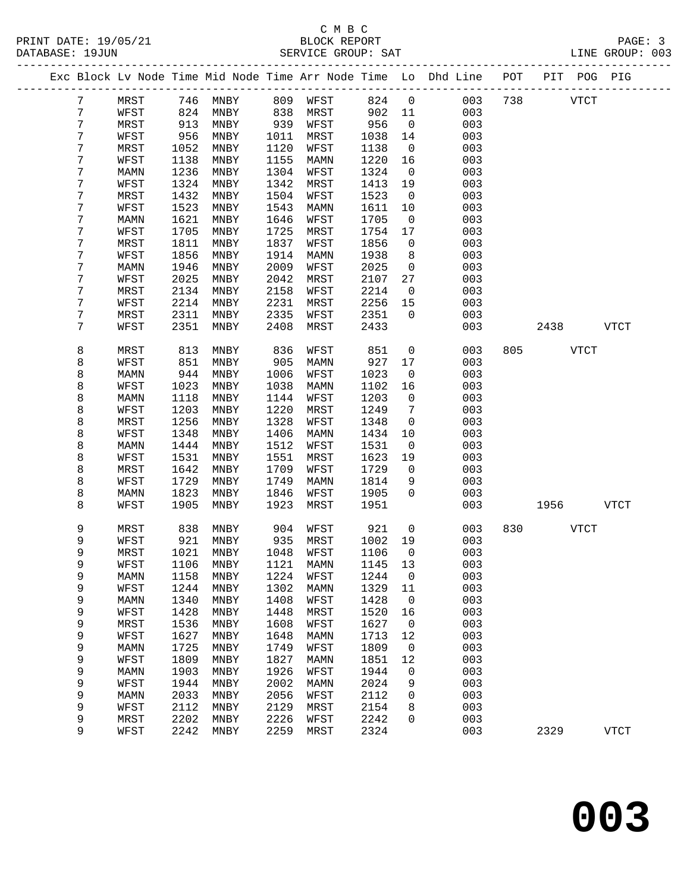C M B C
PRINT DATE: 19/05/21 BLOCK REPORT
DATABASE: 19JUN SERVICE GROUP: SAT LINE GROUP: 003

| Exc | Block | Lv | Node | Time | Mid Node | Time | Arr Node | Time | Lo | Dhd Line | POT | PIT | POG | PIG |
|---|---|---|---|---|---|---|---|---|---|---|---|---|---|---|
| | 7 | | MRST | 746 | MNBY | 809 | WFST | 824 | 0 | 003 | 738 | | VTCT | |
| | 7 | | WFST | 824 | MNBY | 838 | MRST | 902 | 11 | 003 | | | | |
| | 7 | | MRST | 913 | MNBY | 939 | WFST | 956 | 0 | 003 | | | | |
| | 7 | | WFST | 956 | MNBY | 1011 | MRST | 1038 | 14 | 003 | | | | |
| | 7 | | MRST | 1052 | MNBY | 1120 | WFST | 1138 | 0 | 003 | | | | |
| | 7 | | WFST | 1138 | MNBY | 1155 | MAMN | 1220 | 16 | 003 | | | | |
| | 7 | | MAMN | 1236 | MNBY | 1304 | WFST | 1324 | 0 | 003 | | | | |
| | 7 | | WFST | 1324 | MNBY | 1342 | MRST | 1413 | 19 | 003 | | | | |
| | 7 | | MRST | 1432 | MNBY | 1504 | WFST | 1523 | 0 | 003 | | | | |
| | 7 | | WFST | 1523 | MNBY | 1543 | MAMN | 1611 | 10 | 003 | | | | |
| | 7 | | MAMN | 1621 | MNBY | 1646 | WFST | 1705 | 0 | 003 | | | | |
| | 7 | | WFST | 1705 | MNBY | 1725 | MRST | 1754 | 17 | 003 | | | | |
| | 7 | | MRST | 1811 | MNBY | 1837 | WFST | 1856 | 0 | 003 | | | | |
| | 7 | | WFST | 1856 | MNBY | 1914 | MAMN | 1938 | 8 | 003 | | | | |
| | 7 | | MAMN | 1946 | MNBY | 2009 | WFST | 2025 | 0 | 003 | | | | |
| | 7 | | WFST | 2025 | MNBY | 2042 | MRST | 2107 | 27 | 003 | | | | |
| | 7 | | MRST | 2134 | MNBY | 2158 | WFST | 2214 | 0 | 003 | | | | |
| | 7 | | WFST | 2214 | MNBY | 2231 | MRST | 2256 | 15 | 003 | | | | |
| | 7 | | MRST | 2311 | MNBY | 2335 | WFST | 2351 | 0 | 003 | | | | |
| | 7 | | WFST | 2351 | MNBY | 2408 | MRST | 2433 | | 003 | | 2438 | | VTCT |
| | 8 | | MRST | 813 | MNBY | 836 | WFST | 851 | 0 | 003 | 805 | | VTCT | |
| | 8 | | WFST | 851 | MNBY | 905 | MAMN | 927 | 17 | 003 | | | | |
| | 8 | | MAMN | 944 | MNBY | 1006 | WFST | 1023 | 0 | 003 | | | | |
| | 8 | | WFST | 1023 | MNBY | 1038 | MAMN | 1102 | 16 | 003 | | | | |
| | 8 | | MAMN | 1118 | MNBY | 1144 | WFST | 1203 | 0 | 003 | | | | |
| | 8 | | WFST | 1203 | MNBY | 1220 | MRST | 1249 | 7 | 003 | | | | |
| | 8 | | MRST | 1256 | MNBY | 1328 | WFST | 1348 | 0 | 003 | | | | |
| | 8 | | WFST | 1348 | MNBY | 1406 | MAMN | 1434 | 10 | 003 | | | | |
| | 8 | | MAMN | 1444 | MNBY | 1512 | WFST | 1531 | 0 | 003 | | | | |
| | 8 | | WFST | 1531 | MNBY | 1551 | MRST | 1623 | 19 | 003 | | | | |
| | 8 | | MRST | 1642 | MNBY | 1709 | WFST | 1729 | 0 | 003 | | | | |
| | 8 | | WFST | 1729 | MNBY | 1749 | MAMN | 1814 | 9 | 003 | | | | |
| | 8 | | MAMN | 1823 | MNBY | 1846 | WFST | 1905 | 0 | 003 | | | | |
| | 8 | | WFST | 1905 | MNBY | 1923 | MRST | 1951 | | 003 | | 1956 | | VTCT |
| | 9 | | MRST | 838 | MNBY | 904 | WFST | 921 | 0 | 003 | 830 | | VTCT | |
| | 9 | | WFST | 921 | MNBY | 935 | MRST | 1002 | 19 | 003 | | | | |
| | 9 | | MRST | 1021 | MNBY | 1048 | WFST | 1106 | 0 | 003 | | | | |
| | 9 | | WFST | 1106 | MNBY | 1121 | MAMN | 1145 | 13 | 003 | | | | |
| | 9 | | MAMN | 1158 | MNBY | 1224 | WFST | 1244 | 0 | 003 | | | | |
| | 9 | | WFST | 1244 | MNBY | 1302 | MAMN | 1329 | 11 | 003 | | | | |
| | 9 | | MAMN | 1340 | MNBY | 1408 | WFST | 1428 | 0 | 003 | | | | |
| | 9 | | WFST | 1428 | MNBY | 1448 | MRST | 1520 | 16 | 003 | | | | |
| | 9 | | MRST | 1536 | MNBY | 1608 | WFST | 1627 | 0 | 003 | | | | |
| | 9 | | WFST | 1627 | MNBY | 1648 | MAMN | 1713 | 12 | 003 | | | | |
| | 9 | | MAMN | 1725 | MNBY | 1749 | WFST | 1809 | 0 | 003 | | | | |
| | 9 | | WFST | 1809 | MNBY | 1827 | MAMN | 1851 | 12 | 003 | | | | |
| | 9 | | MAMN | 1903 | MNBY | 1926 | WFST | 1944 | 0 | 003 | | | | |
| | 9 | | WFST | 1944 | MNBY | 2002 | MAMN | 2024 | 9 | 003 | | | | |
| | 9 | | MAMN | 2033 | MNBY | 2056 | WFST | 2112 | 0 | 003 | | | | |
| | 9 | | WFST | 2112 | MNBY | 2129 | MRST | 2154 | 8 | 003 | | | | |
| | 9 | | MRST | 2202 | MNBY | 2226 | WFST | 2242 | 0 | 003 | | | | |
| | 9 | | WFST | 2242 | MNBY | 2259 | MRST | 2324 | | 003 | | 2329 | | VTCT |

# 003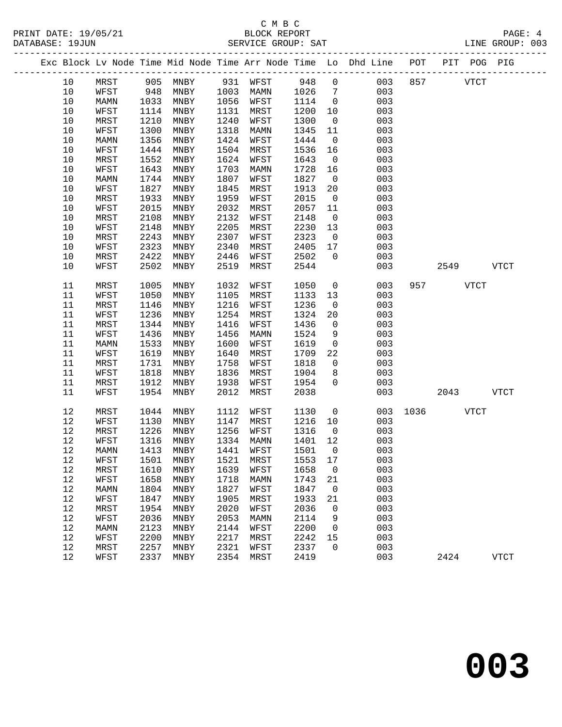C M B C

BLOCK REPORT

SERVICE GROUP: SAT

LINE GROUP: 003

| Exc | Block | Lv | Node | Time | Mid Node | Time | Arr Node | Time | Lo | Dhd Line | POT | PIT | POG | PIG |
|---|---|---|---|---|---|---|---|---|---|---|---|---|---|---|
| | 10 | | MRST | 905 | MNBY | 931 | WFST | 948 | 0 | 003 | 857 | | VTCT | |
| | 10 | | WFST | 948 | MNBY | 1003 | MAMN | 1026 | 7 | 003 | | | | |
| | 10 | | MAMN | 1033 | MNBY | 1056 | WFST | 1114 | 0 | 003 | | | | |
| | 10 | | WFST | 1114 | MNBY | 1131 | MRST | 1200 | 10 | 003 | | | | |
| | 10 | | MRST | 1210 | MNBY | 1240 | WFST | 1300 | 0 | 003 | | | | |
| | 10 | | WFST | 1300 | MNBY | 1318 | MAMN | 1345 | 11 | 003 | | | | |
| | 10 | | MAMN | 1356 | MNBY | 1424 | WFST | 1444 | 0 | 003 | | | | |
| | 10 | | WFST | 1444 | MNBY | 1504 | MRST | 1536 | 16 | 003 | | | | |
| | 10 | | MRST | 1552 | MNBY | 1624 | WFST | 1643 | 0 | 003 | | | | |
| | 10 | | WFST | 1643 | MNBY | 1703 | MAMN | 1728 | 16 | 003 | | | | |
| | 10 | | MAMN | 1744 | MNBY | 1807 | WFST | 1827 | 0 | 003 | | | | |
| | 10 | | WFST | 1827 | MNBY | 1845 | MRST | 1913 | 20 | 003 | | | | |
| | 10 | | MRST | 1933 | MNBY | 1959 | WFST | 2015 | 0 | 003 | | | | |
| | 10 | | WFST | 2015 | MNBY | 2032 | MRST | 2057 | 11 | 003 | | | | |
| | 10 | | MRST | 2108 | MNBY | 2132 | WFST | 2148 | 0 | 003 | | | | |
| | 10 | | WFST | 2148 | MNBY | 2205 | MRST | 2230 | 13 | 003 | | | | |
| | 10 | | MRST | 2243 | MNBY | 2307 | WFST | 2323 | 0 | 003 | | | | |
| | 10 | | WFST | 2323 | MNBY | 2340 | MRST | 2405 | 17 | 003 | | | | |
| | 10 | | MRST | 2422 | MNBY | 2446 | WFST | 2502 | 0 | 003 | | | | |
| | 10 | | WFST | 2502 | MNBY | 2519 | MRST | 2544 | | 003 | | 2549 | | VTCT |
| | 11 | | MRST | 1005 | MNBY | 1032 | WFST | 1050 | 0 | 003 | 957 | | VTCT | |
| | 11 | | WFST | 1050 | MNBY | 1105 | MRST | 1133 | 13 | 003 | | | | |
| | 11 | | MRST | 1146 | MNBY | 1216 | WFST | 1236 | 0 | 003 | | | | |
| | 11 | | WFST | 1236 | MNBY | 1254 | MRST | 1324 | 20 | 003 | | | | |
| | 11 | | MRST | 1344 | MNBY | 1416 | WFST | 1436 | 0 | 003 | | | | |
| | 11 | | WFST | 1436 | MNBY | 1456 | MAMN | 1524 | 9 | 003 | | | | |
| | 11 | | MAMN | 1533 | MNBY | 1600 | WFST | 1619 | 0 | 003 | | | | |
| | 11 | | WFST | 1619 | MNBY | 1640 | MRST | 1709 | 22 | 003 | | | | |
| | 11 | | MRST | 1731 | MNBY | 1758 | WFST | 1818 | 0 | 003 | | | | |
| | 11 | | WFST | 1818 | MNBY | 1836 | MRST | 1904 | 8 | 003 | | | | |
| | 11 | | MRST | 1912 | MNBY | 1938 | WFST | 1954 | 0 | 003 | | | | |
| | 11 | | WFST | 1954 | MNBY | 2012 | MRST | 2038 | | 003 | | 2043 | | VTCT |
| | 12 | | MRST | 1044 | MNBY | 1112 | WFST | 1130 | 0 | 003 | 1036 | | VTCT | |
| | 12 | | WFST | 1130 | MNBY | 1147 | MRST | 1216 | 10 | 003 | | | | |
| | 12 | | MRST | 1226 | MNBY | 1256 | WFST | 1316 | 0 | 003 | | | | |
| | 12 | | WFST | 1316 | MNBY | 1334 | MAMN | 1401 | 12 | 003 | | | | |
| | 12 | | MAMN | 1413 | MNBY | 1441 | WFST | 1501 | 0 | 003 | | | | |
| | 12 | | WFST | 1501 | MNBY | 1521 | MRST | 1553 | 17 | 003 | | | | |
| | 12 | | MRST | 1610 | MNBY | 1639 | WFST | 1658 | 0 | 003 | | | | |
| | 12 | | WFST | 1658 | MNBY | 1718 | MAMN | 1743 | 21 | 003 | | | | |
| | 12 | | MAMN | 1804 | MNBY | 1827 | WFST | 1847 | 0 | 003 | | | | |
| | 12 | | WFST | 1847 | MNBY | 1905 | MRST | 1933 | 21 | 003 | | | | |
| | 12 | | MRST | 1954 | MNBY | 2020 | WFST | 2036 | 0 | 003 | | | | |
| | 12 | | WFST | 2036 | MNBY | 2053 | MAMN | 2114 | 9 | 003 | | | | |
| | 12 | | MAMN | 2123 | MNBY | 2144 | WFST | 2200 | 0 | 003 | | | | |
| | 12 | | WFST | 2200 | MNBY | 2217 | MRST | 2242 | 15 | 003 | | | | |
| | 12 | | MRST | 2257 | MNBY | 2321 | WFST | 2337 | 0 | 003 | | | | |
| | 12 | | WFST | 2337 | MNBY | 2354 | MRST | 2419 | | 003 | | 2424 | | VTCT |

**003**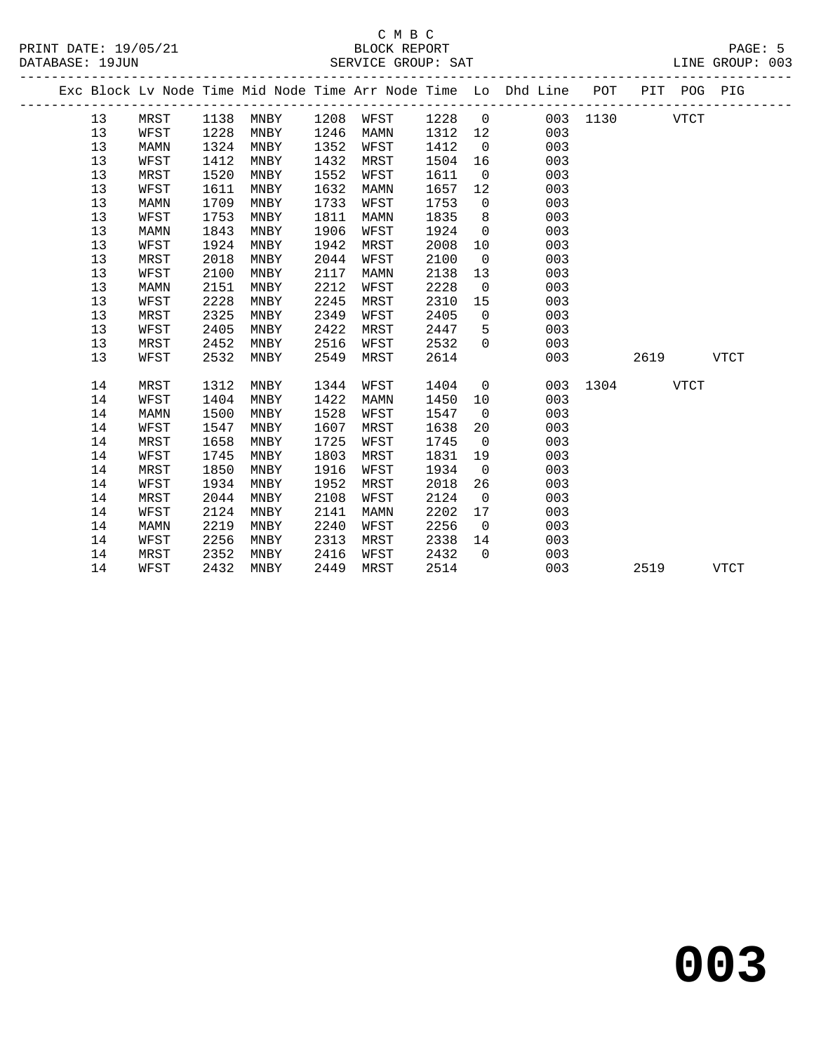C M B C
BLOCK REPORT
SERVICE GROUP: SAT

PRINT DATE: 19/05/21
DATABASE: 19JUN

LINE GROUP: 003

| Exc | Block | Lv Node | Time | Mid Node | Time | Arr Node | Time | Lo | Dhd Line | POT | PIT | POG | PIG |
|---|---|---|---|---|---|---|---|---|---|---|---|---|---|
| | 13 | MRST | 1138 | MNBY | 1208 | WFST | 1228 | 0 | 003 | 1130 | | VTCT | |
| | 13 | WFST | 1228 | MNBY | 1246 | MAMN | 1312 | 12 | 003 | | | | |
| | 13 | MAMN | 1324 | MNBY | 1352 | WFST | 1412 | 0 | 003 | | | | |
| | 13 | WFST | 1412 | MNBY | 1432 | MRST | 1504 | 16 | 003 | | | | |
| | 13 | MRST | 1520 | MNBY | 1552 | WFST | 1611 | 0 | 003 | | | | |
| | 13 | WFST | 1611 | MNBY | 1632 | MAMN | 1657 | 12 | 003 | | | | |
| | 13 | MAMN | 1709 | MNBY | 1733 | WFST | 1753 | 0 | 003 | | | | |
| | 13 | WFST | 1753 | MNBY | 1811 | MAMN | 1835 | 8 | 003 | | | | |
| | 13 | MAMN | 1843 | MNBY | 1906 | WFST | 1924 | 0 | 003 | | | | |
| | 13 | WFST | 1924 | MNBY | 1942 | MRST | 2008 | 10 | 003 | | | | |
| | 13 | MRST | 2018 | MNBY | 2044 | WFST | 2100 | 0 | 003 | | | | |
| | 13 | WFST | 2100 | MNBY | 2117 | MAMN | 2138 | 13 | 003 | | | | |
| | 13 | MAMN | 2151 | MNBY | 2212 | WFST | 2228 | 0 | 003 | | | | |
| | 13 | WFST | 2228 | MNBY | 2245 | MRST | 2310 | 15 | 003 | | | | |
| | 13 | MRST | 2325 | MNBY | 2349 | WFST | 2405 | 0 | 003 | | | | |
| | 13 | WFST | 2405 | MNBY | 2422 | MRST | 2447 | 5 | 003 | | | | |
| | 13 | MRST | 2452 | MNBY | 2516 | WFST | 2532 | 0 | 003 | | | | |
| | 13 | WFST | 2532 | MNBY | 2549 | MRST | 2614 | | 003 | | 2619 | | VTCT |
| | 14 | MRST | 1312 | MNBY | 1344 | WFST | 1404 | 0 | 003 | 1304 | | VTCT | |
| | 14 | WFST | 1404 | MNBY | 1422 | MAMN | 1450 | 10 | 003 | | | | |
| | 14 | MAMN | 1500 | MNBY | 1528 | WFST | 1547 | 0 | 003 | | | | |
| | 14 | WFST | 1547 | MNBY | 1607 | MRST | 1638 | 20 | 003 | | | | |
| | 14 | MRST | 1658 | MNBY | 1725 | WFST | 1745 | 0 | 003 | | | | |
| | 14 | WFST | 1745 | MNBY | 1803 | MRST | 1831 | 19 | 003 | | | | |
| | 14 | MRST | 1850 | MNBY | 1916 | WFST | 1934 | 0 | 003 | | | | |
| | 14 | WFST | 1934 | MNBY | 1952 | MRST | 2018 | 26 | 003 | | | | |
| | 14 | MRST | 2044 | MNBY | 2108 | WFST | 2124 | 0 | 003 | | | | |
| | 14 | WFST | 2124 | MNBY | 2141 | MAMN | 2202 | 17 | 003 | | | | |
| | 14 | MAMN | 2219 | MNBY | 2240 | WFST | 2256 | 0 | 003 | | | | |
| | 14 | WFST | 2256 | MNBY | 2313 | MRST | 2338 | 14 | 003 | | | | |
| | 14 | MRST | 2352 | MNBY | 2416 | WFST | 2432 | 0 | 003 | | | | |
| | 14 | WFST | 2432 | MNBY | 2449 | MRST | 2514 | | 003 | | 2519 | | VTCT |

# 003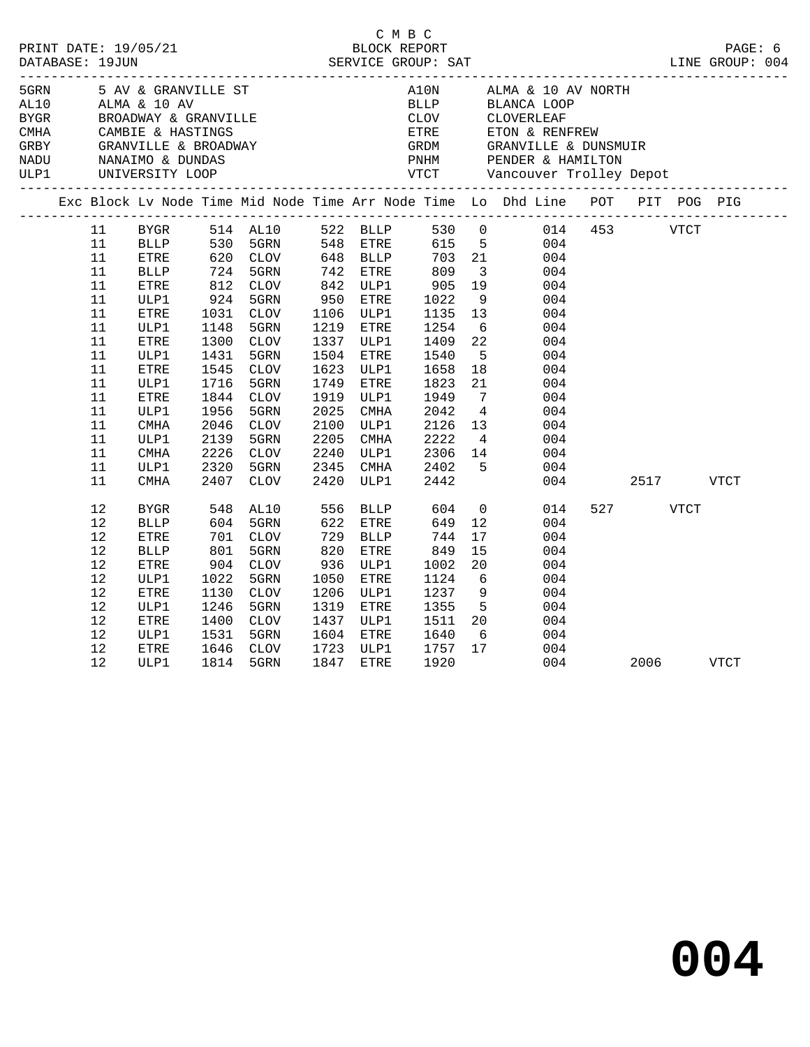C M B C

PRINT DATE: 19/05/21 BLOCK REPORT PAGE: 6
DATABASE: 19JUN SERVICE GROUP: SAT LINE GROUP: 004

| Code | Name | Code | Name |
|---|---|---|---|
| 5GRN | 5 AV & GRANVILLE ST | A10N | ALMA & 10 AV NORTH |
| AL10 | ALMA & 10 AV | BLLP | BLANCA LOOP |
| BYGR | BROADWAY & GRANVILLE | CLOV | CLOVERLEAF |
| CMHA | CAMBIE & HASTINGS | ETRE | ETON & RENFREW |
| GRBY | GRANVILLE & BROADWAY | GRDM | GRANVILLE & DUNSMUIR |
| NADU | NANAIMO & DUNDAS | PNHM | PENDER & HAMILTON |
| ULP1 | UNIVERSITY LOOP | VTCT | Vancouver Trolley Depot |

| Exc | Block | Lv Node | Time | Mid Node | Time | Arr Node | Time | Lo | Dhd Line | POT | PIT | POG | PIG |
|---|---|---|---|---|---|---|---|---|---|---|---|---|---|
| | 11 | BYGR | 514 | AL10 | 522 | BLLP | 530 | 0 | 014 | 453 | | VTCT | |
| | 11 | BLLP | 530 | 5GRN | 548 | ETRE | 615 | 5 | 004 | | | | |
| | 11 | ETRE | 620 | CLOV | 648 | BLLP | 703 | 21 | 004 | | | | |
| | 11 | BLLP | 724 | 5GRN | 742 | ETRE | 809 | 3 | 004 | | | | |
| | 11 | ETRE | 812 | CLOV | 842 | ULP1 | 905 | 19 | 004 | | | | |
| | 11 | ULP1 | 924 | 5GRN | 950 | ETRE | 1022 | 9 | 004 | | | | |
| | 11 | ETRE | 1031 | CLOV | 1106 | ULP1 | 1135 | 13 | 004 | | | | |
| | 11 | ULP1 | 1148 | 5GRN | 1219 | ETRE | 1254 | 6 | 004 | | | | |
| | 11 | ETRE | 1300 | CLOV | 1337 | ULP1 | 1409 | 22 | 004 | | | | |
| | 11 | ULP1 | 1431 | 5GRN | 1504 | ETRE | 1540 | 5 | 004 | | | | |
| | 11 | ETRE | 1545 | CLOV | 1623 | ULP1 | 1658 | 18 | 004 | | | | |
| | 11 | ULP1 | 1716 | 5GRN | 1749 | ETRE | 1823 | 21 | 004 | | | | |
| | 11 | ETRE | 1844 | CLOV | 1919 | ULP1 | 1949 | 7 | 004 | | | | |
| | 11 | ULP1 | 1956 | 5GRN | 2025 | CMHA | 2042 | 4 | 004 | | | | |
| | 11 | CMHA | 2046 | CLOV | 2100 | ULP1 | 2126 | 13 | 004 | | | | |
| | 11 | ULP1 | 2139 | 5GRN | 2205 | CMHA | 2222 | 4 | 004 | | | | |
| | 11 | CMHA | 2226 | CLOV | 2240 | ULP1 | 2306 | 14 | 004 | | | | |
| | 11 | ULP1 | 2320 | 5GRN | 2345 | CMHA | 2402 | 5 | 004 | | | | |
| | 11 | CMHA | 2407 | CLOV | 2420 | ULP1 | 2442 | | 004 | | 2517 | | VTCT |
| | 12 | BYGR | 548 | AL10 | 556 | BLLP | 604 | 0 | 014 | 527 | | VTCT | |
| | 12 | BLLP | 604 | 5GRN | 622 | ETRE | 649 | 12 | 004 | | | | |
| | 12 | ETRE | 701 | CLOV | 729 | BLLP | 744 | 17 | 004 | | | | |
| | 12 | BLLP | 801 | 5GRN | 820 | ETRE | 849 | 15 | 004 | | | | |
| | 12 | ETRE | 904 | CLOV | 936 | ULP1 | 1002 | 20 | 004 | | | | |
| | 12 | ULP1 | 1022 | 5GRN | 1050 | ETRE | 1124 | 6 | 004 | | | | |
| | 12 | ETRE | 1130 | CLOV | 1206 | ULP1 | 1237 | 9 | 004 | | | | |
| | 12 | ULP1 | 1246 | 5GRN | 1319 | ETRE | 1355 | 5 | 004 | | | | |
| | 12 | ETRE | 1400 | CLOV | 1437 | ULP1 | 1511 | 20 | 004 | | | | |
| | 12 | ULP1 | 1531 | 5GRN | 1604 | ETRE | 1640 | 6 | 004 | | | | |
| | 12 | ETRE | 1646 | CLOV | 1723 | ULP1 | 1757 | 17 | 004 | | | | |
| | 12 | ULP1 | 1814 | 5GRN | 1847 | ETRE | 1920 | | 004 | | 2006 | | VTCT |

**004**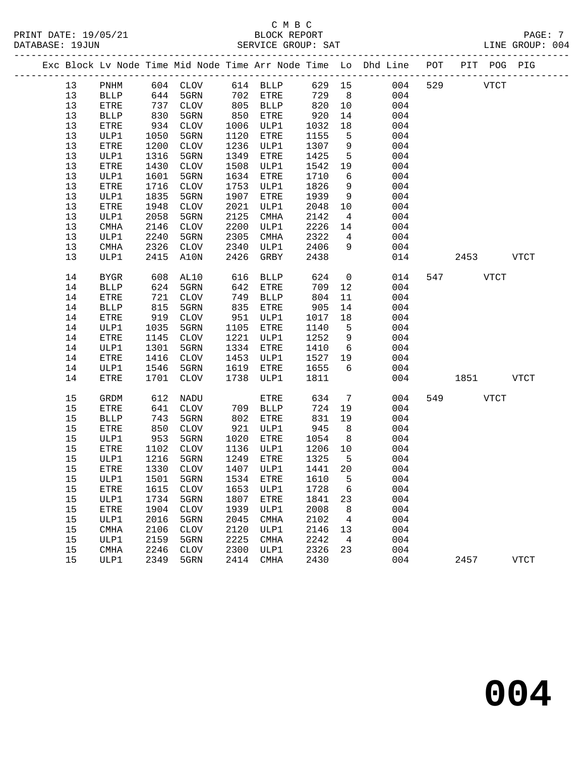C M B C
BLOCK REPORT
SERVICE GROUP: SAT

PRINT DATE: 19/05/21
DATABASE: 19JUN
LINE GROUP: 004

| Exc | Block | Lv | Node | Time | Mid Node | Time | Arr Node | Time | Lo | Dhd Line | POT | PIT | POG | PIG |
|---|---|---|---|---|---|---|---|---|---|---|---|---|---|---|
| | 13 | | PNHM | 604 | CLOV | 614 | BLLP | 629 | 15 | 004 | 529 | | VTCT | |
| | 13 | | BLLP | 644 | 5GRN | 702 | ETRE | 729 | 8 | 004 | | | | |
| | 13 | | ETRE | 737 | CLOV | 805 | BLLP | 820 | 10 | 004 | | | | |
| | 13 | | BLLP | 830 | 5GRN | 850 | ETRE | 920 | 14 | 004 | | | | |
| | 13 | | ETRE | 934 | CLOV | 1006 | ULP1 | 1032 | 18 | 004 | | | | |
| | 13 | | ULP1 | 1050 | 5GRN | 1120 | ETRE | 1155 | 5 | 004 | | | | |
| | 13 | | ETRE | 1200 | CLOV | 1236 | ULP1 | 1307 | 9 | 004 | | | | |
| | 13 | | ULP1 | 1316 | 5GRN | 1349 | ETRE | 1425 | 5 | 004 | | | | |
| | 13 | | ETRE | 1430 | CLOV | 1508 | ULP1 | 1542 | 19 | 004 | | | | |
| | 13 | | ULP1 | 1601 | 5GRN | 1634 | ETRE | 1710 | 6 | 004 | | | | |
| | 13 | | ETRE | 1716 | CLOV | 1753 | ULP1 | 1826 | 9 | 004 | | | | |
| | 13 | | ULP1 | 1835 | 5GRN | 1907 | ETRE | 1939 | 9 | 004 | | | | |
| | 13 | | ETRE | 1948 | CLOV | 2021 | ULP1 | 2048 | 10 | 004 | | | | |
| | 13 | | ULP1 | 2058 | 5GRN | 2125 | CMHA | 2142 | 4 | 004 | | | | |
| | 13 | | CMHA | 2146 | CLOV | 2200 | ULP1 | 2226 | 14 | 004 | | | | |
| | 13 | | ULP1 | 2240 | 5GRN | 2305 | CMHA | 2322 | 4 | 004 | | | | |
| | 13 | | CMHA | 2326 | CLOV | 2340 | ULP1 | 2406 | 9 | 004 | | | | |
| | 13 | | ULP1 | 2415 | A10N | 2426 | GRBY | 2438 | | 014 | | 2453 | | VTCT |
| | 14 | | BYGR | 608 | AL10 | 616 | BLLP | 624 | 0 | 014 | 547 | | VTCT | |
| | 14 | | BLLP | 624 | 5GRN | 642 | ETRE | 709 | 12 | 004 | | | | |
| | 14 | | ETRE | 721 | CLOV | 749 | BLLP | 804 | 11 | 004 | | | | |
| | 14 | | BLLP | 815 | 5GRN | 835 | ETRE | 905 | 14 | 004 | | | | |
| | 14 | | ETRE | 919 | CLOV | 951 | ULP1 | 1017 | 18 | 004 | | | | |
| | 14 | | ULP1 | 1035 | 5GRN | 1105 | ETRE | 1140 | 5 | 004 | | | | |
| | 14 | | ETRE | 1145 | CLOV | 1221 | ULP1 | 1252 | 9 | 004 | | | | |
| | 14 | | ULP1 | 1301 | 5GRN | 1334 | ETRE | 1410 | 6 | 004 | | | | |
| | 14 | | ETRE | 1416 | CLOV | 1453 | ULP1 | 1527 | 19 | 004 | | | | |
| | 14 | | ULP1 | 1546 | 5GRN | 1619 | ETRE | 1655 | 6 | 004 | | | | |
| | 14 | | ETRE | 1701 | CLOV | 1738 | ULP1 | 1811 | | 004 | | 1851 | | VTCT |
| | 15 | | GRDM | 612 | NADU | | ETRE | 634 | 7 | 004 | 549 | | VTCT | |
| | 15 | | ETRE | 641 | CLOV | 709 | BLLP | 724 | 19 | 004 | | | | |
| | 15 | | BLLP | 743 | 5GRN | 802 | ETRE | 831 | 19 | 004 | | | | |
| | 15 | | ETRE | 850 | CLOV | 921 | ULP1 | 945 | 8 | 004 | | | | |
| | 15 | | ULP1 | 953 | 5GRN | 1020 | ETRE | 1054 | 8 | 004 | | | | |
| | 15 | | ETRE | 1102 | CLOV | 1136 | ULP1 | 1206 | 10 | 004 | | | | |
| | 15 | | ULP1 | 1216 | 5GRN | 1249 | ETRE | 1325 | 5 | 004 | | | | |
| | 15 | | ETRE | 1330 | CLOV | 1407 | ULP1 | 1441 | 20 | 004 | | | | |
| | 15 | | ULP1 | 1501 | 5GRN | 1534 | ETRE | 1610 | 5 | 004 | | | | |
| | 15 | | ETRE | 1615 | CLOV | 1653 | ULP1 | 1728 | 6 | 004 | | | | |
| | 15 | | ULP1 | 1734 | 5GRN | 1807 | ETRE | 1841 | 23 | 004 | | | | |
| | 15 | | ETRE | 1904 | CLOV | 1939 | ULP1 | 2008 | 8 | 004 | | | | |
| | 15 | | ULP1 | 2016 | 5GRN | 2045 | CMHA | 2102 | 4 | 004 | | | | |
| | 15 | | CMHA | 2106 | CLOV | 2120 | ULP1 | 2146 | 13 | 004 | | | | |
| | 15 | | ULP1 | 2159 | 5GRN | 2225 | CMHA | 2242 | 4 | 004 | | | | |
| | 15 | | CMHA | 2246 | CLOV | 2300 | ULP1 | 2326 | 23 | 004 | | | | |
| | 15 | | ULP1 | 2349 | 5GRN | 2414 | CMHA | 2430 | | 004 | | 2457 | | VTCT |

# 004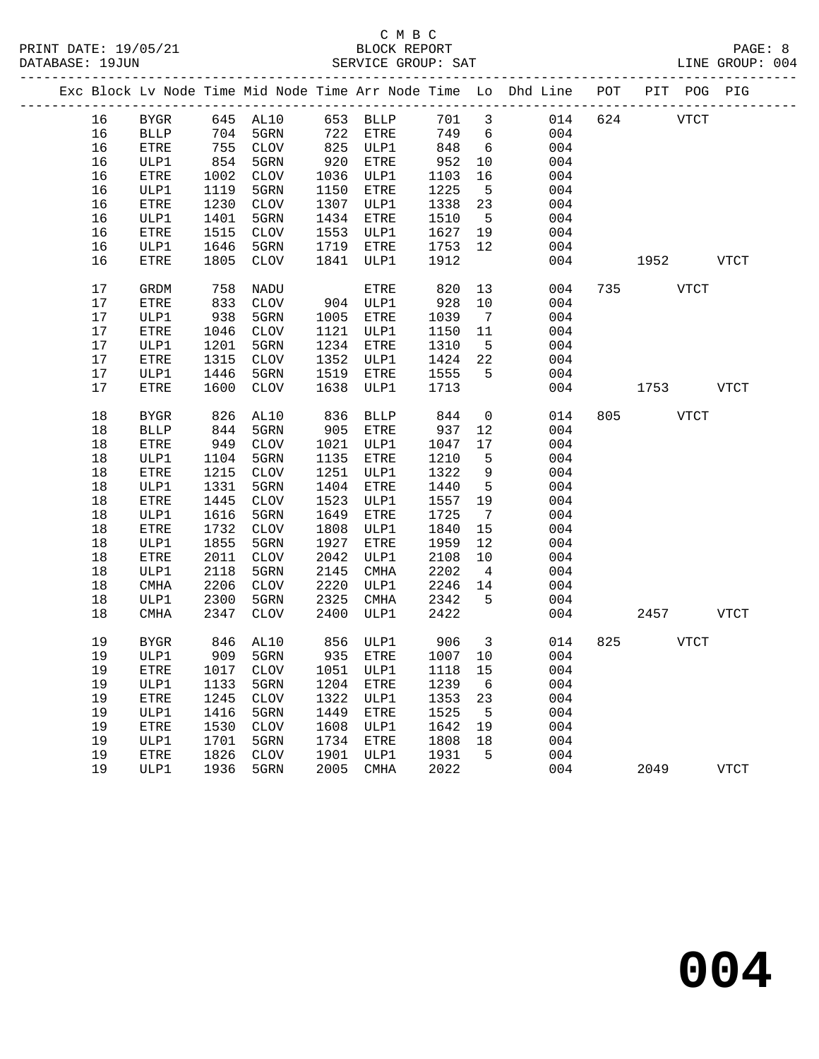C M B C

PRINT DATE: 19/05/21 BLOCK REPORT

DATABASE: 19JUN SERVICE GROUP: SAT LINE GROUP: 004

| Exc | Block | Lv | Node | Time | Mid Node | Time | Arr Node | Time | Lo | Dhd Line | POT | PIT | POG | PIG |
|---|---|---|---|---|---|---|---|---|---|---|---|---|---|---|
| | 16 | | BYGR | 645 | AL10 | 653 | BLLP | 701 | 3 | 014 | 624 | | VTCT | |
| | 16 | | BLLP | 704 | 5GRN | 722 | ETRE | 749 | 6 | 004 | | | | |
| | 16 | | ETRE | 755 | CLOV | 825 | ULP1 | 848 | 6 | 004 | | | | |
| | 16 | | ULP1 | 854 | 5GRN | 920 | ETRE | 952 | 10 | 004 | | | | |
| | 16 | | ETRE | 1002 | CLOV | 1036 | ULP1 | 1103 | 16 | 004 | | | | |
| | 16 | | ULP1 | 1119 | 5GRN | 1150 | ETRE | 1225 | 5 | 004 | | | | |
| | 16 | | ETRE | 1230 | CLOV | 1307 | ULP1 | 1338 | 23 | 004 | | | | |
| | 16 | | ULP1 | 1401 | 5GRN | 1434 | ETRE | 1510 | 5 | 004 | | | | |
| | 16 | | ETRE | 1515 | CLOV | 1553 | ULP1 | 1627 | 19 | 004 | | | | |
| | 16 | | ULP1 | 1646 | 5GRN | 1719 | ETRE | 1753 | 12 | 004 | | | | |
| | 16 | | ETRE | 1805 | CLOV | 1841 | ULP1 | 1912 | | 004 | | 1952 | | VTCT |
| | 17 | | GRDM | 758 | NADU | | ETRE | 820 | 13 | 004 | 735 | | VTCT | |
| | 17 | | ETRE | 833 | CLOV | 904 | ULP1 | 928 | 10 | 004 | | | | |
| | 17 | | ULP1 | 938 | 5GRN | 1005 | ETRE | 1039 | 7 | 004 | | | | |
| | 17 | | ETRE | 1046 | CLOV | 1121 | ULP1 | 1150 | 11 | 004 | | | | |
| | 17 | | ULP1 | 1201 | 5GRN | 1234 | ETRE | 1310 | 5 | 004 | | | | |
| | 17 | | ETRE | 1315 | CLOV | 1352 | ULP1 | 1424 | 22 | 004 | | | | |
| | 17 | | ULP1 | 1446 | 5GRN | 1519 | ETRE | 1555 | 5 | 004 | | | | |
| | 17 | | ETRE | 1600 | CLOV | 1638 | ULP1 | 1713 | | 004 | | 1753 | | VTCT |
| | 18 | | BYGR | 826 | AL10 | 836 | BLLP | 844 | 0 | 014 | 805 | | VTCT | |
| | 18 | | BLLP | 844 | 5GRN | 905 | ETRE | 937 | 12 | 004 | | | | |
| | 18 | | ETRE | 949 | CLOV | 1021 | ULP1 | 1047 | 17 | 004 | | | | |
| | 18 | | ULP1 | 1104 | 5GRN | 1135 | ETRE | 1210 | 5 | 004 | | | | |
| | 18 | | ETRE | 1215 | CLOV | 1251 | ULP1 | 1322 | 9 | 004 | | | | |
| | 18 | | ULP1 | 1331 | 5GRN | 1404 | ETRE | 1440 | 5 | 004 | | | | |
| | 18 | | ETRE | 1445 | CLOV | 1523 | ULP1 | 1557 | 19 | 004 | | | | |
| | 18 | | ULP1 | 1616 | 5GRN | 1649 | ETRE | 1725 | 7 | 004 | | | | |
| | 18 | | ETRE | 1732 | CLOV | 1808 | ULP1 | 1840 | 15 | 004 | | | | |
| | 18 | | ULP1 | 1855 | 5GRN | 1927 | ETRE | 1959 | 12 | 004 | | | | |
| | 18 | | ETRE | 2011 | CLOV | 2042 | ULP1 | 2108 | 10 | 004 | | | | |
| | 18 | | ULP1 | 2118 | 5GRN | 2145 | CMHA | 2202 | 4 | 004 | | | | |
| | 18 | | CMHA | 2206 | CLOV | 2220 | ULP1 | 2246 | 14 | 004 | | | | |
| | 18 | | ULP1 | 2300 | 5GRN | 2325 | CMHA | 2342 | 5 | 004 | | | | |
| | 18 | | CMHA | 2347 | CLOV | 2400 | ULP1 | 2422 | | 004 | | 2457 | | VTCT |
| | 19 | | BYGR | 846 | AL10 | 856 | ULP1 | 906 | 3 | 014 | 825 | | VTCT | |
| | 19 | | ULP1 | 909 | 5GRN | 935 | ETRE | 1007 | 10 | 004 | | | | |
| | 19 | | ETRE | 1017 | CLOV | 1051 | ULP1 | 1118 | 15 | 004 | | | | |
| | 19 | | ULP1 | 1133 | 5GRN | 1204 | ETRE | 1239 | 6 | 004 | | | | |
| | 19 | | ETRE | 1245 | CLOV | 1322 | ULP1 | 1353 | 23 | 004 | | | | |
| | 19 | | ULP1 | 1416 | 5GRN | 1449 | ETRE | 1525 | 5 | 004 | | | | |
| | 19 | | ETRE | 1530 | CLOV | 1608 | ULP1 | 1642 | 19 | 004 | | | | |
| | 19 | | ULP1 | 1701 | 5GRN | 1734 | ETRE | 1808 | 18 | 004 | | | | |
| | 19 | | ETRE | 1826 | CLOV | 1901 | ULP1 | 1931 | 5 | 004 | | | | |
| | 19 | | ULP1 | 1936 | 5GRN | 2005 | CMHA | 2022 | | 004 | | 2049 | | VTCT |

# 004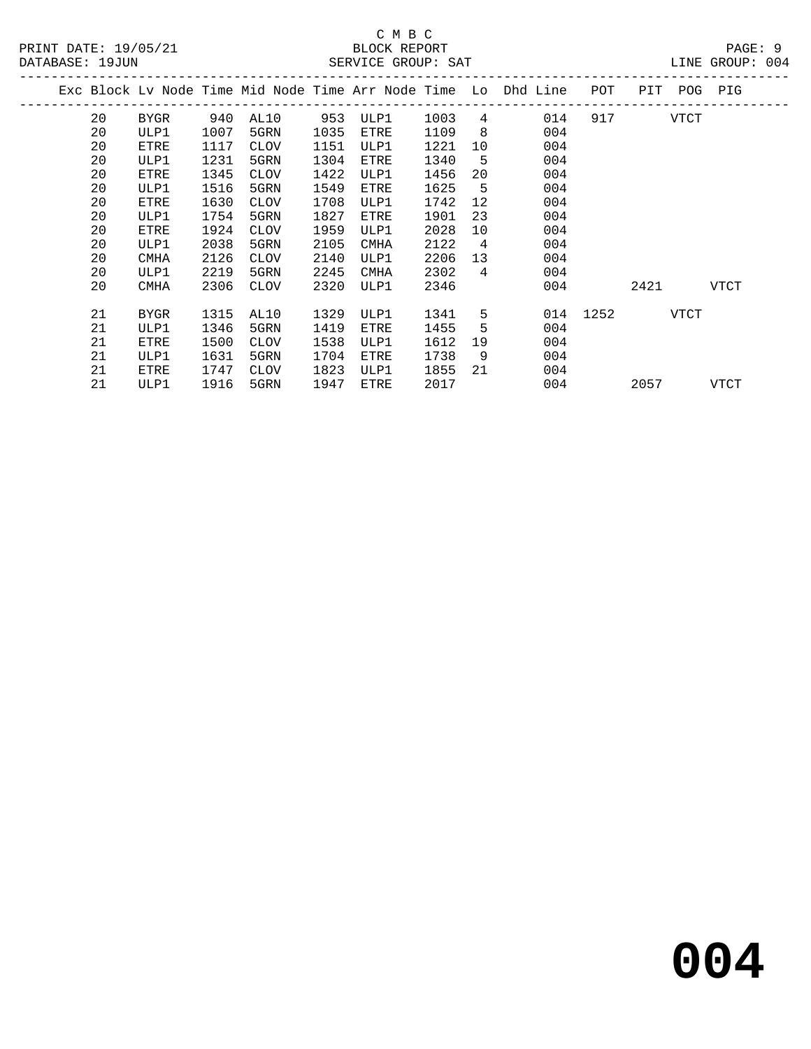C M B C

BLOCK REPORT

SERVICE GROUP: SAT

PRINT DATE: 19/05/21

DATABASE: 19JUN

LINE GROUP: 004

| Exc | Block | Lv Node | Time | Mid Node | Time | Arr Node | Time | Lo | Dhd Line | POT | PIT | POG | PIG |
|---|---|---|---|---|---|---|---|---|---|---|---|---|---|
| | 20 | BYGR | 940 | AL10 | 953 | ULP1 | 1003 | 4 | 014 | 917 | | VTCT | |
| | 20 | ULP1 | 1007 | 5GRN | 1035 | ETRE | 1109 | 8 | 004 | | | | |
| | 20 | ETRE | 1117 | CLOV | 1151 | ULP1 | 1221 | 10 | 004 | | | | |
| | 20 | ULP1 | 1231 | 5GRN | 1304 | ETRE | 1340 | 5 | 004 | | | | |
| | 20 | ETRE | 1345 | CLOV | 1422 | ULP1 | 1456 | 20 | 004 | | | | |
| | 20 | ULP1 | 1516 | 5GRN | 1549 | ETRE | 1625 | 5 | 004 | | | | |
| | 20 | ETRE | 1630 | CLOV | 1708 | ULP1 | 1742 | 12 | 004 | | | | |
| | 20 | ULP1 | 1754 | 5GRN | 1827 | ETRE | 1901 | 23 | 004 | | | | |
| | 20 | ETRE | 1924 | CLOV | 1959 | ULP1 | 2028 | 10 | 004 | | | | |
| | 20 | ULP1 | 2038 | 5GRN | 2105 | CMHA | 2122 | 4 | 004 | | | | |
| | 20 | CMHA | 2126 | CLOV | 2140 | ULP1 | 2206 | 13 | 004 | | | | |
| | 20 | ULP1 | 2219 | 5GRN | 2245 | CMHA | 2302 | 4 | 004 | | | | |
| | 20 | CMHA | 2306 | CLOV | 2320 | ULP1 | 2346 | | 004 | | 2421 | | VTCT |
| | 21 | BYGR | 1315 | AL10 | 1329 | ULP1 | 1341 | 5 | 014 | 1252 | | VTCT | |
| | 21 | ULP1 | 1346 | 5GRN | 1419 | ETRE | 1455 | 5 | 004 | | | | |
| | 21 | ETRE | 1500 | CLOV | 1538 | ULP1 | 1612 | 19 | 004 | | | | |
| | 21 | ULP1 | 1631 | 5GRN | 1704 | ETRE | 1738 | 9 | 004 | | | | |
| | 21 | ETRE | 1747 | CLOV | 1823 | ULP1 | 1855 | 21 | 004 | | | | |
| | 21 | ULP1 | 1916 | 5GRN | 1947 | ETRE | 2017 | | 004 | | 2057 | | VTCT |

# 004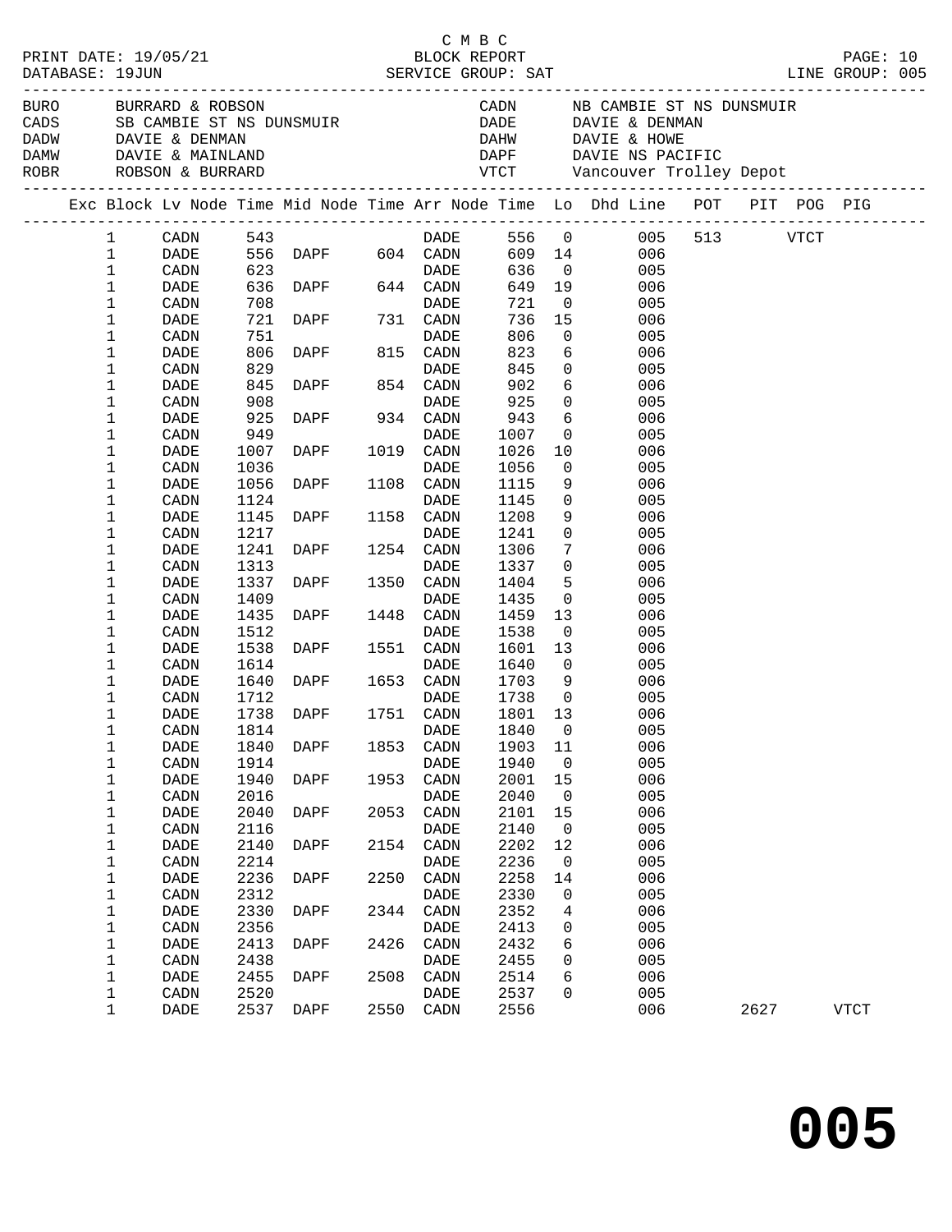C M B C

PRINT DATE: 19/05/21 BLOCK REPORT
DATABASE: 19JUN SERVICE GROUP: SAT LINE GROUP: 005

| Code | Description | Code | Description |
|---|---|---|---|
| BURO | BURRARD & ROBSON | CADN | NB CAMBIE ST NS DUNSMUIR |
| CADS | SB CAMBIE ST NS DUNSMUIR | DADE | DAVIE & DENMAN |
| DADW | DAVIE & DENMAN | DAHW | DAVIE & HOWE |
| DAMW | DAVIE & MAINLAND | DAPF | DAVIE NS PACIFIC |
| ROBR | ROBSON & BURRARD | VTCT | Vancouver Trolley Depot |

| Exc | Block | Lv Node | Time | Mid Node | Time | Arr Node | Time | Lo | Dhd Line | POT | PIT | POG | PIG |
|---|---|---|---|---|---|---|---|---|---|---|---|---|---|
| | 1 | CADN | 543 | | | DADE | 556 | 0 | 005 | 513 | | VTCT | |
| | 1 | DADE | 556 | DAPF | 604 | CADN | 609 | 14 | 006 | | | | |
| | 1 | CADN | 623 | | | DADE | 636 | 0 | 005 | | | | |
| | 1 | DADE | 636 | DAPF | 644 | CADN | 649 | 19 | 006 | | | | |
| | 1 | CADN | 708 | | | DADE | 721 | 0 | 005 | | | | |
| | 1 | DADE | 721 | DAPF | 731 | CADN | 736 | 15 | 006 | | | | |
| | 1 | CADN | 751 | | | DADE | 806 | 0 | 005 | | | | |
| | 1 | DADE | 806 | DAPF | 815 | CADN | 823 | 6 | 006 | | | | |
| | 1 | CADN | 829 | | | DADE | 845 | 0 | 005 | | | | |
| | 1 | DADE | 845 | DAPF | 854 | CADN | 902 | 6 | 006 | | | | |
| | 1 | CADN | 908 | | | DADE | 925 | 0 | 005 | | | | |
| | 1 | DADE | 925 | DAPF | 934 | CADN | 943 | 6 | 006 | | | | |
| | 1 | CADN | 949 | | | DADE | 1007 | 0 | 005 | | | | |
| | 1 | DADE | 1007 | DAPF | 1019 | CADN | 1026 | 10 | 006 | | | | |
| | 1 | CADN | 1036 | | | DADE | 1056 | 0 | 005 | | | | |
| | 1 | DADE | 1056 | DAPF | 1108 | CADN | 1115 | 9 | 006 | | | | |
| | 1 | CADN | 1124 | | | DADE | 1145 | 0 | 005 | | | | |
| | 1 | DADE | 1145 | DAPF | 1158 | CADN | 1208 | 9 | 006 | | | | |
| | 1 | CADN | 1217 | | | DADE | 1241 | 0 | 005 | | | | |
| | 1 | DADE | 1241 | DAPF | 1254 | CADN | 1306 | 7 | 006 | | | | |
| | 1 | CADN | 1313 | | | DADE | 1337 | 0 | 005 | | | | |
| | 1 | DADE | 1337 | DAPF | 1350 | CADN | 1404 | 5 | 006 | | | | |
| | 1 | CADN | 1409 | | | DADE | 1435 | 0 | 005 | | | | |
| | 1 | DADE | 1435 | DAPF | 1448 | CADN | 1459 | 13 | 006 | | | | |
| | 1 | CADN | 1512 | | | DADE | 1538 | 0 | 005 | | | | |
| | 1 | DADE | 1538 | DAPF | 1551 | CADN | 1601 | 13 | 006 | | | | |
| | 1 | CADN | 1614 | | | DADE | 1640 | 0 | 005 | | | | |
| | 1 | DADE | 1640 | DAPF | 1653 | CADN | 1703 | 9 | 006 | | | | |
| | 1 | CADN | 1712 | | | DADE | 1738 | 0 | 005 | | | | |
| | 1 | DADE | 1738 | DAPF | 1751 | CADN | 1801 | 13 | 006 | | | | |
| | 1 | CADN | 1814 | | | DADE | 1840 | 0 | 005 | | | | |
| | 1 | DADE | 1840 | DAPF | 1853 | CADN | 1903 | 11 | 006 | | | | |
| | 1 | CADN | 1914 | | | DADE | 1940 | 0 | 005 | | | | |
| | 1 | DADE | 1940 | DAPF | 1953 | CADN | 2001 | 15 | 006 | | | | |
| | 1 | CADN | 2016 | | | DADE | 2040 | 0 | 005 | | | | |
| | 1 | DADE | 2040 | DAPF | 2053 | CADN | 2101 | 15 | 006 | | | | |
| | 1 | CADN | 2116 | | | DADE | 2140 | 0 | 005 | | | | |
| | 1 | DADE | 2140 | DAPF | 2154 | CADN | 2202 | 12 | 006 | | | | |
| | 1 | CADN | 2214 | | | DADE | 2236 | 0 | 005 | | | | |
| | 1 | DADE | 2236 | DAPF | 2250 | CADN | 2258 | 14 | 006 | | | | |
| | 1 | CADN | 2312 | | | DADE | 2330 | 0 | 005 | | | | |
| | 1 | DADE | 2330 | DAPF | 2344 | CADN | 2352 | 4 | 006 | | | | |
| | 1 | CADN | 2356 | | | DADE | 2413 | 0 | 005 | | | | |
| | 1 | DADE | 2413 | DAPF | 2426 | CADN | 2432 | 6 | 006 | | | | |
| | 1 | CADN | 2438 | | | DADE | 2455 | 0 | 005 | | | | |
| | 1 | DADE | 2455 | DAPF | 2508 | CADN | 2514 | 6 | 006 | | | | |
| | 1 | CADN | 2520 | | | DADE | 2537 | 0 | 005 | | | | |
| | 1 | DADE | 2537 | DAPF | 2550 | CADN | 2556 | | 006 | | 2627 | | VTCT |

# 005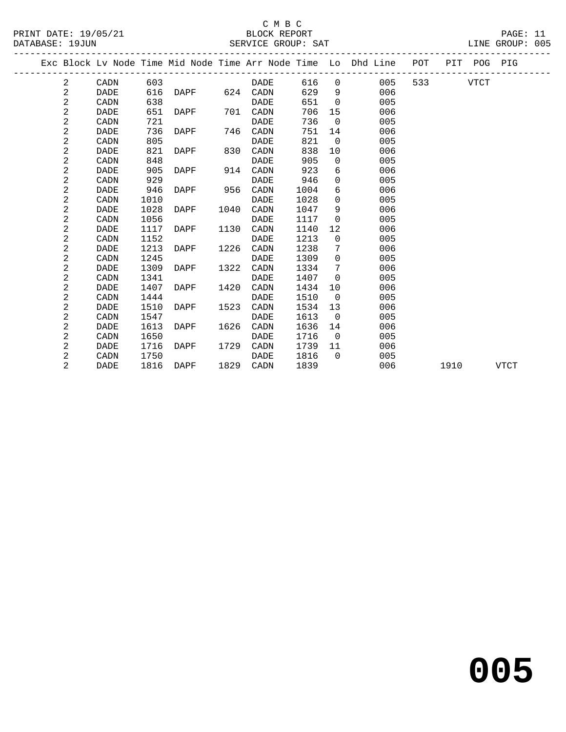C M B C
BLOCK REPORT
PRINT DATE: 19/05/21 · DATABASE: 19JUN · SERVICE GROUP: SAT · LINE GROUP: 005

| Exc | Block | Lv Node | Time | Mid Node | Time | Arr Node | Time | Lo | Dhd Line | POT | PIT | POG | PIG |
|---|---|---|---|---|---|---|---|---|---|---|---|---|---|
| | 2 | CADN | 603 | | | DADE | 616 | 0 | 005 | 533 | | VTCT | |
| | 2 | DADE | 616 | DAPF | 624 | CADN | 629 | 9 | 006 | | | | |
| | 2 | CADN | 638 | | | DADE | 651 | 0 | 005 | | | | |
| | 2 | DADE | 651 | DAPF | 701 | CADN | 706 | 15 | 006 | | | | |
| | 2 | CADN | 721 | | | DADE | 736 | 0 | 005 | | | | |
| | 2 | DADE | 736 | DAPF | 746 | CADN | 751 | 14 | 006 | | | | |
| | 2 | CADN | 805 | | | DADE | 821 | 0 | 005 | | | | |
| | 2 | DADE | 821 | DAPF | 830 | CADN | 838 | 10 | 006 | | | | |
| | 2 | CADN | 848 | | | DADE | 905 | 0 | 005 | | | | |
| | 2 | DADE | 905 | DAPF | 914 | CADN | 923 | 6 | 006 | | | | |
| | 2 | CADN | 929 | | | DADE | 946 | 0 | 005 | | | | |
| | 2 | DADE | 946 | DAPF | 956 | CADN | 1004 | 6 | 006 | | | | |
| | 2 | CADN | 1010 | | | DADE | 1028 | 0 | 005 | | | | |
| | 2 | DADE | 1028 | DAPF | 1040 | CADN | 1047 | 9 | 006 | | | | |
| | 2 | CADN | 1056 | | | DADE | 1117 | 0 | 005 | | | | |
| | 2 | DADE | 1117 | DAPF | 1130 | CADN | 1140 | 12 | 006 | | | | |
| | 2 | CADN | 1152 | | | DADE | 1213 | 0 | 005 | | | | |
| | 2 | DADE | 1213 | DAPF | 1226 | CADN | 1238 | 7 | 006 | | | | |
| | 2 | CADN | 1245 | | | DADE | 1309 | 0 | 005 | | | | |
| | 2 | DADE | 1309 | DAPF | 1322 | CADN | 1334 | 7 | 006 | | | | |
| | 2 | CADN | 1341 | | | DADE | 1407 | 0 | 005 | | | | |
| | 2 | DADE | 1407 | DAPF | 1420 | CADN | 1434 | 10 | 006 | | | | |
| | 2 | CADN | 1444 | | | DADE | 1510 | 0 | 005 | | | | |
| | 2 | DADE | 1510 | DAPF | 1523 | CADN | 1534 | 13 | 006 | | | | |
| | 2 | CADN | 1547 | | | DADE | 1613 | 0 | 005 | | | | |
| | 2 | DADE | 1613 | DAPF | 1626 | CADN | 1636 | 14 | 006 | | | | |
| | 2 | CADN | 1650 | | | DADE | 1716 | 0 | 005 | | | | |
| | 2 | DADE | 1716 | DAPF | 1729 | CADN | 1739 | 11 | 006 | | | | |
| | 2 | CADN | 1750 | | | DADE | 1816 | 0 | 005 | | | | |
| | 2 | DADE | 1816 | DAPF | 1829 | CADN | 1839 | | 006 | | 1910 | | VTCT |

**005**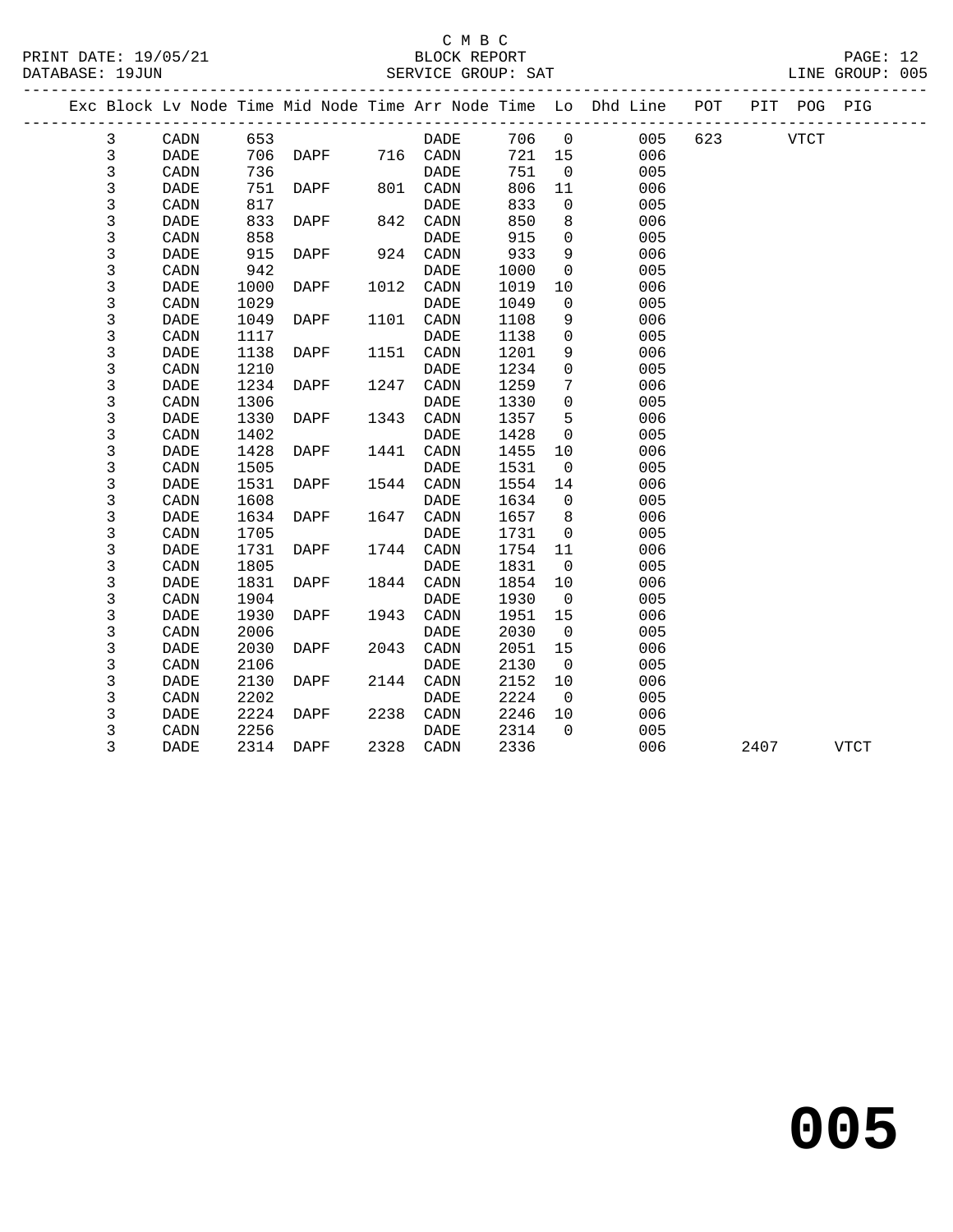C M B C

PRINT DATE: 19/05/21 BLOCK REPORT

DATABASE: 19JUN SERVICE GROUP: SAT LINE GROUP: 005

| Exc | Block | Lv Node | Time | Mid Node | Time | Arr Node | Time | Lo | Dhd Line | POT | PIT | POG | PIG |
|---|---|---|---|---|---|---|---|---|---|---|---|---|---|
| | 3 | CADN | 653 | | | DADE | 706 | 0 | 005 | 623 | | VTCT | |
| | 3 | DADE | 706 | DAPF | 716 | CADN | 721 | 15 | 006 | | | | |
| | 3 | CADN | 736 | | | DADE | 751 | 0 | 005 | | | | |
| | 3 | DADE | 751 | DAPF | 801 | CADN | 806 | 11 | 006 | | | | |
| | 3 | CADN | 817 | | | DADE | 833 | 0 | 005 | | | | |
| | 3 | DADE | 833 | DAPF | 842 | CADN | 850 | 8 | 006 | | | | |
| | 3 | CADN | 858 | | | DADE | 915 | 0 | 005 | | | | |
| | 3 | DADE | 915 | DAPF | 924 | CADN | 933 | 9 | 006 | | | | |
| | 3 | CADN | 942 | | | DADE | 1000 | 0 | 005 | | | | |
| | 3 | DADE | 1000 | DAPF | 1012 | CADN | 1019 | 10 | 006 | | | | |
| | 3 | CADN | 1029 | | | DADE | 1049 | 0 | 005 | | | | |
| | 3 | DADE | 1049 | DAPF | 1101 | CADN | 1108 | 9 | 006 | | | | |
| | 3 | CADN | 1117 | | | DADE | 1138 | 0 | 005 | | | | |
| | 3 | DADE | 1138 | DAPF | 1151 | CADN | 1201 | 9 | 006 | | | | |
| | 3 | CADN | 1210 | | | DADE | 1234 | 0 | 005 | | | | |
| | 3 | DADE | 1234 | DAPF | 1247 | CADN | 1259 | 7 | 006 | | | | |
| | 3 | CADN | 1306 | | | DADE | 1330 | 0 | 005 | | | | |
| | 3 | DADE | 1330 | DAPF | 1343 | CADN | 1357 | 5 | 006 | | | | |
| | 3 | CADN | 1402 | | | DADE | 1428 | 0 | 005 | | | | |
| | 3 | DADE | 1428 | DAPF | 1441 | CADN | 1455 | 10 | 006 | | | | |
| | 3 | CADN | 1505 | | | DADE | 1531 | 0 | 005 | | | | |
| | 3 | DADE | 1531 | DAPF | 1544 | CADN | 1554 | 14 | 006 | | | | |
| | 3 | CADN | 1608 | | | DADE | 1634 | 0 | 005 | | | | |
| | 3 | DADE | 1634 | DAPF | 1647 | CADN | 1657 | 8 | 006 | | | | |
| | 3 | CADN | 1705 | | | DADE | 1731 | 0 | 005 | | | | |
| | 3 | DADE | 1731 | DAPF | 1744 | CADN | 1754 | 11 | 006 | | | | |
| | 3 | CADN | 1805 | | | DADE | 1831 | 0 | 005 | | | | |
| | 3 | DADE | 1831 | DAPF | 1844 | CADN | 1854 | 10 | 006 | | | | |
| | 3 | CADN | 1904 | | | DADE | 1930 | 0 | 005 | | | | |
| | 3 | DADE | 1930 | DAPF | 1943 | CADN | 1951 | 15 | 006 | | | | |
| | 3 | CADN | 2006 | | | DADE | 2030 | 0 | 005 | | | | |
| | 3 | DADE | 2030 | DAPF | 2043 | CADN | 2051 | 15 | 006 | | | | |
| | 3 | CADN | 2106 | | | DADE | 2130 | 0 | 005 | | | | |
| | 3 | DADE | 2130 | DAPF | 2144 | CADN | 2152 | 10 | 006 | | | | |
| | 3 | CADN | 2202 | | | DADE | 2224 | 0 | 005 | | | | |
| | 3 | DADE | 2224 | DAPF | 2238 | CADN | 2246 | 10 | 006 | | | | |
| | 3 | CADN | 2256 | | | DADE | 2314 | 0 | 005 | | | | |
| | 3 | DADE | 2314 | DAPF | 2328 | CADN | 2336 | | 006 | | 2407 | | VTCT |

# 005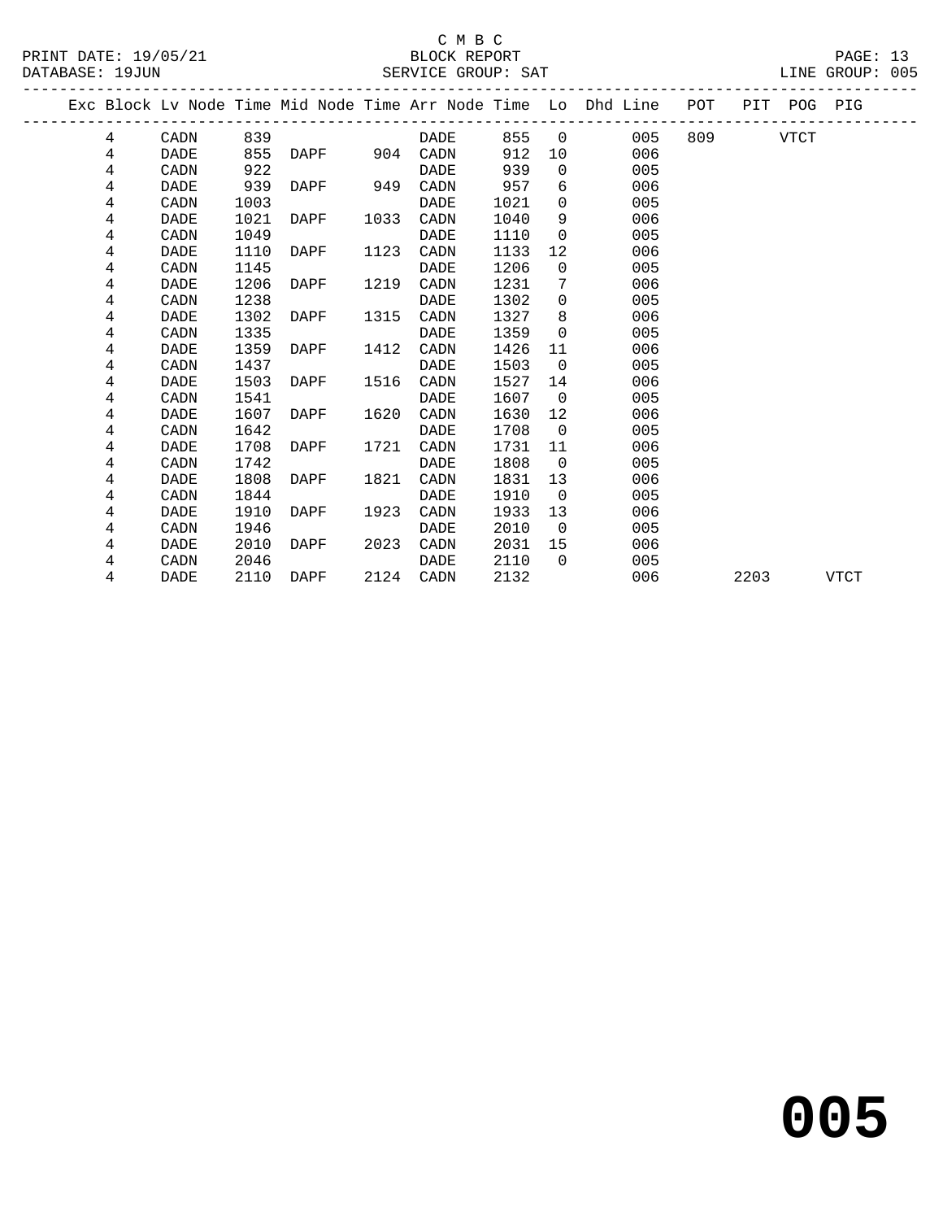C M B C

BLOCK REPORT

SERVICE GROUP: SAT

PRINT DATE: 19/05/21
DATABASE: 19JUN

LINE GROUP: 005

| Exc | Block | Lv Node | Time | Mid Node | Time | Arr Node | Time | Lo | Dhd Line | POT | PIT | POG | PIG |
|---|---|---|---|---|---|---|---|---|---|---|---|---|---|
| | 4 | CADN | 839 | | | DADE | 855 | 0 | 005 | 809 | | VTCT | |
| | 4 | DADE | 855 | DAPF | 904 | CADN | 912 | 10 | 006 | | | | |
| | 4 | CADN | 922 | | | DADE | 939 | 0 | 005 | | | | |
| | 4 | DADE | 939 | DAPF | 949 | CADN | 957 | 6 | 006 | | | | |
| | 4 | CADN | 1003 | | | DADE | 1021 | 0 | 005 | | | | |
| | 4 | DADE | 1021 | DAPF | 1033 | CADN | 1040 | 9 | 006 | | | | |
| | 4 | CADN | 1049 | | | DADE | 1110 | 0 | 005 | | | | |
| | 4 | DADE | 1110 | DAPF | 1123 | CADN | 1133 | 12 | 006 | | | | |
| | 4 | CADN | 1145 | | | DADE | 1206 | 0 | 005 | | | | |
| | 4 | DADE | 1206 | DAPF | 1219 | CADN | 1231 | 7 | 006 | | | | |
| | 4 | CADN | 1238 | | | DADE | 1302 | 0 | 005 | | | | |
| | 4 | DADE | 1302 | DAPF | 1315 | CADN | 1327 | 8 | 006 | | | | |
| | 4 | CADN | 1335 | | | DADE | 1359 | 0 | 005 | | | | |
| | 4 | DADE | 1359 | DAPF | 1412 | CADN | 1426 | 11 | 006 | | | | |
| | 4 | CADN | 1437 | | | DADE | 1503 | 0 | 005 | | | | |
| | 4 | DADE | 1503 | DAPF | 1516 | CADN | 1527 | 14 | 006 | | | | |
| | 4 | CADN | 1541 | | | DADE | 1607 | 0 | 005 | | | | |
| | 4 | DADE | 1607 | DAPF | 1620 | CADN | 1630 | 12 | 006 | | | | |
| | 4 | CADN | 1642 | | | DADE | 1708 | 0 | 005 | | | | |
| | 4 | DADE | 1708 | DAPF | 1721 | CADN | 1731 | 11 | 006 | | | | |
| | 4 | CADN | 1742 | | | DADE | 1808 | 0 | 005 | | | | |
| | 4 | DADE | 1808 | DAPF | 1821 | CADN | 1831 | 13 | 006 | | | | |
| | 4 | CADN | 1844 | | | DADE | 1910 | 0 | 005 | | | | |
| | 4 | DADE | 1910 | DAPF | 1923 | CADN | 1933 | 13 | 006 | | | | |
| | 4 | CADN | 1946 | | | DADE | 2010 | 0 | 005 | | | | |
| | 4 | DADE | 2010 | DAPF | 2023 | CADN | 2031 | 15 | 006 | | | | |
| | 4 | CADN | 2046 | | | DADE | 2110 | 0 | 005 | | | | |
| | 4 | DADE | 2110 | DAPF | 2124 | CADN | 2132 | | 006 | | 2203 | | VTCT |

# 005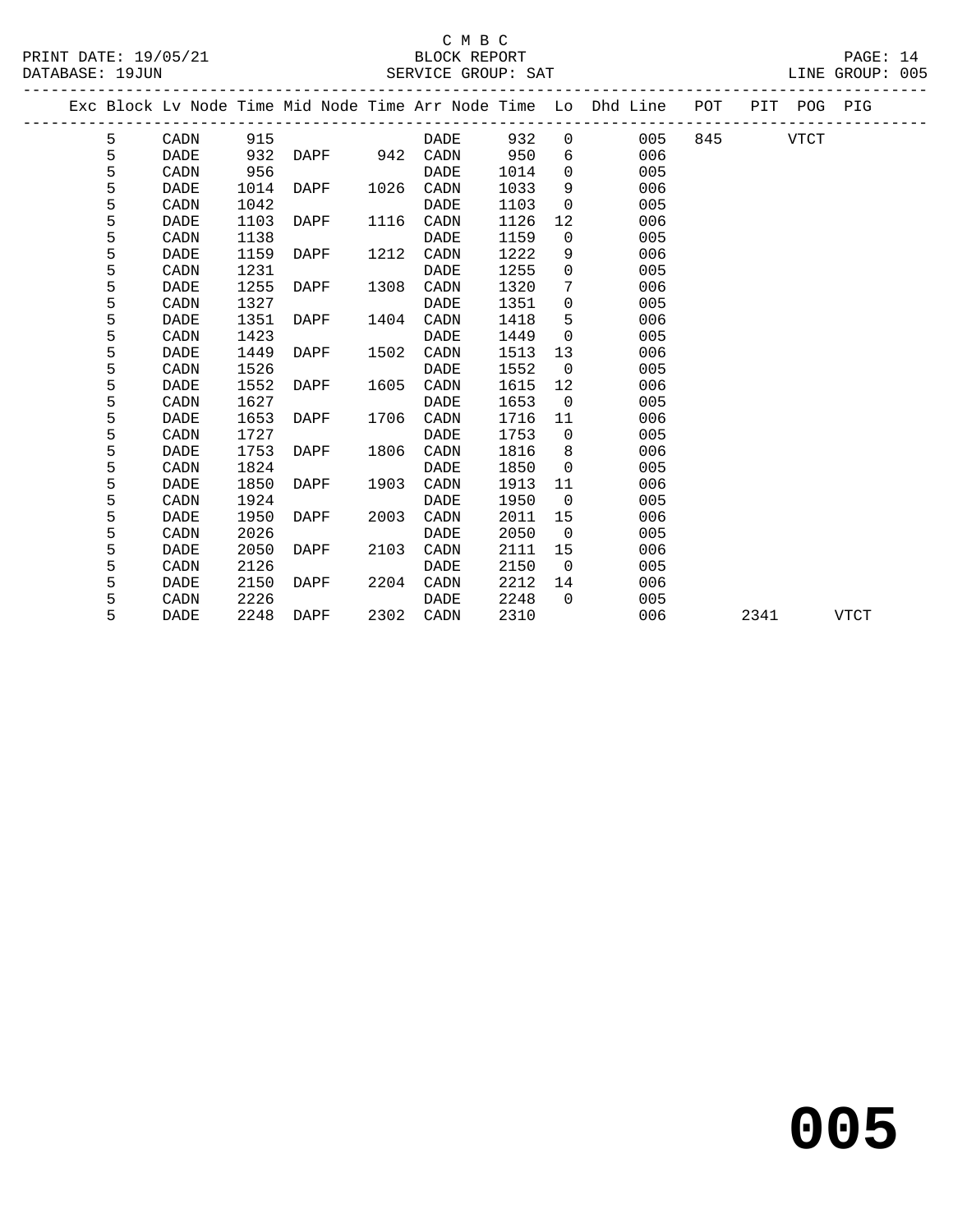C M B C
BLOCK REPORT
SERVICE GROUP: SAT

PRINT DATE: 19/05/21
DATABASE: 19JUN
LINE GROUP: 005

| Exc | Block | Lv Node | Time | Mid Node | Time | Arr Node | Time | Lo | Dhd Line | POT | PIT | POG | PIG |
|---|---|---|---|---|---|---|---|---|---|---|---|---|---|
| | 5 | CADN | 915 | | | DADE | 932 | 0 | 005 | 845 | | VTCT | |
| | 5 | DADE | 932 | DAPF | 942 | CADN | 950 | 6 | 006 | | | | |
| | 5 | CADN | 956 | | | DADE | 1014 | 0 | 005 | | | | |
| | 5 | DADE | 1014 | DAPF | 1026 | CADN | 1033 | 9 | 006 | | | | |
| | 5 | CADN | 1042 | | | DADE | 1103 | 0 | 005 | | | | |
| | 5 | DADE | 1103 | DAPF | 1116 | CADN | 1126 | 12 | 006 | | | | |
| | 5 | CADN | 1138 | | | DADE | 1159 | 0 | 005 | | | | |
| | 5 | DADE | 1159 | DAPF | 1212 | CADN | 1222 | 9 | 006 | | | | |
| | 5 | CADN | 1231 | | | DADE | 1255 | 0 | 005 | | | | |
| | 5 | DADE | 1255 | DAPF | 1308 | CADN | 1320 | 7 | 006 | | | | |
| | 5 | CADN | 1327 | | | DADE | 1351 | 0 | 005 | | | | |
| | 5 | DADE | 1351 | DAPF | 1404 | CADN | 1418 | 5 | 006 | | | | |
| | 5 | CADN | 1423 | | | DADE | 1449 | 0 | 005 | | | | |
| | 5 | DADE | 1449 | DAPF | 1502 | CADN | 1513 | 13 | 006 | | | | |
| | 5 | CADN | 1526 | | | DADE | 1552 | 0 | 005 | | | | |
| | 5 | DADE | 1552 | DAPF | 1605 | CADN | 1615 | 12 | 006 | | | | |
| | 5 | CADN | 1627 | | | DADE | 1653 | 0 | 005 | | | | |
| | 5 | DADE | 1653 | DAPF | 1706 | CADN | 1716 | 11 | 006 | | | | |
| | 5 | CADN | 1727 | | | DADE | 1753 | 0 | 005 | | | | |
| | 5 | DADE | 1753 | DAPF | 1806 | CADN | 1816 | 8 | 006 | | | | |
| | 5 | CADN | 1824 | | | DADE | 1850 | 0 | 005 | | | | |
| | 5 | DADE | 1850 | DAPF | 1903 | CADN | 1913 | 11 | 006 | | | | |
| | 5 | CADN | 1924 | | | DADE | 1950 | 0 | 005 | | | | |
| | 5 | DADE | 1950 | DAPF | 2003 | CADN | 2011 | 15 | 006 | | | | |
| | 5 | CADN | 2026 | | | DADE | 2050 | 0 | 005 | | | | |
| | 5 | DADE | 2050 | DAPF | 2103 | CADN | 2111 | 15 | 006 | | | | |
| | 5 | CADN | 2126 | | | DADE | 2150 | 0 | 005 | | | | |
| | 5 | DADE | 2150 | DAPF | 2204 | CADN | 2212 | 14 | 006 | | | | |
| | 5 | CADN | 2226 | | | DADE | 2248 | 0 | 005 | | | | |
| | 5 | DADE | 2248 | DAPF | 2302 | CADN | 2310 | | 006 | | 2341 | | VTCT |

**005**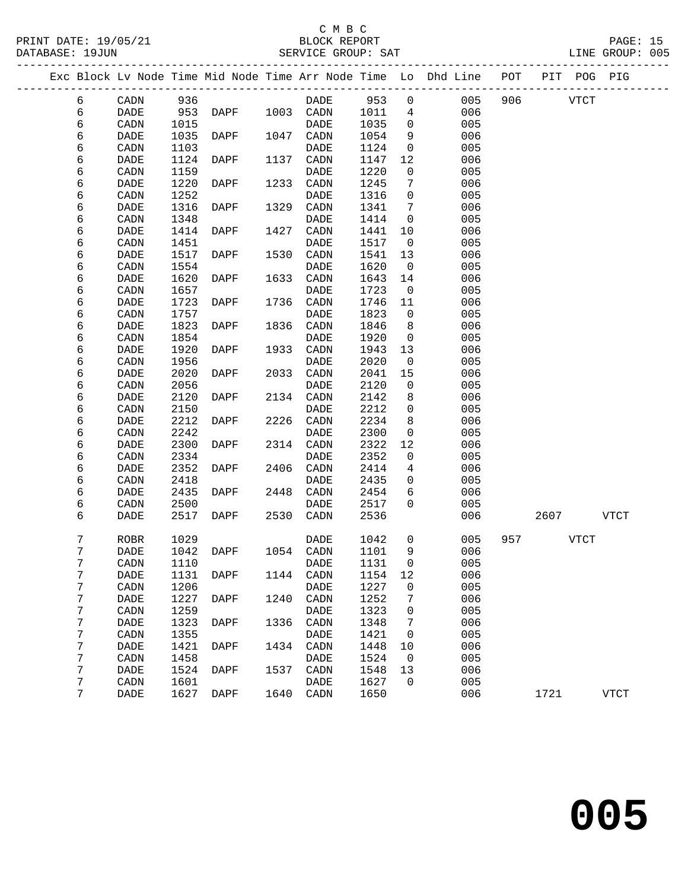C M B C
PRINT DATE: 19/05/21 BLOCK REPORT
DATABASE: 19JUN SERVICE GROUP: SAT LINE GROUP: 005

| Exc | Block | Lv | Node | Time | Mid Node | Time | Arr Node | Time | Lo | Dhd Line | POT | PIT | POG | PIG |
|---|---|---|---|---|---|---|---|---|---|---|---|---|---|---|
| | 6 | | CADN | 936 | | | DADE | 953 | 0 | 005 | 906 | | VTCT | |
| | 6 | | DADE | 953 | DAPF | 1003 | CADN | 1011 | 4 | 006 | | | | |
| | 6 | | CADN | 1015 | | | DADE | 1035 | 0 | 005 | | | | |
| | 6 | | DADE | 1035 | DAPF | 1047 | CADN | 1054 | 9 | 006 | | | | |
| | 6 | | CADN | 1103 | | | DADE | 1124 | 0 | 005 | | | | |
| | 6 | | DADE | 1124 | DAPF | 1137 | CADN | 1147 | 12 | 006 | | | | |
| | 6 | | CADN | 1159 | | | DADE | 1220 | 0 | 005 | | | | |
| | 6 | | DADE | 1220 | DAPF | 1233 | CADN | 1245 | 7 | 006 | | | | |
| | 6 | | CADN | 1252 | | | DADE | 1316 | 0 | 005 | | | | |
| | 6 | | DADE | 1316 | DAPF | 1329 | CADN | 1341 | 7 | 006 | | | | |
| | 6 | | CADN | 1348 | | | DADE | 1414 | 0 | 005 | | | | |
| | 6 | | DADE | 1414 | DAPF | 1427 | CADN | 1441 | 10 | 006 | | | | |
| | 6 | | CADN | 1451 | | | DADE | 1517 | 0 | 005 | | | | |
| | 6 | | DADE | 1517 | DAPF | 1530 | CADN | 1541 | 13 | 006 | | | | |
| | 6 | | CADN | 1554 | | | DADE | 1620 | 0 | 005 | | | | |
| | 6 | | DADE | 1620 | DAPF | 1633 | CADN | 1643 | 14 | 006 | | | | |
| | 6 | | CADN | 1657 | | | DADE | 1723 | 0 | 005 | | | | |
| | 6 | | DADE | 1723 | DAPF | 1736 | CADN | 1746 | 11 | 006 | | | | |
| | 6 | | CADN | 1757 | | | DADE | 1823 | 0 | 005 | | | | |
| | 6 | | DADE | 1823 | DAPF | 1836 | CADN | 1846 | 8 | 006 | | | | |
| | 6 | | CADN | 1854 | | | DADE | 1920 | 0 | 005 | | | | |
| | 6 | | DADE | 1920 | DAPF | 1933 | CADN | 1943 | 13 | 006 | | | | |
| | 6 | | CADN | 1956 | | | DADE | 2020 | 0 | 005 | | | | |
| | 6 | | DADE | 2020 | DAPF | 2033 | CADN | 2041 | 15 | 006 | | | | |
| | 6 | | CADN | 2056 | | | DADE | 2120 | 0 | 005 | | | | |
| | 6 | | DADE | 2120 | DAPF | 2134 | CADN | 2142 | 8 | 006 | | | | |
| | 6 | | CADN | 2150 | | | DADE | 2212 | 0 | 005 | | | | |
| | 6 | | DADE | 2212 | DAPF | 2226 | CADN | 2234 | 8 | 006 | | | | |
| | 6 | | CADN | 2242 | | | DADE | 2300 | 0 | 005 | | | | |
| | 6 | | DADE | 2300 | DAPF | 2314 | CADN | 2322 | 12 | 006 | | | | |
| | 6 | | CADN | 2334 | | | DADE | 2352 | 0 | 005 | | | | |
| | 6 | | DADE | 2352 | DAPF | 2406 | CADN | 2414 | 4 | 006 | | | | |
| | 6 | | CADN | 2418 | | | DADE | 2435 | 0 | 005 | | | | |
| | 6 | | DADE | 2435 | DAPF | 2448 | CADN | 2454 | 6 | 006 | | | | |
| | 6 | | CADN | 2500 | | | DADE | 2517 | 0 | 005 | | | | |
| | 6 | | DADE | 2517 | DAPF | 2530 | CADN | 2536 | | 006 | | 2607 | | VTCT |
| | 7 | | ROBR | 1029 | | | DADE | 1042 | 0 | 005 | 957 | | VTCT | |
| | 7 | | DADE | 1042 | DAPF | 1054 | CADN | 1101 | 9 | 006 | | | | |
| | 7 | | CADN | 1110 | | | DADE | 1131 | 0 | 005 | | | | |
| | 7 | | DADE | 1131 | DAPF | 1144 | CADN | 1154 | 12 | 006 | | | | |
| | 7 | | CADN | 1206 | | | DADE | 1227 | 0 | 005 | | | | |
| | 7 | | DADE | 1227 | DAPF | 1240 | CADN | 1252 | 7 | 006 | | | | |
| | 7 | | CADN | 1259 | | | DADE | 1323 | 0 | 005 | | | | |
| | 7 | | DADE | 1323 | DAPF | 1336 | CADN | 1348 | 7 | 006 | | | | |
| | 7 | | CADN | 1355 | | | DADE | 1421 | 0 | 005 | | | | |
| | 7 | | DADE | 1421 | DAPF | 1434 | CADN | 1448 | 10 | 006 | | | | |
| | 7 | | CADN | 1458 | | | DADE | 1524 | 0 | 005 | | | | |
| | 7 | | DADE | 1524 | DAPF | 1537 | CADN | 1548 | 13 | 006 | | | | |
| | 7 | | CADN | 1601 | | | DADE | 1627 | 0 | 005 | | | | |
| | 7 | | DADE | 1627 | DAPF | 1640 | CADN | 1650 | | 006 | | 1721 | | VTCT |

**005**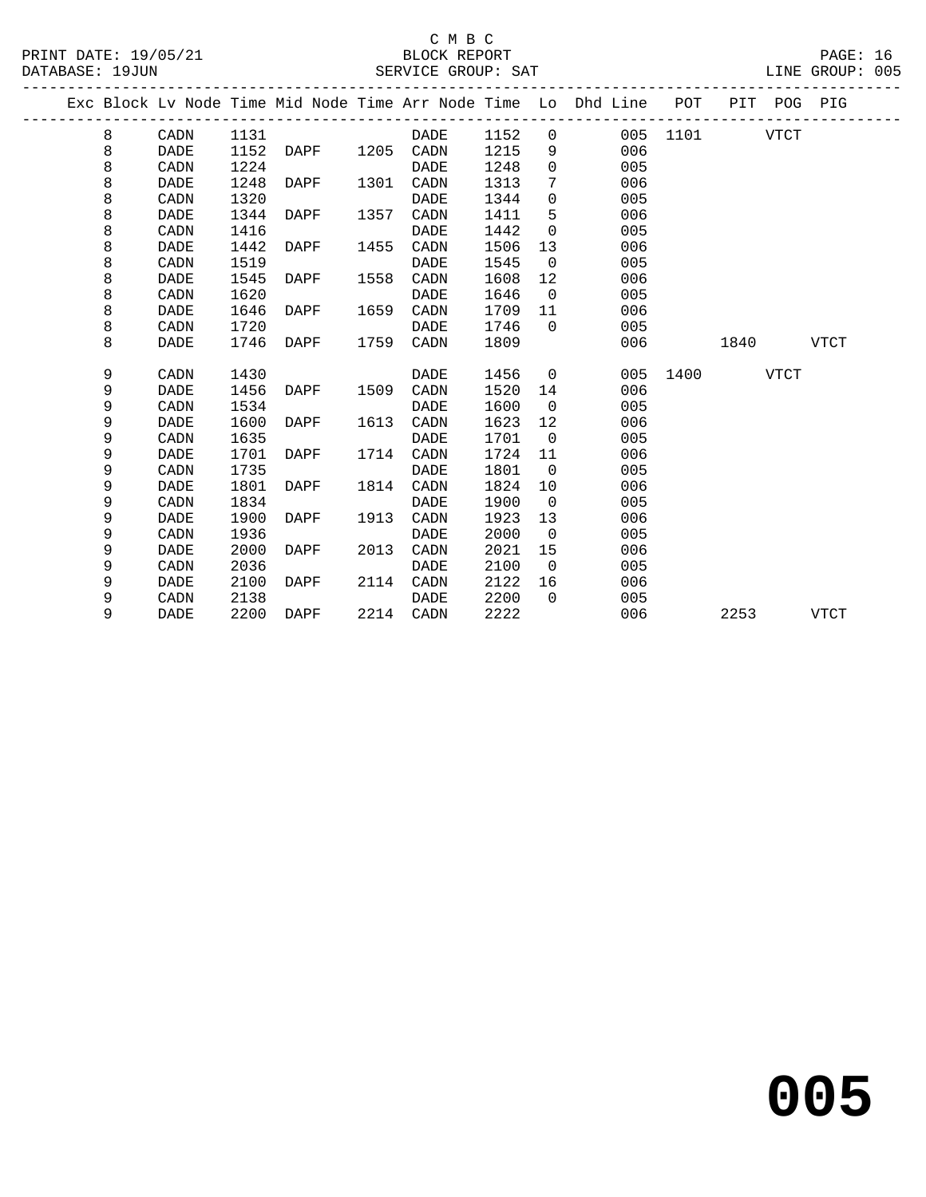C M B C

BLOCK REPORT

SERVICE GROUP: SAT

PRINT DATE: 19/05/21
DATABASE: 19JUN
LINE GROUP: 005

| Exc | Block | Lv Node | Time | Mid Node | Time | Arr Node | Time | Lo | Dhd Line | POT | PIT | POG | PIG |
|---|---|---|---|---|---|---|---|---|---|---|---|---|---|
| | 8 | CADN | 1131 | | | DADE | 1152 | 0 | 005 | 1101 | | VTCT | |
| | 8 | DADE | 1152 | DAPF | 1205 | CADN | 1215 | 9 | 006 | | | | |
| | 8 | CADN | 1224 | | | DADE | 1248 | 0 | 005 | | | | |
| | 8 | DADE | 1248 | DAPF | 1301 | CADN | 1313 | 7 | 006 | | | | |
| | 8 | CADN | 1320 | | | DADE | 1344 | 0 | 005 | | | | |
| | 8 | DADE | 1344 | DAPF | 1357 | CADN | 1411 | 5 | 006 | | | | |
| | 8 | CADN | 1416 | | | DADE | 1442 | 0 | 005 | | | | |
| | 8 | DADE | 1442 | DAPF | 1455 | CADN | 1506 | 13 | 006 | | | | |
| | 8 | CADN | 1519 | | | DADE | 1545 | 0 | 005 | | | | |
| | 8 | DADE | 1545 | DAPF | 1558 | CADN | 1608 | 12 | 006 | | | | |
| | 8 | CADN | 1620 | | | DADE | 1646 | 0 | 005 | | | | |
| | 8 | DADE | 1646 | DAPF | 1659 | CADN | 1709 | 11 | 006 | | | | |
| | 8 | CADN | 1720 | | | DADE | 1746 | 0 | 005 | | | | |
| | 8 | DADE | 1746 | DAPF | 1759 | CADN | 1809 | | 006 | | 1840 | | VTCT |
| | 9 | CADN | 1430 | | | DADE | 1456 | 0 | 005 | 1400 | | VTCT | |
| | 9 | DADE | 1456 | DAPF | 1509 | CADN | 1520 | 14 | 006 | | | | |
| | 9 | CADN | 1534 | | | DADE | 1600 | 0 | 005 | | | | |
| | 9 | DADE | 1600 | DAPF | 1613 | CADN | 1623 | 12 | 006 | | | | |
| | 9 | CADN | 1635 | | | DADE | 1701 | 0 | 005 | | | | |
| | 9 | DADE | 1701 | DAPF | 1714 | CADN | 1724 | 11 | 006 | | | | |
| | 9 | CADN | 1735 | | | DADE | 1801 | 0 | 005 | | | | |
| | 9 | DADE | 1801 | DAPF | 1814 | CADN | 1824 | 10 | 006 | | | | |
| | 9 | CADN | 1834 | | | DADE | 1900 | 0 | 005 | | | | |
| | 9 | DADE | 1900 | DAPF | 1913 | CADN | 1923 | 13 | 006 | | | | |
| | 9 | CADN | 1936 | | | DADE | 2000 | 0 | 005 | | | | |
| | 9 | DADE | 2000 | DAPF | 2013 | CADN | 2021 | 15 | 006 | | | | |
| | 9 | CADN | 2036 | | | DADE | 2100 | 0 | 005 | | | | |
| | 9 | DADE | 2100 | DAPF | 2114 | CADN | 2122 | 16 | 006 | | | | |
| | 9 | CADN | 2138 | | | DADE | 2200 | 0 | 005 | | | | |
| | 9 | DADE | 2200 | DAPF | 2214 | CADN | 2222 | | 006 | | 2253 | | VTCT |

# 005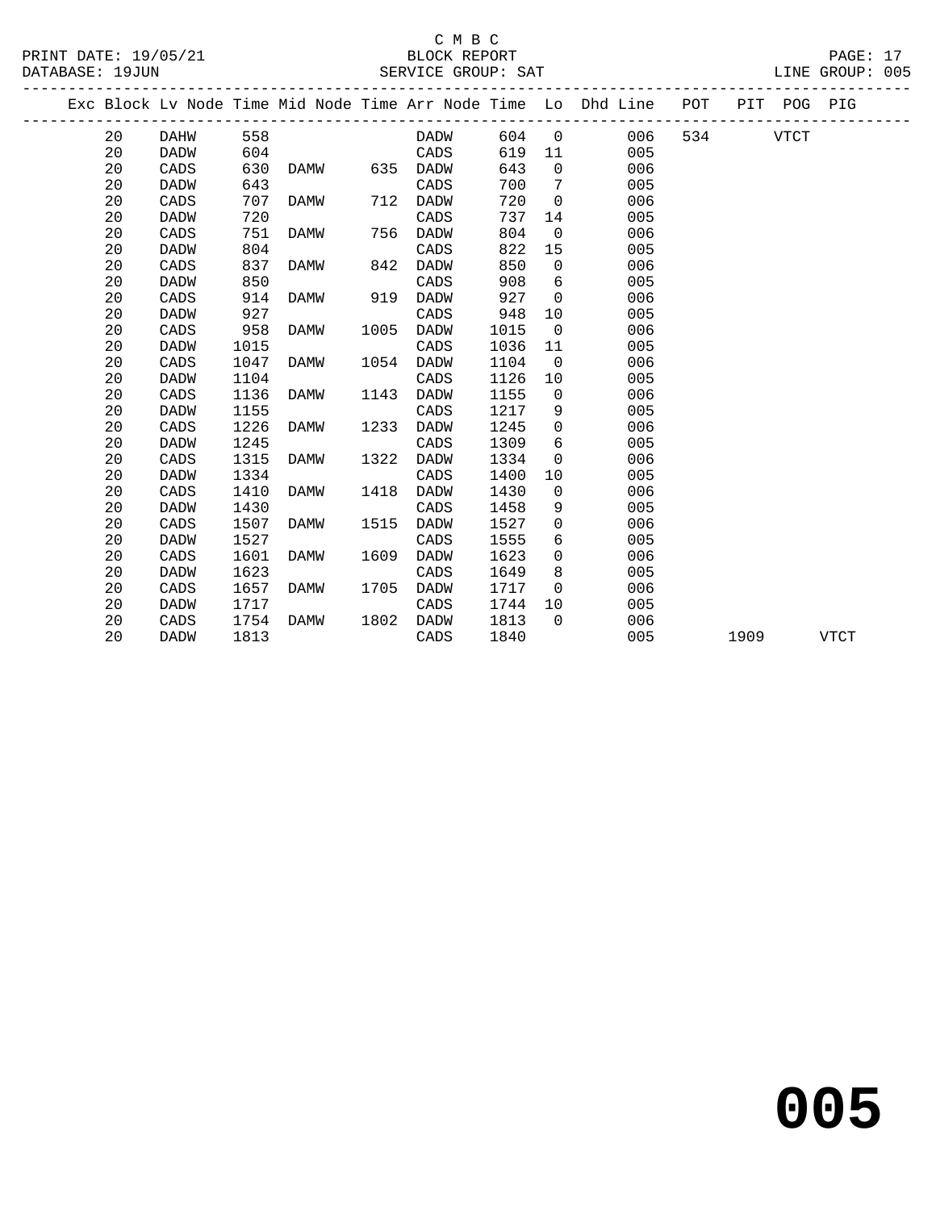C M B C

BLOCK REPORT

SERVICE GROUP: SAT

LINE GROUP: 005

PRINT DATE: 19/05/21

DATABASE: 19JUN

| Exc | Block | Lv Node | Time | Mid Node | Time | Arr Node | Time | Lo | Dhd Line | POT | PIT | POG | PIG |
|---|---|---|---|---|---|---|---|---|---|---|---|---|---|
| | 20 | DAHW | 558 | | | DADW | 604 | 0 | 006 | 534 | | VTCT | |
| | 20 | DADW | 604 | | | CADS | 619 | 11 | 005 | | | | |
| | 20 | CADS | 630 | DAMW | 635 | DADW | 643 | 0 | 006 | | | | |
| | 20 | DADW | 643 | | | CADS | 700 | 7 | 005 | | | | |
| | 20 | CADS | 707 | DAMW | 712 | DADW | 720 | 0 | 006 | | | | |
| | 20 | DADW | 720 | | | CADS | 737 | 14 | 005 | | | | |
| | 20 | CADS | 751 | DAMW | 756 | DADW | 804 | 0 | 006 | | | | |
| | 20 | DADW | 804 | | | CADS | 822 | 15 | 005 | | | | |
| | 20 | CADS | 837 | DAMW | 842 | DADW | 850 | 0 | 006 | | | | |
| | 20 | DADW | 850 | | | CADS | 908 | 6 | 005 | | | | |
| | 20 | CADS | 914 | DAMW | 919 | DADW | 927 | 0 | 006 | | | | |
| | 20 | DADW | 927 | | | CADS | 948 | 10 | 005 | | | | |
| | 20 | CADS | 958 | DAMW | 1005 | DADW | 1015 | 0 | 006 | | | | |
| | 20 | DADW | 1015 | | | CADS | 1036 | 11 | 005 | | | | |
| | 20 | CADS | 1047 | DAMW | 1054 | DADW | 1104 | 0 | 006 | | | | |
| | 20 | DADW | 1104 | | | CADS | 1126 | 10 | 005 | | | | |
| | 20 | CADS | 1136 | DAMW | 1143 | DADW | 1155 | 0 | 006 | | | | |
| | 20 | DADW | 1155 | | | CADS | 1217 | 9 | 005 | | | | |
| | 20 | CADS | 1226 | DAMW | 1233 | DADW | 1245 | 0 | 006 | | | | |
| | 20 | DADW | 1245 | | | CADS | 1309 | 6 | 005 | | | | |
| | 20 | CADS | 1315 | DAMW | 1322 | DADW | 1334 | 0 | 006 | | | | |
| | 20 | DADW | 1334 | | | CADS | 1400 | 10 | 005 | | | | |
| | 20 | CADS | 1410 | DAMW | 1418 | DADW | 1430 | 0 | 006 | | | | |
| | 20 | DADW | 1430 | | | CADS | 1458 | 9 | 005 | | | | |
| | 20 | CADS | 1507 | DAMW | 1515 | DADW | 1527 | 0 | 006 | | | | |
| | 20 | DADW | 1527 | | | CADS | 1555 | 6 | 005 | | | | |
| | 20 | CADS | 1601 | DAMW | 1609 | DADW | 1623 | 0 | 006 | | | | |
| | 20 | DADW | 1623 | | | CADS | 1649 | 8 | 005 | | | | |
| | 20 | CADS | 1657 | DAMW | 1705 | DADW | 1717 | 0 | 006 | | | | |
| | 20 | DADW | 1717 | | | CADS | 1744 | 10 | 005 | | | | |
| | 20 | CADS | 1754 | DAMW | 1802 | DADW | 1813 | 0 | 006 | | | | |
| | 20 | DADW | 1813 | | | CADS | 1840 | | 005 | | 1909 | | VTCT |

# 005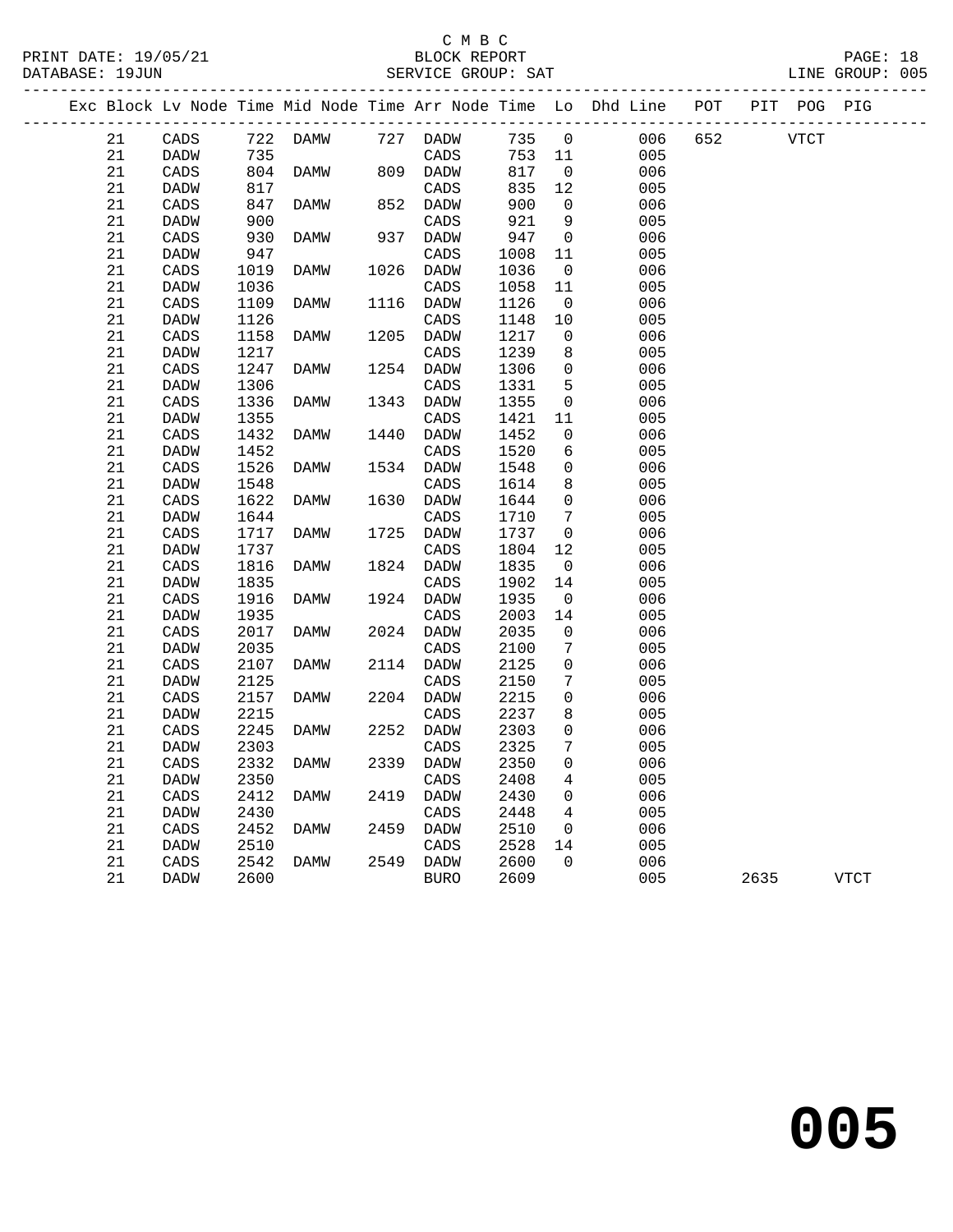C M B C
BLOCK REPORT
SERVICE GROUP: SAT

PRINT DATE: 19/05/21
DATABASE: 19JUN
LINE GROUP: 005

| Exc | Block | Lv | Node | Time | Mid Node | Time | Arr Node | Time | Lo | Dhd Line | POT | PIT | POG | PIG |
|---|---|---|---|---|---|---|---|---|---|---|---|---|---|---|
| | 21 | | CADS | 722 | DAMW | 727 | DADW | 735 | 0 | 006 | 652 | | VTCT | |
| | 21 | | DADW | 735 | | | CADS | 753 | 11 | 005 | | | | |
| | 21 | | CADS | 804 | DAMW | 809 | DADW | 817 | 0 | 006 | | | | |
| | 21 | | DADW | 817 | | | CADS | 835 | 12 | 005 | | | | |
| | 21 | | CADS | 847 | DAMW | 852 | DADW | 900 | 0 | 006 | | | | |
| | 21 | | DADW | 900 | | | CADS | 921 | 9 | 005 | | | | |
| | 21 | | CADS | 930 | DAMW | 937 | DADW | 947 | 0 | 006 | | | | |
| | 21 | | DADW | 947 | | | CADS | 1008 | 11 | 005 | | | | |
| | 21 | | CADS | 1019 | DAMW | 1026 | DADW | 1036 | 0 | 006 | | | | |
| | 21 | | DADW | 1036 | | | CADS | 1058 | 11 | 005 | | | | |
| | 21 | | CADS | 1109 | DAMW | 1116 | DADW | 1126 | 0 | 006 | | | | |
| | 21 | | DADW | 1126 | | | CADS | 1148 | 10 | 005 | | | | |
| | 21 | | CADS | 1158 | DAMW | 1205 | DADW | 1217 | 0 | 006 | | | | |
| | 21 | | DADW | 1217 | | | CADS | 1239 | 8 | 005 | | | | |
| | 21 | | CADS | 1247 | DAMW | 1254 | DADW | 1306 | 0 | 006 | | | | |
| | 21 | | DADW | 1306 | | | CADS | 1331 | 5 | 005 | | | | |
| | 21 | | CADS | 1336 | DAMW | 1343 | DADW | 1355 | 0 | 006 | | | | |
| | 21 | | DADW | 1355 | | | CADS | 1421 | 11 | 005 | | | | |
| | 21 | | CADS | 1432 | DAMW | 1440 | DADW | 1452 | 0 | 006 | | | | |
| | 21 | | DADW | 1452 | | | CADS | 1520 | 6 | 005 | | | | |
| | 21 | | CADS | 1526 | DAMW | 1534 | DADW | 1548 | 0 | 006 | | | | |
| | 21 | | DADW | 1548 | | | CADS | 1614 | 8 | 005 | | | | |
| | 21 | | CADS | 1622 | DAMW | 1630 | DADW | 1644 | 0 | 006 | | | | |
| | 21 | | DADW | 1644 | | | CADS | 1710 | 7 | 005 | | | | |
| | 21 | | CADS | 1717 | DAMW | 1725 | DADW | 1737 | 0 | 006 | | | | |
| | 21 | | DADW | 1737 | | | CADS | 1804 | 12 | 005 | | | | |
| | 21 | | CADS | 1816 | DAMW | 1824 | DADW | 1835 | 0 | 006 | | | | |
| | 21 | | DADW | 1835 | | | CADS | 1902 | 14 | 005 | | | | |
| | 21 | | CADS | 1916 | DAMW | 1924 | DADW | 1935 | 0 | 006 | | | | |
| | 21 | | DADW | 1935 | | | CADS | 2003 | 14 | 005 | | | | |
| | 21 | | CADS | 2017 | DAMW | 2024 | DADW | 2035 | 0 | 006 | | | | |
| | 21 | | DADW | 2035 | | | CADS | 2100 | 7 | 005 | | | | |
| | 21 | | CADS | 2107 | DAMW | 2114 | DADW | 2125 | 0 | 006 | | | | |
| | 21 | | DADW | 2125 | | | CADS | 2150 | 7 | 005 | | | | |
| | 21 | | CADS | 2157 | DAMW | 2204 | DADW | 2215 | 0 | 006 | | | | |
| | 21 | | DADW | 2215 | | | CADS | 2237 | 8 | 005 | | | | |
| | 21 | | CADS | 2245 | DAMW | 2252 | DADW | 2303 | 0 | 006 | | | | |
| | 21 | | DADW | 2303 | | | CADS | 2325 | 7 | 005 | | | | |
| | 21 | | CADS | 2332 | DAMW | 2339 | DADW | 2350 | 0 | 006 | | | | |
| | 21 | | DADW | 2350 | | | CADS | 2408 | 4 | 005 | | | | |
| | 21 | | CADS | 2412 | DAMW | 2419 | DADW | 2430 | 0 | 006 | | | | |
| | 21 | | DADW | 2430 | | | CADS | 2448 | 4 | 005 | | | | |
| | 21 | | CADS | 2452 | DAMW | 2459 | DADW | 2510 | 0 | 006 | | | | |
| | 21 | | DADW | 2510 | | | CADS | 2528 | 14 | 005 | | | | |
| | 21 | | CADS | 2542 | DAMW | 2549 | DADW | 2600 | 0 | 006 | | | | |
| | 21 | | DADW | 2600 | | | BURO | 2609 | | 005 | | 2635 | | VTCT |

**005**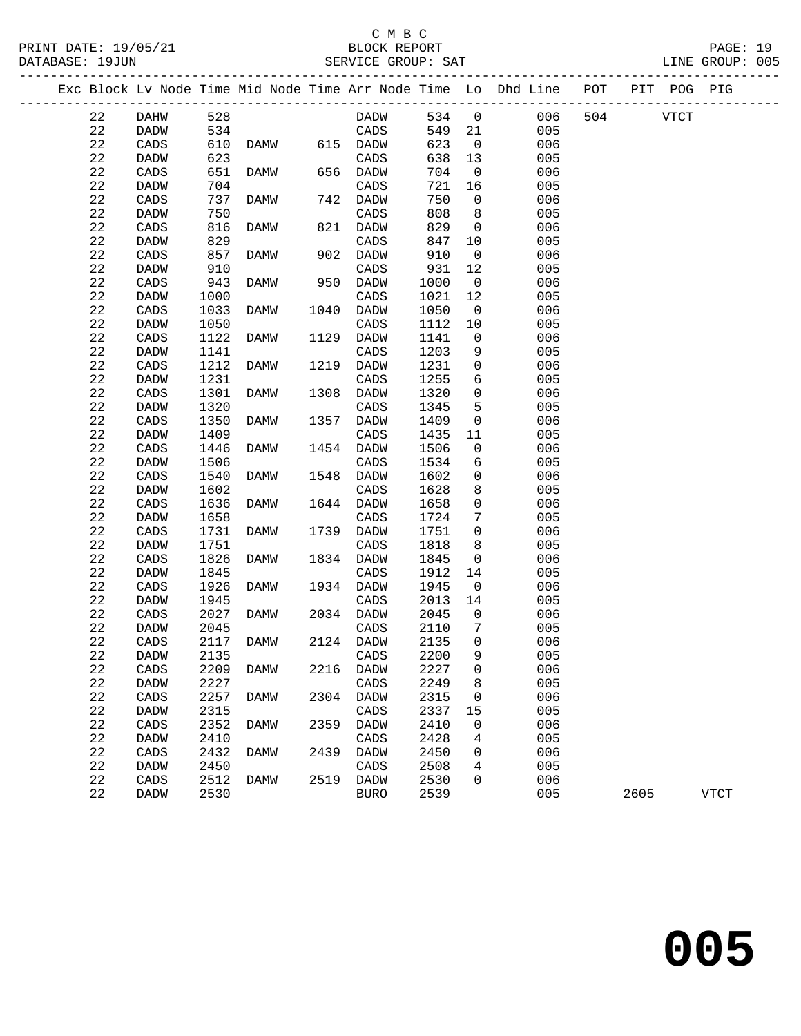C M B C
BLOCK REPORT
SERVICE GROUP: SAT

PRINT DATE: 19/05/21
DATABASE: 19JUN
LINE GROUP: 005

| Exc | Block | Lv | Node | Time | Mid Node | Time | Arr Node | Time | Lo | Dhd Line | POT | PIT | POG | PIG |
|---|---|---|---|---|---|---|---|---|---|---|---|---|---|---|
| | 22 | | DAHW | 528 | | | DADW | 534 | 0 | 006 | 504 | | VTCT | |
| | 22 | | DADW | 534 | | | CADS | 549 | 21 | 005 | | | | |
| | 22 | | CADS | 610 | DAMW | 615 | DADW | 623 | 0 | 006 | | | | |
| | 22 | | DADW | 623 | | | CADS | 638 | 13 | 005 | | | | |
| | 22 | | CADS | 651 | DAMW | 656 | DADW | 704 | 0 | 006 | | | | |
| | 22 | | DADW | 704 | | | CADS | 721 | 16 | 005 | | | | |
| | 22 | | CADS | 737 | DAMW | 742 | DADW | 750 | 0 | 006 | | | | |
| | 22 | | DADW | 750 | | | CADS | 808 | 8 | 005 | | | | |
| | 22 | | CADS | 816 | DAMW | 821 | DADW | 829 | 0 | 006 | | | | |
| | 22 | | DADW | 829 | | | CADS | 847 | 10 | 005 | | | | |
| | 22 | | CADS | 857 | DAMW | 902 | DADW | 910 | 0 | 006 | | | | |
| | 22 | | DADW | 910 | | | CADS | 931 | 12 | 005 | | | | |
| | 22 | | CADS | 943 | DAMW | 950 | DADW | 1000 | 0 | 006 | | | | |
| | 22 | | DADW | 1000 | | | CADS | 1021 | 12 | 005 | | | | |
| | 22 | | CADS | 1033 | DAMW | 1040 | DADW | 1050 | 0 | 006 | | | | |
| | 22 | | DADW | 1050 | | | CADS | 1112 | 10 | 005 | | | | |
| | 22 | | CADS | 1122 | DAMW | 1129 | DADW | 1141 | 0 | 006 | | | | |
| | 22 | | DADW | 1141 | | | CADS | 1203 | 9 | 005 | | | | |
| | 22 | | CADS | 1212 | DAMW | 1219 | DADW | 1231 | 0 | 006 | | | | |
| | 22 | | DADW | 1231 | | | CADS | 1255 | 6 | 005 | | | | |
| | 22 | | CADS | 1301 | DAMW | 1308 | DADW | 1320 | 0 | 006 | | | | |
| | 22 | | DADW | 1320 | | | CADS | 1345 | 5 | 005 | | | | |
| | 22 | | CADS | 1350 | DAMW | 1357 | DADW | 1409 | 0 | 006 | | | | |
| | 22 | | DADW | 1409 | | | CADS | 1435 | 11 | 005 | | | | |
| | 22 | | CADS | 1446 | DAMW | 1454 | DADW | 1506 | 0 | 006 | | | | |
| | 22 | | DADW | 1506 | | | CADS | 1534 | 6 | 005 | | | | |
| | 22 | | CADS | 1540 | DAMW | 1548 | DADW | 1602 | 0 | 006 | | | | |
| | 22 | | DADW | 1602 | | | CADS | 1628 | 8 | 005 | | | | |
| | 22 | | CADS | 1636 | DAMW | 1644 | DADW | 1658 | 0 | 006 | | | | |
| | 22 | | DADW | 1658 | | | CADS | 1724 | 7 | 005 | | | | |
| | 22 | | CADS | 1731 | DAMW | 1739 | DADW | 1751 | 0 | 006 | | | | |
| | 22 | | DADW | 1751 | | | CADS | 1818 | 8 | 005 | | | | |
| | 22 | | CADS | 1826 | DAMW | 1834 | DADW | 1845 | 0 | 006 | | | | |
| | 22 | | DADW | 1845 | | | CADS | 1912 | 14 | 005 | | | | |
| | 22 | | CADS | 1926 | DAMW | 1934 | DADW | 1945 | 0 | 006 | | | | |
| | 22 | | DADW | 1945 | | | CADS | 2013 | 14 | 005 | | | | |
| | 22 | | CADS | 2027 | DAMW | 2034 | DADW | 2045 | 0 | 006 | | | | |
| | 22 | | DADW | 2045 | | | CADS | 2110 | 7 | 005 | | | | |
| | 22 | | CADS | 2117 | DAMW | 2124 | DADW | 2135 | 0 | 006 | | | | |
| | 22 | | DADW | 2135 | | | CADS | 2200 | 9 | 005 | | | | |
| | 22 | | CADS | 2209 | DAMW | 2216 | DADW | 2227 | 0 | 006 | | | | |
| | 22 | | DADW | 2227 | | | CADS | 2249 | 8 | 005 | | | | |
| | 22 | | CADS | 2257 | DAMW | 2304 | DADW | 2315 | 0 | 006 | | | | |
| | 22 | | DADW | 2315 | | | CADS | 2337 | 15 | 005 | | | | |
| | 22 | | CADS | 2352 | DAMW | 2359 | DADW | 2410 | 0 | 006 | | | | |
| | 22 | | DADW | 2410 | | | CADS | 2428 | 4 | 005 | | | | |
| | 22 | | CADS | 2432 | DAMW | 2439 | DADW | 2450 | 0 | 006 | | | | |
| | 22 | | DADW | 2450 | | | CADS | 2508 | 4 | 005 | | | | |
| | 22 | | CADS | 2512 | DAMW | 2519 | DADW | 2530 | 0 | 006 | | | | |
| | 22 | | DADW | 2530 | | | BURO | 2539 | | 005 | | 2605 | | VTCT |

**005**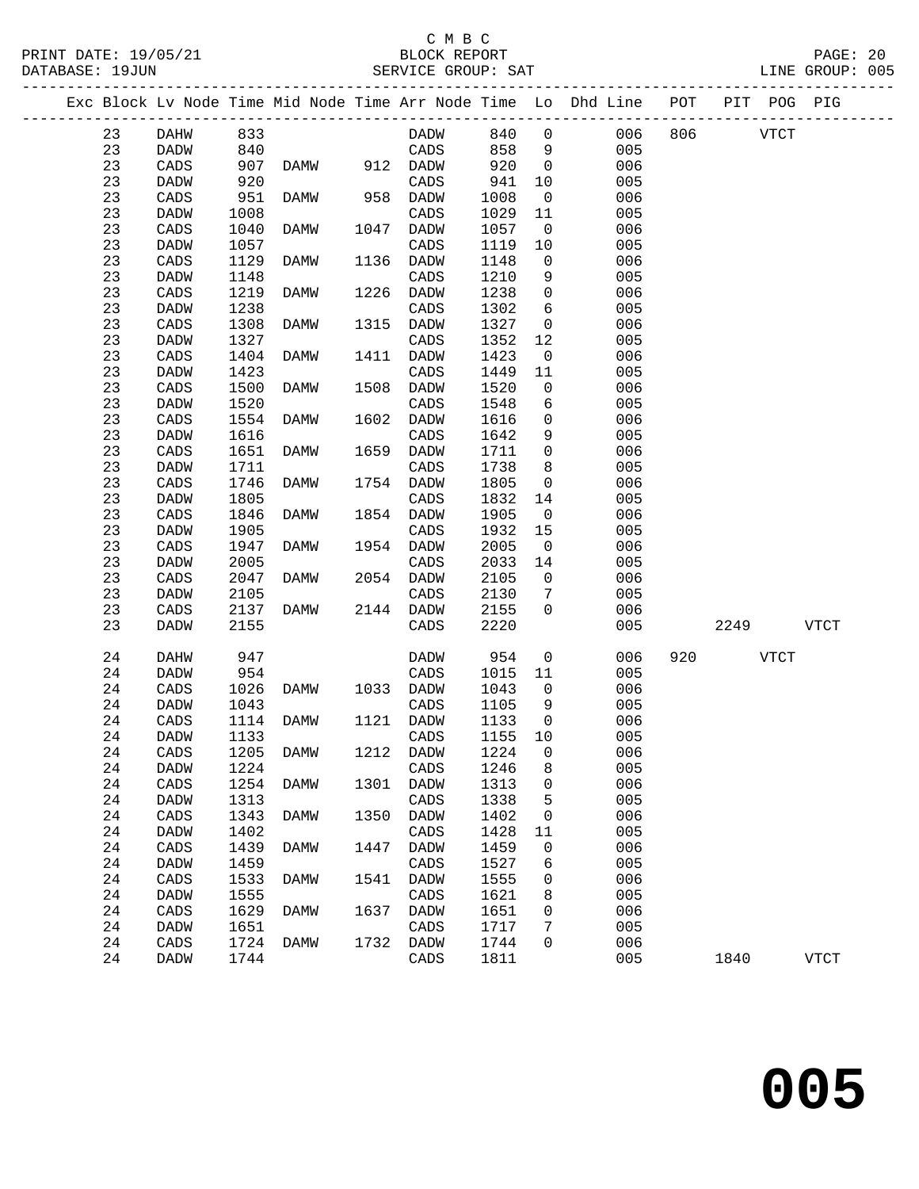C M B C

BLOCK REPORT

SERVICE GROUP: SAT

PRINT DATE: 19/05/21
DATABASE: 19JUN
LINE GROUP: 005

| Exc | Block | Lv | Node | Time | Mid Node | Time | Arr Node | Time | Lo | Dhd Line | POT | PIT | POG | PIG |
|---|---|---|---|---|---|---|---|---|---|---|---|---|---|---|
| | 23 | | DAHW | 833 | | | DADW | 840 | 0 | 006 | 806 | | VTCT | |
| | 23 | | DADW | 840 | | | CADS | 858 | 9 | 005 | | | | |
| | 23 | | CADS | 907 | DAMW | 912 | DADW | 920 | 0 | 006 | | | | |
| | 23 | | DADW | 920 | | | CADS | 941 | 10 | 005 | | | | |
| | 23 | | CADS | 951 | DAMW | 958 | DADW | 1008 | 0 | 006 | | | | |
| | 23 | | DADW | 1008 | | | CADS | 1029 | 11 | 005 | | | | |
| | 23 | | CADS | 1040 | DAMW | 1047 | DADW | 1057 | 0 | 006 | | | | |
| | 23 | | DADW | 1057 | | | CADS | 1119 | 10 | 005 | | | | |
| | 23 | | CADS | 1129 | DAMW | 1136 | DADW | 1148 | 0 | 006 | | | | |
| | 23 | | DADW | 1148 | | | CADS | 1210 | 9 | 005 | | | | |
| | 23 | | CADS | 1219 | DAMW | 1226 | DADW | 1238 | 0 | 006 | | | | |
| | 23 | | DADW | 1238 | | | CADS | 1302 | 6 | 005 | | | | |
| | 23 | | CADS | 1308 | DAMW | 1315 | DADW | 1327 | 0 | 006 | | | | |
| | 23 | | DADW | 1327 | | | CADS | 1352 | 12 | 005 | | | | |
| | 23 | | CADS | 1404 | DAMW | 1411 | DADW | 1423 | 0 | 006 | | | | |
| | 23 | | DADW | 1423 | | | CADS | 1449 | 11 | 005 | | | | |
| | 23 | | CADS | 1500 | DAMW | 1508 | DADW | 1520 | 0 | 006 | | | | |
| | 23 | | DADW | 1520 | | | CADS | 1548 | 6 | 005 | | | | |
| | 23 | | CADS | 1554 | DAMW | 1602 | DADW | 1616 | 0 | 006 | | | | |
| | 23 | | DADW | 1616 | | | CADS | 1642 | 9 | 005 | | | | |
| | 23 | | CADS | 1651 | DAMW | 1659 | DADW | 1711 | 0 | 006 | | | | |
| | 23 | | DADW | 1711 | | | CADS | 1738 | 8 | 005 | | | | |
| | 23 | | CADS | 1746 | DAMW | 1754 | DADW | 1805 | 0 | 006 | | | | |
| | 23 | | DADW | 1805 | | | CADS | 1832 | 14 | 005 | | | | |
| | 23 | | CADS | 1846 | DAMW | 1854 | DADW | 1905 | 0 | 006 | | | | |
| | 23 | | DADW | 1905 | | | CADS | 1932 | 15 | 005 | | | | |
| | 23 | | CADS | 1947 | DAMW | 1954 | DADW | 2005 | 0 | 006 | | | | |
| | 23 | | DADW | 2005 | | | CADS | 2033 | 14 | 005 | | | | |
| | 23 | | CADS | 2047 | DAMW | 2054 | DADW | 2105 | 0 | 006 | | | | |
| | 23 | | DADW | 2105 | | | CADS | 2130 | 7 | 005 | | | | |
| | 23 | | CADS | 2137 | DAMW | 2144 | DADW | 2155 | 0 | 006 | | | | |
| | 23 | | DADW | 2155 | | | CADS | 2220 | | 005 | | 2249 | | VTCT |
| | 24 | | DAHW | 947 | | | DADW | 954 | 0 | 006 | 920 | | VTCT | |
| | 24 | | DADW | 954 | | | CADS | 1015 | 11 | 005 | | | | |
| | 24 | | CADS | 1026 | DAMW | 1033 | DADW | 1043 | 0 | 006 | | | | |
| | 24 | | DADW | 1043 | | | CADS | 1105 | 9 | 005 | | | | |
| | 24 | | CADS | 1114 | DAMW | 1121 | DADW | 1133 | 0 | 006 | | | | |
| | 24 | | DADW | 1133 | | | CADS | 1155 | 10 | 005 | | | | |
| | 24 | | CADS | 1205 | DAMW | 1212 | DADW | 1224 | 0 | 006 | | | | |
| | 24 | | DADW | 1224 | | | CADS | 1246 | 8 | 005 | | | | |
| | 24 | | CADS | 1254 | DAMW | 1301 | DADW | 1313 | 0 | 006 | | | | |
| | 24 | | DADW | 1313 | | | CADS | 1338 | 5 | 005 | | | | |
| | 24 | | CADS | 1343 | DAMW | 1350 | DADW | 1402 | 0 | 006 | | | | |
| | 24 | | DADW | 1402 | | | CADS | 1428 | 11 | 005 | | | | |
| | 24 | | CADS | 1439 | DAMW | 1447 | DADW | 1459 | 0 | 006 | | | | |
| | 24 | | DADW | 1459 | | | CADS | 1527 | 6 | 005 | | | | |
| | 24 | | CADS | 1533 | DAMW | 1541 | DADW | 1555 | 0 | 006 | | | | |
| | 24 | | DADW | 1555 | | | CADS | 1621 | 8 | 005 | | | | |
| | 24 | | CADS | 1629 | DAMW | 1637 | DADW | 1651 | 0 | 006 | | | | |
| | 24 | | DADW | 1651 | | | CADS | 1717 | 7 | 005 | | | | |
| | 24 | | CADS | 1724 | DAMW | 1732 | DADW | 1744 | 0 | 006 | | | | |
| | 24 | | DADW | 1744 | | | CADS | 1811 | | 005 | | 1840 | | VTCT |

**005**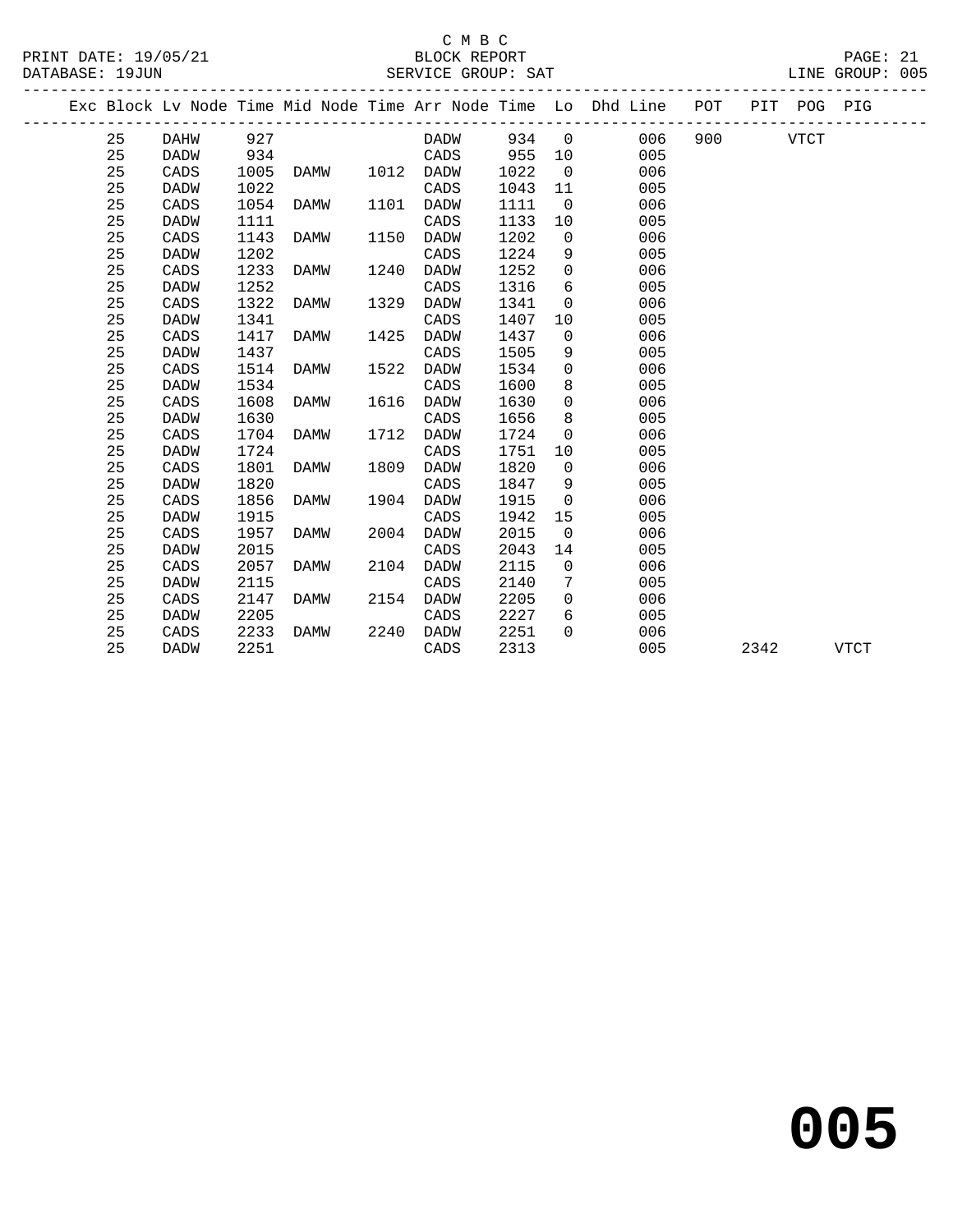C M B C
BLOCK REPORT
SERVICE GROUP: SAT

PRINT DATE: 19/05/21
DATABASE: 19JUN
LINE GROUP: 005

| Exc | Block | Lv Node | Time | Mid Node | Time | Arr Node | Time | Lo | Dhd Line | POT | PIT | POG | PIG |
|---|---|---|---|---|---|---|---|---|---|---|---|---|---|
| | 25 | DAHW | 927 | | | DADW | 934 | 0 | 006 | 900 | | VTCT | |
| | 25 | DADW | 934 | | | CADS | 955 | 10 | 005 | | | | |
| | 25 | CADS | 1005 | DAMW | 1012 | DADW | 1022 | 0 | 006 | | | | |
| | 25 | DADW | 1022 | | | CADS | 1043 | 11 | 005 | | | | |
| | 25 | CADS | 1054 | DAMW | 1101 | DADW | 1111 | 0 | 006 | | | | |
| | 25 | DADW | 1111 | | | CADS | 1133 | 10 | 005 | | | | |
| | 25 | CADS | 1143 | DAMW | 1150 | DADW | 1202 | 0 | 006 | | | | |
| | 25 | DADW | 1202 | | | CADS | 1224 | 9 | 005 | | | | |
| | 25 | CADS | 1233 | DAMW | 1240 | DADW | 1252 | 0 | 006 | | | | |
| | 25 | DADW | 1252 | | | CADS | 1316 | 6 | 005 | | | | |
| | 25 | CADS | 1322 | DAMW | 1329 | DADW | 1341 | 0 | 006 | | | | |
| | 25 | DADW | 1341 | | | CADS | 1407 | 10 | 005 | | | | |
| | 25 | CADS | 1417 | DAMW | 1425 | DADW | 1437 | 0 | 006 | | | | |
| | 25 | DADW | 1437 | | | CADS | 1505 | 9 | 005 | | | | |
| | 25 | CADS | 1514 | DAMW | 1522 | DADW | 1534 | 0 | 006 | | | | |
| | 25 | DADW | 1534 | | | CADS | 1600 | 8 | 005 | | | | |
| | 25 | CADS | 1608 | DAMW | 1616 | DADW | 1630 | 0 | 006 | | | | |
| | 25 | DADW | 1630 | | | CADS | 1656 | 8 | 005 | | | | |
| | 25 | CADS | 1704 | DAMW | 1712 | DADW | 1724 | 0 | 006 | | | | |
| | 25 | DADW | 1724 | | | CADS | 1751 | 10 | 005 | | | | |
| | 25 | CADS | 1801 | DAMW | 1809 | DADW | 1820 | 0 | 006 | | | | |
| | 25 | DADW | 1820 | | | CADS | 1847 | 9 | 005 | | | | |
| | 25 | CADS | 1856 | DAMW | 1904 | DADW | 1915 | 0 | 006 | | | | |
| | 25 | DADW | 1915 | | | CADS | 1942 | 15 | 005 | | | | |
| | 25 | CADS | 1957 | DAMW | 2004 | DADW | 2015 | 0 | 006 | | | | |
| | 25 | DADW | 2015 | | | CADS | 2043 | 14 | 005 | | | | |
| | 25 | CADS | 2057 | DAMW | 2104 | DADW | 2115 | 0 | 006 | | | | |
| | 25 | DADW | 2115 | | | CADS | 2140 | 7 | 005 | | | | |
| | 25 | CADS | 2147 | DAMW | 2154 | DADW | 2205 | 0 | 006 | | | | |
| | 25 | DADW | 2205 | | | CADS | 2227 | 6 | 005 | | | | |
| | 25 | CADS | 2233 | DAMW | 2240 | DADW | 2251 | 0 | 006 | | | | |
| | 25 | DADW | 2251 | | | CADS | 2313 | | 005 | | 2342 | | VTCT |

# 005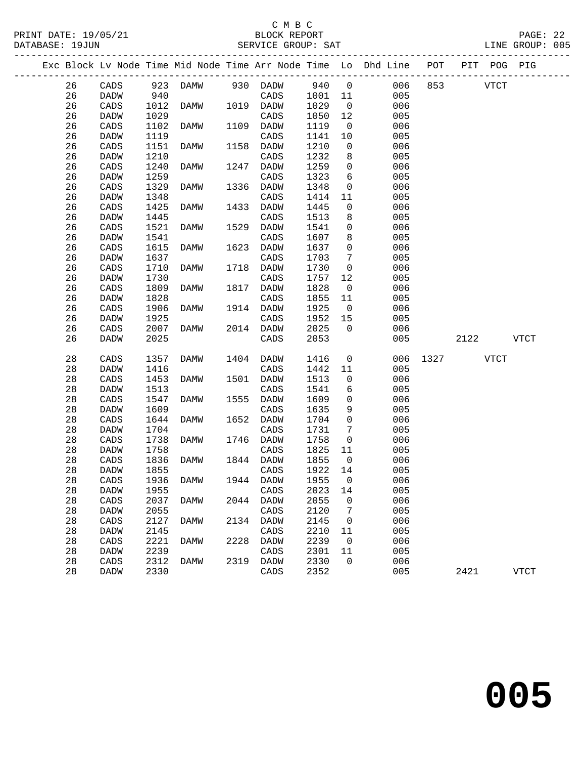C M B C
BLOCK REPORT
SERVICE GROUP: SAT

PRINT DATE: 19/05/21
DATABASE: 19JUN
LINE GROUP: 005

| Exc | Block | Lv Node | Time | Mid Node | Time | Arr Node | Time | Lo | Dhd Line | POT | PIT | POG | PIG |
|---|---|---|---|---|---|---|---|---|---|---|---|---|---|
| | 26 | CADS | 923 | DAMW | 930 | DADW | 940 | 0 | 006 | 853 | | VTCT | |
| | 26 | DADW | 940 | | | CADS | 1001 | 11 | 005 | | | | |
| | 26 | CADS | 1012 | DAMW | 1019 | DADW | 1029 | 0 | 006 | | | | |
| | 26 | DADW | 1029 | | | CADS | 1050 | 12 | 005 | | | | |
| | 26 | CADS | 1102 | DAMW | 1109 | DADW | 1119 | 0 | 006 | | | | |
| | 26 | DADW | 1119 | | | CADS | 1141 | 10 | 005 | | | | |
| | 26 | CADS | 1151 | DAMW | 1158 | DADW | 1210 | 0 | 006 | | | | |
| | 26 | DADW | 1210 | | | CADS | 1232 | 8 | 005 | | | | |
| | 26 | CADS | 1240 | DAMW | 1247 | DADW | 1259 | 0 | 006 | | | | |
| | 26 | DADW | 1259 | | | CADS | 1323 | 6 | 005 | | | | |
| | 26 | CADS | 1329 | DAMW | 1336 | DADW | 1348 | 0 | 006 | | | | |
| | 26 | DADW | 1348 | | | CADS | 1414 | 11 | 005 | | | | |
| | 26 | CADS | 1425 | DAMW | 1433 | DADW | 1445 | 0 | 006 | | | | |
| | 26 | DADW | 1445 | | | CADS | 1513 | 8 | 005 | | | | |
| | 26 | CADS | 1521 | DAMW | 1529 | DADW | 1541 | 0 | 006 | | | | |
| | 26 | DADW | 1541 | | | CADS | 1607 | 8 | 005 | | | | |
| | 26 | CADS | 1615 | DAMW | 1623 | DADW | 1637 | 0 | 006 | | | | |
| | 26 | DADW | 1637 | | | CADS | 1703 | 7 | 005 | | | | |
| | 26 | CADS | 1710 | DAMW | 1718 | DADW | 1730 | 0 | 006 | | | | |
| | 26 | DADW | 1730 | | | CADS | 1757 | 12 | 005 | | | | |
| | 26 | CADS | 1809 | DAMW | 1817 | DADW | 1828 | 0 | 006 | | | | |
| | 26 | DADW | 1828 | | | CADS | 1855 | 11 | 005 | | | | |
| | 26 | CADS | 1906 | DAMW | 1914 | DADW | 1925 | 0 | 006 | | | | |
| | 26 | DADW | 1925 | | | CADS | 1952 | 15 | 005 | | | | |
| | 26 | CADS | 2007 | DAMW | 2014 | DADW | 2025 | 0 | 006 | | | | |
| | 26 | DADW | 2025 | | | CADS | 2053 | | 005 | | 2122 | | VTCT |
| | 28 | CADS | 1357 | DAMW | 1404 | DADW | 1416 | 0 | 006 | 1327 | | VTCT | |
| | 28 | DADW | 1416 | | | CADS | 1442 | 11 | 005 | | | | |
| | 28 | CADS | 1453 | DAMW | 1501 | DADW | 1513 | 0 | 006 | | | | |
| | 28 | DADW | 1513 | | | CADS | 1541 | 6 | 005 | | | | |
| | 28 | CADS | 1547 | DAMW | 1555 | DADW | 1609 | 0 | 006 | | | | |
| | 28 | DADW | 1609 | | | CADS | 1635 | 9 | 005 | | | | |
| | 28 | CADS | 1644 | DAMW | 1652 | DADW | 1704 | 0 | 006 | | | | |
| | 28 | DADW | 1704 | | | CADS | 1731 | 7 | 005 | | | | |
| | 28 | CADS | 1738 | DAMW | 1746 | DADW | 1758 | 0 | 006 | | | | |
| | 28 | DADW | 1758 | | | CADS | 1825 | 11 | 005 | | | | |
| | 28 | CADS | 1836 | DAMW | 1844 | DADW | 1855 | 0 | 006 | | | | |
| | 28 | DADW | 1855 | | | CADS | 1922 | 14 | 005 | | | | |
| | 28 | CADS | 1936 | DAMW | 1944 | DADW | 1955 | 0 | 006 | | | | |
| | 28 | DADW | 1955 | | | CADS | 2023 | 14 | 005 | | | | |
| | 28 | CADS | 2037 | DAMW | 2044 | DADW | 2055 | 0 | 006 | | | | |
| | 28 | DADW | 2055 | | | CADS | 2120 | 7 | 005 | | | | |
| | 28 | CADS | 2127 | DAMW | 2134 | DADW | 2145 | 0 | 006 | | | | |
| | 28 | DADW | 2145 | | | CADS | 2210 | 11 | 005 | | | | |
| | 28 | CADS | 2221 | DAMW | 2228 | DADW | 2239 | 0 | 006 | | | | |
| | 28 | DADW | 2239 | | | CADS | 2301 | 11 | 005 | | | | |
| | 28 | CADS | 2312 | DAMW | 2319 | DADW | 2330 | 0 | 006 | | | | |
| | 28 | DADW | 2330 | | | CADS | 2352 | | 005 | | 2421 | | VTCT |

# 005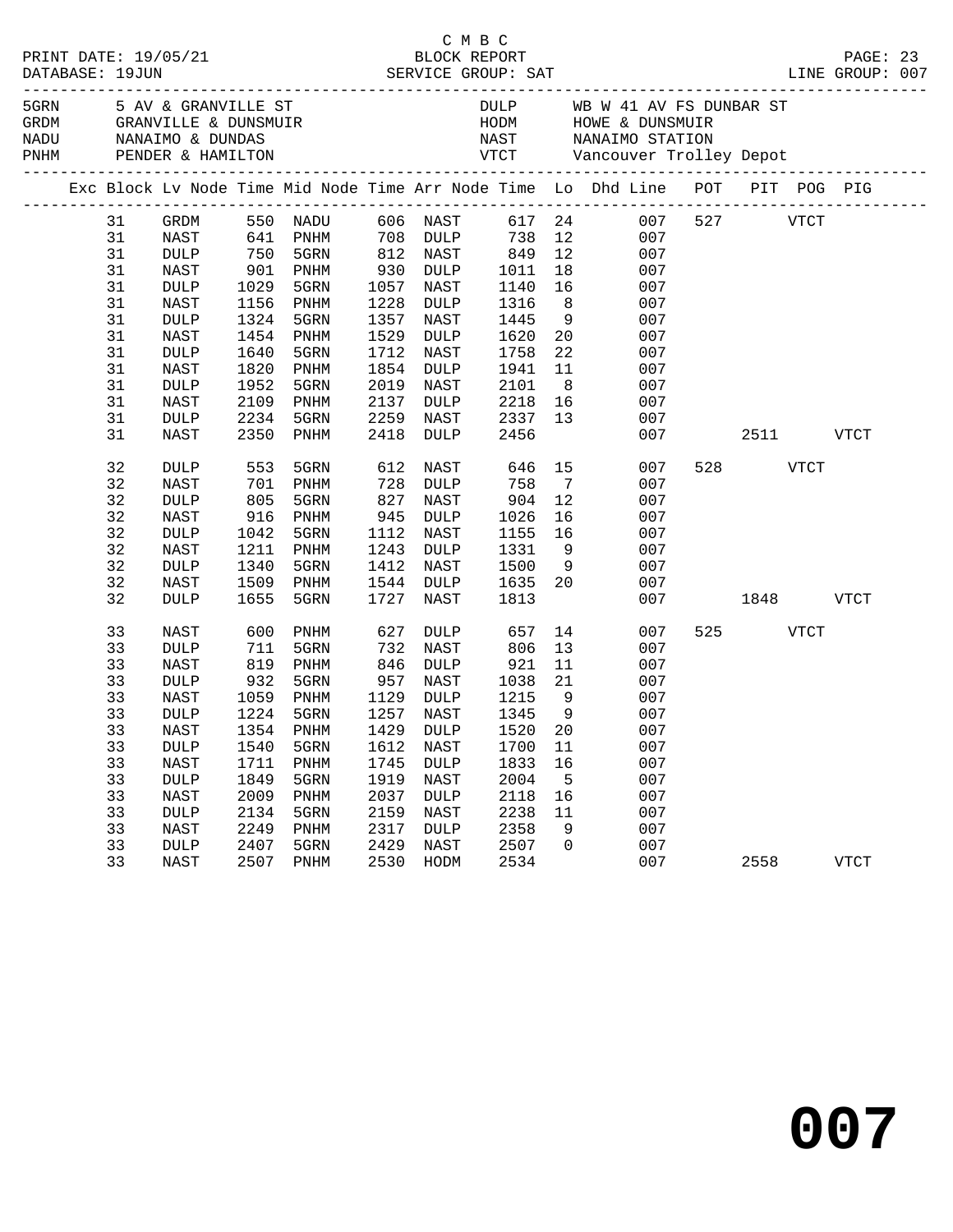C M B C

PRINT DATE: 19/05/21 BLOCK REPORT
DATABASE: 19JUN SERVICE GROUP: SAT LINE GROUP: 007

| Code | Location | Code | Location |
|---|---|---|---|
| 5GRN | 5 AV & GRANVILLE ST | DULP | WB W 41 AV FS DUNBAR ST |
| GRDM | GRANVILLE & DUNSMUIR | HODM | HOWE & DUNSMUIR |
| NADU | NANAIMO & DUNDAS | NAST | NANAIMO STATION |
| PNHM | PENDER & HAMILTON | VTCT | Vancouver Trolley Depot |

| Exc | Block | Lv Node | Time | Mid Node | Time | Arr Node | Time | Lo | Dhd Line | POT | PIT | POG | PIG |
|---|---|---|---|---|---|---|---|---|---|---|---|---|---|
| | 31 | GRDM | 550 | NADU | 606 | NAST | 617 | 24 | 007 | 527 | | VTCT | |
| | 31 | NAST | 641 | PNHM | 708 | DULP | 738 | 12 | 007 | | | | |
| | 31 | DULP | 750 | 5GRN | 812 | NAST | 849 | 12 | 007 | | | | |
| | 31 | NAST | 901 | PNHM | 930 | DULP | 1011 | 18 | 007 | | | | |
| | 31 | DULP | 1029 | 5GRN | 1057 | NAST | 1140 | 16 | 007 | | | | |
| | 31 | NAST | 1156 | PNHM | 1228 | DULP | 1316 | 8 | 007 | | | | |
| | 31 | DULP | 1324 | 5GRN | 1357 | NAST | 1445 | 9 | 007 | | | | |
| | 31 | NAST | 1454 | PNHM | 1529 | DULP | 1620 | 20 | 007 | | | | |
| | 31 | DULP | 1640 | 5GRN | 1712 | NAST | 1758 | 22 | 007 | | | | |
| | 31 | NAST | 1820 | PNHM | 1854 | DULP | 1941 | 11 | 007 | | | | |
| | 31 | DULP | 1952 | 5GRN | 2019 | NAST | 2101 | 8 | 007 | | | | |
| | 31 | NAST | 2109 | PNHM | 2137 | DULP | 2218 | 16 | 007 | | | | |
| | 31 | DULP | 2234 | 5GRN | 2259 | NAST | 2337 | 13 | 007 | | | | |
| | 31 | NAST | 2350 | PNHM | 2418 | DULP | 2456 | | 007 | | 2511 | | VTCT |
| | 32 | DULP | 553 | 5GRN | 612 | NAST | 646 | 15 | 007 | 528 | | VTCT | |
| | 32 | NAST | 701 | PNHM | 728 | DULP | 758 | 7 | 007 | | | | |
| | 32 | DULP | 805 | 5GRN | 827 | NAST | 904 | 12 | 007 | | | | |
| | 32 | NAST | 916 | PNHM | 945 | DULP | 1026 | 16 | 007 | | | | |
| | 32 | DULP | 1042 | 5GRN | 1112 | NAST | 1155 | 16 | 007 | | | | |
| | 32 | NAST | 1211 | PNHM | 1243 | DULP | 1331 | 9 | 007 | | | | |
| | 32 | DULP | 1340 | 5GRN | 1412 | NAST | 1500 | 9 | 007 | | | | |
| | 32 | NAST | 1509 | PNHM | 1544 | DULP | 1635 | 20 | 007 | | | | |
| | 32 | DULP | 1655 | 5GRN | 1727 | NAST | 1813 | | 007 | | 1848 | | VTCT |
| | 33 | NAST | 600 | PNHM | 627 | DULP | 657 | 14 | 007 | 525 | | VTCT | |
| | 33 | DULP | 711 | 5GRN | 732 | NAST | 806 | 13 | 007 | | | | |
| | 33 | NAST | 819 | PNHM | 846 | DULP | 921 | 11 | 007 | | | | |
| | 33 | DULP | 932 | 5GRN | 957 | NAST | 1038 | 21 | 007 | | | | |
| | 33 | NAST | 1059 | PNHM | 1129 | DULP | 1215 | 9 | 007 | | | | |
| | 33 | DULP | 1224 | 5GRN | 1257 | NAST | 1345 | 9 | 007 | | | | |
| | 33 | NAST | 1354 | PNHM | 1429 | DULP | 1520 | 20 | 007 | | | | |
| | 33 | DULP | 1540 | 5GRN | 1612 | NAST | 1700 | 11 | 007 | | | | |
| | 33 | NAST | 1711 | PNHM | 1745 | DULP | 1833 | 16 | 007 | | | | |
| | 33 | DULP | 1849 | 5GRN | 1919 | NAST | 2004 | 5 | 007 | | | | |
| | 33 | NAST | 2009 | PNHM | 2037 | DULP | 2118 | 16 | 007 | | | | |
| | 33 | DULP | 2134 | 5GRN | 2159 | NAST | 2238 | 11 | 007 | | | | |
| | 33 | NAST | 2249 | PNHM | 2317 | DULP | 2358 | 9 | 007 | | | | |
| | 33 | DULP | 2407 | 5GRN | 2429 | NAST | 2507 | 0 | 007 | | | | |
| | 33 | NAST | 2507 | PNHM | 2530 | HODM | 2534 | | 007 | | 2558 | | VTCT |

**007**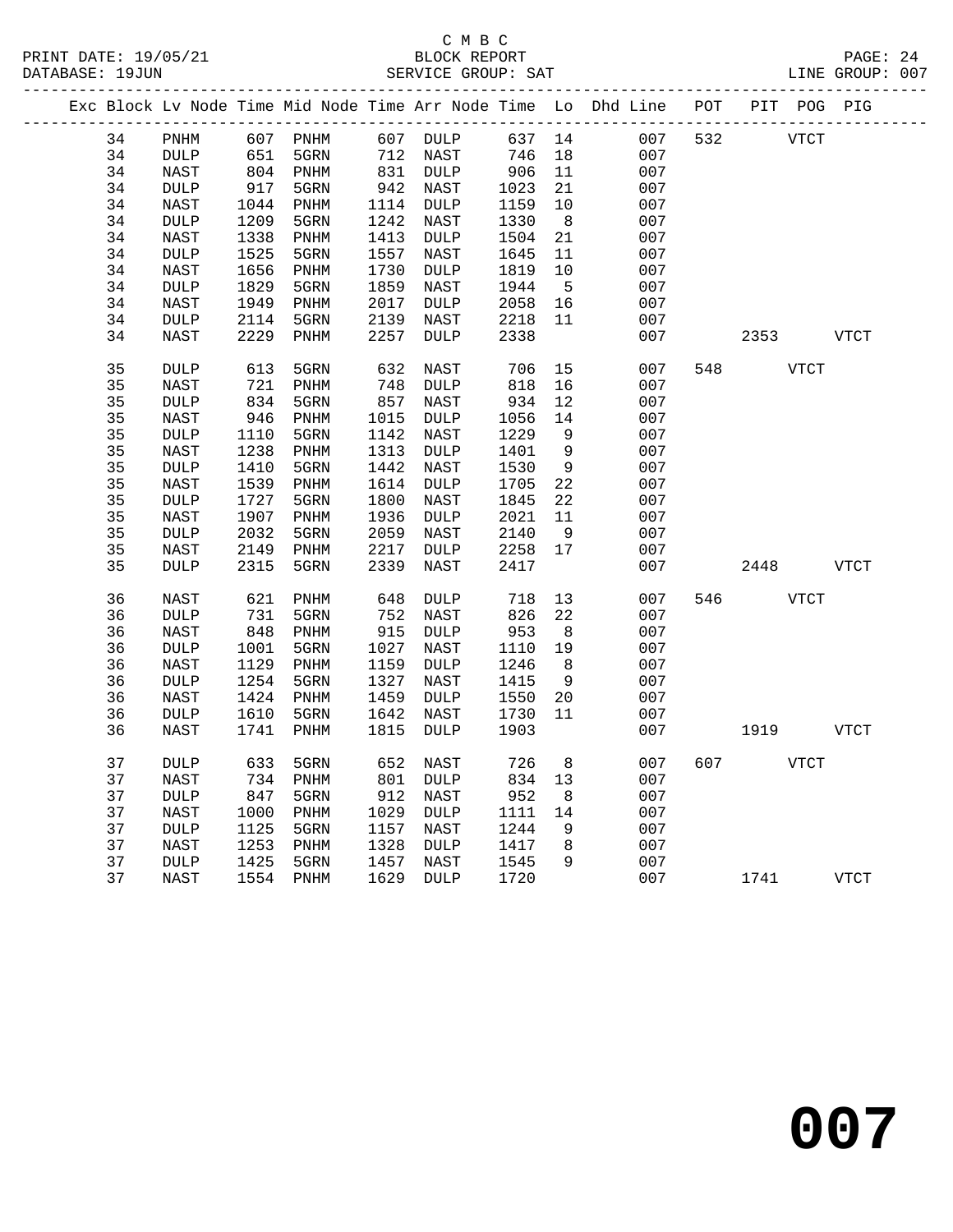C M B C
BLOCK REPORT
SERVICE GROUP: SAT

PRINT DATE: 19/05/21
DATABASE: 19JUN
LINE GROUP: 007

| Exc | Block | Lv | Node | Time | Mid Node | Time | Arr Node | Time | Lo | Dhd Line | POT | PIT | POG | PIG |
|---|---|---|---|---|---|---|---|---|---|---|---|---|---|---|
| | 34 | | PNHM | 607 | PNHM | 607 | DULP | 637 | 14 | 007 | 532 | | VTCT | |
| | 34 | | DULP | 651 | 5GRN | 712 | NAST | 746 | 18 | 007 | | | | |
| | 34 | | NAST | 804 | PNHM | 831 | DULP | 906 | 11 | 007 | | | | |
| | 34 | | DULP | 917 | 5GRN | 942 | NAST | 1023 | 21 | 007 | | | | |
| | 34 | | NAST | 1044 | PNHM | 1114 | DULP | 1159 | 10 | 007 | | | | |
| | 34 | | DULP | 1209 | 5GRN | 1242 | NAST | 1330 | 8 | 007 | | | | |
| | 34 | | NAST | 1338 | PNHM | 1413 | DULP | 1504 | 21 | 007 | | | | |
| | 34 | | DULP | 1525 | 5GRN | 1557 | NAST | 1645 | 11 | 007 | | | | |
| | 34 | | NAST | 1656 | PNHM | 1730 | DULP | 1819 | 10 | 007 | | | | |
| | 34 | | DULP | 1829 | 5GRN | 1859 | NAST | 1944 | 5 | 007 | | | | |
| | 34 | | NAST | 1949 | PNHM | 2017 | DULP | 2058 | 16 | 007 | | | | |
| | 34 | | DULP | 2114 | 5GRN | 2139 | NAST | 2218 | 11 | 007 | | | | |
| | 34 | | NAST | 2229 | PNHM | 2257 | DULP | 2338 | | 007 | | 2353 | | VTCT |
| | 35 | | DULP | 613 | 5GRN | 632 | NAST | 706 | 15 | 007 | 548 | | VTCT | |
| | 35 | | NAST | 721 | PNHM | 748 | DULP | 818 | 16 | 007 | | | | |
| | 35 | | DULP | 834 | 5GRN | 857 | NAST | 934 | 12 | 007 | | | | |
| | 35 | | NAST | 946 | PNHM | 1015 | DULP | 1056 | 14 | 007 | | | | |
| | 35 | | DULP | 1110 | 5GRN | 1142 | NAST | 1229 | 9 | 007 | | | | |
| | 35 | | NAST | 1238 | PNHM | 1313 | DULP | 1401 | 9 | 007 | | | | |
| | 35 | | DULP | 1410 | 5GRN | 1442 | NAST | 1530 | 9 | 007 | | | | |
| | 35 | | NAST | 1539 | PNHM | 1614 | DULP | 1705 | 22 | 007 | | | | |
| | 35 | | DULP | 1727 | 5GRN | 1800 | NAST | 1845 | 22 | 007 | | | | |
| | 35 | | NAST | 1907 | PNHM | 1936 | DULP | 2021 | 11 | 007 | | | | |
| | 35 | | DULP | 2032 | 5GRN | 2059 | NAST | 2140 | 9 | 007 | | | | |
| | 35 | | NAST | 2149 | PNHM | 2217 | DULP | 2258 | 17 | 007 | | | | |
| | 35 | | DULP | 2315 | 5GRN | 2339 | NAST | 2417 | | 007 | | 2448 | | VTCT |
| | 36 | | NAST | 621 | PNHM | 648 | DULP | 718 | 13 | 007 | 546 | | VTCT | |
| | 36 | | DULP | 731 | 5GRN | 752 | NAST | 826 | 22 | 007 | | | | |
| | 36 | | NAST | 848 | PNHM | 915 | DULP | 953 | 8 | 007 | | | | |
| | 36 | | DULP | 1001 | 5GRN | 1027 | NAST | 1110 | 19 | 007 | | | | |
| | 36 | | NAST | 1129 | PNHM | 1159 | DULP | 1246 | 8 | 007 | | | | |
| | 36 | | DULP | 1254 | 5GRN | 1327 | NAST | 1415 | 9 | 007 | | | | |
| | 36 | | NAST | 1424 | PNHM | 1459 | DULP | 1550 | 20 | 007 | | | | |
| | 36 | | DULP | 1610 | 5GRN | 1642 | NAST | 1730 | 11 | 007 | | | | |
| | 36 | | NAST | 1741 | PNHM | 1815 | DULP | 1903 | | 007 | | 1919 | | VTCT |
| | 37 | | DULP | 633 | 5GRN | 652 | NAST | 726 | 8 | 007 | 607 | | VTCT | |
| | 37 | | NAST | 734 | PNHM | 801 | DULP | 834 | 13 | 007 | | | | |
| | 37 | | DULP | 847 | 5GRN | 912 | NAST | 952 | 8 | 007 | | | | |
| | 37 | | NAST | 1000 | PNHM | 1029 | DULP | 1111 | 14 | 007 | | | | |
| | 37 | | DULP | 1125 | 5GRN | 1157 | NAST | 1244 | 9 | 007 | | | | |
| | 37 | | NAST | 1253 | PNHM | 1328 | DULP | 1417 | 8 | 007 | | | | |
| | 37 | | DULP | 1425 | 5GRN | 1457 | NAST | 1545 | 9 | 007 | | | | |
| | 37 | | NAST | 1554 | PNHM | 1629 | DULP | 1720 | | 007 | | 1741 | | VTCT |

# 007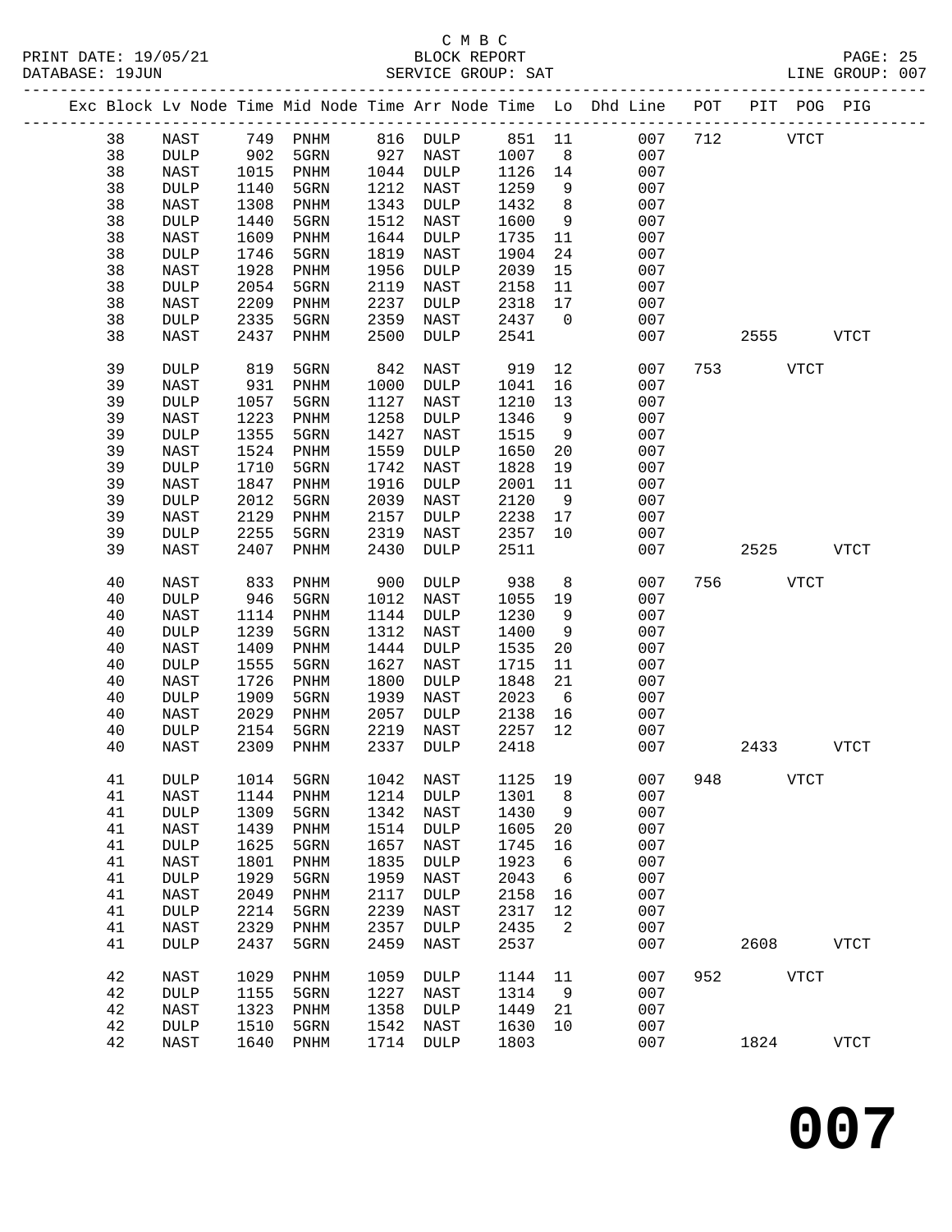C M B C
PRINT DATE: 19/05/21 BLOCK REPORT
DATABASE: 19JUN SERVICE GROUP: SAT LINE GROUP: 007

| Exc | Block | Lv | Node | Time | Mid Node | Time | Arr Node | Time | Lo | Dhd Line | POT | PIT | POG | PIG |
|---|---|---|---|---|---|---|---|---|---|---|---|---|---|---|
| | 38 | | NAST | 749 | PNHM | 816 | DULP | 851 | 11 | 007 | 712 | | VTCT | |
| | 38 | | DULP | 902 | 5GRN | 927 | NAST | 1007 | 8 | 007 | | | | |
| | 38 | | NAST | 1015 | PNHM | 1044 | DULP | 1126 | 14 | 007 | | | | |
| | 38 | | DULP | 1140 | 5GRN | 1212 | NAST | 1259 | 9 | 007 | | | | |
| | 38 | | NAST | 1308 | PNHM | 1343 | DULP | 1432 | 8 | 007 | | | | |
| | 38 | | DULP | 1440 | 5GRN | 1512 | NAST | 1600 | 9 | 007 | | | | |
| | 38 | | NAST | 1609 | PNHM | 1644 | DULP | 1735 | 11 | 007 | | | | |
| | 38 | | DULP | 1746 | 5GRN | 1819 | NAST | 1904 | 24 | 007 | | | | |
| | 38 | | NAST | 1928 | PNHM | 1956 | DULP | 2039 | 15 | 007 | | | | |
| | 38 | | DULP | 2054 | 5GRN | 2119 | NAST | 2158 | 11 | 007 | | | | |
| | 38 | | NAST | 2209 | PNHM | 2237 | DULP | 2318 | 17 | 007 | | | | |
| | 38 | | DULP | 2335 | 5GRN | 2359 | NAST | 2437 | 0 | 007 | | | | |
| | 38 | | NAST | 2437 | PNHM | 2500 | DULP | 2541 | | 007 | | 2555 | | VTCT |
| | 39 | | DULP | 819 | 5GRN | 842 | NAST | 919 | 12 | 007 | 753 | | VTCT | |
| | 39 | | NAST | 931 | PNHM | 1000 | DULP | 1041 | 16 | 007 | | | | |
| | 39 | | DULP | 1057 | 5GRN | 1127 | NAST | 1210 | 13 | 007 | | | | |
| | 39 | | NAST | 1223 | PNHM | 1258 | DULP | 1346 | 9 | 007 | | | | |
| | 39 | | DULP | 1355 | 5GRN | 1427 | NAST | 1515 | 9 | 007 | | | | |
| | 39 | | NAST | 1524 | PNHM | 1559 | DULP | 1650 | 20 | 007 | | | | |
| | 39 | | DULP | 1710 | 5GRN | 1742 | NAST | 1828 | 19 | 007 | | | | |
| | 39 | | NAST | 1847 | PNHM | 1916 | DULP | 2001 | 11 | 007 | | | | |
| | 39 | | DULP | 2012 | 5GRN | 2039 | NAST | 2120 | 9 | 007 | | | | |
| | 39 | | NAST | 2129 | PNHM | 2157 | DULP | 2238 | 17 | 007 | | | | |
| | 39 | | DULP | 2255 | 5GRN | 2319 | NAST | 2357 | 10 | 007 | | | | |
| | 39 | | NAST | 2407 | PNHM | 2430 | DULP | 2511 | | 007 | | 2525 | | VTCT |
| | 40 | | NAST | 833 | PNHM | 900 | DULP | 938 | 8 | 007 | 756 | | VTCT | |
| | 40 | | DULP | 946 | 5GRN | 1012 | NAST | 1055 | 19 | 007 | | | | |
| | 40 | | NAST | 1114 | PNHM | 1144 | DULP | 1230 | 9 | 007 | | | | |
| | 40 | | DULP | 1239 | 5GRN | 1312 | NAST | 1400 | 9 | 007 | | | | |
| | 40 | | NAST | 1409 | PNHM | 1444 | DULP | 1535 | 20 | 007 | | | | |
| | 40 | | DULP | 1555 | 5GRN | 1627 | NAST | 1715 | 11 | 007 | | | | |
| | 40 | | NAST | 1726 | PNHM | 1800 | DULP | 1848 | 21 | 007 | | | | |
| | 40 | | DULP | 1909 | 5GRN | 1939 | NAST | 2023 | 6 | 007 | | | | |
| | 40 | | NAST | 2029 | PNHM | 2057 | DULP | 2138 | 16 | 007 | | | | |
| | 40 | | DULP | 2154 | 5GRN | 2219 | NAST | 2257 | 12 | 007 | | | | |
| | 40 | | NAST | 2309 | PNHM | 2337 | DULP | 2418 | | 007 | | 2433 | | VTCT |
| | 41 | | DULP | 1014 | 5GRN | 1042 | NAST | 1125 | 19 | 007 | 948 | | VTCT | |
| | 41 | | NAST | 1144 | PNHM | 1214 | DULP | 1301 | 8 | 007 | | | | |
| | 41 | | DULP | 1309 | 5GRN | 1342 | NAST | 1430 | 9 | 007 | | | | |
| | 41 | | NAST | 1439 | PNHM | 1514 | DULP | 1605 | 20 | 007 | | | | |
| | 41 | | DULP | 1625 | 5GRN | 1657 | NAST | 1745 | 16 | 007 | | | | |
| | 41 | | NAST | 1801 | PNHM | 1835 | DULP | 1923 | 6 | 007 | | | | |
| | 41 | | DULP | 1929 | 5GRN | 1959 | NAST | 2043 | 6 | 007 | | | | |
| | 41 | | NAST | 2049 | PNHM | 2117 | DULP | 2158 | 16 | 007 | | | | |
| | 41 | | DULP | 2214 | 5GRN | 2239 | NAST | 2317 | 12 | 007 | | | | |
| | 41 | | NAST | 2329 | PNHM | 2357 | DULP | 2435 | 2 | 007 | | | | |
| | 41 | | DULP | 2437 | 5GRN | 2459 | NAST | 2537 | | 007 | | 2608 | | VTCT |
| | 42 | | NAST | 1029 | PNHM | 1059 | DULP | 1144 | 11 | 007 | 952 | | VTCT | |
| | 42 | | DULP | 1155 | 5GRN | 1227 | NAST | 1314 | 9 | 007 | | | | |
| | 42 | | NAST | 1323 | PNHM | 1358 | DULP | 1449 | 21 | 007 | | | | |
| | 42 | | DULP | 1510 | 5GRN | 1542 | NAST | 1630 | 10 | 007 | | | | |
| | 42 | | NAST | 1640 | PNHM | 1714 | DULP | 1803 | | 007 | | 1824 | | VTCT |

# 007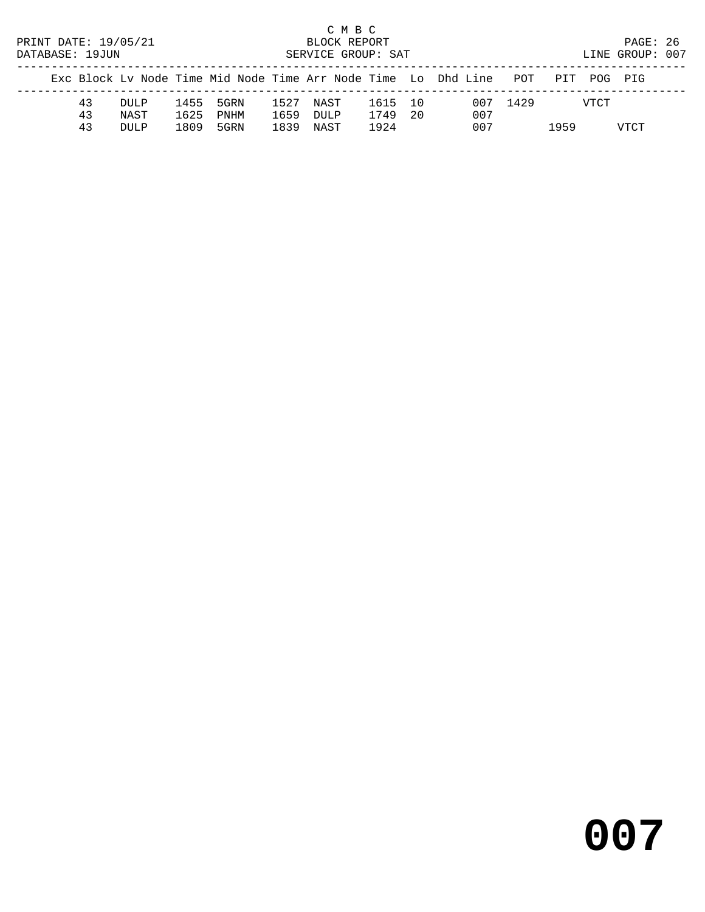C M B C
BLOCK REPORT
SERVICE GROUP: SAT

PRINT DATE: 19/05/21
DATABASE: 19JUN

LINE GROUP: 007

| Exc | Block | Lv Node | Time | Mid Node | Time | Arr Node | Time | Lo | Dhd | Line | POT | PIT | POG | PIG |
|---|---|---|---|---|---|---|---|---|---|---|---|---|---|---|
| | 43 | DULP | 1455 | 5GRN | 1527 | NAST | 1615 | 10 | | 007 | 1429 | | VTCT | |
| | 43 | NAST | 1625 | PNHM | 1659 | DULP | 1749 | 20 | | 007 | | | | |
| | 43 | DULP | 1809 | 5GRN | 1839 | NAST | 1924 | | | 007 | | 1959 | | VTCT |

# 007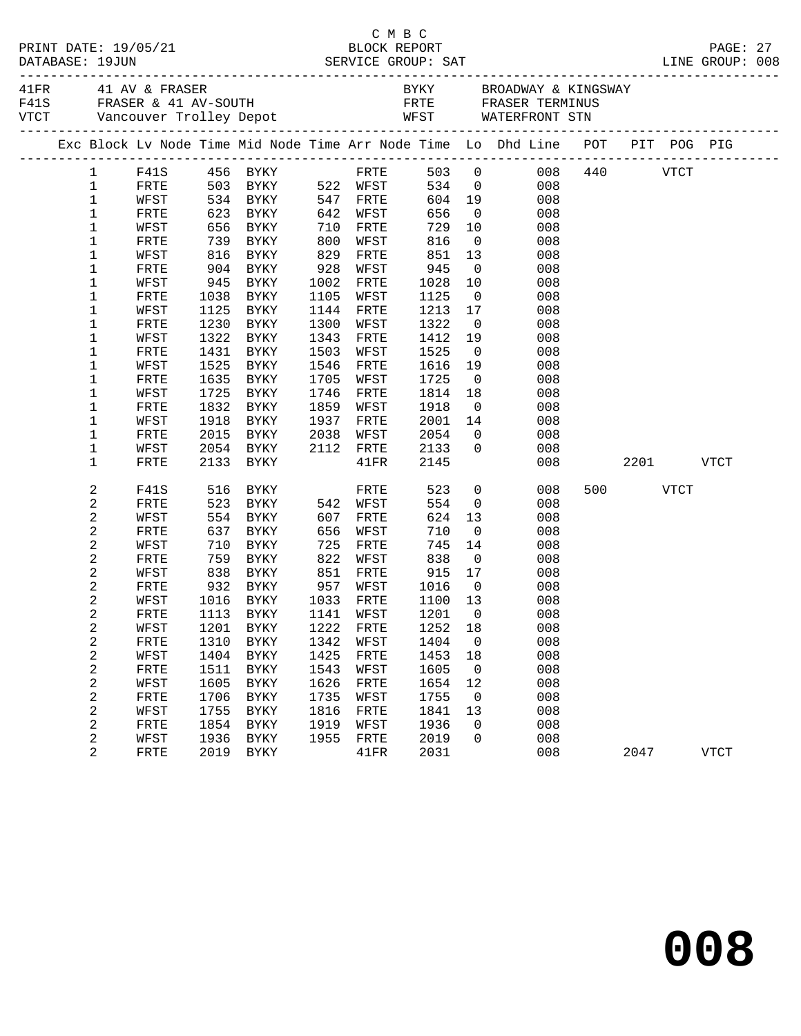C M B C
PRINT DATE: 19/05/21 BLOCK REPORT
DATABASE: 19JUN SERVICE GROUP: SAT LINE GROUP: 008

| Code | Description | Code | Description |
|---|---|---|---|
| 41FR | 41 AV & FRASER | BYKY | BROADWAY & KINGSWAY |
| F41S | FRASER & 41 AV-SOUTH | FRTE | FRASER TERMINUS |
| VTCT | Vancouver Trolley Depot | WFST | WATERFRONT STN |

| Exc | Block | Lv Node | Time | Mid Node | Time | Arr Node | Time | Lo | Dhd Line | POT | PIT | POG | PIG |
|---|---|---|---|---|---|---|---|---|---|---|---|---|---|
| | 1 | F41S | 456 | BYKY | | FRTE | 503 | 0 | 008 | 440 | | VTCT | |
| | 1 | FRTE | 503 | BYKY | 522 | WFST | 534 | 0 | 008 | | | | |
| | 1 | WFST | 534 | BYKY | 547 | FRTE | 604 | 19 | 008 | | | | |
| | 1 | FRTE | 623 | BYKY | 642 | WFST | 656 | 0 | 008 | | | | |
| | 1 | WFST | 656 | BYKY | 710 | FRTE | 729 | 10 | 008 | | | | |
| | 1 | FRTE | 739 | BYKY | 800 | WFST | 816 | 0 | 008 | | | | |
| | 1 | WFST | 816 | BYKY | 829 | FRTE | 851 | 13 | 008 | | | | |
| | 1 | FRTE | 904 | BYKY | 928 | WFST | 945 | 0 | 008 | | | | |
| | 1 | WFST | 945 | BYKY | 1002 | FRTE | 1028 | 10 | 008 | | | | |
| | 1 | FRTE | 1038 | BYKY | 1105 | WFST | 1125 | 0 | 008 | | | | |
| | 1 | WFST | 1125 | BYKY | 1144 | FRTE | 1213 | 17 | 008 | | | | |
| | 1 | FRTE | 1230 | BYKY | 1300 | WFST | 1322 | 0 | 008 | | | | |
| | 1 | WFST | 1322 | BYKY | 1343 | FRTE | 1412 | 19 | 008 | | | | |
| | 1 | FRTE | 1431 | BYKY | 1503 | WFST | 1525 | 0 | 008 | | | | |
| | 1 | WFST | 1525 | BYKY | 1546 | FRTE | 1616 | 19 | 008 | | | | |
| | 1 | FRTE | 1635 | BYKY | 1705 | WFST | 1725 | 0 | 008 | | | | |
| | 1 | WFST | 1725 | BYKY | 1746 | FRTE | 1814 | 18 | 008 | | | | |
| | 1 | FRTE | 1832 | BYKY | 1859 | WFST | 1918 | 0 | 008 | | | | |
| | 1 | WFST | 1918 | BYKY | 1937 | FRTE | 2001 | 14 | 008 | | | | |
| | 1 | FRTE | 2015 | BYKY | 2038 | WFST | 2054 | 0 | 008 | | | | |
| | 1 | WFST | 2054 | BYKY | 2112 | FRTE | 2133 | 0 | 008 | | | | |
| | 1 | FRTE | 2133 | BYKY | | 41FR | 2145 | | 008 | | 2201 | | VTCT |
| | 2 | F41S | 516 | BYKY | | FRTE | 523 | 0 | 008 | 500 | | VTCT | |
| | 2 | FRTE | 523 | BYKY | 542 | WFST | 554 | 0 | 008 | | | | |
| | 2 | WFST | 554 | BYKY | 607 | FRTE | 624 | 13 | 008 | | | | |
| | 2 | FRTE | 637 | BYKY | 656 | WFST | 710 | 0 | 008 | | | | |
| | 2 | WFST | 710 | BYKY | 725 | FRTE | 745 | 14 | 008 | | | | |
| | 2 | FRTE | 759 | BYKY | 822 | WFST | 838 | 0 | 008 | | | | |
| | 2 | WFST | 838 | BYKY | 851 | FRTE | 915 | 17 | 008 | | | | |
| | 2 | FRTE | 932 | BYKY | 957 | WFST | 1016 | 0 | 008 | | | | |
| | 2 | WFST | 1016 | BYKY | 1033 | FRTE | 1100 | 13 | 008 | | | | |
| | 2 | FRTE | 1113 | BYKY | 1141 | WFST | 1201 | 0 | 008 | | | | |
| | 2 | WFST | 1201 | BYKY | 1222 | FRTE | 1252 | 18 | 008 | | | | |
| | 2 | FRTE | 1310 | BYKY | 1342 | WFST | 1404 | 0 | 008 | | | | |
| | 2 | WFST | 1404 | BYKY | 1425 | FRTE | 1453 | 18 | 008 | | | | |
| | 2 | FRTE | 1511 | BYKY | 1543 | WFST | 1605 | 0 | 008 | | | | |
| | 2 | WFST | 1605 | BYKY | 1626 | FRTE | 1654 | 12 | 008 | | | | |
| | 2 | FRTE | 1706 | BYKY | 1735 | WFST | 1755 | 0 | 008 | | | | |
| | 2 | WFST | 1755 | BYKY | 1816 | FRTE | 1841 | 13 | 008 | | | | |
| | 2 | FRTE | 1854 | BYKY | 1919 | WFST | 1936 | 0 | 008 | | | | |
| | 2 | WFST | 1936 | BYKY | 1955 | FRTE | 2019 | 0 | 008 | | | | |
| | 2 | FRTE | 2019 | BYKY | | 41FR | 2031 | | 008 | | 2047 | | VTCT |

# 008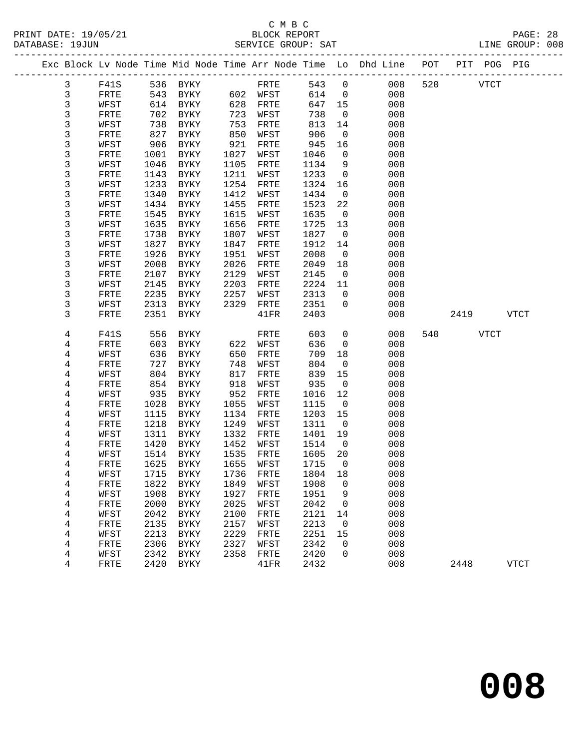C M B C
BLOCK REPORT
SERVICE GROUP: SAT

PRINT DATE: 19/05/21
DATABASE: 19JUN
LINE GROUP: 008

| Exc | Block | Lv Node | Time | Mid Node | Time | Arr Node | Time | Lo | Dhd Line | POT | PIT | POG | PIG |
|---|---|---|---|---|---|---|---|---|---|---|---|---|---|
| 3 | F41S | 536 | BYKY | | FRTE | 543 | 0 | | 008 | 520 | | VTCT | |
| 3 | FRTE | 543 | BYKY | 602 | WFST | 614 | 0 | | 008 | | | | |
| 3 | WFST | 614 | BYKY | 628 | FRTE | 647 | 15 | | 008 | | | | |
| 3 | FRTE | 702 | BYKY | 723 | WFST | 738 | 0 | | 008 | | | | |
| 3 | WFST | 738 | BYKY | 753 | FRTE | 813 | 14 | | 008 | | | | |
| 3 | FRTE | 827 | BYKY | 850 | WFST | 906 | 0 | | 008 | | | | |
| 3 | WFST | 906 | BYKY | 921 | FRTE | 945 | 16 | | 008 | | | | |
| 3 | FRTE | 1001 | BYKY | 1027 | WFST | 1046 | 0 | | 008 | | | | |
| 3 | WFST | 1046 | BYKY | 1105 | FRTE | 1134 | 9 | | 008 | | | | |
| 3 | FRTE | 1143 | BYKY | 1211 | WFST | 1233 | 0 | | 008 | | | | |
| 3 | WFST | 1233 | BYKY | 1254 | FRTE | 1324 | 16 | | 008 | | | | |
| 3 | FRTE | 1340 | BYKY | 1412 | WFST | 1434 | 0 | | 008 | | | | |
| 3 | WFST | 1434 | BYKY | 1455 | FRTE | 1523 | 22 | | 008 | | | | |
| 3 | FRTE | 1545 | BYKY | 1615 | WFST | 1635 | 0 | | 008 | | | | |
| 3 | WFST | 1635 | BYKY | 1656 | FRTE | 1725 | 13 | | 008 | | | | |
| 3 | FRTE | 1738 | BYKY | 1807 | WFST | 1827 | 0 | | 008 | | | | |
| 3 | WFST | 1827 | BYKY | 1847 | FRTE | 1912 | 14 | | 008 | | | | |
| 3 | FRTE | 1926 | BYKY | 1951 | WFST | 2008 | 0 | | 008 | | | | |
| 3 | WFST | 2008 | BYKY | 2026 | FRTE | 2049 | 18 | | 008 | | | | |
| 3 | FRTE | 2107 | BYKY | 2129 | WFST | 2145 | 0 | | 008 | | | | |
| 3 | WFST | 2145 | BYKY | 2203 | FRTE | 2224 | 11 | | 008 | | | | |
| 3 | FRTE | 2235 | BYKY | 2257 | WFST | 2313 | 0 | | 008 | | | | |
| 3 | WFST | 2313 | BYKY | 2329 | FRTE | 2351 | 0 | | 008 | | | | |
| 3 | FRTE | 2351 | BYKY | | 41FR | 2403 | | | 008 | | 2419 | | VTCT |
| 4 | F41S | 556 | BYKY | | FRTE | 603 | 0 | | 008 | 540 | | VTCT | |
| 4 | FRTE | 603 | BYKY | 622 | WFST | 636 | 0 | | 008 | | | | |
| 4 | WFST | 636 | BYKY | 650 | FRTE | 709 | 18 | | 008 | | | | |
| 4 | FRTE | 727 | BYKY | 748 | WFST | 804 | 0 | | 008 | | | | |
| 4 | WFST | 804 | BYKY | 817 | FRTE | 839 | 15 | | 008 | | | | |
| 4 | FRTE | 854 | BYKY | 918 | WFST | 935 | 0 | | 008 | | | | |
| 4 | WFST | 935 | BYKY | 952 | FRTE | 1016 | 12 | | 008 | | | | |
| 4 | FRTE | 1028 | BYKY | 1055 | WFST | 1115 | 0 | | 008 | | | | |
| 4 | WFST | 1115 | BYKY | 1134 | FRTE | 1203 | 15 | | 008 | | | | |
| 4 | FRTE | 1218 | BYKY | 1249 | WFST | 1311 | 0 | | 008 | | | | |
| 4 | WFST | 1311 | BYKY | 1332 | FRTE | 1401 | 19 | | 008 | | | | |
| 4 | FRTE | 1420 | BYKY | 1452 | WFST | 1514 | 0 | | 008 | | | | |
| 4 | WFST | 1514 | BYKY | 1535 | FRTE | 1605 | 20 | | 008 | | | | |
| 4 | FRTE | 1625 | BYKY | 1655 | WFST | 1715 | 0 | | 008 | | | | |
| 4 | WFST | 1715 | BYKY | 1736 | FRTE | 1804 | 18 | | 008 | | | | |
| 4 | FRTE | 1822 | BYKY | 1849 | WFST | 1908 | 0 | | 008 | | | | |
| 4 | WFST | 1908 | BYKY | 1927 | FRTE | 1951 | 9 | | 008 | | | | |
| 4 | FRTE | 2000 | BYKY | 2025 | WFST | 2042 | 0 | | 008 | | | | |
| 4 | WFST | 2042 | BYKY | 2100 | FRTE | 2121 | 14 | | 008 | | | | |
| 4 | FRTE | 2135 | BYKY | 2157 | WFST | 2213 | 0 | | 008 | | | | |
| 4 | WFST | 2213 | BYKY | 2229 | FRTE | 2251 | 15 | | 008 | | | | |
| 4 | FRTE | 2306 | BYKY | 2327 | WFST | 2342 | 0 | | 008 | | | | |
| 4 | WFST | 2342 | BYKY | 2358 | FRTE | 2420 | 0 | | 008 | | | | |
| 4 | FRTE | 2420 | BYKY | | 41FR | 2432 | | | 008 | | 2448 | | VTCT |

# 008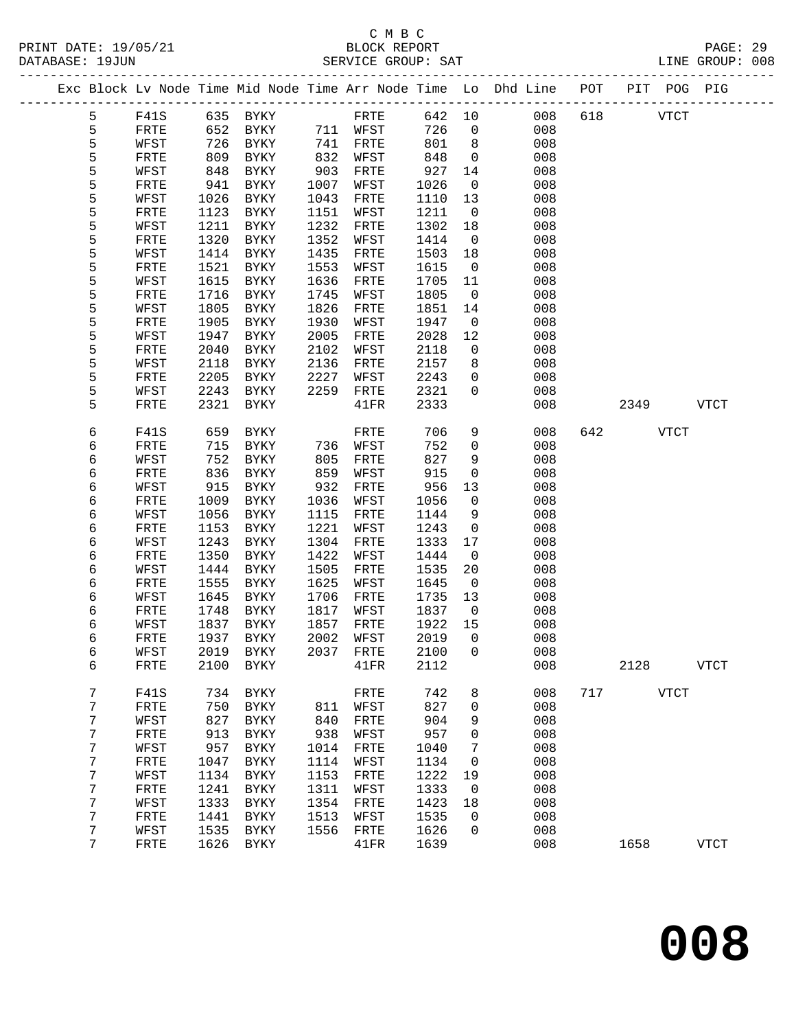C M B C
BLOCK REPORT
SERVICE GROUP: SAT

PRINT DATE: 19/05/21
DATABASE: 19JUN
LINE GROUP: 008

| Exc | Block | Lv | Node | Time | Mid Node | Time | Arr Node | Time | Lo | Dhd Line | POT | PIT | POG | PIG |
|---|---|---|---|---|---|---|---|---|---|---|---|---|---|---|
| | 5 | | F41S | 635 | BYKY | | FRTE | 642 | 10 | 008 | 618 | | VTCT | |
| | 5 | | FRTE | 652 | BYKY | 711 | WFST | 726 | 0 | 008 | | | | |
| | 5 | | WFST | 726 | BYKY | 741 | FRTE | 801 | 8 | 008 | | | | |
| | 5 | | FRTE | 809 | BYKY | 832 | WFST | 848 | 0 | 008 | | | | |
| | 5 | | WFST | 848 | BYKY | 903 | FRTE | 927 | 14 | 008 | | | | |
| | 5 | | FRTE | 941 | BYKY | 1007 | WFST | 1026 | 0 | 008 | | | | |
| | 5 | | WFST | 1026 | BYKY | 1043 | FRTE | 1110 | 13 | 008 | | | | |
| | 5 | | FRTE | 1123 | BYKY | 1151 | WFST | 1211 | 0 | 008 | | | | |
| | 5 | | WFST | 1211 | BYKY | 1232 | FRTE | 1302 | 18 | 008 | | | | |
| | 5 | | FRTE | 1320 | BYKY | 1352 | WFST | 1414 | 0 | 008 | | | | |
| | 5 | | WFST | 1414 | BYKY | 1435 | FRTE | 1503 | 18 | 008 | | | | |
| | 5 | | FRTE | 1521 | BYKY | 1553 | WFST | 1615 | 0 | 008 | | | | |
| | 5 | | WFST | 1615 | BYKY | 1636 | FRTE | 1705 | 11 | 008 | | | | |
| | 5 | | FRTE | 1716 | BYKY | 1745 | WFST | 1805 | 0 | 008 | | | | |
| | 5 | | WFST | 1805 | BYKY | 1826 | FRTE | 1851 | 14 | 008 | | | | |
| | 5 | | FRTE | 1905 | BYKY | 1930 | WFST | 1947 | 0 | 008 | | | | |
| | 5 | | WFST | 1947 | BYKY | 2005 | FRTE | 2028 | 12 | 008 | | | | |
| | 5 | | FRTE | 2040 | BYKY | 2102 | WFST | 2118 | 0 | 008 | | | | |
| | 5 | | WFST | 2118 | BYKY | 2136 | FRTE | 2157 | 8 | 008 | | | | |
| | 5 | | FRTE | 2205 | BYKY | 2227 | WFST | 2243 | 0 | 008 | | | | |
| | 5 | | WFST | 2243 | BYKY | 2259 | FRTE | 2321 | 0 | 008 | | | | |
| | 5 | | FRTE | 2321 | BYKY | | 41FR | 2333 | | 008 | | 2349 | | VTCT |
| | 6 | | F41S | 659 | BYKY | | FRTE | 706 | 9 | 008 | 642 | | VTCT | |
| | 6 | | FRTE | 715 | BYKY | 736 | WFST | 752 | 0 | 008 | | | | |
| | 6 | | WFST | 752 | BYKY | 805 | FRTE | 827 | 9 | 008 | | | | |
| | 6 | | FRTE | 836 | BYKY | 859 | WFST | 915 | 0 | 008 | | | | |
| | 6 | | WFST | 915 | BYKY | 932 | FRTE | 956 | 13 | 008 | | | | |
| | 6 | | FRTE | 1009 | BYKY | 1036 | WFST | 1056 | 0 | 008 | | | | |
| | 6 | | WFST | 1056 | BYKY | 1115 | FRTE | 1144 | 9 | 008 | | | | |
| | 6 | | FRTE | 1153 | BYKY | 1221 | WFST | 1243 | 0 | 008 | | | | |
| | 6 | | WFST | 1243 | BYKY | 1304 | FRTE | 1333 | 17 | 008 | | | | |
| | 6 | | FRTE | 1350 | BYKY | 1422 | WFST | 1444 | 0 | 008 | | | | |
| | 6 | | WFST | 1444 | BYKY | 1505 | FRTE | 1535 | 20 | 008 | | | | |
| | 6 | | FRTE | 1555 | BYKY | 1625 | WFST | 1645 | 0 | 008 | | | | |
| | 6 | | WFST | 1645 | BYKY | 1706 | FRTE | 1735 | 13 | 008 | | | | |
| | 6 | | FRTE | 1748 | BYKY | 1817 | WFST | 1837 | 0 | 008 | | | | |
| | 6 | | WFST | 1837 | BYKY | 1857 | FRTE | 1922 | 15 | 008 | | | | |
| | 6 | | FRTE | 1937 | BYKY | 2002 | WFST | 2019 | 0 | 008 | | | | |
| | 6 | | WFST | 2019 | BYKY | 2037 | FRTE | 2100 | 0 | 008 | | | | |
| | 6 | | FRTE | 2100 | BYKY | | 41FR | 2112 | | 008 | | 2128 | | VTCT |
| | 7 | | F41S | 734 | BYKY | | FRTE | 742 | 8 | 008 | 717 | | VTCT | |
| | 7 | | FRTE | 750 | BYKY | 811 | WFST | 827 | 0 | 008 | | | | |
| | 7 | | WFST | 827 | BYKY | 840 | FRTE | 904 | 9 | 008 | | | | |
| | 7 | | FRTE | 913 | BYKY | 938 | WFST | 957 | 0 | 008 | | | | |
| | 7 | | WFST | 957 | BYKY | 1014 | FRTE | 1040 | 7 | 008 | | | | |
| | 7 | | FRTE | 1047 | BYKY | 1114 | WFST | 1134 | 0 | 008 | | | | |
| | 7 | | WFST | 1134 | BYKY | 1153 | FRTE | 1222 | 19 | 008 | | | | |
| | 7 | | FRTE | 1241 | BYKY | 1311 | WFST | 1333 | 0 | 008 | | | | |
| | 7 | | WFST | 1333 | BYKY | 1354 | FRTE | 1423 | 18 | 008 | | | | |
| | 7 | | FRTE | 1441 | BYKY | 1513 | WFST | 1535 | 0 | 008 | | | | |
| | 7 | | WFST | 1535 | BYKY | 1556 | FRTE | 1626 | 0 | 008 | | | | |
| | 7 | | FRTE | 1626 | BYKY | | 41FR | 1639 | | 008 | | 1658 | | VTCT |

**008**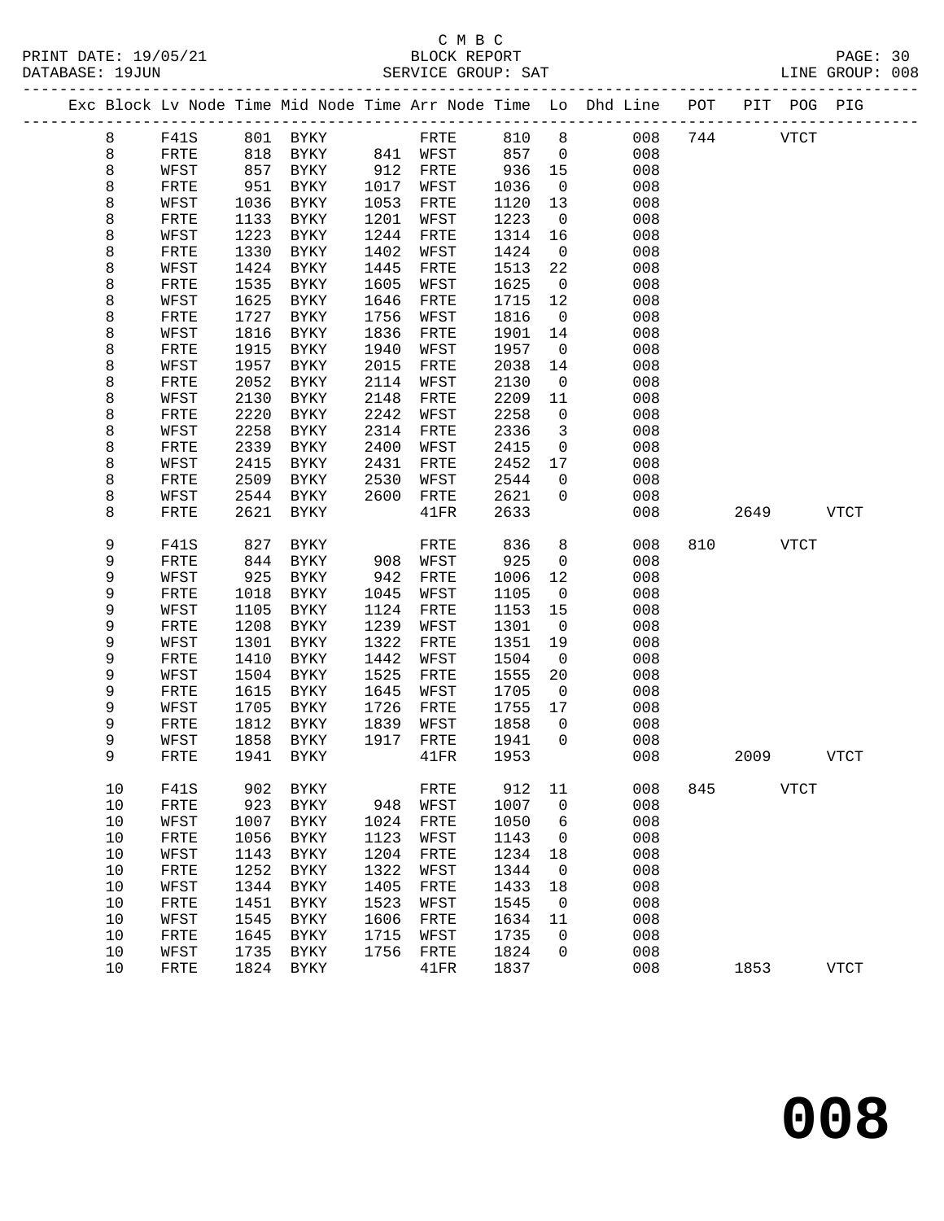C M B C
BLOCK REPORT
SERVICE GROUP: SAT

PRINT DATE: 19/05/21
DATABASE: 19JUN
LINE GROUP: 008

| Exc | Block | Lv | Node | Time | Mid Node | Time | Arr Node | Time | Lo | Dhd Line | POT | PIT | POG | PIG |
|---|---|---|---|---|---|---|---|---|---|---|---|---|---|---|
| | 8 | | F41S | 801 | BYKY | | FRTE | 810 | 8 | 008 | 744 | | VTCT | |
| | 8 | | FRTE | 818 | BYKY | 841 | WFST | 857 | 0 | 008 | | | | |
| | 8 | | WFST | 857 | BYKY | 912 | FRTE | 936 | 15 | 008 | | | | |
| | 8 | | FRTE | 951 | BYKY | 1017 | WFST | 1036 | 0 | 008 | | | | |
| | 8 | | WFST | 1036 | BYKY | 1053 | FRTE | 1120 | 13 | 008 | | | | |
| | 8 | | FRTE | 1133 | BYKY | 1201 | WFST | 1223 | 0 | 008 | | | | |
| | 8 | | WFST | 1223 | BYKY | 1244 | FRTE | 1314 | 16 | 008 | | | | |
| | 8 | | FRTE | 1330 | BYKY | 1402 | WFST | 1424 | 0 | 008 | | | | |
| | 8 | | WFST | 1424 | BYKY | 1445 | FRTE | 1513 | 22 | 008 | | | | |
| | 8 | | FRTE | 1535 | BYKY | 1605 | WFST | 1625 | 0 | 008 | | | | |
| | 8 | | WFST | 1625 | BYKY | 1646 | FRTE | 1715 | 12 | 008 | | | | |
| | 8 | | FRTE | 1727 | BYKY | 1756 | WFST | 1816 | 0 | 008 | | | | |
| | 8 | | WFST | 1816 | BYKY | 1836 | FRTE | 1901 | 14 | 008 | | | | |
| | 8 | | FRTE | 1915 | BYKY | 1940 | WFST | 1957 | 0 | 008 | | | | |
| | 8 | | WFST | 1957 | BYKY | 2015 | FRTE | 2038 | 14 | 008 | | | | |
| | 8 | | FRTE | 2052 | BYKY | 2114 | WFST | 2130 | 0 | 008 | | | | |
| | 8 | | WFST | 2130 | BYKY | 2148 | FRTE | 2209 | 11 | 008 | | | | |
| | 8 | | FRTE | 2220 | BYKY | 2242 | WFST | 2258 | 0 | 008 | | | | |
| | 8 | | WFST | 2258 | BYKY | 2314 | FRTE | 2336 | 3 | 008 | | | | |
| | 8 | | FRTE | 2339 | BYKY | 2400 | WFST | 2415 | 0 | 008 | | | | |
| | 8 | | WFST | 2415 | BYKY | 2431 | FRTE | 2452 | 17 | 008 | | | | |
| | 8 | | FRTE | 2509 | BYKY | 2530 | WFST | 2544 | 0 | 008 | | | | |
| | 8 | | WFST | 2544 | BYKY | 2600 | FRTE | 2621 | 0 | 008 | | | | |
| | 8 | | FRTE | 2621 | BYKY | | 41FR | 2633 | | 008 | | 2649 | | VTCT |
| | 9 | | F41S | 827 | BYKY | | FRTE | 836 | 8 | 008 | 810 | | VTCT | |
| | 9 | | FRTE | 844 | BYKY | 908 | WFST | 925 | 0 | 008 | | | | |
| | 9 | | WFST | 925 | BYKY | 942 | FRTE | 1006 | 12 | 008 | | | | |
| | 9 | | FRTE | 1018 | BYKY | 1045 | WFST | 1105 | 0 | 008 | | | | |
| | 9 | | WFST | 1105 | BYKY | 1124 | FRTE | 1153 | 15 | 008 | | | | |
| | 9 | | FRTE | 1208 | BYKY | 1239 | WFST | 1301 | 0 | 008 | | | | |
| | 9 | | WFST | 1301 | BYKY | 1322 | FRTE | 1351 | 19 | 008 | | | | |
| | 9 | | FRTE | 1410 | BYKY | 1442 | WFST | 1504 | 0 | 008 | | | | |
| | 9 | | WFST | 1504 | BYKY | 1525 | FRTE | 1555 | 20 | 008 | | | | |
| | 9 | | FRTE | 1615 | BYKY | 1645 | WFST | 1705 | 0 | 008 | | | | |
| | 9 | | WFST | 1705 | BYKY | 1726 | FRTE | 1755 | 17 | 008 | | | | |
| | 9 | | FRTE | 1812 | BYKY | 1839 | WFST | 1858 | 0 | 008 | | | | |
| | 9 | | WFST | 1858 | BYKY | 1917 | FRTE | 1941 | 0 | 008 | | | | |
| | 9 | | FRTE | 1941 | BYKY | | 41FR | 1953 | | 008 | | 2009 | | VTCT |
| | 10 | | F41S | 902 | BYKY | | FRTE | 912 | 11 | 008 | 845 | | VTCT | |
| | 10 | | FRTE | 923 | BYKY | 948 | WFST | 1007 | 0 | 008 | | | | |
| | 10 | | WFST | 1007 | BYKY | 1024 | FRTE | 1050 | 6 | 008 | | | | |
| | 10 | | FRTE | 1056 | BYKY | 1123 | WFST | 1143 | 0 | 008 | | | | |
| | 10 | | WFST | 1143 | BYKY | 1204 | FRTE | 1234 | 18 | 008 | | | | |
| | 10 | | FRTE | 1252 | BYKY | 1322 | WFST | 1344 | 0 | 008 | | | | |
| | 10 | | WFST | 1344 | BYKY | 1405 | FRTE | 1433 | 18 | 008 | | | | |
| | 10 | | FRTE | 1451 | BYKY | 1523 | WFST | 1545 | 0 | 008 | | | | |
| | 10 | | WFST | 1545 | BYKY | 1606 | FRTE | 1634 | 11 | 008 | | | | |
| | 10 | | FRTE | 1645 | BYKY | 1715 | WFST | 1735 | 0 | 008 | | | | |
| | 10 | | WFST | 1735 | BYKY | 1756 | FRTE | 1824 | 0 | 008 | | | | |
| | 10 | | FRTE | 1824 | BYKY | | 41FR | 1837 | | 008 | | 1853 | | VTCT |

**008**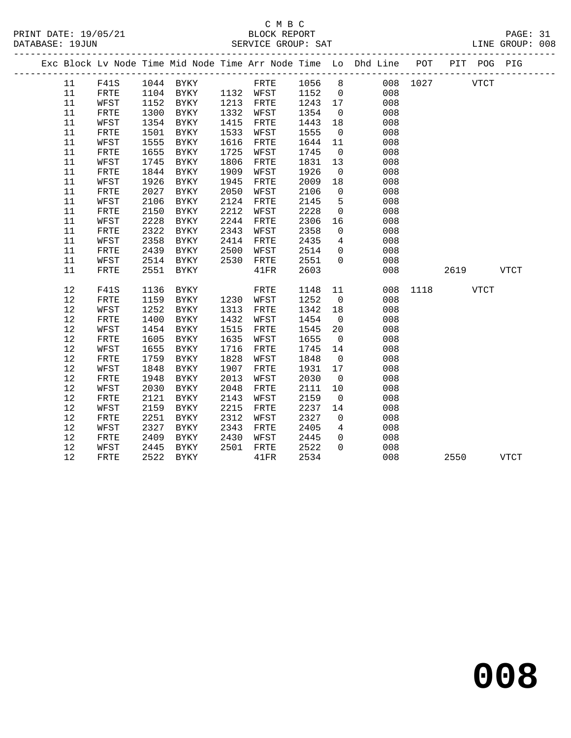C M B C

BLOCK REPORT

SERVICE GROUP: SAT

PRINT DATE: 19/05/21
DATABASE: 19JUN

LINE GROUP: 008

| Exc | Block | Lv Node | Time | Mid Node | Time | Arr Node | Time | Lo | Dhd Line | POT | PIT | POG | PIG |
|---|---|---|---|---|---|---|---|---|---|---|---|---|---|
| | 11 | F41S | 1044 | BYKY | | FRTE | 1056 | 8 | 008 | 1027 | | VTCT | |
| | 11 | FRTE | 1104 | BYKY | 1132 | WFST | 1152 | 0 | 008 | | | | |
| | 11 | WFST | 1152 | BYKY | 1213 | FRTE | 1243 | 17 | 008 | | | | |
| | 11 | FRTE | 1300 | BYKY | 1332 | WFST | 1354 | 0 | 008 | | | | |
| | 11 | WFST | 1354 | BYKY | 1415 | FRTE | 1443 | 18 | 008 | | | | |
| | 11 | FRTE | 1501 | BYKY | 1533 | WFST | 1555 | 0 | 008 | | | | |
| | 11 | WFST | 1555 | BYKY | 1616 | FRTE | 1644 | 11 | 008 | | | | |
| | 11 | FRTE | 1655 | BYKY | 1725 | WFST | 1745 | 0 | 008 | | | | |
| | 11 | WFST | 1745 | BYKY | 1806 | FRTE | 1831 | 13 | 008 | | | | |
| | 11 | FRTE | 1844 | BYKY | 1909 | WFST | 1926 | 0 | 008 | | | | |
| | 11 | WFST | 1926 | BYKY | 1945 | FRTE | 2009 | 18 | 008 | | | | |
| | 11 | FRTE | 2027 | BYKY | 2050 | WFST | 2106 | 0 | 008 | | | | |
| | 11 | WFST | 2106 | BYKY | 2124 | FRTE | 2145 | 5 | 008 | | | | |
| | 11 | FRTE | 2150 | BYKY | 2212 | WFST | 2228 | 0 | 008 | | | | |
| | 11 | WFST | 2228 | BYKY | 2244 | FRTE | 2306 | 16 | 008 | | | | |
| | 11 | FRTE | 2322 | BYKY | 2343 | WFST | 2358 | 0 | 008 | | | | |
| | 11 | WFST | 2358 | BYKY | 2414 | FRTE | 2435 | 4 | 008 | | | | |
| | 11 | FRTE | 2439 | BYKY | 2500 | WFST | 2514 | 0 | 008 | | | | |
| | 11 | WFST | 2514 | BYKY | 2530 | FRTE | 2551 | 0 | 008 | | | | |
| | 11 | FRTE | 2551 | BYKY | | 41FR | 2603 | | 008 | | 2619 | | VTCT |
| | 12 | F41S | 1136 | BYKY | | FRTE | 1148 | 11 | 008 | 1118 | | VTCT | |
| | 12 | FRTE | 1159 | BYKY | 1230 | WFST | 1252 | 0 | 008 | | | | |
| | 12 | WFST | 1252 | BYKY | 1313 | FRTE | 1342 | 18 | 008 | | | | |
| | 12 | FRTE | 1400 | BYKY | 1432 | WFST | 1454 | 0 | 008 | | | | |
| | 12 | WFST | 1454 | BYKY | 1515 | FRTE | 1545 | 20 | 008 | | | | |
| | 12 | FRTE | 1605 | BYKY | 1635 | WFST | 1655 | 0 | 008 | | | | |
| | 12 | WFST | 1655 | BYKY | 1716 | FRTE | 1745 | 14 | 008 | | | | |
| | 12 | FRTE | 1759 | BYKY | 1828 | WFST | 1848 | 0 | 008 | | | | |
| | 12 | WFST | 1848 | BYKY | 1907 | FRTE | 1931 | 17 | 008 | | | | |
| | 12 | FRTE | 1948 | BYKY | 2013 | WFST | 2030 | 0 | 008 | | | | |
| | 12 | WFST | 2030 | BYKY | 2048 | FRTE | 2111 | 10 | 008 | | | | |
| | 12 | FRTE | 2121 | BYKY | 2143 | WFST | 2159 | 0 | 008 | | | | |
| | 12 | WFST | 2159 | BYKY | 2215 | FRTE | 2237 | 14 | 008 | | | | |
| | 12 | FRTE | 2251 | BYKY | 2312 | WFST | 2327 | 0 | 008 | | | | |
| | 12 | WFST | 2327 | BYKY | 2343 | FRTE | 2405 | 4 | 008 | | | | |
| | 12 | FRTE | 2409 | BYKY | 2430 | WFST | 2445 | 0 | 008 | | | | |
| | 12 | WFST | 2445 | BYKY | 2501 | FRTE | 2522 | 0 | 008 | | | | |
| | 12 | FRTE | 2522 | BYKY | | 41FR | 2534 | | 008 | | 2550 | | VTCT |

**008**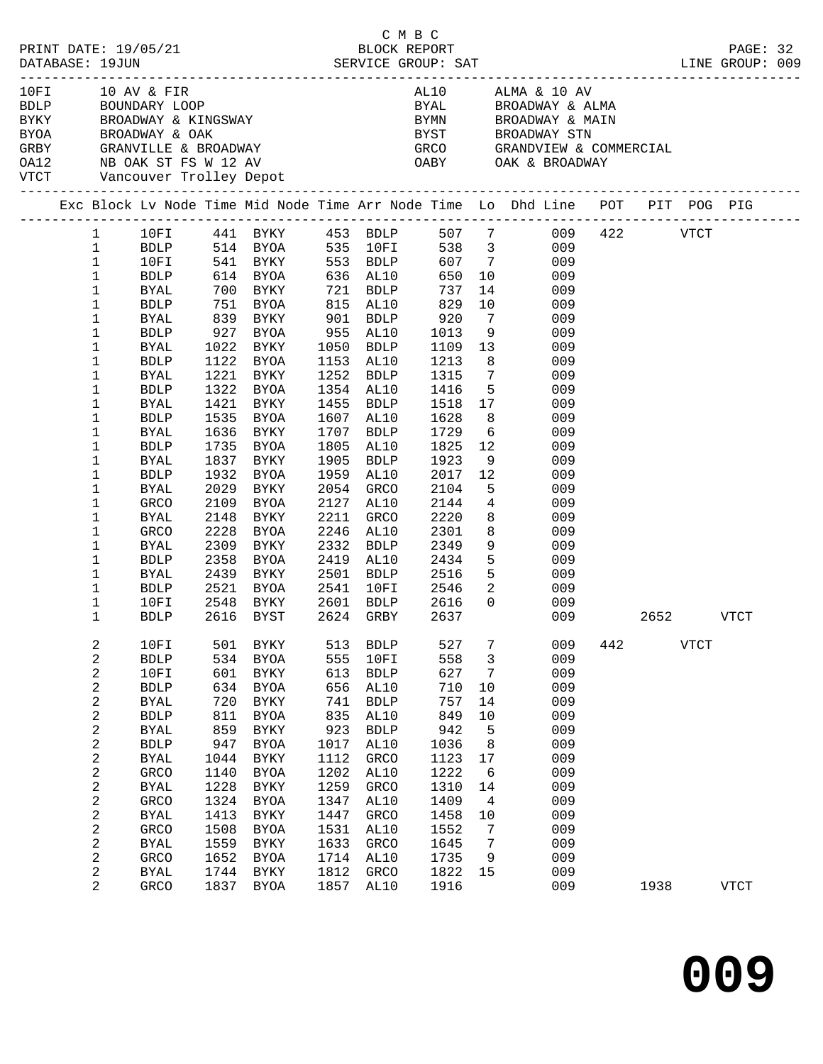C M B C

PRINT DATE: 19/05/21 BLOCK REPORT PAGE: 32
DATABASE: 19JUN SERVICE GROUP: SAT LINE GROUP: 009

| Code | Name | Code | Name |
|---|---|---|---|
| 10FI | 10 AV & FIR | AL10 | ALMA & 10 AV |
| BDLP | BOUNDARY LOOP | BYAL | BROADWAY & ALMA |
| BYKY | BROADWAY & KINGSWAY | BYMN | BROADWAY & MAIN |
| BYOA | BROADWAY & OAK | BYST | BROADWAY STN |
| GRBY | GRANVILLE & BROADWAY | GRCO | GRANDVIEW & COMMERCIAL |
| OA12 | NB OAK ST FS W 12 AV | OABY | OAK & BROADWAY |
| VTCT | Vancouver Trolley Depot | | |

| Exc | Block | Lv Node | Time | Mid Node | Time | Arr Node | Time | Lo | Dhd Line | POT | PIT | POG | PIG |
|---|---|---|---|---|---|---|---|---|---|---|---|---|---|
| | 1 | 10FI | 441 | BYKY | 453 | BDLP | 507 | 7 | 009 | 422 | | VTCT | |
| | 1 | BDLP | 514 | BYOA | 535 | 10FI | 538 | 3 | 009 | | | | |
| | 1 | 10FI | 541 | BYKY | 553 | BDLP | 607 | 7 | 009 | | | | |
| | 1 | BDLP | 614 | BYOA | 636 | AL10 | 650 | 10 | 009 | | | | |
| | 1 | BYAL | 700 | BYKY | 721 | BDLP | 737 | 14 | 009 | | | | |
| | 1 | BDLP | 751 | BYOA | 815 | AL10 | 829 | 10 | 009 | | | | |
| | 1 | BYAL | 839 | BYKY | 901 | BDLP | 920 | 7 | 009 | | | | |
| | 1 | BDLP | 927 | BYOA | 955 | AL10 | 1013 | 9 | 009 | | | | |
| | 1 | BYAL | 1022 | BYKY | 1050 | BDLP | 1109 | 13 | 009 | | | | |
| | 1 | BDLP | 1122 | BYOA | 1153 | AL10 | 1213 | 8 | 009 | | | | |
| | 1 | BYAL | 1221 | BYKY | 1252 | BDLP | 1315 | 7 | 009 | | | | |
| | 1 | BDLP | 1322 | BYOA | 1354 | AL10 | 1416 | 5 | 009 | | | | |
| | 1 | BYAL | 1421 | BYKY | 1455 | BDLP | 1518 | 17 | 009 | | | | |
| | 1 | BDLP | 1535 | BYOA | 1607 | AL10 | 1628 | 8 | 009 | | | | |
| | 1 | BYAL | 1636 | BYKY | 1707 | BDLP | 1729 | 6 | 009 | | | | |
| | 1 | BDLP | 1735 | BYOA | 1805 | AL10 | 1825 | 12 | 009 | | | | |
| | 1 | BYAL | 1837 | BYKY | 1905 | BDLP | 1923 | 9 | 009 | | | | |
| | 1 | BDLP | 1932 | BYOA | 1959 | AL10 | 2017 | 12 | 009 | | | | |
| | 1 | BYAL | 2029 | BYKY | 2054 | GRCO | 2104 | 5 | 009 | | | | |
| | 1 | GRCO | 2109 | BYOA | 2127 | AL10 | 2144 | 4 | 009 | | | | |
| | 1 | BYAL | 2148 | BYKY | 2211 | GRCO | 2220 | 8 | 009 | | | | |
| | 1 | GRCO | 2228 | BYOA | 2246 | AL10 | 2301 | 8 | 009 | | | | |
| | 1 | BYAL | 2309 | BYKY | 2332 | BDLP | 2349 | 9 | 009 | | | | |
| | 1 | BDLP | 2358 | BYOA | 2419 | AL10 | 2434 | 5 | 009 | | | | |
| | 1 | BYAL | 2439 | BYKY | 2501 | BDLP | 2516 | 5 | 009 | | | | |
| | 1 | BDLP | 2521 | BYOA | 2541 | 10FI | 2546 | 2 | 009 | | | | |
| | 1 | 10FI | 2548 | BYKY | 2601 | BDLP | 2616 | 0 | 009 | | | | |
| | 1 | BDLP | 2616 | BYST | 2624 | GRBY | 2637 | | 009 | | 2652 | | VTCT |
| | 2 | 10FI | 501 | BYKY | 513 | BDLP | 527 | 7 | 009 | 442 | | VTCT | |
| | 2 | BDLP | 534 | BYOA | 555 | 10FI | 558 | 3 | 009 | | | | |
| | 2 | 10FI | 601 | BYKY | 613 | BDLP | 627 | 7 | 009 | | | | |
| | 2 | BDLP | 634 | BYOA | 656 | AL10 | 710 | 10 | 009 | | | | |
| | 2 | BYAL | 720 | BYKY | 741 | BDLP | 757 | 14 | 009 | | | | |
| | 2 | BDLP | 811 | BYOA | 835 | AL10 | 849 | 10 | 009 | | | | |
| | 2 | BYAL | 859 | BYKY | 923 | BDLP | 942 | 5 | 009 | | | | |
| | 2 | BDLP | 947 | BYOA | 1017 | AL10 | 1036 | 8 | 009 | | | | |
| | 2 | BYAL | 1044 | BYKY | 1112 | GRCO | 1123 | 17 | 009 | | | | |
| | 2 | GRCO | 1140 | BYOA | 1202 | AL10 | 1222 | 6 | 009 | | | | |
| | 2 | BYAL | 1228 | BYKY | 1259 | GRCO | 1310 | 14 | 009 | | | | |
| | 2 | GRCO | 1324 | BYOA | 1347 | AL10 | 1409 | 4 | 009 | | | | |
| | 2 | BYAL | 1413 | BYKY | 1447 | GRCO | 1458 | 10 | 009 | | | | |
| | 2 | GRCO | 1508 | BYOA | 1531 | AL10 | 1552 | 7 | 009 | | | | |
| | 2 | BYAL | 1559 | BYKY | 1633 | GRCO | 1645 | 7 | 009 | | | | |
| | 2 | GRCO | 1652 | BYOA | 1714 | AL10 | 1735 | 9 | 009 | | | | |
| | 2 | BYAL | 1744 | BYKY | 1812 | GRCO | 1822 | 15 | 009 | | | | |
| | 2 | GRCO | 1837 | BYOA | 1857 | AL10 | 1916 | | 009 | | 1938 | | VTCT |

# 009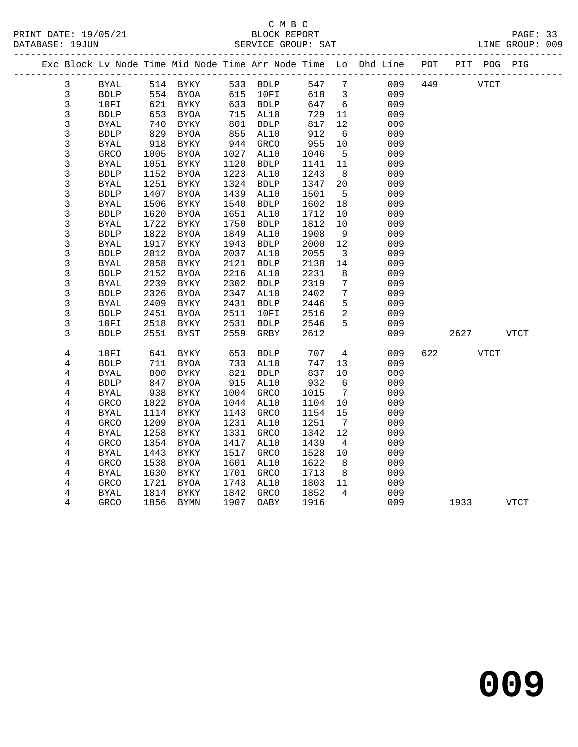C M B C
PRINT DATE: 19/05/21 BLOCK REPORT
DATABASE: 19JUN SERVICE GROUP: SAT LINE GROUP: 009

| Exc | Block | Lv | Node | Time | Mid Node | Time | Arr Node | Time | Lo | Dhd Line | POT | PIT | POG | PIG |
|---|---|---|---|---|---|---|---|---|---|---|---|---|---|---|
| | 3 | | BYAL | 514 | BYKY | 533 | BDLP | 547 | 7 | 009 | 449 | | VTCT | |
| | 3 | | BDLP | 554 | BYOA | 615 | 10FI | 618 | 3 | 009 | | | | |
| | 3 | | 10FI | 621 | BYKY | 633 | BDLP | 647 | 6 | 009 | | | | |
| | 3 | | BDLP | 653 | BYOA | 715 | AL10 | 729 | 11 | 009 | | | | |
| | 3 | | BYAL | 740 | BYKY | 801 | BDLP | 817 | 12 | 009 | | | | |
| | 3 | | BDLP | 829 | BYOA | 855 | AL10 | 912 | 6 | 009 | | | | |
| | 3 | | BYAL | 918 | BYKY | 944 | GRCO | 955 | 10 | 009 | | | | |
| | 3 | | GRCO | 1005 | BYOA | 1027 | AL10 | 1046 | 5 | 009 | | | | |
| | 3 | | BYAL | 1051 | BYKY | 1120 | BDLP | 1141 | 11 | 009 | | | | |
| | 3 | | BDLP | 1152 | BYOA | 1223 | AL10 | 1243 | 8 | 009 | | | | |
| | 3 | | BYAL | 1251 | BYKY | 1324 | BDLP | 1347 | 20 | 009 | | | | |
| | 3 | | BDLP | 1407 | BYOA | 1439 | AL10 | 1501 | 5 | 009 | | | | |
| | 3 | | BYAL | 1506 | BYKY | 1540 | BDLP | 1602 | 18 | 009 | | | | |
| | 3 | | BDLP | 1620 | BYOA | 1651 | AL10 | 1712 | 10 | 009 | | | | |
| | 3 | | BYAL | 1722 | BYKY | 1750 | BDLP | 1812 | 10 | 009 | | | | |
| | 3 | | BDLP | 1822 | BYOA | 1849 | AL10 | 1908 | 9 | 009 | | | | |
| | 3 | | BYAL | 1917 | BYKY | 1943 | BDLP | 2000 | 12 | 009 | | | | |
| | 3 | | BDLP | 2012 | BYOA | 2037 | AL10 | 2055 | 3 | 009 | | | | |
| | 3 | | BYAL | 2058 | BYKY | 2121 | BDLP | 2138 | 14 | 009 | | | | |
| | 3 | | BDLP | 2152 | BYOA | 2216 | AL10 | 2231 | 8 | 009 | | | | |
| | 3 | | BYAL | 2239 | BYKY | 2302 | BDLP | 2319 | 7 | 009 | | | | |
| | 3 | | BDLP | 2326 | BYOA | 2347 | AL10 | 2402 | 7 | 009 | | | | |
| | 3 | | BYAL | 2409 | BYKY | 2431 | BDLP | 2446 | 5 | 009 | | | | |
| | 3 | | BDLP | 2451 | BYOA | 2511 | 10FI | 2516 | 2 | 009 | | | | |
| | 3 | | 10FI | 2518 | BYKY | 2531 | BDLP | 2546 | 5 | 009 | | | | |
| | 3 | | BDLP | 2551 | BYST | 2559 | GRBY | 2612 | | 009 | | 2627 | | VTCT |
| | 4 | | 10FI | 641 | BYKY | 653 | BDLP | 707 | 4 | 009 | 622 | | VTCT | |
| | 4 | | BDLP | 711 | BYOA | 733 | AL10 | 747 | 13 | 009 | | | | |
| | 4 | | BYAL | 800 | BYKY | 821 | BDLP | 837 | 10 | 009 | | | | |
| | 4 | | BDLP | 847 | BYOA | 915 | AL10 | 932 | 6 | 009 | | | | |
| | 4 | | BYAL | 938 | BYKY | 1004 | GRCO | 1015 | 7 | 009 | | | | |
| | 4 | | GRCO | 1022 | BYOA | 1044 | AL10 | 1104 | 10 | 009 | | | | |
| | 4 | | BYAL | 1114 | BYKY | 1143 | GRCO | 1154 | 15 | 009 | | | | |
| | 4 | | GRCO | 1209 | BYOA | 1231 | AL10 | 1251 | 7 | 009 | | | | |
| | 4 | | BYAL | 1258 | BYKY | 1331 | GRCO | 1342 | 12 | 009 | | | | |
| | 4 | | GRCO | 1354 | BYOA | 1417 | AL10 | 1439 | 4 | 009 | | | | |
| | 4 | | BYAL | 1443 | BYKY | 1517 | GRCO | 1528 | 10 | 009 | | | | |
| | 4 | | GRCO | 1538 | BYOA | 1601 | AL10 | 1622 | 8 | 009 | | | | |
| | 4 | | BYAL | 1630 | BYKY | 1701 | GRCO | 1713 | 8 | 009 | | | | |
| | 4 | | GRCO | 1721 | BYOA | 1743 | AL10 | 1803 | 11 | 009 | | | | |
| | 4 | | BYAL | 1814 | BYKY | 1842 | GRCO | 1852 | 4 | 009 | | | | |
| | 4 | | GRCO | 1856 | BYMN | 1907 | OABY | 1916 | | 009 | | 1933 | | VTCT |

009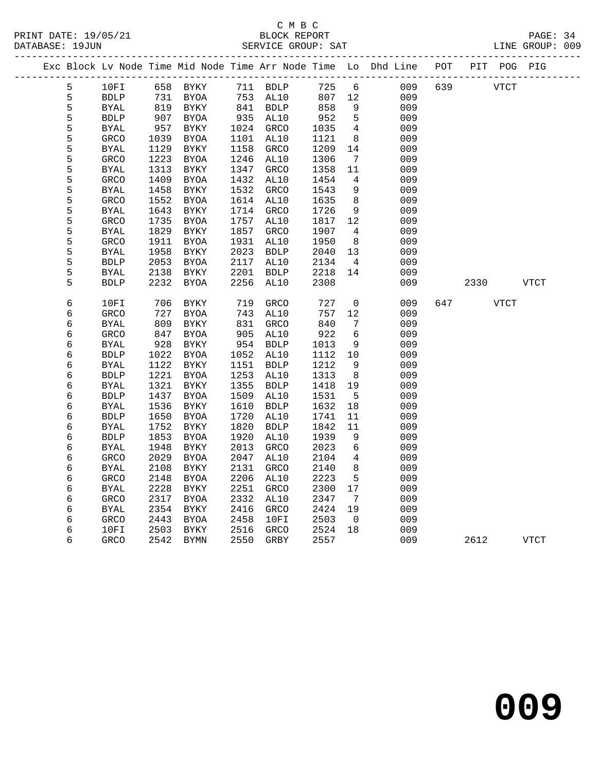C M B C

PRINT DATE: 19/05/21 BLOCK REPORT

DATABASE: 19JUN SERVICE GROUP: SAT LINE GROUP: 009

| Exc | Block | Lv | Node | Time | Mid Node | Time | Arr Node | Time | Lo | Dhd Line | POT | PIT | POG | PIG |
|---|---|---|---|---|---|---|---|---|---|---|---|---|---|---|
| | 5 | | 10FI | 658 | BYKY | 711 | BDLP | 725 | 6 | 009 | 639 | | VTCT | |
| | 5 | | BDLP | 731 | BYOA | 753 | AL10 | 807 | 12 | 009 | | | | |
| | 5 | | BYAL | 819 | BYKY | 841 | BDLP | 858 | 9 | 009 | | | | |
| | 5 | | BDLP | 907 | BYOA | 935 | AL10 | 952 | 5 | 009 | | | | |
| | 5 | | BYAL | 957 | BYKY | 1024 | GRCO | 1035 | 4 | 009 | | | | |
| | 5 | | GRCO | 1039 | BYOA | 1101 | AL10 | 1121 | 8 | 009 | | | | |
| | 5 | | BYAL | 1129 | BYKY | 1158 | GRCO | 1209 | 14 | 009 | | | | |
| | 5 | | GRCO | 1223 | BYOA | 1246 | AL10 | 1306 | 7 | 009 | | | | |
| | 5 | | BYAL | 1313 | BYKY | 1347 | GRCO | 1358 | 11 | 009 | | | | |
| | 5 | | GRCO | 1409 | BYOA | 1432 | AL10 | 1454 | 4 | 009 | | | | |
| | 5 | | BYAL | 1458 | BYKY | 1532 | GRCO | 1543 | 9 | 009 | | | | |
| | 5 | | GRCO | 1552 | BYOA | 1614 | AL10 | 1635 | 8 | 009 | | | | |
| | 5 | | BYAL | 1643 | BYKY | 1714 | GRCO | 1726 | 9 | 009 | | | | |
| | 5 | | GRCO | 1735 | BYOA | 1757 | AL10 | 1817 | 12 | 009 | | | | |
| | 5 | | BYAL | 1829 | BYKY | 1857 | GRCO | 1907 | 4 | 009 | | | | |
| | 5 | | GRCO | 1911 | BYOA | 1931 | AL10 | 1950 | 8 | 009 | | | | |
| | 5 | | BYAL | 1958 | BYKY | 2023 | BDLP | 2040 | 13 | 009 | | | | |
| | 5 | | BDLP | 2053 | BYOA | 2117 | AL10 | 2134 | 4 | 009 | | | | |
| | 5 | | BYAL | 2138 | BYKY | 2201 | BDLP | 2218 | 14 | 009 | | | | |
| | 5 | | BDLP | 2232 | BYOA | 2256 | AL10 | 2308 | | 009 | | 2330 | | VTCT |
| | 6 | | 10FI | 706 | BYKY | 719 | GRCO | 727 | 0 | 009 | 647 | | VTCT | |
| | 6 | | GRCO | 727 | BYOA | 743 | AL10 | 757 | 12 | 009 | | | | |
| | 6 | | BYAL | 809 | BYKY | 831 | GRCO | 840 | 7 | 009 | | | | |
| | 6 | | GRCO | 847 | BYOA | 905 | AL10 | 922 | 6 | 009 | | | | |
| | 6 | | BYAL | 928 | BYKY | 954 | BDLP | 1013 | 9 | 009 | | | | |
| | 6 | | BDLP | 1022 | BYOA | 1052 | AL10 | 1112 | 10 | 009 | | | | |
| | 6 | | BYAL | 1122 | BYKY | 1151 | BDLP | 1212 | 9 | 009 | | | | |
| | 6 | | BDLP | 1221 | BYOA | 1253 | AL10 | 1313 | 8 | 009 | | | | |
| | 6 | | BYAL | 1321 | BYKY | 1355 | BDLP | 1418 | 19 | 009 | | | | |
| | 6 | | BDLP | 1437 | BYOA | 1509 | AL10 | 1531 | 5 | 009 | | | | |
| | 6 | | BYAL | 1536 | BYKY | 1610 | BDLP | 1632 | 18 | 009 | | | | |
| | 6 | | BDLP | 1650 | BYOA | 1720 | AL10 | 1741 | 11 | 009 | | | | |
| | 6 | | BYAL | 1752 | BYKY | 1820 | BDLP | 1842 | 11 | 009 | | | | |
| | 6 | | BDLP | 1853 | BYOA | 1920 | AL10 | 1939 | 9 | 009 | | | | |
| | 6 | | BYAL | 1948 | BYKY | 2013 | GRCO | 2023 | 6 | 009 | | | | |
| | 6 | | GRCO | 2029 | BYOA | 2047 | AL10 | 2104 | 4 | 009 | | | | |
| | 6 | | BYAL | 2108 | BYKY | 2131 | GRCO | 2140 | 8 | 009 | | | | |
| | 6 | | GRCO | 2148 | BYOA | 2206 | AL10 | 2223 | 5 | 009 | | | | |
| | 6 | | BYAL | 2228 | BYKY | 2251 | GRCO | 2300 | 17 | 009 | | | | |
| | 6 | | GRCO | 2317 | BYOA | 2332 | AL10 | 2347 | 7 | 009 | | | | |
| | 6 | | BYAL | 2354 | BYKY | 2416 | GRCO | 2424 | 19 | 009 | | | | |
| | 6 | | GRCO | 2443 | BYOA | 2458 | 10FI | 2503 | 0 | 009 | | | | |
| | 6 | | 10FI | 2503 | BYKY | 2516 | GRCO | 2524 | 18 | 009 | | | | |
| | 6 | | GRCO | 2542 | BYMN | 2550 | GRBY | 2557 | | 009 | | 2612 | | VTCT |

009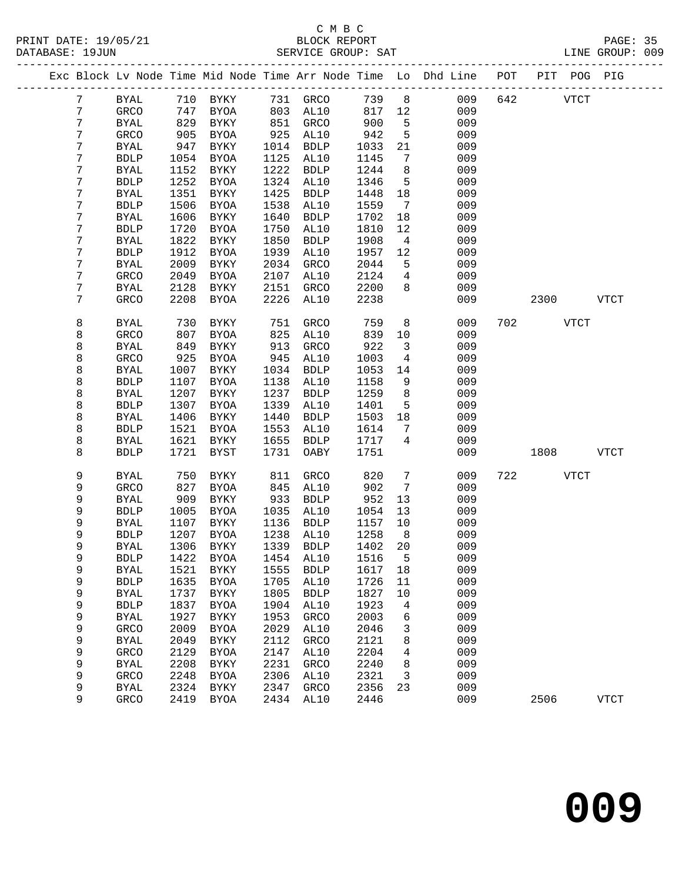C M B C
BLOCK REPORT
SERVICE GROUP: SAT

PRINT DATE: 19/05/21
DATABASE: 19JUN
LINE GROUP: 009

| Exc | Block | Lv | Node | Time | Mid Node | Time | Arr Node | Time | Lo | Dhd Line | POT | PIT | POG | PIG |
|---|---|---|---|---|---|---|---|---|---|---|---|---|---|---|
| | 7 | | BYAL | 710 | BYKY | 731 | GRCO | 739 | 8 | 009 | 642 | | VTCT | |
| | 7 | | GRCO | 747 | BYOA | 803 | AL10 | 817 | 12 | 009 | | | | |
| | 7 | | BYAL | 829 | BYKY | 851 | GRCO | 900 | 5 | 009 | | | | |
| | 7 | | GRCO | 905 | BYOA | 925 | AL10 | 942 | 5 | 009 | | | | |
| | 7 | | BYAL | 947 | BYKY | 1014 | BDLP | 1033 | 21 | 009 | | | | |
| | 7 | | BDLP | 1054 | BYOA | 1125 | AL10 | 1145 | 7 | 009 | | | | |
| | 7 | | BYAL | 1152 | BYKY | 1222 | BDLP | 1244 | 8 | 009 | | | | |
| | 7 | | BDLP | 1252 | BYOA | 1324 | AL10 | 1346 | 5 | 009 | | | | |
| | 7 | | BYAL | 1351 | BYKY | 1425 | BDLP | 1448 | 18 | 009 | | | | |
| | 7 | | BDLP | 1506 | BYOA | 1538 | AL10 | 1559 | 7 | 009 | | | | |
| | 7 | | BYAL | 1606 | BYKY | 1640 | BDLP | 1702 | 18 | 009 | | | | |
| | 7 | | BDLP | 1720 | BYOA | 1750 | AL10 | 1810 | 12 | 009 | | | | |
| | 7 | | BYAL | 1822 | BYKY | 1850 | BDLP | 1908 | 4 | 009 | | | | |
| | 7 | | BDLP | 1912 | BYOA | 1939 | AL10 | 1957 | 12 | 009 | | | | |
| | 7 | | BYAL | 2009 | BYKY | 2034 | GRCO | 2044 | 5 | 009 | | | | |
| | 7 | | GRCO | 2049 | BYOA | 2107 | AL10 | 2124 | 4 | 009 | | | | |
| | 7 | | BYAL | 2128 | BYKY | 2151 | GRCO | 2200 | 8 | 009 | | | | |
| | 7 | | GRCO | 2208 | BYOA | 2226 | AL10 | 2238 | | 009 | | 2300 | | VTCT |
| | 8 | | BYAL | 730 | BYKY | 751 | GRCO | 759 | 8 | 009 | 702 | | VTCT | |
| | 8 | | GRCO | 807 | BYOA | 825 | AL10 | 839 | 10 | 009 | | | | |
| | 8 | | BYAL | 849 | BYKY | 913 | GRCO | 922 | 3 | 009 | | | | |
| | 8 | | GRCO | 925 | BYOA | 945 | AL10 | 1003 | 4 | 009 | | | | |
| | 8 | | BYAL | 1007 | BYKY | 1034 | BDLP | 1053 | 14 | 009 | | | | |
| | 8 | | BDLP | 1107 | BYOA | 1138 | AL10 | 1158 | 9 | 009 | | | | |
| | 8 | | BYAL | 1207 | BYKY | 1237 | BDLP | 1259 | 8 | 009 | | | | |
| | 8 | | BDLP | 1307 | BYOA | 1339 | AL10 | 1401 | 5 | 009 | | | | |
| | 8 | | BYAL | 1406 | BYKY | 1440 | BDLP | 1503 | 18 | 009 | | | | |
| | 8 | | BDLP | 1521 | BYOA | 1553 | AL10 | 1614 | 7 | 009 | | | | |
| | 8 | | BYAL | 1621 | BYKY | 1655 | BDLP | 1717 | 4 | 009 | | | | |
| | 8 | | BDLP | 1721 | BYST | 1731 | OABY | 1751 | | 009 | | 1808 | | VTCT |
| | 9 | | BYAL | 750 | BYKY | 811 | GRCO | 820 | 7 | 009 | 722 | | VTCT | |
| | 9 | | GRCO | 827 | BYOA | 845 | AL10 | 902 | 7 | 009 | | | | |
| | 9 | | BYAL | 909 | BYKY | 933 | BDLP | 952 | 13 | 009 | | | | |
| | 9 | | BDLP | 1005 | BYOA | 1035 | AL10 | 1054 | 13 | 009 | | | | |
| | 9 | | BYAL | 1107 | BYKY | 1136 | BDLP | 1157 | 10 | 009 | | | | |
| | 9 | | BDLP | 1207 | BYOA | 1238 | AL10 | 1258 | 8 | 009 | | | | |
| | 9 | | BYAL | 1306 | BYKY | 1339 | BDLP | 1402 | 20 | 009 | | | | |
| | 9 | | BDLP | 1422 | BYOA | 1454 | AL10 | 1516 | 5 | 009 | | | | |
| | 9 | | BYAL | 1521 | BYKY | 1555 | BDLP | 1617 | 18 | 009 | | | | |
| | 9 | | BDLP | 1635 | BYOA | 1705 | AL10 | 1726 | 11 | 009 | | | | |
| | 9 | | BYAL | 1737 | BYKY | 1805 | BDLP | 1827 | 10 | 009 | | | | |
| | 9 | | BDLP | 1837 | BYOA | 1904 | AL10 | 1923 | 4 | 009 | | | | |
| | 9 | | BYAL | 1927 | BYKY | 1953 | GRCO | 2003 | 6 | 009 | | | | |
| | 9 | | GRCO | 2009 | BYOA | 2029 | AL10 | 2046 | 3 | 009 | | | | |
| | 9 | | BYAL | 2049 | BYKY | 2112 | GRCO | 2121 | 8 | 009 | | | | |
| | 9 | | GRCO | 2129 | BYOA | 2147 | AL10 | 2204 | 4 | 009 | | | | |
| | 9 | | BYAL | 2208 | BYKY | 2231 | GRCO | 2240 | 8 | 009 | | | | |
| | 9 | | GRCO | 2248 | BYOA | 2306 | AL10 | 2321 | 3 | 009 | | | | |
| | 9 | | BYAL | 2324 | BYKY | 2347 | GRCO | 2356 | 23 | 009 | | | | |
| | 9 | | GRCO | 2419 | BYOA | 2434 | AL10 | 2446 | | 009 | | 2506 | | VTCT |

009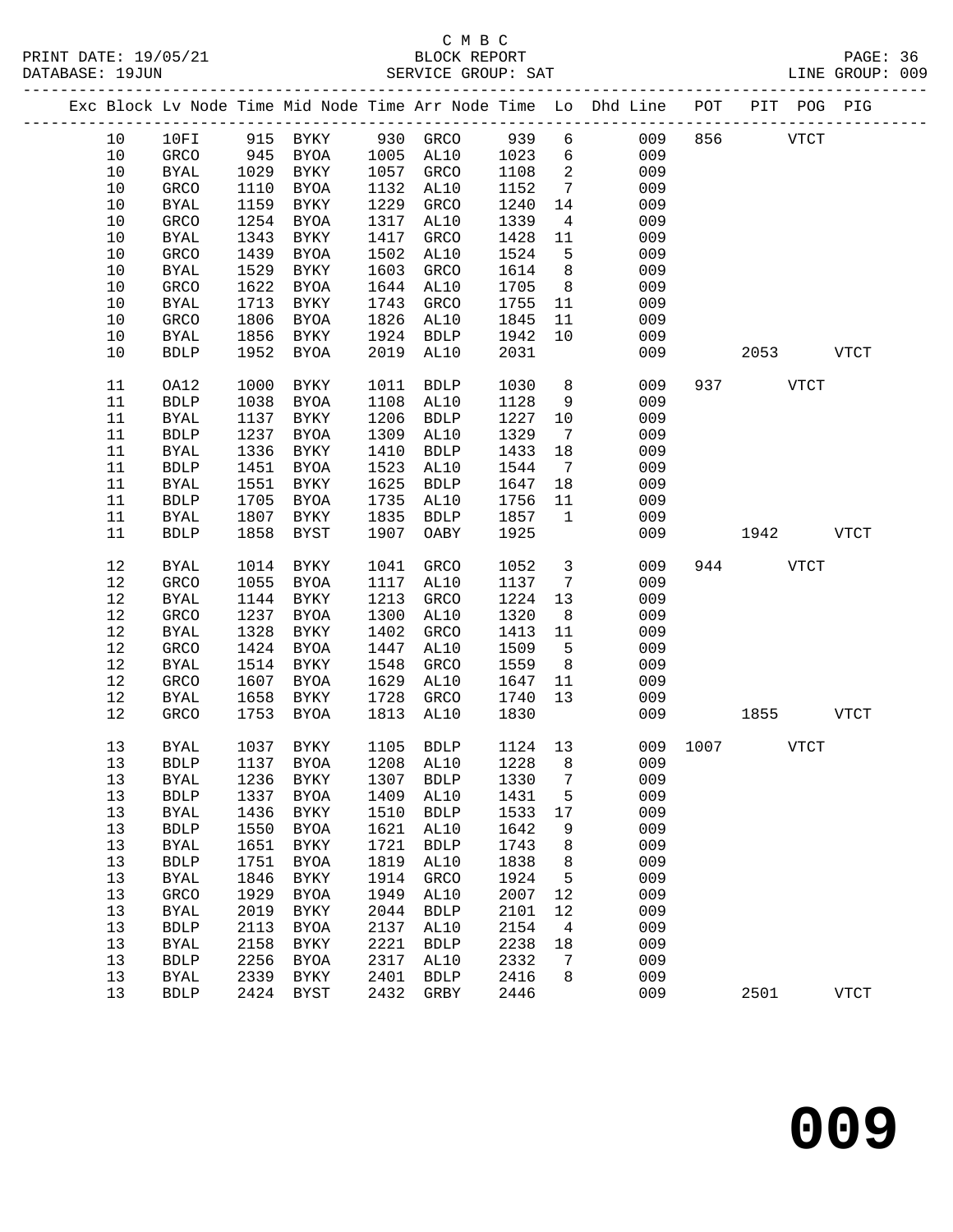C M B C

BLOCK REPORT

SERVICE GROUP: SAT

PRINT DATE: 19/05/21
DATABASE: 19JUN
LINE GROUP: 009

| Exc | Block | Lv | Node | Time | Mid Node | Time | Arr Node | Time | Lo | Dhd Line | POT | PIT | POG | PIG |
|---|---|---|---|---|---|---|---|---|---|---|---|---|---|---|
| | 10 | 10FI | 915 | BYKY | 930 | GRCO | 939 | 6 | | 009 | 856 | | VTCT | |
| | 10 | GRCO | 945 | BYOA | 1005 | AL10 | 1023 | 6 | | 009 | | | | |
| | 10 | BYAL | 1029 | BYKY | 1057 | GRCO | 1108 | 2 | | 009 | | | | |
| | 10 | GRCO | 1110 | BYOA | 1132 | AL10 | 1152 | 7 | | 009 | | | | |
| | 10 | BYAL | 1159 | BYKY | 1229 | GRCO | 1240 | 14 | | 009 | | | | |
| | 10 | GRCO | 1254 | BYOA | 1317 | AL10 | 1339 | 4 | | 009 | | | | |
| | 10 | BYAL | 1343 | BYKY | 1417 | GRCO | 1428 | 11 | | 009 | | | | |
| | 10 | GRCO | 1439 | BYOA | 1502 | AL10 | 1524 | 5 | | 009 | | | | |
| | 10 | BYAL | 1529 | BYKY | 1603 | GRCO | 1614 | 8 | | 009 | | | | |
| | 10 | GRCO | 1622 | BYOA | 1644 | AL10 | 1705 | 8 | | 009 | | | | |
| | 10 | BYAL | 1713 | BYKY | 1743 | GRCO | 1755 | 11 | | 009 | | | | |
| | 10 | GRCO | 1806 | BYOA | 1826 | AL10 | 1845 | 11 | | 009 | | | | |
| | 10 | BYAL | 1856 | BYKY | 1924 | BDLP | 1942 | 10 | | 009 | | | | |
| | 10 | BDLP | 1952 | BYOA | 2019 | AL10 | 2031 | | | 009 | | 2053 | | VTCT |
| | 11 | OA12 | 1000 | BYKY | 1011 | BDLP | 1030 | 8 | | 009 | 937 | | VTCT | |
| | 11 | BDLP | 1038 | BYOA | 1108 | AL10 | 1128 | 9 | | 009 | | | | |
| | 11 | BYAL | 1137 | BYKY | 1206 | BDLP | 1227 | 10 | | 009 | | | | |
| | 11 | BDLP | 1237 | BYOA | 1309 | AL10 | 1329 | 7 | | 009 | | | | |
| | 11 | BYAL | 1336 | BYKY | 1410 | BDLP | 1433 | 18 | | 009 | | | | |
| | 11 | BDLP | 1451 | BYOA | 1523 | AL10 | 1544 | 7 | | 009 | | | | |
| | 11 | BYAL | 1551 | BYKY | 1625 | BDLP | 1647 | 18 | | 009 | | | | |
| | 11 | BDLP | 1705 | BYOA | 1735 | AL10 | 1756 | 11 | | 009 | | | | |
| | 11 | BYAL | 1807 | BYKY | 1835 | BDLP | 1857 | 1 | | 009 | | | | |
| | 11 | BDLP | 1858 | BYST | 1907 | OABY | 1925 | | | 009 | | 1942 | | VTCT |
| | 12 | BYAL | 1014 | BYKY | 1041 | GRCO | 1052 | 3 | | 009 | 944 | | VTCT | |
| | 12 | GRCO | 1055 | BYOA | 1117 | AL10 | 1137 | 7 | | 009 | | | | |
| | 12 | BYAL | 1144 | BYKY | 1213 | GRCO | 1224 | 13 | | 009 | | | | |
| | 12 | GRCO | 1237 | BYOA | 1300 | AL10 | 1320 | 8 | | 009 | | | | |
| | 12 | BYAL | 1328 | BYKY | 1402 | GRCO | 1413 | 11 | | 009 | | | | |
| | 12 | GRCO | 1424 | BYOA | 1447 | AL10 | 1509 | 5 | | 009 | | | | |
| | 12 | BYAL | 1514 | BYKY | 1548 | GRCO | 1559 | 8 | | 009 | | | | |
| | 12 | GRCO | 1607 | BYOA | 1629 | AL10 | 1647 | 11 | | 009 | | | | |
| | 12 | BYAL | 1658 | BYKY | 1728 | GRCO | 1740 | 13 | | 009 | | | | |
| | 12 | GRCO | 1753 | BYOA | 1813 | AL10 | 1830 | | | 009 | | 1855 | | VTCT |
| | 13 | BYAL | 1037 | BYKY | 1105 | BDLP | 1124 | 13 | | 009 | 1007 | | VTCT | |
| | 13 | BDLP | 1137 | BYOA | 1208 | AL10 | 1228 | 8 | | 009 | | | | |
| | 13 | BYAL | 1236 | BYKY | 1307 | BDLP | 1330 | 7 | | 009 | | | | |
| | 13 | BDLP | 1337 | BYOA | 1409 | AL10 | 1431 | 5 | | 009 | | | | |
| | 13 | BYAL | 1436 | BYKY | 1510 | BDLP | 1533 | 17 | | 009 | | | | |
| | 13 | BDLP | 1550 | BYOA | 1621 | AL10 | 1642 | 9 | | 009 | | | | |
| | 13 | BYAL | 1651 | BYKY | 1721 | BDLP | 1743 | 8 | | 009 | | | | |
| | 13 | BDLP | 1751 | BYOA | 1819 | AL10 | 1838 | 8 | | 009 | | | | |
| | 13 | BYAL | 1846 | BYKY | 1914 | GRCO | 1924 | 5 | | 009 | | | | |
| | 13 | GRCO | 1929 | BYOA | 1949 | AL10 | 2007 | 12 | | 009 | | | | |
| | 13 | BYAL | 2019 | BYKY | 2044 | BDLP | 2101 | 12 | | 009 | | | | |
| | 13 | BDLP | 2113 | BYOA | 2137 | AL10 | 2154 | 4 | | 009 | | | | |
| | 13 | BYAL | 2158 | BYKY | 2221 | BDLP | 2238 | 18 | | 009 | | | | |
| | 13 | BDLP | 2256 | BYOA | 2317 | AL10 | 2332 | 7 | | 009 | | | | |
| | 13 | BYAL | 2339 | BYKY | 2401 | BDLP | 2416 | 8 | | 009 | | | | |
| | 13 | BDLP | 2424 | BYST | 2432 | GRBY | 2446 | | | 009 | | 2501 | | VTCT |

# 009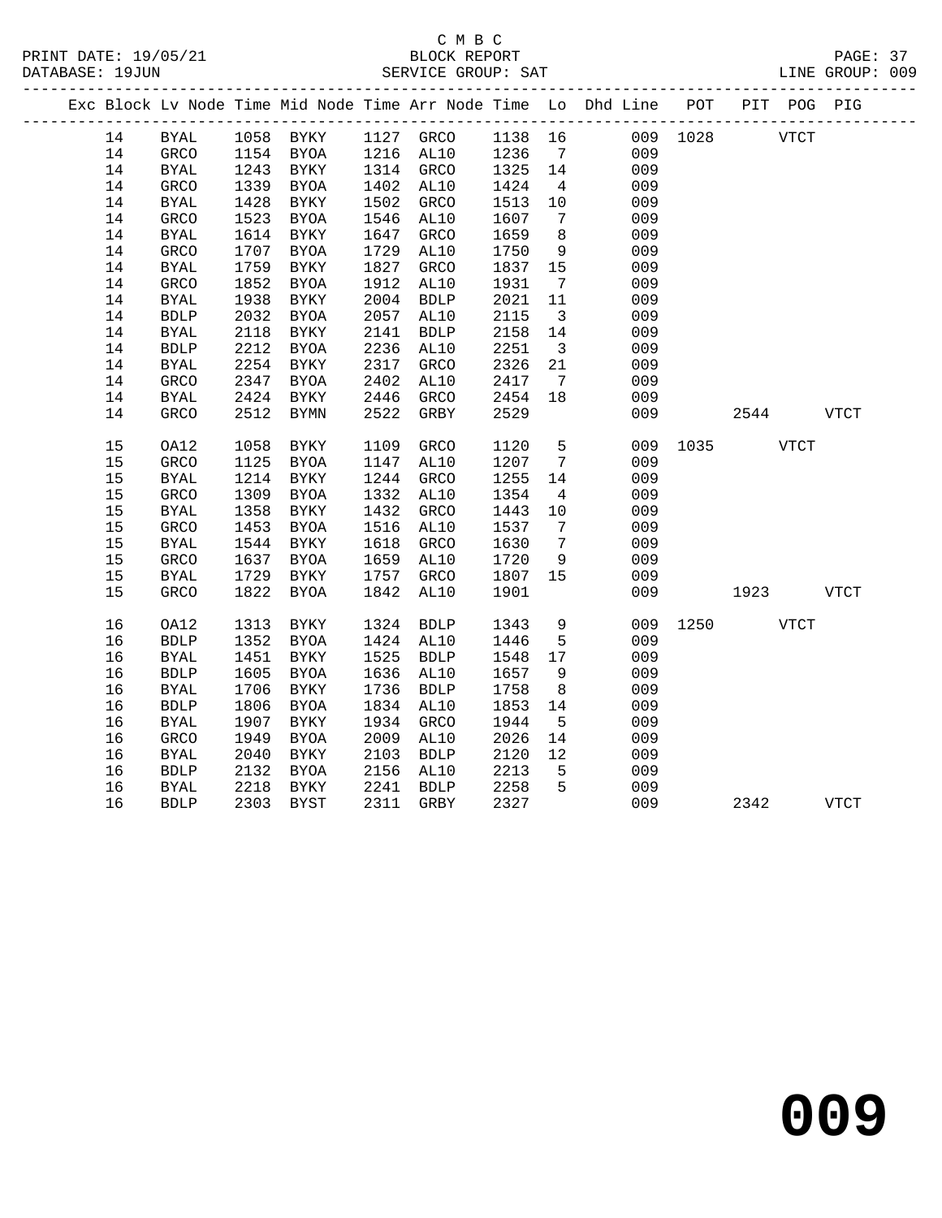C M B C
PRINT DATE: 19/05/21 BLOCK REPORT
DATABASE: 19JUN SERVICE GROUP: SAT LINE GROUP: 009

| Exc | Block | Lv | Node | Time | Mid Node | Time | Arr Node | Time | Lo | Dhd Line | POT | PIT | POG | PIG |
|---|---|---|---|---|---|---|---|---|---|---|---|---|---|---|
| | 14 | | BYAL | 1058 | BYKY | 1127 | GRCO | 1138 | 16 | 009 | 1028 | | VTCT | |
| | 14 | | GRCO | 1154 | BYOA | 1216 | AL10 | 1236 | 7 | 009 | | | | |
| | 14 | | BYAL | 1243 | BYKY | 1314 | GRCO | 1325 | 14 | 009 | | | | |
| | 14 | | GRCO | 1339 | BYOA | 1402 | AL10 | 1424 | 4 | 009 | | | | |
| | 14 | | BYAL | 1428 | BYKY | 1502 | GRCO | 1513 | 10 | 009 | | | | |
| | 14 | | GRCO | 1523 | BYOA | 1546 | AL10 | 1607 | 7 | 009 | | | | |
| | 14 | | BYAL | 1614 | BYKY | 1647 | GRCO | 1659 | 8 | 009 | | | | |
| | 14 | | GRCO | 1707 | BYOA | 1729 | AL10 | 1750 | 9 | 009 | | | | |
| | 14 | | BYAL | 1759 | BYKY | 1827 | GRCO | 1837 | 15 | 009 | | | | |
| | 14 | | GRCO | 1852 | BYOA | 1912 | AL10 | 1931 | 7 | 009 | | | | |
| | 14 | | BYAL | 1938 | BYKY | 2004 | BDLP | 2021 | 11 | 009 | | | | |
| | 14 | | BDLP | 2032 | BYOA | 2057 | AL10 | 2115 | 3 | 009 | | | | |
| | 14 | | BYAL | 2118 | BYKY | 2141 | BDLP | 2158 | 14 | 009 | | | | |
| | 14 | | BDLP | 2212 | BYOA | 2236 | AL10 | 2251 | 3 | 009 | | | | |
| | 14 | | BYAL | 2254 | BYKY | 2317 | GRCO | 2326 | 21 | 009 | | | | |
| | 14 | | GRCO | 2347 | BYOA | 2402 | AL10 | 2417 | 7 | 009 | | | | |
| | 14 | | BYAL | 2424 | BYKY | 2446 | GRCO | 2454 | 18 | 009 | | | | |
| | 14 | | GRCO | 2512 | BYMN | 2522 | GRBY | 2529 | | 009 | | 2544 | | VTCT |
| | 15 | | OA12 | 1058 | BYKY | 1109 | GRCO | 1120 | 5 | 009 | 1035 | | VTCT | |
| | 15 | | GRCO | 1125 | BYOA | 1147 | AL10 | 1207 | 7 | 009 | | | | |
| | 15 | | BYAL | 1214 | BYKY | 1244 | GRCO | 1255 | 14 | 009 | | | | |
| | 15 | | GRCO | 1309 | BYOA | 1332 | AL10 | 1354 | 4 | 009 | | | | |
| | 15 | | BYAL | 1358 | BYKY | 1432 | GRCO | 1443 | 10 | 009 | | | | |
| | 15 | | GRCO | 1453 | BYOA | 1516 | AL10 | 1537 | 7 | 009 | | | | |
| | 15 | | BYAL | 1544 | BYKY | 1618 | GRCO | 1630 | 7 | 009 | | | | |
| | 15 | | GRCO | 1637 | BYOA | 1659 | AL10 | 1720 | 9 | 009 | | | | |
| | 15 | | BYAL | 1729 | BYKY | 1757 | GRCO | 1807 | 15 | 009 | | | | |
| | 15 | | GRCO | 1822 | BYOA | 1842 | AL10 | 1901 | | 009 | | 1923 | | VTCT |
| | 16 | | OA12 | 1313 | BYKY | 1324 | BDLP | 1343 | 9 | 009 | 1250 | | VTCT | |
| | 16 | | BDLP | 1352 | BYOA | 1424 | AL10 | 1446 | 5 | 009 | | | | |
| | 16 | | BYAL | 1451 | BYKY | 1525 | BDLP | 1548 | 17 | 009 | | | | |
| | 16 | | BDLP | 1605 | BYOA | 1636 | AL10 | 1657 | 9 | 009 | | | | |
| | 16 | | BYAL | 1706 | BYKY | 1736 | BDLP | 1758 | 8 | 009 | | | | |
| | 16 | | BDLP | 1806 | BYOA | 1834 | AL10 | 1853 | 14 | 009 | | | | |
| | 16 | | BYAL | 1907 | BYKY | 1934 | GRCO | 1944 | 5 | 009 | | | | |
| | 16 | | GRCO | 1949 | BYOA | 2009 | AL10 | 2026 | 14 | 009 | | | | |
| | 16 | | BYAL | 2040 | BYKY | 2103 | BDLP | 2120 | 12 | 009 | | | | |
| | 16 | | BDLP | 2132 | BYOA | 2156 | AL10 | 2213 | 5 | 009 | | | | |
| | 16 | | BYAL | 2218 | BYKY | 2241 | BDLP | 2258 | 5 | 009 | | | | |
| | 16 | | BDLP | 2303 | BYST | 2311 | GRBY | 2327 | | 009 | | 2342 | | VTCT |

**009**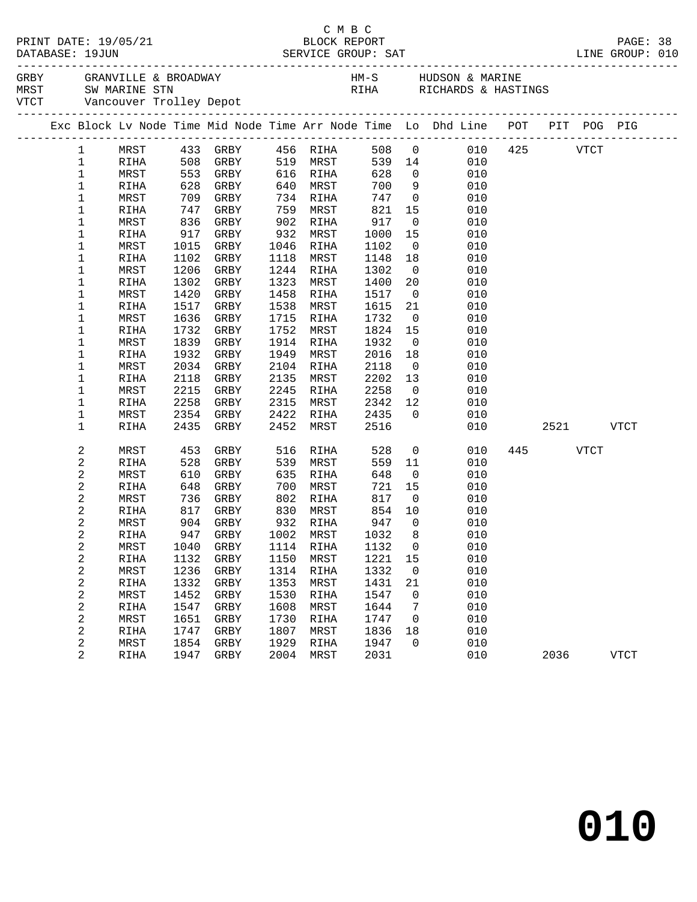C M B C
BLOCK REPORT
SERVICE GROUP: SAT

PRINT DATE: 19/05/21
DATABASE: 19JUN

PAGE: 38
LINE GROUP: 010

GRBY GRANVILLE & BROADWAY
MRST SW MARINE STN
VTCT Vancouver Trolley Depot

HM-S HUDSON & MARINE
RIHA RICHARDS & HASTINGS

| Exc | Block | Lv | Node | Time | Mid Node | Time | Arr Node | Time | Lo | Dhd Line | POT | PIT | POG | PIG |
|---|---|---|---|---|---|---|---|---|---|---|---|---|---|---|
| | 1 | | MRST | 433 | GRBY | 456 | RIHA | 508 | 0 | 010 | 425 | | VTCT | |
| | 1 | | RIHA | 508 | GRBY | 519 | MRST | 539 | 14 | 010 | | | | |
| | 1 | | MRST | 553 | GRBY | 616 | RIHA | 628 | 0 | 010 | | | | |
| | 1 | | RIHA | 628 | GRBY | 640 | MRST | 700 | 9 | 010 | | | | |
| | 1 | | MRST | 709 | GRBY | 734 | RIHA | 747 | 0 | 010 | | | | |
| | 1 | | RIHA | 747 | GRBY | 759 | MRST | 821 | 15 | 010 | | | | |
| | 1 | | MRST | 836 | GRBY | 902 | RIHA | 917 | 0 | 010 | | | | |
| | 1 | | RIHA | 917 | GRBY | 932 | MRST | 1000 | 15 | 010 | | | | |
| | 1 | | MRST | 1015 | GRBY | 1046 | RIHA | 1102 | 0 | 010 | | | | |
| | 1 | | RIHA | 1102 | GRBY | 1118 | MRST | 1148 | 18 | 010 | | | | |
| | 1 | | MRST | 1206 | GRBY | 1244 | RIHA | 1302 | 0 | 010 | | | | |
| | 1 | | RIHA | 1302 | GRBY | 1323 | MRST | 1400 | 20 | 010 | | | | |
| | 1 | | MRST | 1420 | GRBY | 1458 | RIHA | 1517 | 0 | 010 | | | | |
| | 1 | | RIHA | 1517 | GRBY | 1538 | MRST | 1615 | 21 | 010 | | | | |
| | 1 | | MRST | 1636 | GRBY | 1715 | RIHA | 1732 | 0 | 010 | | | | |
| | 1 | | RIHA | 1732 | GRBY | 1752 | MRST | 1824 | 15 | 010 | | | | |
| | 1 | | MRST | 1839 | GRBY | 1914 | RIHA | 1932 | 0 | 010 | | | | |
| | 1 | | RIHA | 1932 | GRBY | 1949 | MRST | 2016 | 18 | 010 | | | | |
| | 1 | | MRST | 2034 | GRBY | 2104 | RIHA | 2118 | 0 | 010 | | | | |
| | 1 | | RIHA | 2118 | GRBY | 2135 | MRST | 2202 | 13 | 010 | | | | |
| | 1 | | MRST | 2215 | GRBY | 2245 | RIHA | 2258 | 0 | 010 | | | | |
| | 1 | | RIHA | 2258 | GRBY | 2315 | MRST | 2342 | 12 | 010 | | | | |
| | 1 | | MRST | 2354 | GRBY | 2422 | RIHA | 2435 | 0 | 010 | | | | |
| | 1 | | RIHA | 2435 | GRBY | 2452 | MRST | 2516 | | 010 | | 2521 | | VTCT |
| | 2 | | MRST | 453 | GRBY | 516 | RIHA | 528 | 0 | 010 | 445 | | VTCT | |
| | 2 | | RIHA | 528 | GRBY | 539 | MRST | 559 | 11 | 010 | | | | |
| | 2 | | MRST | 610 | GRBY | 635 | RIHA | 648 | 0 | 010 | | | | |
| | 2 | | RIHA | 648 | GRBY | 700 | MRST | 721 | 15 | 010 | | | | |
| | 2 | | MRST | 736 | GRBY | 802 | RIHA | 817 | 0 | 010 | | | | |
| | 2 | | RIHA | 817 | GRBY | 830 | MRST | 854 | 10 | 010 | | | | |
| | 2 | | MRST | 904 | GRBY | 932 | RIHA | 947 | 0 | 010 | | | | |
| | 2 | | RIHA | 947 | GRBY | 1002 | MRST | 1032 | 8 | 010 | | | | |
| | 2 | | MRST | 1040 | GRBY | 1114 | RIHA | 1132 | 0 | 010 | | | | |
| | 2 | | RIHA | 1132 | GRBY | 1150 | MRST | 1221 | 15 | 010 | | | | |
| | 2 | | MRST | 1236 | GRBY | 1314 | RIHA | 1332 | 0 | 010 | | | | |
| | 2 | | RIHA | 1332 | GRBY | 1353 | MRST | 1431 | 21 | 010 | | | | |
| | 2 | | MRST | 1452 | GRBY | 1530 | RIHA | 1547 | 0 | 010 | | | | |
| | 2 | | RIHA | 1547 | GRBY | 1608 | MRST | 1644 | 7 | 010 | | | | |
| | 2 | | MRST | 1651 | GRBY | 1730 | RIHA | 1747 | 0 | 010 | | | | |
| | 2 | | RIHA | 1747 | GRBY | 1807 | MRST | 1836 | 18 | 010 | | | | |
| | 2 | | MRST | 1854 | GRBY | 1929 | RIHA | 1947 | 0 | 010 | | | | |
| | 2 | | RIHA | 1947 | GRBY | 2004 | MRST | 2031 | | 010 | | 2036 | | VTCT |

010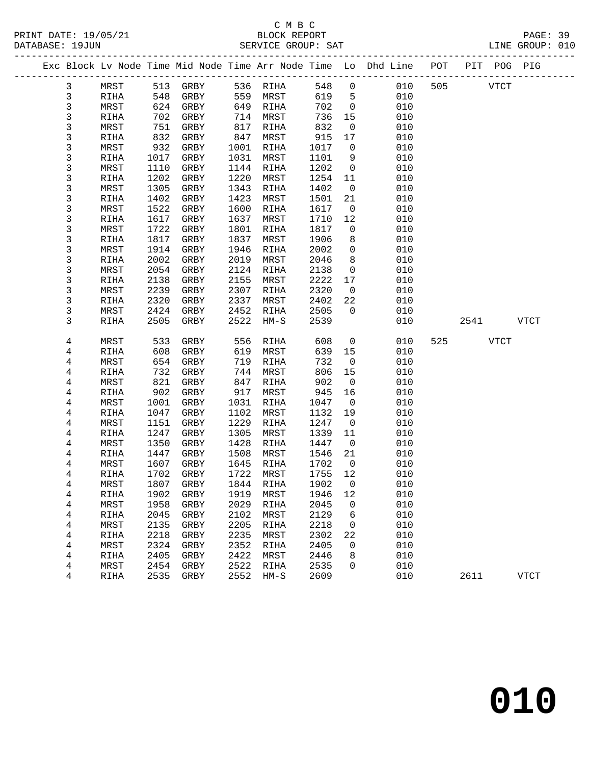C M B C
PRINT DATE: 19/05/21 BLOCK REPORT
DATABASE: 19JUN SERVICE GROUP: SAT LINE GROUP: 010

| Exc | Block | Lv Node | Time | Mid Node | Time | Arr Node | Time | Lo | Dhd Line | POT | PIT | POG | PIG |
|---|---|---|---|---|---|---|---|---|---|---|---|---|---|
| | 3 | MRST | 513 | GRBY | 536 | RIHA | 548 | 0 | 010 | 505 | | VTCT | |
| | 3 | RIHA | 548 | GRBY | 559 | MRST | 619 | 5 | 010 | | | | |
| | 3 | MRST | 624 | GRBY | 649 | RIHA | 702 | 0 | 010 | | | | |
| | 3 | RIHA | 702 | GRBY | 714 | MRST | 736 | 15 | 010 | | | | |
| | 3 | MRST | 751 | GRBY | 817 | RIHA | 832 | 0 | 010 | | | | |
| | 3 | RIHA | 832 | GRBY | 847 | MRST | 915 | 17 | 010 | | | | |
| | 3 | MRST | 932 | GRBY | 1001 | RIHA | 1017 | 0 | 010 | | | | |
| | 3 | RIHA | 1017 | GRBY | 1031 | MRST | 1101 | 9 | 010 | | | | |
| | 3 | MRST | 1110 | GRBY | 1144 | RIHA | 1202 | 0 | 010 | | | | |
| | 3 | RIHA | 1202 | GRBY | 1220 | MRST | 1254 | 11 | 010 | | | | |
| | 3 | MRST | 1305 | GRBY | 1343 | RIHA | 1402 | 0 | 010 | | | | |
| | 3 | RIHA | 1402 | GRBY | 1423 | MRST | 1501 | 21 | 010 | | | | |
| | 3 | MRST | 1522 | GRBY | 1600 | RIHA | 1617 | 0 | 010 | | | | |
| | 3 | RIHA | 1617 | GRBY | 1637 | MRST | 1710 | 12 | 010 | | | | |
| | 3 | MRST | 1722 | GRBY | 1801 | RIHA | 1817 | 0 | 010 | | | | |
| | 3 | RIHA | 1817 | GRBY | 1837 | MRST | 1906 | 8 | 010 | | | | |
| | 3 | MRST | 1914 | GRBY | 1946 | RIHA | 2002 | 0 | 010 | | | | |
| | 3 | RIHA | 2002 | GRBY | 2019 | MRST | 2046 | 8 | 010 | | | | |
| | 3 | MRST | 2054 | GRBY | 2124 | RIHA | 2138 | 0 | 010 | | | | |
| | 3 | RIHA | 2138 | GRBY | 2155 | MRST | 2222 | 17 | 010 | | | | |
| | 3 | MRST | 2239 | GRBY | 2307 | RIHA | 2320 | 0 | 010 | | | | |
| | 3 | RIHA | 2320 | GRBY | 2337 | MRST | 2402 | 22 | 010 | | | | |
| | 3 | MRST | 2424 | GRBY | 2452 | RIHA | 2505 | 0 | 010 | | | | |
| | 3 | RIHA | 2505 | GRBY | 2522 | HM-S | 2539 | | 010 | | 2541 | | VTCT |
| | 4 | MRST | 533 | GRBY | 556 | RIHA | 608 | 0 | 010 | 525 | | VTCT | |
| | 4 | RIHA | 608 | GRBY | 619 | MRST | 639 | 15 | 010 | | | | |
| | 4 | MRST | 654 | GRBY | 719 | RIHA | 732 | 0 | 010 | | | | |
| | 4 | RIHA | 732 | GRBY | 744 | MRST | 806 | 15 | 010 | | | | |
| | 4 | MRST | 821 | GRBY | 847 | RIHA | 902 | 0 | 010 | | | | |
| | 4 | RIHA | 902 | GRBY | 917 | MRST | 945 | 16 | 010 | | | | |
| | 4 | MRST | 1001 | GRBY | 1031 | RIHA | 1047 | 0 | 010 | | | | |
| | 4 | RIHA | 1047 | GRBY | 1102 | MRST | 1132 | 19 | 010 | | | | |
| | 4 | MRST | 1151 | GRBY | 1229 | RIHA | 1247 | 0 | 010 | | | | |
| | 4 | RIHA | 1247 | GRBY | 1305 | MRST | 1339 | 11 | 010 | | | | |
| | 4 | MRST | 1350 | GRBY | 1428 | RIHA | 1447 | 0 | 010 | | | | |
| | 4 | RIHA | 1447 | GRBY | 1508 | MRST | 1546 | 21 | 010 | | | | |
| | 4 | MRST | 1607 | GRBY | 1645 | RIHA | 1702 | 0 | 010 | | | | |
| | 4 | RIHA | 1702 | GRBY | 1722 | MRST | 1755 | 12 | 010 | | | | |
| | 4 | MRST | 1807 | GRBY | 1844 | RIHA | 1902 | 0 | 010 | | | | |
| | 4 | RIHA | 1902 | GRBY | 1919 | MRST | 1946 | 12 | 010 | | | | |
| | 4 | MRST | 1958 | GRBY | 2029 | RIHA | 2045 | 0 | 010 | | | | |
| | 4 | RIHA | 2045 | GRBY | 2102 | MRST | 2129 | 6 | 010 | | | | |
| | 4 | MRST | 2135 | GRBY | 2205 | RIHA | 2218 | 0 | 010 | | | | |
| | 4 | RIHA | 2218 | GRBY | 2235 | MRST | 2302 | 22 | 010 | | | | |
| | 4 | MRST | 2324 | GRBY | 2352 | RIHA | 2405 | 0 | 010 | | | | |
| | 4 | RIHA | 2405 | GRBY | 2422 | MRST | 2446 | 8 | 010 | | | | |
| | 4 | MRST | 2454 | GRBY | 2522 | RIHA | 2535 | 0 | 010 | | | | |
| | 4 | RIHA | 2535 | GRBY | 2552 | HM-S | 2609 | | 010 | | 2611 | | VTCT |

# 010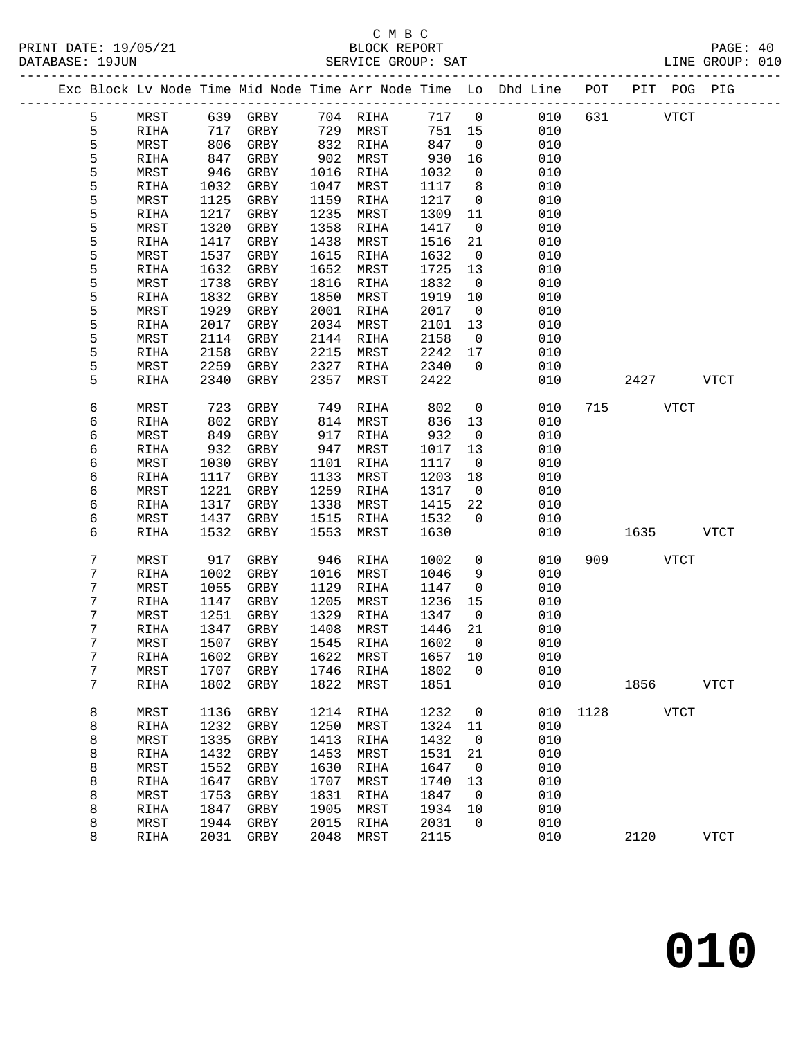C M B C

PRINT DATE: 19/05/21 BLOCK REPORT

DATABASE: 19JUN SERVICE GROUP: SAT LINE GROUP: 010

| Exc | Block | Lv Node | Time | Mid Node | Time | Arr Node | Time | Lo | Dhd Line | POT | PIT | POG | PIG |
|---|---|---|---|---|---|---|---|---|---|---|---|---|---|
| | 5 | MRST | 639 | GRBY | 704 | RIHA | 717 | 0 | 010 | 631 | | VTCT | |
| | 5 | RIHA | 717 | GRBY | 729 | MRST | 751 | 15 | 010 | | | | |
| | 5 | MRST | 806 | GRBY | 832 | RIHA | 847 | 0 | 010 | | | | |
| | 5 | RIHA | 847 | GRBY | 902 | MRST | 930 | 16 | 010 | | | | |
| | 5 | MRST | 946 | GRBY | 1016 | RIHA | 1032 | 0 | 010 | | | | |
| | 5 | RIHA | 1032 | GRBY | 1047 | MRST | 1117 | 8 | 010 | | | | |
| | 5 | MRST | 1125 | GRBY | 1159 | RIHA | 1217 | 0 | 010 | | | | |
| | 5 | RIHA | 1217 | GRBY | 1235 | MRST | 1309 | 11 | 010 | | | | |
| | 5 | MRST | 1320 | GRBY | 1358 | RIHA | 1417 | 0 | 010 | | | | |
| | 5 | RIHA | 1417 | GRBY | 1438 | MRST | 1516 | 21 | 010 | | | | |
| | 5 | MRST | 1537 | GRBY | 1615 | RIHA | 1632 | 0 | 010 | | | | |
| | 5 | RIHA | 1632 | GRBY | 1652 | MRST | 1725 | 13 | 010 | | | | |
| | 5 | MRST | 1738 | GRBY | 1816 | RIHA | 1832 | 0 | 010 | | | | |
| | 5 | RIHA | 1832 | GRBY | 1850 | MRST | 1919 | 10 | 010 | | | | |
| | 5 | MRST | 1929 | GRBY | 2001 | RIHA | 2017 | 0 | 010 | | | | |
| | 5 | RIHA | 2017 | GRBY | 2034 | MRST | 2101 | 13 | 010 | | | | |
| | 5 | MRST | 2114 | GRBY | 2144 | RIHA | 2158 | 0 | 010 | | | | |
| | 5 | RIHA | 2158 | GRBY | 2215 | MRST | 2242 | 17 | 010 | | | | |
| | 5 | MRST | 2259 | GRBY | 2327 | RIHA | 2340 | 0 | 010 | | | | |
| | 5 | RIHA | 2340 | GRBY | 2357 | MRST | 2422 | | 010 | | 2427 | | VTCT |
| | 6 | MRST | 723 | GRBY | 749 | RIHA | 802 | 0 | 010 | 715 | | VTCT | |
| | 6 | RIHA | 802 | GRBY | 814 | MRST | 836 | 13 | 010 | | | | |
| | 6 | MRST | 849 | GRBY | 917 | RIHA | 932 | 0 | 010 | | | | |
| | 6 | RIHA | 932 | GRBY | 947 | MRST | 1017 | 13 | 010 | | | | |
| | 6 | MRST | 1030 | GRBY | 1101 | RIHA | 1117 | 0 | 010 | | | | |
| | 6 | RIHA | 1117 | GRBY | 1133 | MRST | 1203 | 18 | 010 | | | | |
| | 6 | MRST | 1221 | GRBY | 1259 | RIHA | 1317 | 0 | 010 | | | | |
| | 6 | RIHA | 1317 | GRBY | 1338 | MRST | 1415 | 22 | 010 | | | | |
| | 6 | MRST | 1437 | GRBY | 1515 | RIHA | 1532 | 0 | 010 | | | | |
| | 6 | RIHA | 1532 | GRBY | 1553 | MRST | 1630 | | 010 | | 1635 | | VTCT |
| | 7 | MRST | 917 | GRBY | 946 | RIHA | 1002 | 0 | 010 | 909 | | VTCT | |
| | 7 | RIHA | 1002 | GRBY | 1016 | MRST | 1046 | 9 | 010 | | | | |
| | 7 | MRST | 1055 | GRBY | 1129 | RIHA | 1147 | 0 | 010 | | | | |
| | 7 | RIHA | 1147 | GRBY | 1205 | MRST | 1236 | 15 | 010 | | | | |
| | 7 | MRST | 1251 | GRBY | 1329 | RIHA | 1347 | 0 | 010 | | | | |
| | 7 | RIHA | 1347 | GRBY | 1408 | MRST | 1446 | 21 | 010 | | | | |
| | 7 | MRST | 1507 | GRBY | 1545 | RIHA | 1602 | 0 | 010 | | | | |
| | 7 | RIHA | 1602 | GRBY | 1622 | MRST | 1657 | 10 | 010 | | | | |
| | 7 | MRST | 1707 | GRBY | 1746 | RIHA | 1802 | 0 | 010 | | | | |
| | 7 | RIHA | 1802 | GRBY | 1822 | MRST | 1851 | | 010 | | 1856 | | VTCT |
| | 8 | MRST | 1136 | GRBY | 1214 | RIHA | 1232 | 0 | 010 | 1128 | | VTCT | |
| | 8 | RIHA | 1232 | GRBY | 1250 | MRST | 1324 | 11 | 010 | | | | |
| | 8 | MRST | 1335 | GRBY | 1413 | RIHA | 1432 | 0 | 010 | | | | |
| | 8 | RIHA | 1432 | GRBY | 1453 | MRST | 1531 | 21 | 010 | | | | |
| | 8 | MRST | 1552 | GRBY | 1630 | RIHA | 1647 | 0 | 010 | | | | |
| | 8 | RIHA | 1647 | GRBY | 1707 | MRST | 1740 | 13 | 010 | | | | |
| | 8 | MRST | 1753 | GRBY | 1831 | RIHA | 1847 | 0 | 010 | | | | |
| | 8 | RIHA | 1847 | GRBY | 1905 | MRST | 1934 | 10 | 010 | | | | |
| | 8 | MRST | 1944 | GRBY | 2015 | RIHA | 2031 | 0 | 010 | | | | |
| | 8 | RIHA | 2031 | GRBY | 2048 | MRST | 2115 | | 010 | | 2120 | | VTCT |

**010**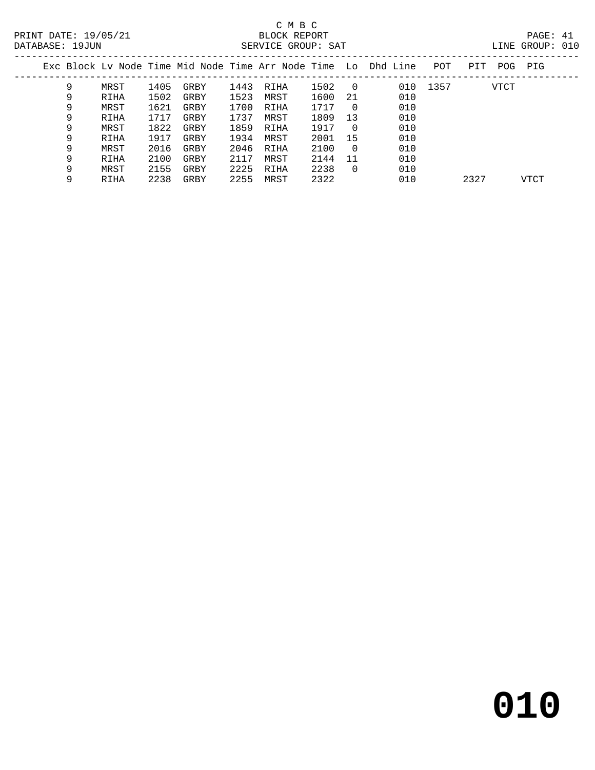C M B C

BLOCK REPORT

SERVICE GROUP: SAT

PRINT DATE: 19/05/21

DATABASE: 19JUN

LINE GROUP: 010

| Exc | Block | Lv Node | Time | Mid Node | Time | Arr Node | Time | Lo | Dhd Line | POT | PIT | POG | PIG |
|---|---|---|---|---|---|---|---|---|---|---|---|---|---|
| | 9 | MRST | 1405 | GRBY | 1443 | RIHA | 1502 | 0 | 010 | 1357 | | VTCT | |
| | 9 | RIHA | 1502 | GRBY | 1523 | MRST | 1600 | 21 | 010 | | | | |
| | 9 | MRST | 1621 | GRBY | 1700 | RIHA | 1717 | 0 | 010 | | | | |
| | 9 | RIHA | 1717 | GRBY | 1737 | MRST | 1809 | 13 | 010 | | | | |
| | 9 | MRST | 1822 | GRBY | 1859 | RIHA | 1917 | 0 | 010 | | | | |
| | 9 | RIHA | 1917 | GRBY | 1934 | MRST | 2001 | 15 | 010 | | | | |
| | 9 | MRST | 2016 | GRBY | 2046 | RIHA | 2100 | 0 | 010 | | | | |
| | 9 | RIHA | 2100 | GRBY | 2117 | MRST | 2144 | 11 | 010 | | | | |
| | 9 | MRST | 2155 | GRBY | 2225 | RIHA | 2238 | 0 | 010 | | | | |
| | 9 | RIHA | 2238 | GRBY | 2255 | MRST | 2322 | | 010 | | 2327 | | VTCT |

# 010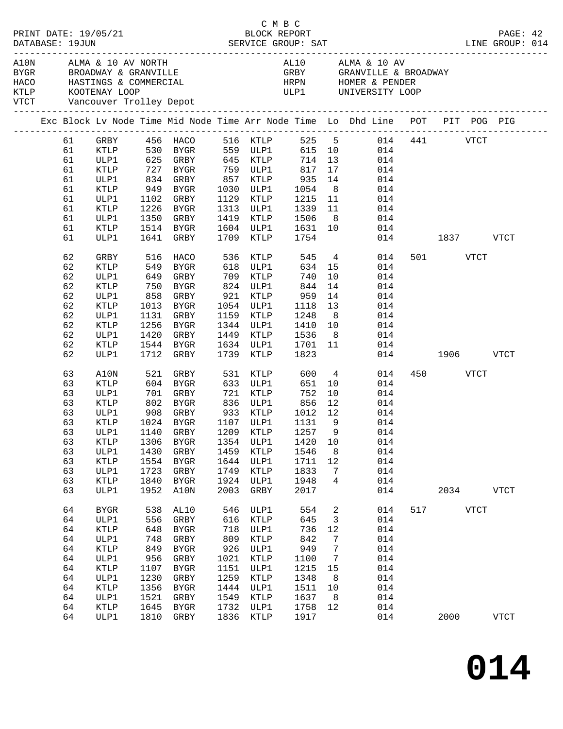C M B C

PRINT DATE: 19/05/21 BLOCK REPORT PAGE: 42
DATABASE: 19JUN SERVICE GROUP: SAT LINE GROUP: 014

| Code | Description | Code | Description |
|---|---|---|---|
| A10N | ALMA & 10 AV NORTH | AL10 | ALMA & 10 AV |
| BYGR | BROADWAY & GRANVILLE | GRBY | GRANVILLE & BROADWAY |
| HACO | HASTINGS & COMMERCIAL | HRPN | HOMER & PENDER |
| KTLP | KOOTENAY LOOP | ULP1 | UNIVERSITY LOOP |
| VTCT | Vancouver Trolley Depot | | |

| Exc | Block | Lv Node | Time | Mid Node | Time | Arr Node | Time | Lo | Dhd Line | POT | PIT | POG | PIG |
|---|---|---|---|---|---|---|---|---|---|---|---|---|---|
| | 61 | GRBY | 456 | HACO | 516 | KTLP | 525 | 5 | 014 | 441 | | VTCT | |
| | 61 | KTLP | 530 | BYGR | 559 | ULP1 | 615 | 10 | 014 | | | | |
| | 61 | ULP1 | 625 | GRBY | 645 | KTLP | 714 | 13 | 014 | | | | |
| | 61 | KTLP | 727 | BYGR | 759 | ULP1 | 817 | 17 | 014 | | | | |
| | 61 | ULP1 | 834 | GRBY | 857 | KTLP | 935 | 14 | 014 | | | | |
| | 61 | KTLP | 949 | BYGR | 1030 | ULP1 | 1054 | 8 | 014 | | | | |
| | 61 | ULP1 | 1102 | GRBY | 1129 | KTLP | 1215 | 11 | 014 | | | | |
| | 61 | KTLP | 1226 | BYGR | 1313 | ULP1 | 1339 | 11 | 014 | | | | |
| | 61 | ULP1 | 1350 | GRBY | 1419 | KTLP | 1506 | 8 | 014 | | | | |
| | 61 | KTLP | 1514 | BYGR | 1604 | ULP1 | 1631 | 10 | 014 | | | | |
| | 61 | ULP1 | 1641 | GRBY | 1709 | KTLP | 1754 | | 014 | | 1837 | | VTCT |
| | 62 | GRBY | 516 | HACO | 536 | KTLP | 545 | 4 | 014 | 501 | | VTCT | |
| | 62 | KTLP | 549 | BYGR | 618 | ULP1 | 634 | 15 | 014 | | | | |
| | 62 | ULP1 | 649 | GRBY | 709 | KTLP | 740 | 10 | 014 | | | | |
| | 62 | KTLP | 750 | BYGR | 824 | ULP1 | 844 | 14 | 014 | | | | |
| | 62 | ULP1 | 858 | GRBY | 921 | KTLP | 959 | 14 | 014 | | | | |
| | 62 | KTLP | 1013 | BYGR | 1054 | ULP1 | 1118 | 13 | 014 | | | | |
| | 62 | ULP1 | 1131 | GRBY | 1159 | KTLP | 1248 | 8 | 014 | | | | |
| | 62 | KTLP | 1256 | BYGR | 1344 | ULP1 | 1410 | 10 | 014 | | | | |
| | 62 | ULP1 | 1420 | GRBY | 1449 | KTLP | 1536 | 8 | 014 | | | | |
| | 62 | KTLP | 1544 | BYGR | 1634 | ULP1 | 1701 | 11 | 014 | | | | |
| | 62 | ULP1 | 1712 | GRBY | 1739 | KTLP | 1823 | | 014 | | 1906 | | VTCT |
| | 63 | A10N | 521 | GRBY | 531 | KTLP | 600 | 4 | 014 | 450 | | VTCT | |
| | 63 | KTLP | 604 | BYGR | 633 | ULP1 | 651 | 10 | 014 | | | | |
| | 63 | ULP1 | 701 | GRBY | 721 | KTLP | 752 | 10 | 014 | | | | |
| | 63 | KTLP | 802 | BYGR | 836 | ULP1 | 856 | 12 | 014 | | | | |
| | 63 | ULP1 | 908 | GRBY | 933 | KTLP | 1012 | 12 | 014 | | | | |
| | 63 | KTLP | 1024 | BYGR | 1107 | ULP1 | 1131 | 9 | 014 | | | | |
| | 63 | ULP1 | 1140 | GRBY | 1209 | KTLP | 1257 | 9 | 014 | | | | |
| | 63 | KTLP | 1306 | BYGR | 1354 | ULP1 | 1420 | 10 | 014 | | | | |
| | 63 | ULP1 | 1430 | GRBY | 1459 | KTLP | 1546 | 8 | 014 | | | | |
| | 63 | KTLP | 1554 | BYGR | 1644 | ULP1 | 1711 | 12 | 014 | | | | |
| | 63 | ULP1 | 1723 | GRBY | 1749 | KTLP | 1833 | 7 | 014 | | | | |
| | 63 | KTLP | 1840 | BYGR | 1924 | ULP1 | 1948 | 4 | 014 | | | | |
| | 63 | ULP1 | 1952 | A10N | 2003 | GRBY | 2017 | | 014 | | 2034 | | VTCT |
| | 64 | BYGR | 538 | AL10 | 546 | ULP1 | 554 | 2 | 014 | 517 | | VTCT | |
| | 64 | ULP1 | 556 | GRBY | 616 | KTLP | 645 | 3 | 014 | | | | |
| | 64 | KTLP | 648 | BYGR | 718 | ULP1 | 736 | 12 | 014 | | | | |
| | 64 | ULP1 | 748 | GRBY | 809 | KTLP | 842 | 7 | 014 | | | | |
| | 64 | KTLP | 849 | BYGR | 926 | ULP1 | 949 | 7 | 014 | | | | |
| | 64 | ULP1 | 956 | GRBY | 1021 | KTLP | 1100 | 7 | 014 | | | | |
| | 64 | KTLP | 1107 | BYGR | 1151 | ULP1 | 1215 | 15 | 014 | | | | |
| | 64 | ULP1 | 1230 | GRBY | 1259 | KTLP | 1348 | 8 | 014 | | | | |
| | 64 | KTLP | 1356 | BYGR | 1444 | ULP1 | 1511 | 10 | 014 | | | | |
| | 64 | ULP1 | 1521 | GRBY | 1549 | KTLP | 1637 | 8 | 014 | | | | |
| | 64 | KTLP | 1645 | BYGR | 1732 | ULP1 | 1758 | 12 | 014 | | | | |
| | 64 | ULP1 | 1810 | GRBY | 1836 | KTLP | 1917 | | 014 | | 2000 | | VTCT |

# 014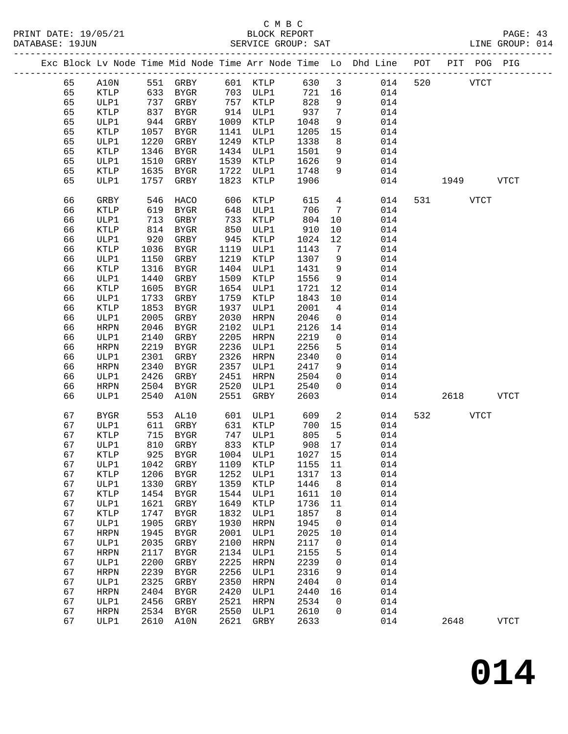C M B C

PRINT DATE: 19/05/21 BLOCK REPORT PAGE: 43
DATABASE: 19JUN SERVICE GROUP: SAT LINE GROUP: 014

| Exc | Block | Lv Node | Time | Mid Node | Time | Arr Node | Time | Lo | Dhd Line | POT | PIT | POG | PIG |
|---|---|---|---|---|---|---|---|---|---|---|---|---|---|
| | 65 | A10N | 551 | GRBY | 601 | KTLP | 630 | 3 | 014 | 520 | | VTCT | |
| | 65 | KTLP | 633 | BYGR | 703 | ULP1 | 721 | 16 | 014 | | | | |
| | 65 | ULP1 | 737 | GRBY | 757 | KTLP | 828 | 9 | 014 | | | | |
| | 65 | KTLP | 837 | BYGR | 914 | ULP1 | 937 | 7 | 014 | | | | |
| | 65 | ULP1 | 944 | GRBY | 1009 | KTLP | 1048 | 9 | 014 | | | | |
| | 65 | KTLP | 1057 | BYGR | 1141 | ULP1 | 1205 | 15 | 014 | | | | |
| | 65 | ULP1 | 1220 | GRBY | 1249 | KTLP | 1338 | 8 | 014 | | | | |
| | 65 | KTLP | 1346 | BYGR | 1434 | ULP1 | 1501 | 9 | 014 | | | | |
| | 65 | ULP1 | 1510 | GRBY | 1539 | KTLP | 1626 | 9 | 014 | | | | |
| | 65 | KTLP | 1635 | BYGR | 1722 | ULP1 | 1748 | 9 | 014 | | | | |
| | 65 | ULP1 | 1757 | GRBY | 1823 | KTLP | 1906 | | 014 | | 1949 | | VTCT |
| | 66 | GRBY | 546 | HACO | 606 | KTLP | 615 | 4 | 014 | 531 | | VTCT | |
| | 66 | KTLP | 619 | BYGR | 648 | ULP1 | 706 | 7 | 014 | | | | |
| | 66 | ULP1 | 713 | GRBY | 733 | KTLP | 804 | 10 | 014 | | | | |
| | 66 | KTLP | 814 | BYGR | 850 | ULP1 | 910 | 10 | 014 | | | | |
| | 66 | ULP1 | 920 | GRBY | 945 | KTLP | 1024 | 12 | 014 | | | | |
| | 66 | KTLP | 1036 | BYGR | 1119 | ULP1 | 1143 | 7 | 014 | | | | |
| | 66 | ULP1 | 1150 | GRBY | 1219 | KTLP | 1307 | 9 | 014 | | | | |
| | 66 | KTLP | 1316 | BYGR | 1404 | ULP1 | 1431 | 9 | 014 | | | | |
| | 66 | ULP1 | 1440 | GRBY | 1509 | KTLP | 1556 | 9 | 014 | | | | |
| | 66 | KTLP | 1605 | BYGR | 1654 | ULP1 | 1721 | 12 | 014 | | | | |
| | 66 | ULP1 | 1733 | GRBY | 1759 | KTLP | 1843 | 10 | 014 | | | | |
| | 66 | KTLP | 1853 | BYGR | 1937 | ULP1 | 2001 | 4 | 014 | | | | |
| | 66 | ULP1 | 2005 | GRBY | 2030 | HRPN | 2046 | 0 | 014 | | | | |
| | 66 | HRPN | 2046 | BYGR | 2102 | ULP1 | 2126 | 14 | 014 | | | | |
| | 66 | ULP1 | 2140 | GRBY | 2205 | HRPN | 2219 | 0 | 014 | | | | |
| | 66 | HRPN | 2219 | BYGR | 2236 | ULP1 | 2256 | 5 | 014 | | | | |
| | 66 | ULP1 | 2301 | GRBY | 2326 | HRPN | 2340 | 0 | 014 | | | | |
| | 66 | HRPN | 2340 | BYGR | 2357 | ULP1 | 2417 | 9 | 014 | | | | |
| | 66 | ULP1 | 2426 | GRBY | 2451 | HRPN | 2504 | 0 | 014 | | | | |
| | 66 | HRPN | 2504 | BYGR | 2520 | ULP1 | 2540 | 0 | 014 | | | | |
| | 66 | ULP1 | 2540 | A10N | 2551 | GRBY | 2603 | | 014 | | 2618 | | VTCT |
| | 67 | BYGR | 553 | AL10 | 601 | ULP1 | 609 | 2 | 014 | 532 | | VTCT | |
| | 67 | ULP1 | 611 | GRBY | 631 | KTLP | 700 | 15 | 014 | | | | |
| | 67 | KTLP | 715 | BYGR | 747 | ULP1 | 805 | 5 | 014 | | | | |
| | 67 | ULP1 | 810 | GRBY | 833 | KTLP | 908 | 17 | 014 | | | | |
| | 67 | KTLP | 925 | BYGR | 1004 | ULP1 | 1027 | 15 | 014 | | | | |
| | 67 | ULP1 | 1042 | GRBY | 1109 | KTLP | 1155 | 11 | 014 | | | | |
| | 67 | KTLP | 1206 | BYGR | 1252 | ULP1 | 1317 | 13 | 014 | | | | |
| | 67 | ULP1 | 1330 | GRBY | 1359 | KTLP | 1446 | 8 | 014 | | | | |
| | 67 | KTLP | 1454 | BYGR | 1544 | ULP1 | 1611 | 10 | 014 | | | | |
| | 67 | ULP1 | 1621 | GRBY | 1649 | KTLP | 1736 | 11 | 014 | | | | |
| | 67 | KTLP | 1747 | BYGR | 1832 | ULP1 | 1857 | 8 | 014 | | | | |
| | 67 | ULP1 | 1905 | GRBY | 1930 | HRPN | 1945 | 0 | 014 | | | | |
| | 67 | HRPN | 1945 | BYGR | 2001 | ULP1 | 2025 | 10 | 014 | | | | |
| | 67 | ULP1 | 2035 | GRBY | 2100 | HRPN | 2117 | 0 | 014 | | | | |
| | 67 | HRPN | 2117 | BYGR | 2134 | ULP1 | 2155 | 5 | 014 | | | | |
| | 67 | ULP1 | 2200 | GRBY | 2225 | HRPN | 2239 | 0 | 014 | | | | |
| | 67 | HRPN | 2239 | BYGR | 2256 | ULP1 | 2316 | 9 | 014 | | | | |
| | 67 | ULP1 | 2325 | GRBY | 2350 | HRPN | 2404 | 0 | 014 | | | | |
| | 67 | HRPN | 2404 | BYGR | 2420 | ULP1 | 2440 | 16 | 014 | | | | |
| | 67 | ULP1 | 2456 | GRBY | 2521 | HRPN | 2534 | 0 | 014 | | | | |
| | 67 | HRPN | 2534 | BYGR | 2550 | ULP1 | 2610 | 0 | 014 | | | | |
| | 67 | ULP1 | 2610 | A10N | 2621 | GRBY | 2633 | | 014 | | 2648 | | VTCT |

# 014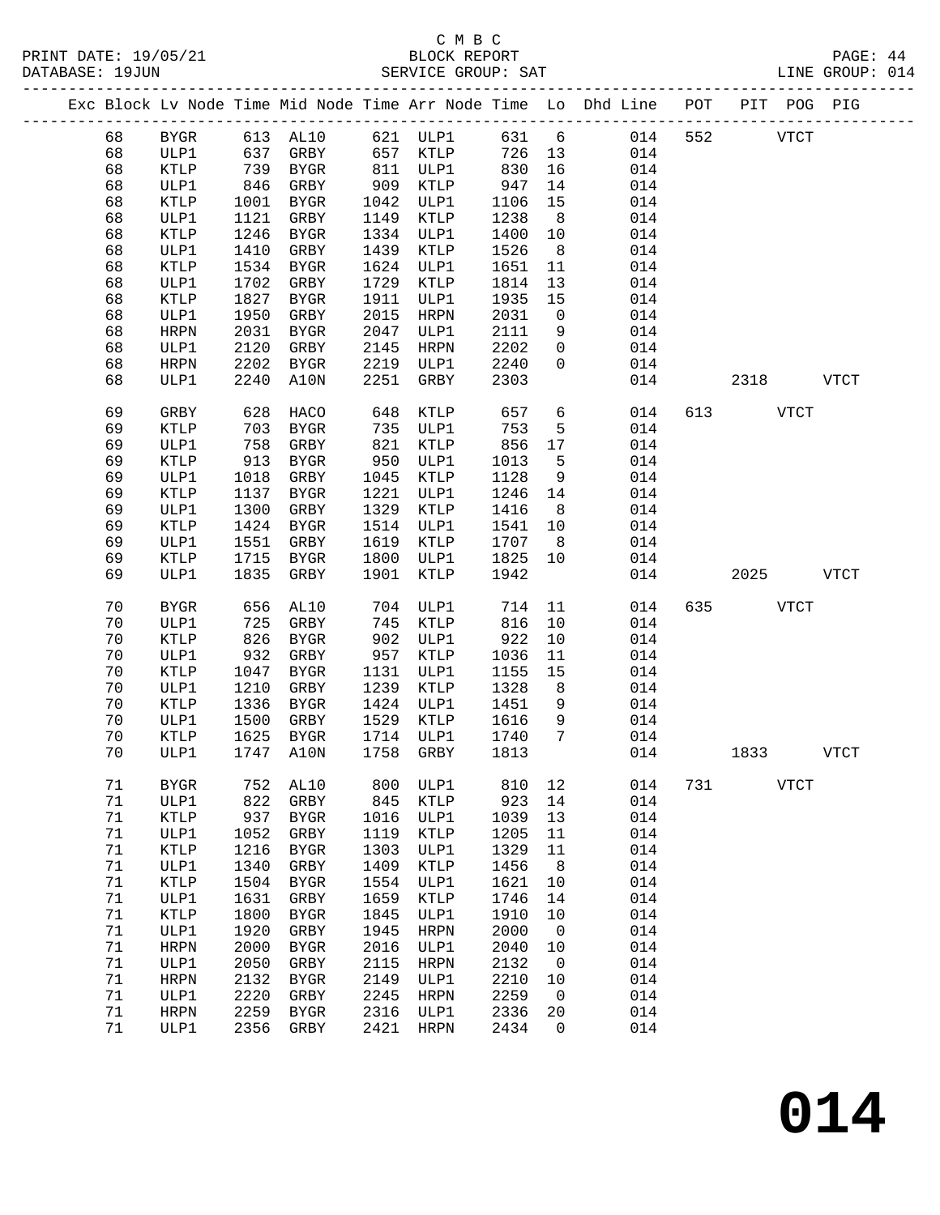C M B C

BLOCK REPORT

SERVICE GROUP: SAT

LINE GROUP: 014

| Exc | Block | Lv | Node | Time | Mid | Node | Time | Arr | Node | Time | Lo | Dhd | Line | POT | PIT | POG | PIG |
|---|---|---|---|---|---|---|---|---|---|---|---|---|---|---|---|---|---|
| | 68 | | BYGR | 613 | | AL10 | 621 | | ULP1 | 631 | 6 | | 014 | 552 | | VTCT | |
| | 68 | | ULP1 | 637 | | GRBY | 657 | | KTLP | 726 | 13 | | 014 | | | | |
| | 68 | | KTLP | 739 | | BYGR | 811 | | ULP1 | 830 | 16 | | 014 | | | | |
| | 68 | | ULP1 | 846 | | GRBY | 909 | | KTLP | 947 | 14 | | 014 | | | | |
| | 68 | | KTLP | 1001 | | BYGR | 1042 | | ULP1 | 1106 | 15 | | 014 | | | | |
| | 68 | | ULP1 | 1121 | | GRBY | 1149 | | KTLP | 1238 | 8 | | 014 | | | | |
| | 68 | | KTLP | 1246 | | BYGR | 1334 | | ULP1 | 1400 | 10 | | 014 | | | | |
| | 68 | | ULP1 | 1410 | | GRBY | 1439 | | KTLP | 1526 | 8 | | 014 | | | | |
| | 68 | | KTLP | 1534 | | BYGR | 1624 | | ULP1 | 1651 | 11 | | 014 | | | | |
| | 68 | | ULP1 | 1702 | | GRBY | 1729 | | KTLP | 1814 | 13 | | 014 | | | | |
| | 68 | | KTLP | 1827 | | BYGR | 1911 | | ULP1 | 1935 | 15 | | 014 | | | | |
| | 68 | | ULP1 | 1950 | | GRBY | 2015 | | HRPN | 2031 | 0 | | 014 | | | | |
| | 68 | | HRPN | 2031 | | BYGR | 2047 | | ULP1 | 2111 | 9 | | 014 | | | | |
| | 68 | | ULP1 | 2120 | | GRBY | 2145 | | HRPN | 2202 | 0 | | 014 | | | | |
| | 68 | | HRPN | 2202 | | BYGR | 2219 | | ULP1 | 2240 | 0 | | 014 | | | | |
| | 68 | | ULP1 | 2240 | | A10N | 2251 | | GRBY | 2303 | | | 014 | | 2318 | | VTCT |
| | 69 | | GRBY | 628 | | HACO | 648 | | KTLP | 657 | 6 | | 014 | 613 | | VTCT | |
| | 69 | | KTLP | 703 | | BYGR | 735 | | ULP1 | 753 | 5 | | 014 | | | | |
| | 69 | | ULP1 | 758 | | GRBY | 821 | | KTLP | 856 | 17 | | 014 | | | | |
| | 69 | | KTLP | 913 | | BYGR | 950 | | ULP1 | 1013 | 5 | | 014 | | | | |
| | 69 | | ULP1 | 1018 | | GRBY | 1045 | | KTLP | 1128 | 9 | | 014 | | | | |
| | 69 | | KTLP | 1137 | | BYGR | 1221 | | ULP1 | 1246 | 14 | | 014 | | | | |
| | 69 | | ULP1 | 1300 | | GRBY | 1329 | | KTLP | 1416 | 8 | | 014 | | | | |
| | 69 | | KTLP | 1424 | | BYGR | 1514 | | ULP1 | 1541 | 10 | | 014 | | | | |
| | 69 | | ULP1 | 1551 | | GRBY | 1619 | | KTLP | 1707 | 8 | | 014 | | | | |
| | 69 | | KTLP | 1715 | | BYGR | 1800 | | ULP1 | 1825 | 10 | | 014 | | | | |
| | 69 | | ULP1 | 1835 | | GRBY | 1901 | | KTLP | 1942 | | | 014 | | 2025 | | VTCT |
| | 70 | | BYGR | 656 | | AL10 | 704 | | ULP1 | 714 | 11 | | 014 | 635 | | VTCT | |
| | 70 | | ULP1 | 725 | | GRBY | 745 | | KTLP | 816 | 10 | | 014 | | | | |
| | 70 | | KTLP | 826 | | BYGR | 902 | | ULP1 | 922 | 10 | | 014 | | | | |
| | 70 | | ULP1 | 932 | | GRBY | 957 | | KTLP | 1036 | 11 | | 014 | | | | |
| | 70 | | KTLP | 1047 | | BYGR | 1131 | | ULP1 | 1155 | 15 | | 014 | | | | |
| | 70 | | ULP1 | 1210 | | GRBY | 1239 | | KTLP | 1328 | 8 | | 014 | | | | |
| | 70 | | KTLP | 1336 | | BYGR | 1424 | | ULP1 | 1451 | 9 | | 014 | | | | |
| | 70 | | ULP1 | 1500 | | GRBY | 1529 | | KTLP | 1616 | 9 | | 014 | | | | |
| | 70 | | KTLP | 1625 | | BYGR | 1714 | | ULP1 | 1740 | 7 | | 014 | | | | |
| | 70 | | ULP1 | 1747 | | A10N | 1758 | | GRBY | 1813 | | | 014 | | 1833 | | VTCT |
| | 71 | | BYGR | 752 | | AL10 | 800 | | ULP1 | 810 | 12 | | 014 | 731 | | VTCT | |
| | 71 | | ULP1 | 822 | | GRBY | 845 | | KTLP | 923 | 14 | | 014 | | | | |
| | 71 | | KTLP | 937 | | BYGR | 1016 | | ULP1 | 1039 | 13 | | 014 | | | | |
| | 71 | | ULP1 | 1052 | | GRBY | 1119 | | KTLP | 1205 | 11 | | 014 | | | | |
| | 71 | | KTLP | 1216 | | BYGR | 1303 | | ULP1 | 1329 | 11 | | 014 | | | | |
| | 71 | | ULP1 | 1340 | | GRBY | 1409 | | KTLP | 1456 | 8 | | 014 | | | | |
| | 71 | | KTLP | 1504 | | BYGR | 1554 | | ULP1 | 1621 | 10 | | 014 | | | | |
| | 71 | | ULP1 | 1631 | | GRBY | 1659 | | KTLP | 1746 | 14 | | 014 | | | | |
| | 71 | | KTLP | 1800 | | BYGR | 1845 | | ULP1 | 1910 | 10 | | 014 | | | | |
| | 71 | | ULP1 | 1920 | | GRBY | 1945 | | HRPN | 2000 | 0 | | 014 | | | | |
| | 71 | | HRPN | 2000 | | BYGR | 2016 | | ULP1 | 2040 | 10 | | 014 | | | | |
| | 71 | | ULP1 | 2050 | | GRBY | 2115 | | HRPN | 2132 | 0 | | 014 | | | | |
| | 71 | | HRPN | 2132 | | BYGR | 2149 | | ULP1 | 2210 | 10 | | 014 | | | | |
| | 71 | | ULP1 | 2220 | | GRBY | 2245 | | HRPN | 2259 | 0 | | 014 | | | | |
| | 71 | | HRPN | 2259 | | BYGR | 2316 | | ULP1 | 2336 | 20 | | 014 | | | | |
| | 71 | | ULP1 | 2356 | | GRBY | 2421 | | HRPN | 2434 | 0 | | 014 | | | | |

# 014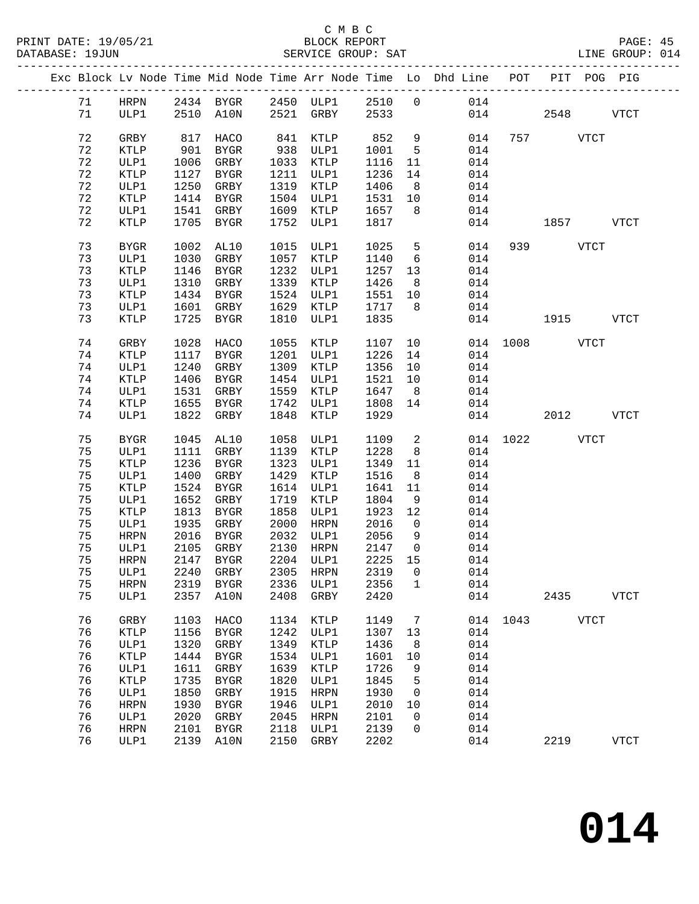C M B C

BLOCK REPORT

SERVICE GROUP: SAT

LINE GROUP: 014

| Exc | Block | Lv Node | Time | Mid Node | Time | Arr Node | Time | Lo | Dhd Line | POT | PIT | POG | PIG |
|---|---|---|---|---|---|---|---|---|---|---|---|---|---|
| | 71 | HRPN | 2434 | BYGR | 2450 | ULP1 | 2510 | 0 | 014 | | | | |
| | 71 | ULP1 | 2510 | A10N | 2521 | GRBY | 2533 | | 014 | | 2548 | | VTCT |
| | 72 | GRBY | 817 | HACO | 841 | KTLP | 852 | 9 | 014 | 757 | | VTCT | |
| | 72 | KTLP | 901 | BYGR | 938 | ULP1 | 1001 | 5 | 014 | | | | |
| | 72 | ULP1 | 1006 | GRBY | 1033 | KTLP | 1116 | 11 | 014 | | | | |
| | 72 | KTLP | 1127 | BYGR | 1211 | ULP1 | 1236 | 14 | 014 | | | | |
| | 72 | ULP1 | 1250 | GRBY | 1319 | KTLP | 1406 | 8 | 014 | | | | |
| | 72 | KTLP | 1414 | BYGR | 1504 | ULP1 | 1531 | 10 | 014 | | | | |
| | 72 | ULP1 | 1541 | GRBY | 1609 | KTLP | 1657 | 8 | 014 | | | | |
| | 72 | KTLP | 1705 | BYGR | 1752 | ULP1 | 1817 | | 014 | | 1857 | | VTCT |
| | 73 | BYGR | 1002 | AL10 | 1015 | ULP1 | 1025 | 5 | 014 | 939 | | VTCT | |
| | 73 | ULP1 | 1030 | GRBY | 1057 | KTLP | 1140 | 6 | 014 | | | | |
| | 73 | KTLP | 1146 | BYGR | 1232 | ULP1 | 1257 | 13 | 014 | | | | |
| | 73 | ULP1 | 1310 | GRBY | 1339 | KTLP | 1426 | 8 | 014 | | | | |
| | 73 | KTLP | 1434 | BYGR | 1524 | ULP1 | 1551 | 10 | 014 | | | | |
| | 73 | ULP1 | 1601 | GRBY | 1629 | KTLP | 1717 | 8 | 014 | | | | |
| | 73 | KTLP | 1725 | BYGR | 1810 | ULP1 | 1835 | | 014 | | 1915 | | VTCT |
| | 74 | GRBY | 1028 | HACO | 1055 | KTLP | 1107 | 10 | 014 | 1008 | | VTCT | |
| | 74 | KTLP | 1117 | BYGR | 1201 | ULP1 | 1226 | 14 | 014 | | | | |
| | 74 | ULP1 | 1240 | GRBY | 1309 | KTLP | 1356 | 10 | 014 | | | | |
| | 74 | KTLP | 1406 | BYGR | 1454 | ULP1 | 1521 | 10 | 014 | | | | |
| | 74 | ULP1 | 1531 | GRBY | 1559 | KTLP | 1647 | 8 | 014 | | | | |
| | 74 | KTLP | 1655 | BYGR | 1742 | ULP1 | 1808 | 14 | 014 | | | | |
| | 74 | ULP1 | 1822 | GRBY | 1848 | KTLP | 1929 | | 014 | | 2012 | | VTCT |
| | 75 | BYGR | 1045 | AL10 | 1058 | ULP1 | 1109 | 2 | 014 | 1022 | | VTCT | |
| | 75 | ULP1 | 1111 | GRBY | 1139 | KTLP | 1228 | 8 | 014 | | | | |
| | 75 | KTLP | 1236 | BYGR | 1323 | ULP1 | 1349 | 11 | 014 | | | | |
| | 75 | ULP1 | 1400 | GRBY | 1429 | KTLP | 1516 | 8 | 014 | | | | |
| | 75 | KTLP | 1524 | BYGR | 1614 | ULP1 | 1641 | 11 | 014 | | | | |
| | 75 | ULP1 | 1652 | GRBY | 1719 | KTLP | 1804 | 9 | 014 | | | | |
| | 75 | KTLP | 1813 | BYGR | 1858 | ULP1 | 1923 | 12 | 014 | | | | |
| | 75 | ULP1 | 1935 | GRBY | 2000 | HRPN | 2016 | 0 | 014 | | | | |
| | 75 | HRPN | 2016 | BYGR | 2032 | ULP1 | 2056 | 9 | 014 | | | | |
| | 75 | ULP1 | 2105 | GRBY | 2130 | HRPN | 2147 | 0 | 014 | | | | |
| | 75 | HRPN | 2147 | BYGR | 2204 | ULP1 | 2225 | 15 | 014 | | | | |
| | 75 | ULP1 | 2240 | GRBY | 2305 | HRPN | 2319 | 0 | 014 | | | | |
| | 75 | HRPN | 2319 | BYGR | 2336 | ULP1 | 2356 | 1 | 014 | | | | |
| | 75 | ULP1 | 2357 | A10N | 2408 | GRBY | 2420 | | 014 | | 2435 | | VTCT |
| | 76 | GRBY | 1103 | HACO | 1134 | KTLP | 1149 | 7 | 014 | 1043 | | VTCT | |
| | 76 | KTLP | 1156 | BYGR | 1242 | ULP1 | 1307 | 13 | 014 | | | | |
| | 76 | ULP1 | 1320 | GRBY | 1349 | KTLP | 1436 | 8 | 014 | | | | |
| | 76 | KTLP | 1444 | BYGR | 1534 | ULP1 | 1601 | 10 | 014 | | | | |
| | 76 | ULP1 | 1611 | GRBY | 1639 | KTLP | 1726 | 9 | 014 | | | | |
| | 76 | KTLP | 1735 | BYGR | 1820 | ULP1 | 1845 | 5 | 014 | | | | |
| | 76 | ULP1 | 1850 | GRBY | 1915 | HRPN | 1930 | 0 | 014 | | | | |
| | 76 | HRPN | 1930 | BYGR | 1946 | ULP1 | 2010 | 10 | 014 | | | | |
| | 76 | ULP1 | 2020 | GRBY | 2045 | HRPN | 2101 | 0 | 014 | | | | |
| | 76 | HRPN | 2101 | BYGR | 2118 | ULP1 | 2139 | 0 | 014 | | | | |
| | 76 | ULP1 | 2139 | A10N | 2150 | GRBY | 2202 | | 014 | | 2219 | | VTCT |

# 014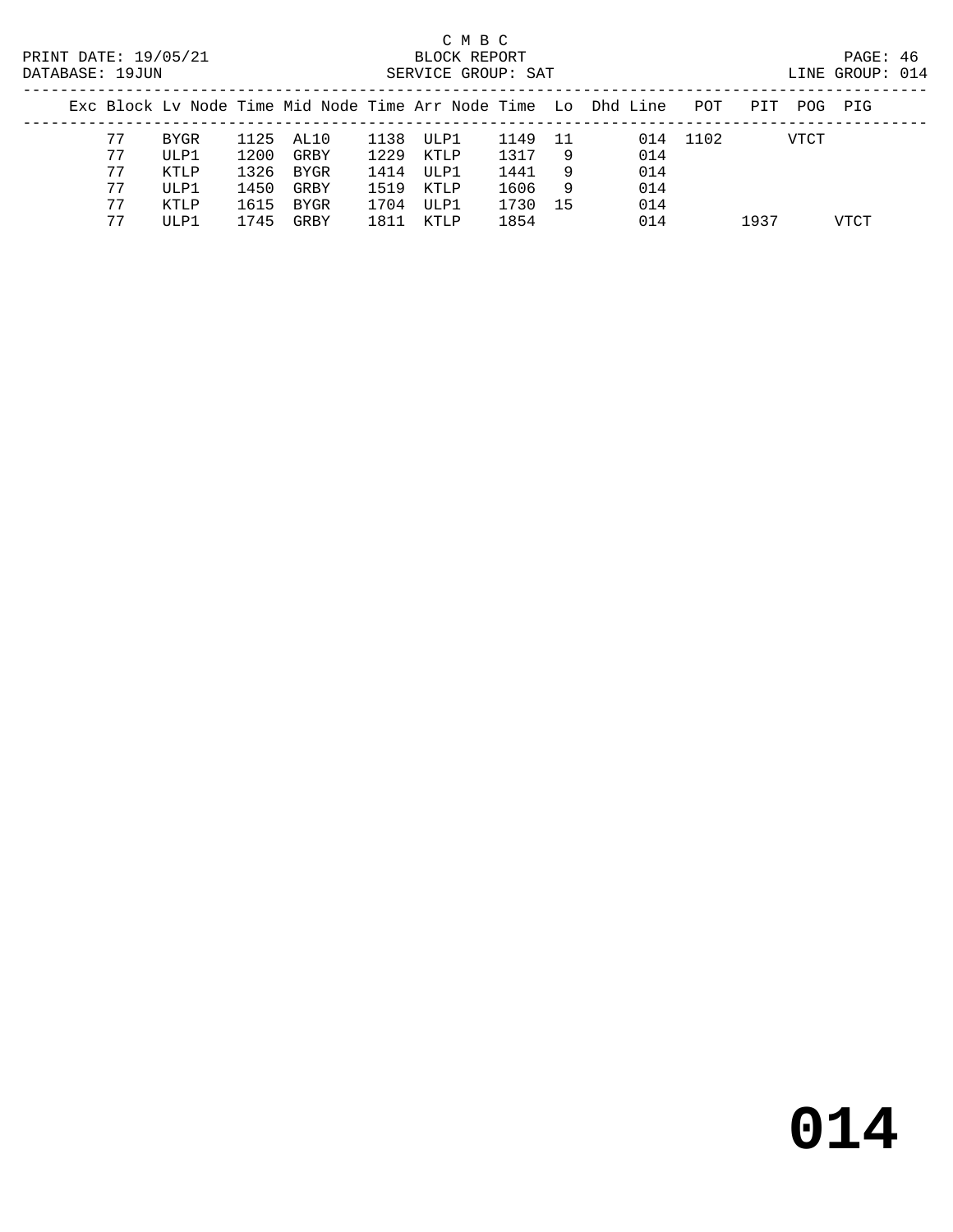C M B C
BLOCK REPORT
SERVICE GROUP: SAT

PRINT DATE: 19/05/21
DATABASE: 19JUN

LINE GROUP: 014

| Exc | Block | Lv | Node | Time | Mid Node | Time | Arr Node | Time | Lo | Dhd | Line | POT | PIT | POG | PIG |
|---|---|---|---|---|---|---|---|---|---|---|---|---|---|---|---|
| | 77 | | BYGR | 1125 | AL10 | 1138 | ULP1 | 1149 | 11 | | 014 | 1102 | | VTCT | |
| | 77 | | ULP1 | 1200 | GRBY | 1229 | KTLP | 1317 | 9 | | 014 | | | | |
| | 77 | | KTLP | 1326 | BYGR | 1414 | ULP1 | 1441 | 9 | | 014 | | | | |
| | 77 | | ULP1 | 1450 | GRBY | 1519 | KTLP | 1606 | 9 | | 014 | | | | |
| | 77 | | KTLP | 1615 | BYGR | 1704 | ULP1 | 1730 | 15 | | 014 | | | | |
| | 77 | | ULP1 | 1745 | GRBY | 1811 | KTLP | 1854 | | | 014 | | 1937 | | VTCT |

# 014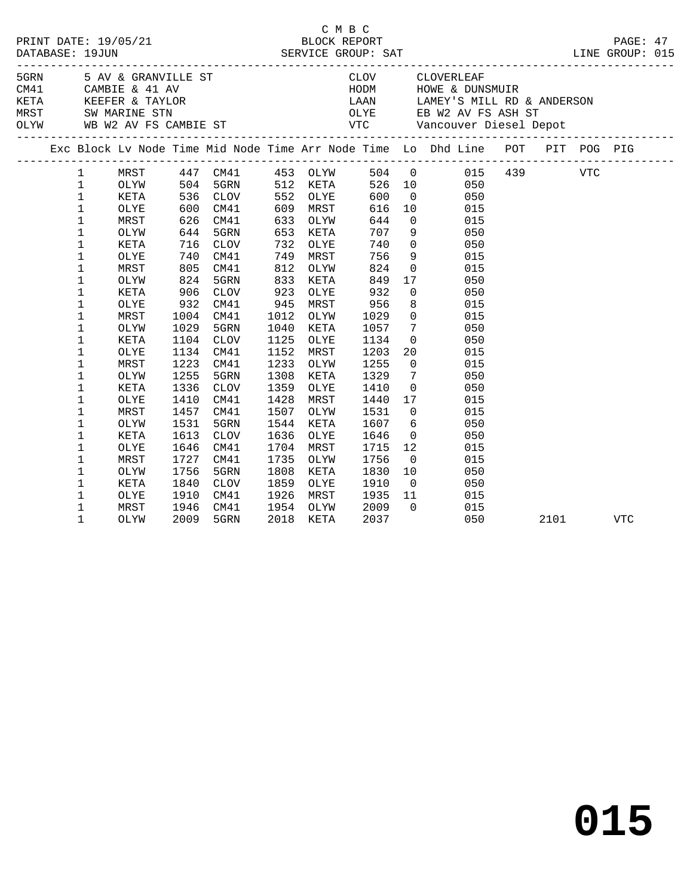C M B C
PRINT DATE: 19/05/21 BLOCK REPORT
DATABASE: 19JUN SERVICE GROUP: SAT LINE GROUP: 015

| Code | Description | Code | Description |
|---|---|---|---|
| 5GRN | 5 AV & GRANVILLE ST | CLOV | CLOVERLEAF |
| CM41 | CAMBIE & 41 AV | HODM | HOWE & DUNSMUIR |
| KETA | KEEFER & TAYLOR | LAAN | LAMEY'S MILL RD & ANDERSON |
| MRST | SW MARINE STN | OLYE | EB W2 AV FS ASH ST |
| OLYW | WB W2 AV FS CAMBIE ST | VTC | Vancouver Diesel Depot |

| Exc | Block | Lv Node | Time | Mid Node | Time | Arr Node | Time | Lo | Dhd Line | POT | PIT | POG | PIG |
|---|---|---|---|---|---|---|---|---|---|---|---|---|---|
| | 1 | MRST | 447 | CM41 | 453 | OLYW | 504 | 0 | 015 | 439 | | VTC | |
| | 1 | OLYW | 504 | 5GRN | 512 | KETA | 526 | 10 | 050 | | | | |
| | 1 | KETA | 536 | CLOV | 552 | OLYE | 600 | 0 | 050 | | | | |
| | 1 | OLYE | 600 | CM41 | 609 | MRST | 616 | 10 | 015 | | | | |
| | 1 | MRST | 626 | CM41 | 633 | OLYW | 644 | 0 | 015 | | | | |
| | 1 | OLYW | 644 | 5GRN | 653 | KETA | 707 | 9 | 050 | | | | |
| | 1 | KETA | 716 | CLOV | 732 | OLYE | 740 | 0 | 050 | | | | |
| | 1 | OLYE | 740 | CM41 | 749 | MRST | 756 | 9 | 015 | | | | |
| | 1 | MRST | 805 | CM41 | 812 | OLYW | 824 | 0 | 015 | | | | |
| | 1 | OLYW | 824 | 5GRN | 833 | KETA | 849 | 17 | 050 | | | | |
| | 1 | KETA | 906 | CLOV | 923 | OLYE | 932 | 0 | 050 | | | | |
| | 1 | OLYE | 932 | CM41 | 945 | MRST | 956 | 8 | 015 | | | | |
| | 1 | MRST | 1004 | CM41 | 1012 | OLYW | 1029 | 0 | 015 | | | | |
| | 1 | OLYW | 1029 | 5GRN | 1040 | KETA | 1057 | 7 | 050 | | | | |
| | 1 | KETA | 1104 | CLOV | 1125 | OLYE | 1134 | 0 | 050 | | | | |
| | 1 | OLYE | 1134 | CM41 | 1152 | MRST | 1203 | 20 | 015 | | | | |
| | 1 | MRST | 1223 | CM41 | 1233 | OLYW | 1255 | 0 | 015 | | | | |
| | 1 | OLYW | 1255 | 5GRN | 1308 | KETA | 1329 | 7 | 050 | | | | |
| | 1 | KETA | 1336 | CLOV | 1359 | OLYE | 1410 | 0 | 050 | | | | |
| | 1 | OLYE | 1410 | CM41 | 1428 | MRST | 1440 | 17 | 015 | | | | |
| | 1 | MRST | 1457 | CM41 | 1507 | OLYW | 1531 | 0 | 015 | | | | |
| | 1 | OLYW | 1531 | 5GRN | 1544 | KETA | 1607 | 6 | 050 | | | | |
| | 1 | KETA | 1613 | CLOV | 1636 | OLYE | 1646 | 0 | 050 | | | | |
| | 1 | OLYE | 1646 | CM41 | 1704 | MRST | 1715 | 12 | 015 | | | | |
| | 1 | MRST | 1727 | CM41 | 1735 | OLYW | 1756 | 0 | 015 | | | | |
| | 1 | OLYW | 1756 | 5GRN | 1808 | KETA | 1830 | 10 | 050 | | | | |
| | 1 | KETA | 1840 | CLOV | 1859 | OLYE | 1910 | 0 | 050 | | | | |
| | 1 | OLYE | 1910 | CM41 | 1926 | MRST | 1935 | 11 | 015 | | | | |
| | 1 | MRST | 1946 | CM41 | 1954 | OLYW | 2009 | 0 | 015 | | | | |
| | 1 | OLYW | 2009 | 5GRN | 2018 | KETA | 2037 | | 050 | | 2101 | | VTC |

**015**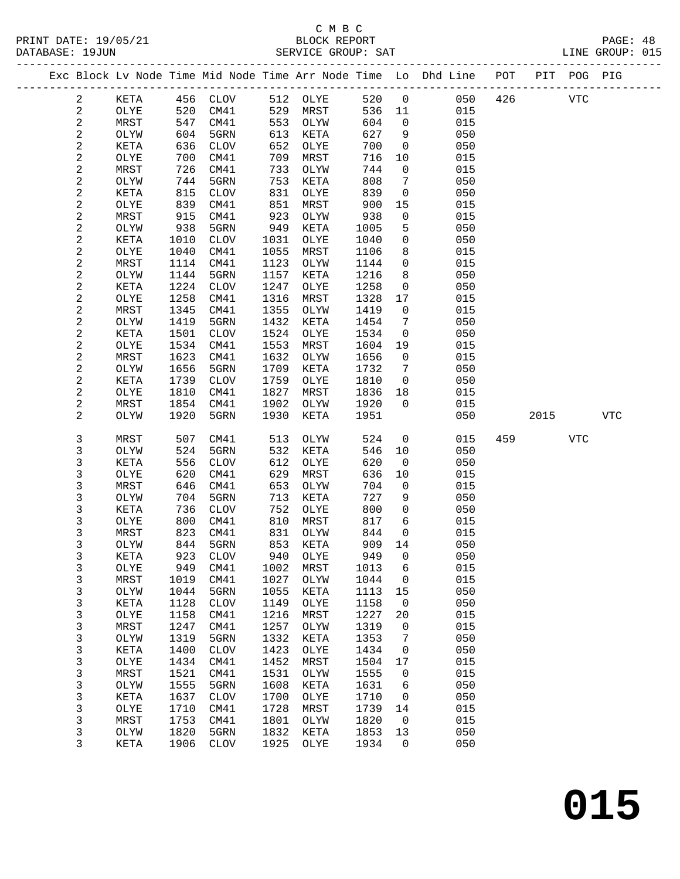C M B C
BLOCK REPORT
SERVICE GROUP: SAT

PRINT DATE: 19/05/21
DATABASE: 19JUN
LINE GROUP: 015

| Exc | Block | Lv Node | Time | Mid Node | Time | Arr Node | Time | Lo | Dhd Line | POT | PIT | POG | PIG |
|---|---|---|---|---|---|---|---|---|---|---|---|---|---|
| | 2 | KETA | 456 | CLOV | 512 | OLYE | 520 | 0 | 050 | 426 | | VTC | |
| | 2 | OLYE | 520 | CM41 | 529 | MRST | 536 | 11 | 015 | | | | |
| | 2 | MRST | 547 | CM41 | 553 | OLYW | 604 | 0 | 015 | | | | |
| | 2 | OLYW | 604 | 5GRN | 613 | KETA | 627 | 9 | 050 | | | | |
| | 2 | KETA | 636 | CLOV | 652 | OLYE | 700 | 0 | 050 | | | | |
| | 2 | OLYE | 700 | CM41 | 709 | MRST | 716 | 10 | 015 | | | | |
| | 2 | MRST | 726 | CM41 | 733 | OLYW | 744 | 0 | 015 | | | | |
| | 2 | OLYW | 744 | 5GRN | 753 | KETA | 808 | 7 | 050 | | | | |
| | 2 | KETA | 815 | CLOV | 831 | OLYE | 839 | 0 | 050 | | | | |
| | 2 | OLYE | 839 | CM41 | 851 | MRST | 900 | 15 | 015 | | | | |
| | 2 | MRST | 915 | CM41 | 923 | OLYW | 938 | 0 | 015 | | | | |
| | 2 | OLYW | 938 | 5GRN | 949 | KETA | 1005 | 5 | 050 | | | | |
| | 2 | KETA | 1010 | CLOV | 1031 | OLYE | 1040 | 0 | 050 | | | | |
| | 2 | OLYE | 1040 | CM41 | 1055 | MRST | 1106 | 8 | 015 | | | | |
| | 2 | MRST | 1114 | CM41 | 1123 | OLYW | 1144 | 0 | 015 | | | | |
| | 2 | OLYW | 1144 | 5GRN | 1157 | KETA | 1216 | 8 | 050 | | | | |
| | 2 | KETA | 1224 | CLOV | 1247 | OLYE | 1258 | 0 | 050 | | | | |
| | 2 | OLYE | 1258 | CM41 | 1316 | MRST | 1328 | 17 | 015 | | | | |
| | 2 | MRST | 1345 | CM41 | 1355 | OLYW | 1419 | 0 | 015 | | | | |
| | 2 | OLYW | 1419 | 5GRN | 1432 | KETA | 1454 | 7 | 050 | | | | |
| | 2 | KETA | 1501 | CLOV | 1524 | OLYE | 1534 | 0 | 050 | | | | |
| | 2 | OLYE | 1534 | CM41 | 1553 | MRST | 1604 | 19 | 015 | | | | |
| | 2 | MRST | 1623 | CM41 | 1632 | OLYW | 1656 | 0 | 015 | | | | |
| | 2 | OLYW | 1656 | 5GRN | 1709 | KETA | 1732 | 7 | 050 | | | | |
| | 2 | KETA | 1739 | CLOV | 1759 | OLYE | 1810 | 0 | 050 | | | | |
| | 2 | OLYE | 1810 | CM41 | 1827 | MRST | 1836 | 18 | 015 | | | | |
| | 2 | MRST | 1854 | CM41 | 1902 | OLYW | 1920 | 0 | 015 | | | | |
| | 2 | OLYW | 1920 | 5GRN | 1930 | KETA | 1951 | | 050 | | 2015 | | VTC |
| | 3 | MRST | 507 | CM41 | 513 | OLYW | 524 | 0 | 015 | 459 | | VTC | |
| | 3 | OLYW | 524 | 5GRN | 532 | KETA | 546 | 10 | 050 | | | | |
| | 3 | KETA | 556 | CLOV | 612 | OLYE | 620 | 0 | 050 | | | | |
| | 3 | OLYE | 620 | CM41 | 629 | MRST | 636 | 10 | 015 | | | | |
| | 3 | MRST | 646 | CM41 | 653 | OLYW | 704 | 0 | 015 | | | | |
| | 3 | OLYW | 704 | 5GRN | 713 | KETA | 727 | 9 | 050 | | | | |
| | 3 | KETA | 736 | CLOV | 752 | OLYE | 800 | 0 | 050 | | | | |
| | 3 | OLYE | 800 | CM41 | 810 | MRST | 817 | 6 | 015 | | | | |
| | 3 | MRST | 823 | CM41 | 831 | OLYW | 844 | 0 | 015 | | | | |
| | 3 | OLYW | 844 | 5GRN | 853 | KETA | 909 | 14 | 050 | | | | |
| | 3 | KETA | 923 | CLOV | 940 | OLYE | 949 | 0 | 050 | | | | |
| | 3 | OLYE | 949 | CM41 | 1002 | MRST | 1013 | 6 | 015 | | | | |
| | 3 | MRST | 1019 | CM41 | 1027 | OLYW | 1044 | 0 | 015 | | | | |
| | 3 | OLYW | 1044 | 5GRN | 1055 | KETA | 1113 | 15 | 050 | | | | |
| | 3 | KETA | 1128 | CLOV | 1149 | OLYE | 1158 | 0 | 050 | | | | |
| | 3 | OLYE | 1158 | CM41 | 1216 | MRST | 1227 | 20 | 015 | | | | |
| | 3 | MRST | 1247 | CM41 | 1257 | OLYW | 1319 | 0 | 015 | | | | |
| | 3 | OLYW | 1319 | 5GRN | 1332 | KETA | 1353 | 7 | 050 | | | | |
| | 3 | KETA | 1400 | CLOV | 1423 | OLYE | 1434 | 0 | 050 | | | | |
| | 3 | OLYE | 1434 | CM41 | 1452 | MRST | 1504 | 17 | 015 | | | | |
| | 3 | MRST | 1521 | CM41 | 1531 | OLYW | 1555 | 0 | 015 | | | | |
| | 3 | OLYW | 1555 | 5GRN | 1608 | KETA | 1631 | 6 | 050 | | | | |
| | 3 | KETA | 1637 | CLOV | 1700 | OLYE | 1710 | 0 | 050 | | | | |
| | 3 | OLYE | 1710 | CM41 | 1728 | MRST | 1739 | 14 | 015 | | | | |
| | 3 | MRST | 1753 | CM41 | 1801 | OLYW | 1820 | 0 | 015 | | | | |
| | 3 | OLYW | 1820 | 5GRN | 1832 | KETA | 1853 | 13 | 050 | | | | |
| | 3 | KETA | 1906 | CLOV | 1925 | OLYE | 1934 | 0 | 050 | | | | |

**015**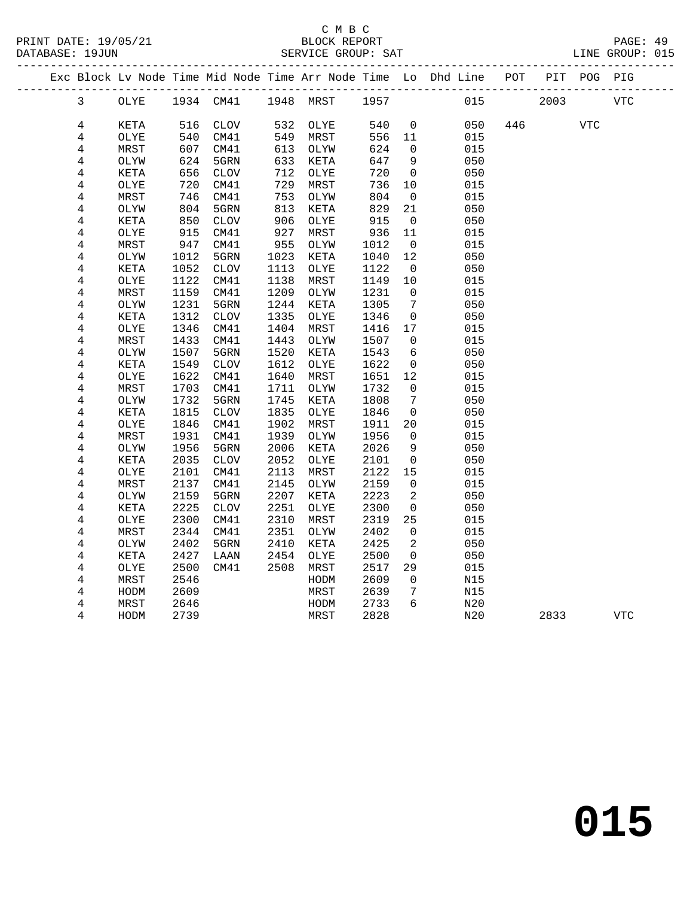C M B C
BLOCK REPORT
SERVICE GROUP: SAT

PRINT DATE: 19/05/21
DATABASE: 19JUN
LINE GROUP: 015

| Exc | Block | Lv | Node | Time | Mid Node | Time | Arr Node | Time | Lo | Dhd Line | POT | PIT | POG | PIG |
|---|---|---|---|---|---|---|---|---|---|---|---|---|---|---|
| | 3 | | OLYE | 1934 | CM41 | 1948 | MRST | 1957 | | 015 | | 2003 | | VTC |
| | 4 | | KETA | 516 | CLOV | 532 | OLYE | 540 | 0 | 050 | 446 | | VTC | |
| | 4 | | OLYE | 540 | CM41 | 549 | MRST | 556 | 11 | 015 | | | | |
| | 4 | | MRST | 607 | CM41 | 613 | OLYW | 624 | 0 | 015 | | | | |
| | 4 | | OLYW | 624 | 5GRN | 633 | KETA | 647 | 9 | 050 | | | | |
| | 4 | | KETA | 656 | CLOV | 712 | OLYE | 720 | 0 | 050 | | | | |
| | 4 | | OLYE | 720 | CM41 | 729 | MRST | 736 | 10 | 015 | | | | |
| | 4 | | MRST | 746 | CM41 | 753 | OLYW | 804 | 0 | 015 | | | | |
| | 4 | | OLYW | 804 | 5GRN | 813 | KETA | 829 | 21 | 050 | | | | |
| | 4 | | KETA | 850 | CLOV | 906 | OLYE | 915 | 0 | 050 | | | | |
| | 4 | | OLYE | 915 | CM41 | 927 | MRST | 936 | 11 | 015 | | | | |
| | 4 | | MRST | 947 | CM41 | 955 | OLYW | 1012 | 0 | 015 | | | | |
| | 4 | | OLYW | 1012 | 5GRN | 1023 | KETA | 1040 | 12 | 050 | | | | |
| | 4 | | KETA | 1052 | CLOV | 1113 | OLYE | 1122 | 0 | 050 | | | | |
| | 4 | | OLYE | 1122 | CM41 | 1138 | MRST | 1149 | 10 | 015 | | | | |
| | 4 | | MRST | 1159 | CM41 | 1209 | OLYW | 1231 | 0 | 015 | | | | |
| | 4 | | OLYW | 1231 | 5GRN | 1244 | KETA | 1305 | 7 | 050 | | | | |
| | 4 | | KETA | 1312 | CLOV | 1335 | OLYE | 1346 | 0 | 050 | | | | |
| | 4 | | OLYE | 1346 | CM41 | 1404 | MRST | 1416 | 17 | 015 | | | | |
| | 4 | | MRST | 1433 | CM41 | 1443 | OLYW | 1507 | 0 | 015 | | | | |
| | 4 | | OLYW | 1507 | 5GRN | 1520 | KETA | 1543 | 6 | 050 | | | | |
| | 4 | | KETA | 1549 | CLOV | 1612 | OLYE | 1622 | 0 | 050 | | | | |
| | 4 | | OLYE | 1622 | CM41 | 1640 | MRST | 1651 | 12 | 015 | | | | |
| | 4 | | MRST | 1703 | CM41 | 1711 | OLYW | 1732 | 0 | 015 | | | | |
| | 4 | | OLYW | 1732 | 5GRN | 1745 | KETA | 1808 | 7 | 050 | | | | |
| | 4 | | KETA | 1815 | CLOV | 1835 | OLYE | 1846 | 0 | 050 | | | | |
| | 4 | | OLYE | 1846 | CM41 | 1902 | MRST | 1911 | 20 | 015 | | | | |
| | 4 | | MRST | 1931 | CM41 | 1939 | OLYW | 1956 | 0 | 015 | | | | |
| | 4 | | OLYW | 1956 | 5GRN | 2006 | KETA | 2026 | 9 | 050 | | | | |
| | 4 | | KETA | 2035 | CLOV | 2052 | OLYE | 2101 | 0 | 050 | | | | |
| | 4 | | OLYE | 2101 | CM41 | 2113 | MRST | 2122 | 15 | 015 | | | | |
| | 4 | | MRST | 2137 | CM41 | 2145 | OLYW | 2159 | 0 | 015 | | | | |
| | 4 | | OLYW | 2159 | 5GRN | 2207 | KETA | 2223 | 2 | 050 | | | | |
| | 4 | | KETA | 2225 | CLOV | 2251 | OLYE | 2300 | 0 | 050 | | | | |
| | 4 | | OLYE | 2300 | CM41 | 2310 | MRST | 2319 | 25 | 015 | | | | |
| | 4 | | MRST | 2344 | CM41 | 2351 | OLYW | 2402 | 0 | 015 | | | | |
| | 4 | | OLYW | 2402 | 5GRN | 2410 | KETA | 2425 | 2 | 050 | | | | |
| | 4 | | KETA | 2427 | LAAN | 2454 | OLYE | 2500 | 0 | 050 | | | | |
| | 4 | | OLYE | 2500 | CM41 | 2508 | MRST | 2517 | 29 | 015 | | | | |
| | 4 | | MRST | 2546 | | | HODM | 2609 | 0 | N15 | | | | |
| | 4 | | HODM | 2609 | | | MRST | 2639 | 7 | N15 | | | | |
| | 4 | | MRST | 2646 | | | HODM | 2733 | 6 | N20 | | | | |
| | 4 | | HODM | 2739 | | | MRST | 2828 | | N20 | | 2833 | | VTC |

015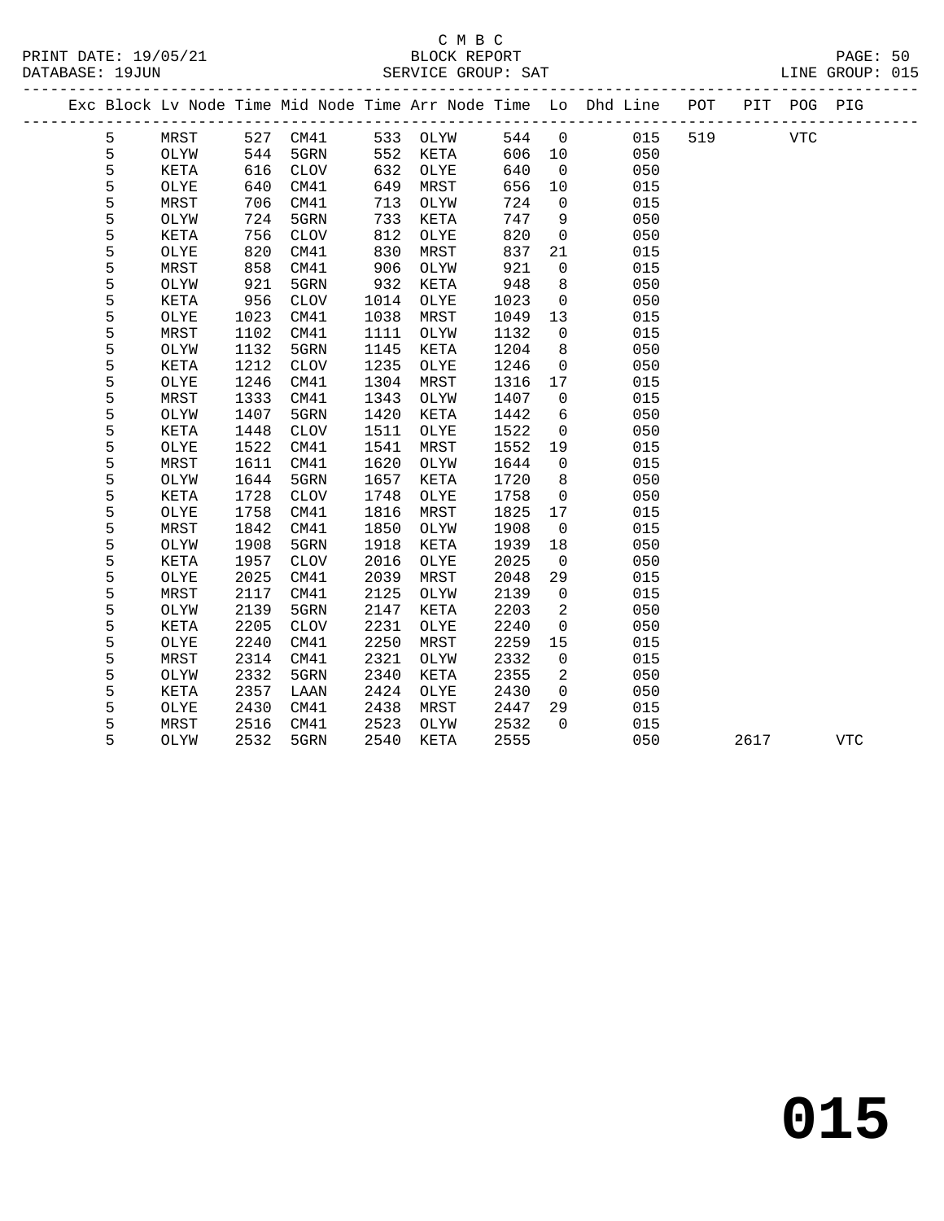C M B C

PRINT DATE: 19/05/21 BLOCK REPORT

DATABASE: 19JUN SERVICE GROUP: SAT LINE GROUP: 015

| Exc | Block | Lv | Node | Time | Mid Node | Time | Arr Node | Time | Lo | Dhd Line | POT | PIT | POG | PIG |
|---|---|---|---|---|---|---|---|---|---|---|---|---|---|---|
| | 5 | | MRST | 527 | CM41 | 533 | OLYW | 544 | 0 | 015 | 519 | | VTC | |
| | 5 | | OLYW | 544 | 5GRN | 552 | KETA | 606 | 10 | 050 | | | | |
| | 5 | | KETA | 616 | CLOV | 632 | OLYE | 640 | 0 | 050 | | | | |
| | 5 | | OLYE | 640 | CM41 | 649 | MRST | 656 | 10 | 015 | | | | |
| | 5 | | MRST | 706 | CM41 | 713 | OLYW | 724 | 0 | 015 | | | | |
| | 5 | | OLYW | 724 | 5GRN | 733 | KETA | 747 | 9 | 050 | | | | |
| | 5 | | KETA | 756 | CLOV | 812 | OLYE | 820 | 0 | 050 | | | | |
| | 5 | | OLYE | 820 | CM41 | 830 | MRST | 837 | 21 | 015 | | | | |
| | 5 | | MRST | 858 | CM41 | 906 | OLYW | 921 | 0 | 015 | | | | |
| | 5 | | OLYW | 921 | 5GRN | 932 | KETA | 948 | 8 | 050 | | | | |
| | 5 | | KETA | 956 | CLOV | 1014 | OLYE | 1023 | 0 | 050 | | | | |
| | 5 | | OLYE | 1023 | CM41 | 1038 | MRST | 1049 | 13 | 015 | | | | |
| | 5 | | MRST | 1102 | CM41 | 1111 | OLYW | 1132 | 0 | 015 | | | | |
| | 5 | | OLYW | 1132 | 5GRN | 1145 | KETA | 1204 | 8 | 050 | | | | |
| | 5 | | KETA | 1212 | CLOV | 1235 | OLYE | 1246 | 0 | 050 | | | | |
| | 5 | | OLYE | 1246 | CM41 | 1304 | MRST | 1316 | 17 | 015 | | | | |
| | 5 | | MRST | 1333 | CM41 | 1343 | OLYW | 1407 | 0 | 015 | | | | |
| | 5 | | OLYW | 1407 | 5GRN | 1420 | KETA | 1442 | 6 | 050 | | | | |
| | 5 | | KETA | 1448 | CLOV | 1511 | OLYE | 1522 | 0 | 050 | | | | |
| | 5 | | OLYE | 1522 | CM41 | 1541 | MRST | 1552 | 19 | 015 | | | | |
| | 5 | | MRST | 1611 | CM41 | 1620 | OLYW | 1644 | 0 | 015 | | | | |
| | 5 | | OLYW | 1644 | 5GRN | 1657 | KETA | 1720 | 8 | 050 | | | | |
| | 5 | | KETA | 1728 | CLOV | 1748 | OLYE | 1758 | 0 | 050 | | | | |
| | 5 | | OLYE | 1758 | CM41 | 1816 | MRST | 1825 | 17 | 015 | | | | |
| | 5 | | MRST | 1842 | CM41 | 1850 | OLYW | 1908 | 0 | 015 | | | | |
| | 5 | | OLYW | 1908 | 5GRN | 1918 | KETA | 1939 | 18 | 050 | | | | |
| | 5 | | KETA | 1957 | CLOV | 2016 | OLYE | 2025 | 0 | 050 | | | | |
| | 5 | | OLYE | 2025 | CM41 | 2039 | MRST | 2048 | 29 | 015 | | | | |
| | 5 | | MRST | 2117 | CM41 | 2125 | OLYW | 2139 | 0 | 015 | | | | |
| | 5 | | OLYW | 2139 | 5GRN | 2147 | KETA | 2203 | 2 | 050 | | | | |
| | 5 | | KETA | 2205 | CLOV | 2231 | OLYE | 2240 | 0 | 050 | | | | |
| | 5 | | OLYE | 2240 | CM41 | 2250 | MRST | 2259 | 15 | 015 | | | | |
| | 5 | | MRST | 2314 | CM41 | 2321 | OLYW | 2332 | 0 | 015 | | | | |
| | 5 | | OLYW | 2332 | 5GRN | 2340 | KETA | 2355 | 2 | 050 | | | | |
| | 5 | | KETA | 2357 | LAAN | 2424 | OLYE | 2430 | 0 | 050 | | | | |
| | 5 | | OLYE | 2430 | CM41 | 2438 | MRST | 2447 | 29 | 015 | | | | |
| | 5 | | MRST | 2516 | CM41 | 2523 | OLYW | 2532 | 0 | 015 | | | | |
| | 5 | | OLYW | 2532 | 5GRN | 2540 | KETA | 2555 | | 050 | | 2617 | | VTC |

# 015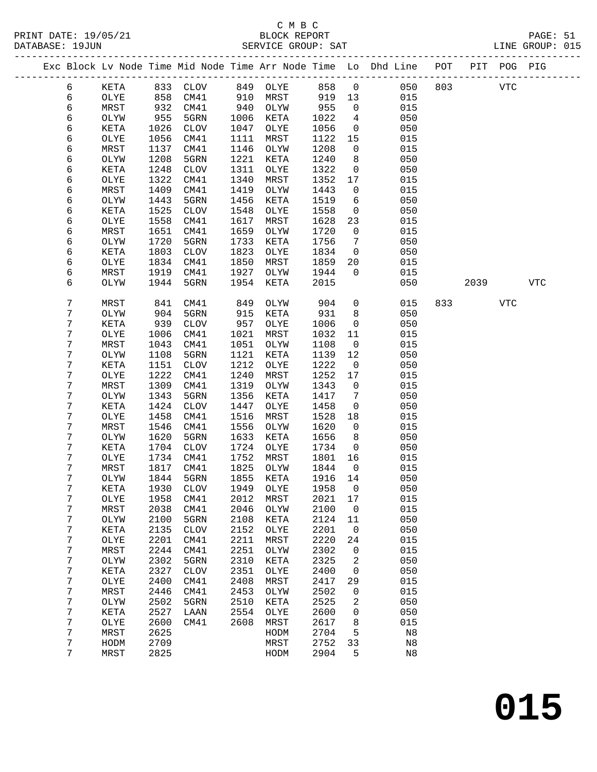C M B C
PRINT DATE: 19/05/21 BLOCK REPORT PAGE: 51
DATABASE: 19JUN SERVICE GROUP: SAT LINE GROUP: 015

| Exc | Block | Lv | Node | Time | Mid Node | Time | Arr Node | Time | Lo | Dhd Line | POT | PIT | POG | PIG |
|---|---|---|---|---|---|---|---|---|---|---|---|---|---|---|
| | 6 | | KETA | 833 | CLOV | 849 | OLYE | 858 | 0 | 050 | 803 | | VTC | |
| | 6 | | OLYE | 858 | CM41 | 910 | MRST | 919 | 13 | 015 | | | | |
| | 6 | | MRST | 932 | CM41 | 940 | OLYW | 955 | 0 | 015 | | | | |
| | 6 | | OLYW | 955 | 5GRN | 1006 | KETA | 1022 | 4 | 050 | | | | |
| | 6 | | KETA | 1026 | CLOV | 1047 | OLYE | 1056 | 0 | 050 | | | | |
| | 6 | | OLYE | 1056 | CM41 | 1111 | MRST | 1122 | 15 | 015 | | | | |
| | 6 | | MRST | 1137 | CM41 | 1146 | OLYW | 1208 | 0 | 015 | | | | |
| | 6 | | OLYW | 1208 | 5GRN | 1221 | KETA | 1240 | 8 | 050 | | | | |
| | 6 | | KETA | 1248 | CLOV | 1311 | OLYE | 1322 | 0 | 050 | | | | |
| | 6 | | OLYE | 1322 | CM41 | 1340 | MRST | 1352 | 17 | 015 | | | | |
| | 6 | | MRST | 1409 | CM41 | 1419 | OLYW | 1443 | 0 | 015 | | | | |
| | 6 | | OLYW | 1443 | 5GRN | 1456 | KETA | 1519 | 6 | 050 | | | | |
| | 6 | | KETA | 1525 | CLOV | 1548 | OLYE | 1558 | 0 | 050 | | | | |
| | 6 | | OLYE | 1558 | CM41 | 1617 | MRST | 1628 | 23 | 015 | | | | |
| | 6 | | MRST | 1651 | CM41 | 1659 | OLYW | 1720 | 0 | 015 | | | | |
| | 6 | | OLYW | 1720 | 5GRN | 1733 | KETA | 1756 | 7 | 050 | | | | |
| | 6 | | KETA | 1803 | CLOV | 1823 | OLYE | 1834 | 0 | 050 | | | | |
| | 6 | | OLYE | 1834 | CM41 | 1850 | MRST | 1859 | 20 | 015 | | | | |
| | 6 | | MRST | 1919 | CM41 | 1927 | OLYW | 1944 | 0 | 015 | | | | |
| | 6 | | OLYW | 1944 | 5GRN | 1954 | KETA | 2015 | | 050 | | 2039 | | VTC |
| | 7 | | MRST | 841 | CM41 | 849 | OLYW | 904 | 0 | 015 | 833 | | VTC | |
| | 7 | | OLYW | 904 | 5GRN | 915 | KETA | 931 | 8 | 050 | | | | |
| | 7 | | KETA | 939 | CLOV | 957 | OLYE | 1006 | 0 | 050 | | | | |
| | 7 | | OLYE | 1006 | CM41 | 1021 | MRST | 1032 | 11 | 015 | | | | |
| | 7 | | MRST | 1043 | CM41 | 1051 | OLYW | 1108 | 0 | 015 | | | | |
| | 7 | | OLYW | 1108 | 5GRN | 1121 | KETA | 1139 | 12 | 050 | | | | |
| | 7 | | KETA | 1151 | CLOV | 1212 | OLYE | 1222 | 0 | 050 | | | | |
| | 7 | | OLYE | 1222 | CM41 | 1240 | MRST | 1252 | 17 | 015 | | | | |
| | 7 | | MRST | 1309 | CM41 | 1319 | OLYW | 1343 | 0 | 015 | | | | |
| | 7 | | OLYW | 1343 | 5GRN | 1356 | KETA | 1417 | 7 | 050 | | | | |
| | 7 | | KETA | 1424 | CLOV | 1447 | OLYE | 1458 | 0 | 050 | | | | |
| | 7 | | OLYE | 1458 | CM41 | 1516 | MRST | 1528 | 18 | 015 | | | | |
| | 7 | | MRST | 1546 | CM41 | 1556 | OLYW | 1620 | 0 | 015 | | | | |
| | 7 | | OLYW | 1620 | 5GRN | 1633 | KETA | 1656 | 8 | 050 | | | | |
| | 7 | | KETA | 1704 | CLOV | 1724 | OLYE | 1734 | 0 | 050 | | | | |
| | 7 | | OLYE | 1734 | CM41 | 1752 | MRST | 1801 | 16 | 015 | | | | |
| | 7 | | MRST | 1817 | CM41 | 1825 | OLYW | 1844 | 0 | 015 | | | | |
| | 7 | | OLYW | 1844 | 5GRN | 1855 | KETA | 1916 | 14 | 050 | | | | |
| | 7 | | KETA | 1930 | CLOV | 1949 | OLYE | 1958 | 0 | 050 | | | | |
| | 7 | | OLYE | 1958 | CM41 | 2012 | MRST | 2021 | 17 | 015 | | | | |
| | 7 | | MRST | 2038 | CM41 | 2046 | OLYW | 2100 | 0 | 015 | | | | |
| | 7 | | OLYW | 2100 | 5GRN | 2108 | KETA | 2124 | 11 | 050 | | | | |
| | 7 | | KETA | 2135 | CLOV | 2152 | OLYE | 2201 | 0 | 050 | | | | |
| | 7 | | OLYE | 2201 | CM41 | 2211 | MRST | 2220 | 24 | 015 | | | | |
| | 7 | | MRST | 2244 | CM41 | 2251 | OLYW | 2302 | 0 | 015 | | | | |
| | 7 | | OLYW | 2302 | 5GRN | 2310 | KETA | 2325 | 2 | 050 | | | | |
| | 7 | | KETA | 2327 | CLOV | 2351 | OLYE | 2400 | 0 | 050 | | | | |
| | 7 | | OLYE | 2400 | CM41 | 2408 | MRST | 2417 | 29 | 015 | | | | |
| | 7 | | MRST | 2446 | CM41 | 2453 | OLYW | 2502 | 0 | 015 | | | | |
| | 7 | | OLYW | 2502 | 5GRN | 2510 | KETA | 2525 | 2 | 050 | | | | |
| | 7 | | KETA | 2527 | LAAN | 2554 | OLYE | 2600 | 0 | 050 | | | | |
| | 7 | | OLYE | 2600 | CM41 | 2608 | MRST | 2617 | 8 | 015 | | | | |
| | 7 | | MRST | 2625 | | | HODM | 2704 | 5 | N8 | | | | |
| | 7 | | HODM | 2709 | | | MRST | 2752 | 33 | N8 | | | | |
| | 7 | | MRST | 2825 | | | HODM | 2904 | 5 | N8 | | | | |

**015**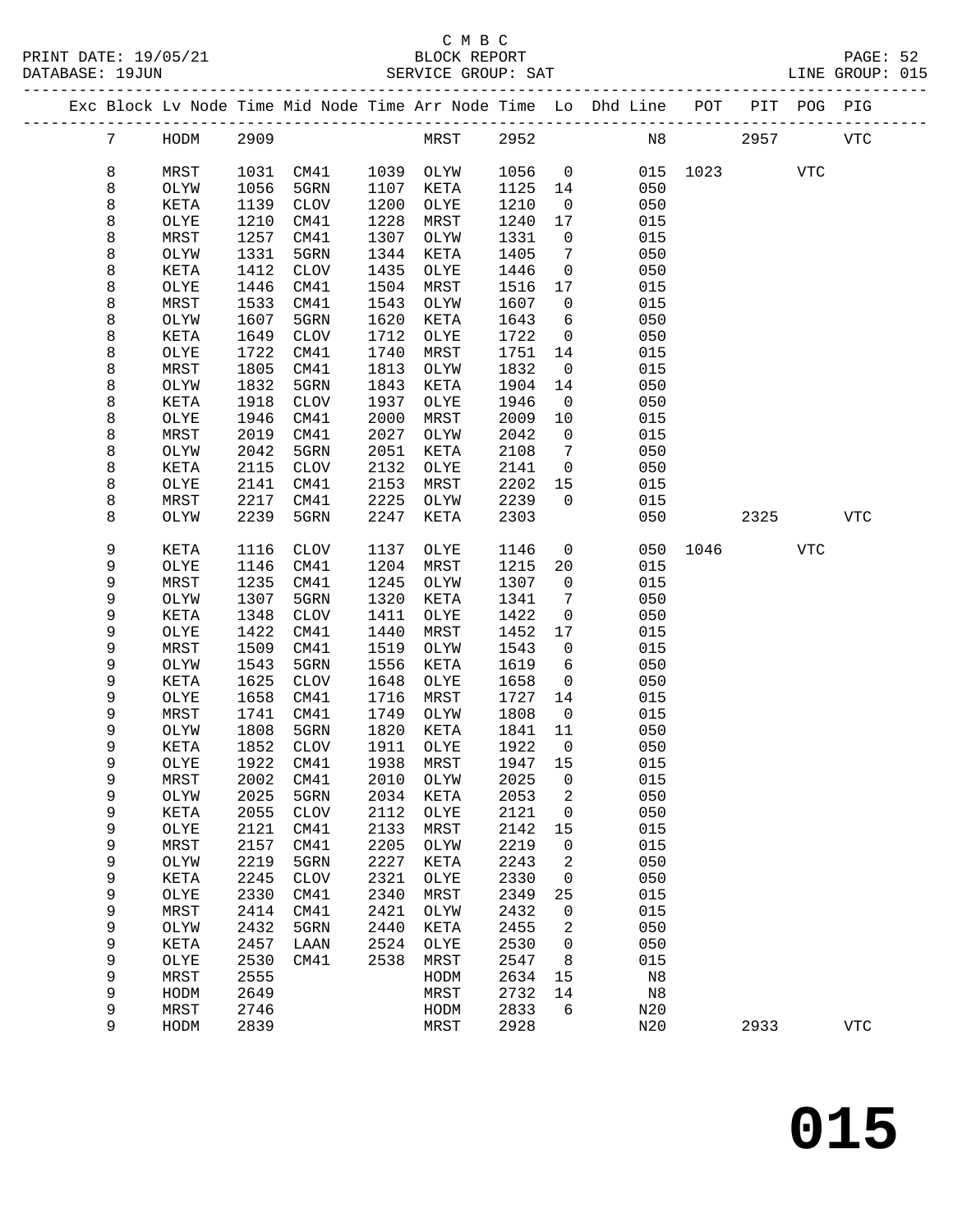C M B C
PRINT DATE: 19/05/21 BLOCK REPORT PAGE: 52
DATABASE: 19JUN SERVICE GROUP: SAT LINE GROUP: 015

| Exc | Block | Lv | Node | Time | Mid Node | Time | Arr Node | Time | Lo | Dhd Line | POT | PIT | POG | PIG |
|---|---|---|---|---|---|---|---|---|---|---|---|---|---|---|
| | 7 | | HODM | 2909 | | | MRST | 2952 | | N8 | | 2957 | | VTC |
| | 8 | | MRST | 1031 | CM41 | 1039 | OLYW | 1056 | 0 | 015 | 1023 | | VTC | |
| | 8 | | OLYW | 1056 | 5GRN | 1107 | KETA | 1125 | 14 | 050 | | | | |
| | 8 | | KETA | 1139 | CLOV | 1200 | OLYE | 1210 | 0 | 050 | | | | |
| | 8 | | OLYE | 1210 | CM41 | 1228 | MRST | 1240 | 17 | 015 | | | | |
| | 8 | | MRST | 1257 | CM41 | 1307 | OLYW | 1331 | 0 | 015 | | | | |
| | 8 | | OLYW | 1331 | 5GRN | 1344 | KETA | 1405 | 7 | 050 | | | | |
| | 8 | | KETA | 1412 | CLOV | 1435 | OLYE | 1446 | 0 | 050 | | | | |
| | 8 | | OLYE | 1446 | CM41 | 1504 | MRST | 1516 | 17 | 015 | | | | |
| | 8 | | MRST | 1533 | CM41 | 1543 | OLYW | 1607 | 0 | 015 | | | | |
| | 8 | | OLYW | 1607 | 5GRN | 1620 | KETA | 1643 | 6 | 050 | | | | |
| | 8 | | KETA | 1649 | CLOV | 1712 | OLYE | 1722 | 0 | 050 | | | | |
| | 8 | | OLYE | 1722 | CM41 | 1740 | MRST | 1751 | 14 | 015 | | | | |
| | 8 | | MRST | 1805 | CM41 | 1813 | OLYW | 1832 | 0 | 015 | | | | |
| | 8 | | OLYW | 1832 | 5GRN | 1843 | KETA | 1904 | 14 | 050 | | | | |
| | 8 | | KETA | 1918 | CLOV | 1937 | OLYE | 1946 | 0 | 050 | | | | |
| | 8 | | OLYE | 1946 | CM41 | 2000 | MRST | 2009 | 10 | 015 | | | | |
| | 8 | | MRST | 2019 | CM41 | 2027 | OLYW | 2042 | 0 | 015 | | | | |
| | 8 | | OLYW | 2042 | 5GRN | 2051 | KETA | 2108 | 7 | 050 | | | | |
| | 8 | | KETA | 2115 | CLOV | 2132 | OLYE | 2141 | 0 | 050 | | | | |
| | 8 | | OLYE | 2141 | CM41 | 2153 | MRST | 2202 | 15 | 015 | | | | |
| | 8 | | MRST | 2217 | CM41 | 2225 | OLYW | 2239 | 0 | 015 | | | | |
| | 8 | | OLYW | 2239 | 5GRN | 2247 | KETA | 2303 | | 050 | | 2325 | | VTC |
| | 9 | | KETA | 1116 | CLOV | 1137 | OLYE | 1146 | 0 | 050 | 1046 | | VTC | |
| | 9 | | OLYE | 1146 | CM41 | 1204 | MRST | 1215 | 20 | 015 | | | | |
| | 9 | | MRST | 1235 | CM41 | 1245 | OLYW | 1307 | 0 | 015 | | | | |
| | 9 | | OLYW | 1307 | 5GRN | 1320 | KETA | 1341 | 7 | 050 | | | | |
| | 9 | | KETA | 1348 | CLOV | 1411 | OLYE | 1422 | 0 | 050 | | | | |
| | 9 | | OLYE | 1422 | CM41 | 1440 | MRST | 1452 | 17 | 015 | | | | |
| | 9 | | MRST | 1509 | CM41 | 1519 | OLYW | 1543 | 0 | 015 | | | | |
| | 9 | | OLYW | 1543 | 5GRN | 1556 | KETA | 1619 | 6 | 050 | | | | |
| | 9 | | KETA | 1625 | CLOV | 1648 | OLYE | 1658 | 0 | 050 | | | | |
| | 9 | | OLYE | 1658 | CM41 | 1716 | MRST | 1727 | 14 | 015 | | | | |
| | 9 | | MRST | 1741 | CM41 | 1749 | OLYW | 1808 | 0 | 015 | | | | |
| | 9 | | OLYW | 1808 | 5GRN | 1820 | KETA | 1841 | 11 | 050 | | | | |
| | 9 | | KETA | 1852 | CLOV | 1911 | OLYE | 1922 | 0 | 050 | | | | |
| | 9 | | OLYE | 1922 | CM41 | 1938 | MRST | 1947 | 15 | 015 | | | | |
| | 9 | | MRST | 2002 | CM41 | 2010 | OLYW | 2025 | 0 | 015 | | | | |
| | 9 | | OLYW | 2025 | 5GRN | 2034 | KETA | 2053 | 2 | 050 | | | | |
| | 9 | | KETA | 2055 | CLOV | 2112 | OLYE | 2121 | 0 | 050 | | | | |
| | 9 | | OLYE | 2121 | CM41 | 2133 | MRST | 2142 | 15 | 015 | | | | |
| | 9 | | MRST | 2157 | CM41 | 2205 | OLYW | 2219 | 0 | 015 | | | | |
| | 9 | | OLYW | 2219 | 5GRN | 2227 | KETA | 2243 | 2 | 050 | | | | |
| | 9 | | KETA | 2245 | CLOV | 2321 | OLYE | 2330 | 0 | 050 | | | | |
| | 9 | | OLYE | 2330 | CM41 | 2340 | MRST | 2349 | 25 | 015 | | | | |
| | 9 | | MRST | 2414 | CM41 | 2421 | OLYW | 2432 | 0 | 015 | | | | |
| | 9 | | OLYW | 2432 | 5GRN | 2440 | KETA | 2455 | 2 | 050 | | | | |
| | 9 | | KETA | 2457 | LAAN | 2524 | OLYE | 2530 | 0 | 050 | | | | |
| | 9 | | OLYE | 2530 | CM41 | 2538 | MRST | 2547 | 8 | 015 | | | | |
| | 9 | | MRST | 2555 | | | HODM | 2634 | 15 | N8 | | | | |
| | 9 | | HODM | 2649 | | | MRST | 2732 | 14 | N8 | | | | |
| | 9 | | MRST | 2746 | | | HODM | 2833 | 6 | N20 | | | | |
| | 9 | | HODM | 2839 | | | MRST | 2928 | | N20 | | 2933 | | VTC |

# 015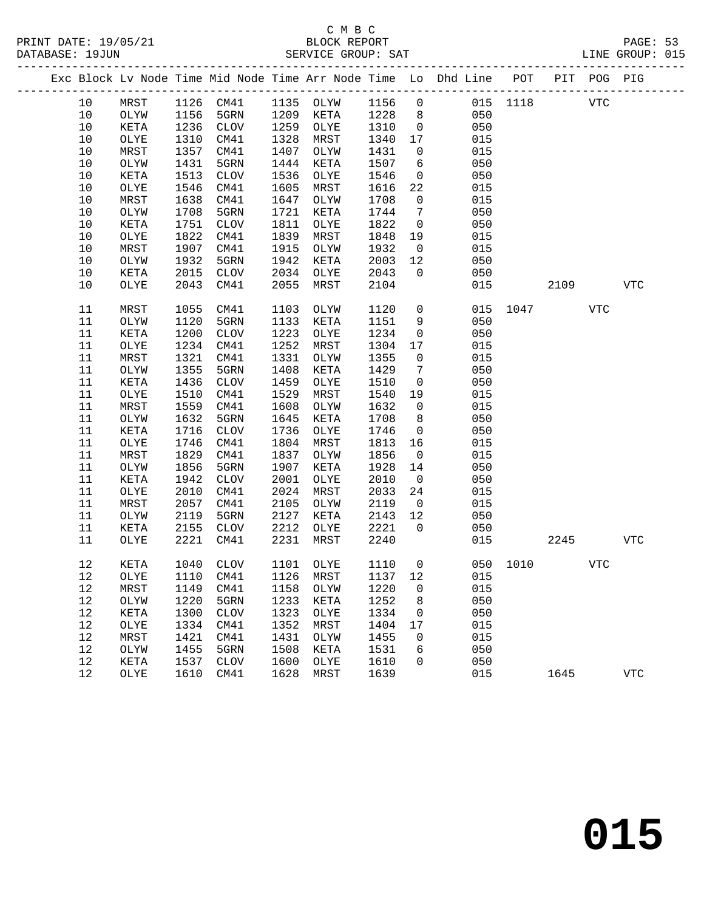C M B C
BLOCK REPORT
SERVICE GROUP: SAT

| Exc | Block | Lv | Node | Time | Mid Node | Time | Arr Node | Time | Lo | Dhd Line | POT | PIT | POG | PIG |
|---|---|---|---|---|---|---|---|---|---|---|---|---|---|---|
| | 10 | | MRST | 1126 | CM41 | 1135 | OLYW | 1156 | 0 | 015 | 1118 | | VTC | |
| | 10 | | OLYW | 1156 | 5GRN | 1209 | KETA | 1228 | 8 | 050 | | | | |
| | 10 | | KETA | 1236 | CLOV | 1259 | OLYE | 1310 | 0 | 050 | | | | |
| | 10 | | OLYE | 1310 | CM41 | 1328 | MRST | 1340 | 17 | 015 | | | | |
| | 10 | | MRST | 1357 | CM41 | 1407 | OLYW | 1431 | 0 | 015 | | | | |
| | 10 | | OLYW | 1431 | 5GRN | 1444 | KETA | 1507 | 6 | 050 | | | | |
| | 10 | | KETA | 1513 | CLOV | 1536 | OLYE | 1546 | 0 | 050 | | | | |
| | 10 | | OLYE | 1546 | CM41 | 1605 | MRST | 1616 | 22 | 015 | | | | |
| | 10 | | MRST | 1638 | CM41 | 1647 | OLYW | 1708 | 0 | 015 | | | | |
| | 10 | | OLYW | 1708 | 5GRN | 1721 | KETA | 1744 | 7 | 050 | | | | |
| | 10 | | KETA | 1751 | CLOV | 1811 | OLYE | 1822 | 0 | 050 | | | | |
| | 10 | | OLYE | 1822 | CM41 | 1839 | MRST | 1848 | 19 | 015 | | | | |
| | 10 | | MRST | 1907 | CM41 | 1915 | OLYW | 1932 | 0 | 015 | | | | |
| | 10 | | OLYW | 1932 | 5GRN | 1942 | KETA | 2003 | 12 | 050 | | | | |
| | 10 | | KETA | 2015 | CLOV | 2034 | OLYE | 2043 | 0 | 050 | | | | |
| | 10 | | OLYE | 2043 | CM41 | 2055 | MRST | 2104 | | 015 | | 2109 | | VTC |
| | 11 | | MRST | 1055 | CM41 | 1103 | OLYW | 1120 | 0 | 015 | 1047 | | VTC | |
| | 11 | | OLYW | 1120 | 5GRN | 1133 | KETA | 1151 | 9 | 050 | | | | |
| | 11 | | KETA | 1200 | CLOV | 1223 | OLYE | 1234 | 0 | 050 | | | | |
| | 11 | | OLYE | 1234 | CM41 | 1252 | MRST | 1304 | 17 | 015 | | | | |
| | 11 | | MRST | 1321 | CM41 | 1331 | OLYW | 1355 | 0 | 015 | | | | |
| | 11 | | OLYW | 1355 | 5GRN | 1408 | KETA | 1429 | 7 | 050 | | | | |
| | 11 | | KETA | 1436 | CLOV | 1459 | OLYE | 1510 | 0 | 050 | | | | |
| | 11 | | OLYE | 1510 | CM41 | 1529 | MRST | 1540 | 19 | 015 | | | | |
| | 11 | | MRST | 1559 | CM41 | 1608 | OLYW | 1632 | 0 | 015 | | | | |
| | 11 | | OLYW | 1632 | 5GRN | 1645 | KETA | 1708 | 8 | 050 | | | | |
| | 11 | | KETA | 1716 | CLOV | 1736 | OLYE | 1746 | 0 | 050 | | | | |
| | 11 | | OLYE | 1746 | CM41 | 1804 | MRST | 1813 | 16 | 015 | | | | |
| | 11 | | MRST | 1829 | CM41 | 1837 | OLYW | 1856 | 0 | 015 | | | | |
| | 11 | | OLYW | 1856 | 5GRN | 1907 | KETA | 1928 | 14 | 050 | | | | |
| | 11 | | KETA | 1942 | CLOV | 2001 | OLYE | 2010 | 0 | 050 | | | | |
| | 11 | | OLYE | 2010 | CM41 | 2024 | MRST | 2033 | 24 | 015 | | | | |
| | 11 | | MRST | 2057 | CM41 | 2105 | OLYW | 2119 | 0 | 015 | | | | |
| | 11 | | OLYW | 2119 | 5GRN | 2127 | KETA | 2143 | 12 | 050 | | | | |
| | 11 | | KETA | 2155 | CLOV | 2212 | OLYE | 2221 | 0 | 050 | | | | |
| | 11 | | OLYE | 2221 | CM41 | 2231 | MRST | 2240 | | 015 | | 2245 | | VTC |
| | 12 | | KETA | 1040 | CLOV | 1101 | OLYE | 1110 | 0 | 050 | 1010 | | VTC | |
| | 12 | | OLYE | 1110 | CM41 | 1126 | MRST | 1137 | 12 | 015 | | | | |
| | 12 | | MRST | 1149 | CM41 | 1158 | OLYW | 1220 | 0 | 015 | | | | |
| | 12 | | OLYW | 1220 | 5GRN | 1233 | KETA | 1252 | 8 | 050 | | | | |
| | 12 | | KETA | 1300 | CLOV | 1323 | OLYE | 1334 | 0 | 050 | | | | |
| | 12 | | OLYE | 1334 | CM41 | 1352 | MRST | 1404 | 17 | 015 | | | | |
| | 12 | | MRST | 1421 | CM41 | 1431 | OLYW | 1455 | 0 | 015 | | | | |
| | 12 | | OLYW | 1455 | 5GRN | 1508 | KETA | 1531 | 6 | 050 | | | | |
| | 12 | | KETA | 1537 | CLOV | 1600 | OLYE | 1610 | 0 | 050 | | | | |
| | 12 | | OLYE | 1610 | CM41 | 1628 | MRST | 1639 | | 015 | | 1645 | | VTC |

**015**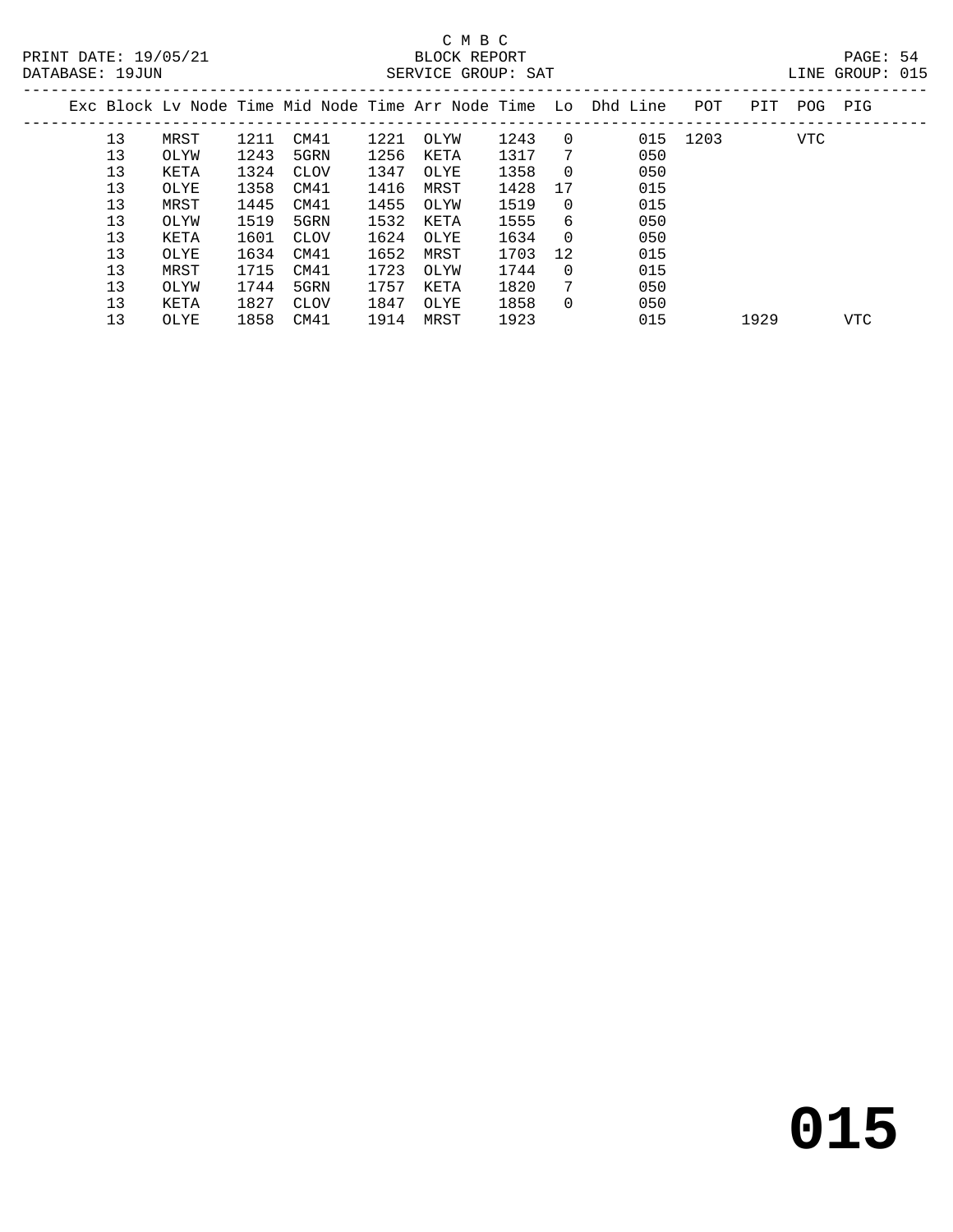C M B C

PRINT DATE: 19/05/21 BLOCK REPORT

DATABASE: 19JUN SERVICE GROUP: SAT LINE GROUP: 015

| Exc | Block | Lv Node | Time | Mid Node | Time | Arr Node | Time | Lo | Dhd Line | POT | PIT | POG | PIG |
|---|---|---|---|---|---|---|---|---|---|---|---|---|---|
| | 13 | MRST | 1211 | CM41 | 1221 | OLYW | 1243 | 0 | 015 | 1203 | | VTC | |
| | 13 | OLYW | 1243 | 5GRN | 1256 | KETA | 1317 | 7 | 050 | | | | |
| | 13 | KETA | 1324 | CLOV | 1347 | OLYE | 1358 | 0 | 050 | | | | |
| | 13 | OLYE | 1358 | CM41 | 1416 | MRST | 1428 | 17 | 015 | | | | |
| | 13 | MRST | 1445 | CM41 | 1455 | OLYW | 1519 | 0 | 015 | | | | |
| | 13 | OLYW | 1519 | 5GRN | 1532 | KETA | 1555 | 6 | 050 | | | | |
| | 13 | KETA | 1601 | CLOV | 1624 | OLYE | 1634 | 0 | 050 | | | | |
| | 13 | OLYE | 1634 | CM41 | 1652 | MRST | 1703 | 12 | 015 | | | | |
| | 13 | MRST | 1715 | CM41 | 1723 | OLYW | 1744 | 0 | 015 | | | | |
| | 13 | OLYW | 1744 | 5GRN | 1757 | KETA | 1820 | 7 | 050 | | | | |
| | 13 | KETA | 1827 | CLOV | 1847 | OLYE | 1858 | 0 | 050 | | | | |
| | 13 | OLYE | 1858 | CM41 | 1914 | MRST | 1923 | | 015 | | 1929 | | VTC |

# 015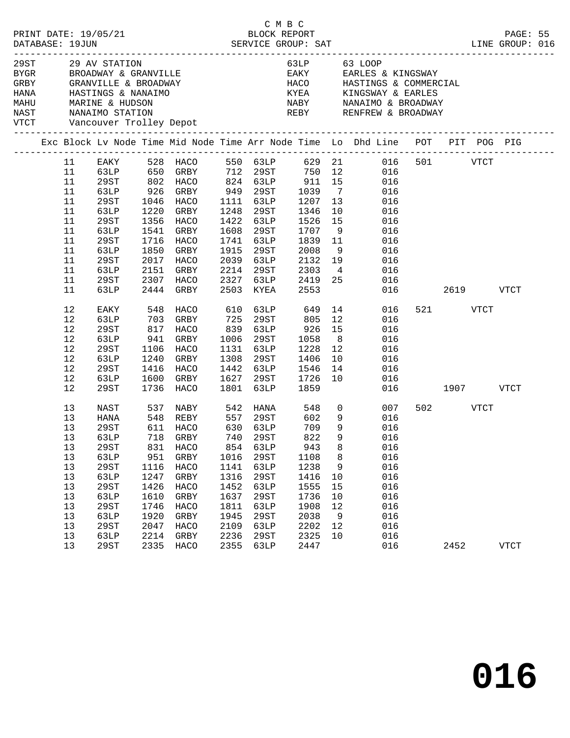C M B C
PRINT DATE: 19/05/21 BLOCK REPORT
DATABASE: 19JUN SERVICE GROUP: SAT LINE GROUP: 016

| Code | Location | Code | Location |
|---|---|---|---|
| 29ST | 29 AV STATION | 63LP | 63 LOOP |
| BYGR | BROADWAY & GRANVILLE | EAKY | EARLES & KINGSWAY |
| GRBY | GRANVILLE & BROADWAY | HACO | HASTINGS & COMMERCIAL |
| HANA | HASTINGS & NANAIMO | KYEA | KINGSWAY & EARLES |
| MAHU | MARINE & HUDSON | NABY | NANAIMO & BROADWAY |
| NAST | NANAIMO STATION | REBY | RENFREW & BROADWAY |
| VTCT | Vancouver Trolley Depot | | |

| Exc | Block | Lv Node | Time | Mid Node | Time | Arr Node | Time | Lo | Dhd Line | POT | PIT | POG | PIG |
|---|---|---|---|---|---|---|---|---|---|---|---|---|---|
| | 11 | EAKY | 528 | HACO | 550 | 63LP | 629 | 21 | 016 | 501 | | VTCT | |
| | 11 | 63LP | 650 | GRBY | 712 | 29ST | 750 | 12 | 016 | | | | |
| | 11 | 29ST | 802 | HACO | 824 | 63LP | 911 | 15 | 016 | | | | |
| | 11 | 63LP | 926 | GRBY | 949 | 29ST | 1039 | 7 | 016 | | | | |
| | 11 | 29ST | 1046 | HACO | 1111 | 63LP | 1207 | 13 | 016 | | | | |
| | 11 | 63LP | 1220 | GRBY | 1248 | 29ST | 1346 | 10 | 016 | | | | |
| | 11 | 29ST | 1356 | HACO | 1422 | 63LP | 1526 | 15 | 016 | | | | |
| | 11 | 63LP | 1541 | GRBY | 1608 | 29ST | 1707 | 9 | 016 | | | | |
| | 11 | 29ST | 1716 | HACO | 1741 | 63LP | 1839 | 11 | 016 | | | | |
| | 11 | 63LP | 1850 | GRBY | 1915 | 29ST | 2008 | 9 | 016 | | | | |
| | 11 | 29ST | 2017 | HACO | 2039 | 63LP | 2132 | 19 | 016 | | | | |
| | 11 | 63LP | 2151 | GRBY | 2214 | 29ST | 2303 | 4 | 016 | | | | |
| | 11 | 29ST | 2307 | HACO | 2327 | 63LP | 2419 | 25 | 016 | | | | |
| | 11 | 63LP | 2444 | GRBY | 2503 | KYEA | 2553 | | 016 | | 2619 | | VTCT |
| | 12 | EAKY | 548 | HACO | 610 | 63LP | 649 | 14 | 016 | 521 | | VTCT | |
| | 12 | 63LP | 703 | GRBY | 725 | 29ST | 805 | 12 | 016 | | | | |
| | 12 | 29ST | 817 | HACO | 839 | 63LP | 926 | 15 | 016 | | | | |
| | 12 | 63LP | 941 | GRBY | 1006 | 29ST | 1058 | 8 | 016 | | | | |
| | 12 | 29ST | 1106 | HACO | 1131 | 63LP | 1228 | 12 | 016 | | | | |
| | 12 | 63LP | 1240 | GRBY | 1308 | 29ST | 1406 | 10 | 016 | | | | |
| | 12 | 29ST | 1416 | HACO | 1442 | 63LP | 1546 | 14 | 016 | | | | |
| | 12 | 63LP | 1600 | GRBY | 1627 | 29ST | 1726 | 10 | 016 | | | | |
| | 12 | 29ST | 1736 | HACO | 1801 | 63LP | 1859 | | 016 | | 1907 | | VTCT |
| | 13 | NAST | 537 | NABY | 542 | HANA | 548 | 0 | 007 | 502 | | VTCT | |
| | 13 | HANA | 548 | REBY | 557 | 29ST | 602 | 9 | 016 | | | | |
| | 13 | 29ST | 611 | HACO | 630 | 63LP | 709 | 9 | 016 | | | | |
| | 13 | 63LP | 718 | GRBY | 740 | 29ST | 822 | 9 | 016 | | | | |
| | 13 | 29ST | 831 | HACO | 854 | 63LP | 943 | 8 | 016 | | | | |
| | 13 | 63LP | 951 | GRBY | 1016 | 29ST | 1108 | 8 | 016 | | | | |
| | 13 | 29ST | 1116 | HACO | 1141 | 63LP | 1238 | 9 | 016 | | | | |
| | 13 | 63LP | 1247 | GRBY | 1316 | 29ST | 1416 | 10 | 016 | | | | |
| | 13 | 29ST | 1426 | HACO | 1452 | 63LP | 1555 | 15 | 016 | | | | |
| | 13 | 63LP | 1610 | GRBY | 1637 | 29ST | 1736 | 10 | 016 | | | | |
| | 13 | 29ST | 1746 | HACO | 1811 | 63LP | 1908 | 12 | 016 | | | | |
| | 13 | 63LP | 1920 | GRBY | 1945 | 29ST | 2038 | 9 | 016 | | | | |
| | 13 | 29ST | 2047 | HACO | 2109 | 63LP | 2202 | 12 | 016 | | | | |
| | 13 | 63LP | 2214 | GRBY | 2236 | 29ST | 2325 | 10 | 016 | | | | |
| | 13 | 29ST | 2335 | HACO | 2355 | 63LP | 2447 | | 016 | | 2452 | | VTCT |

**016**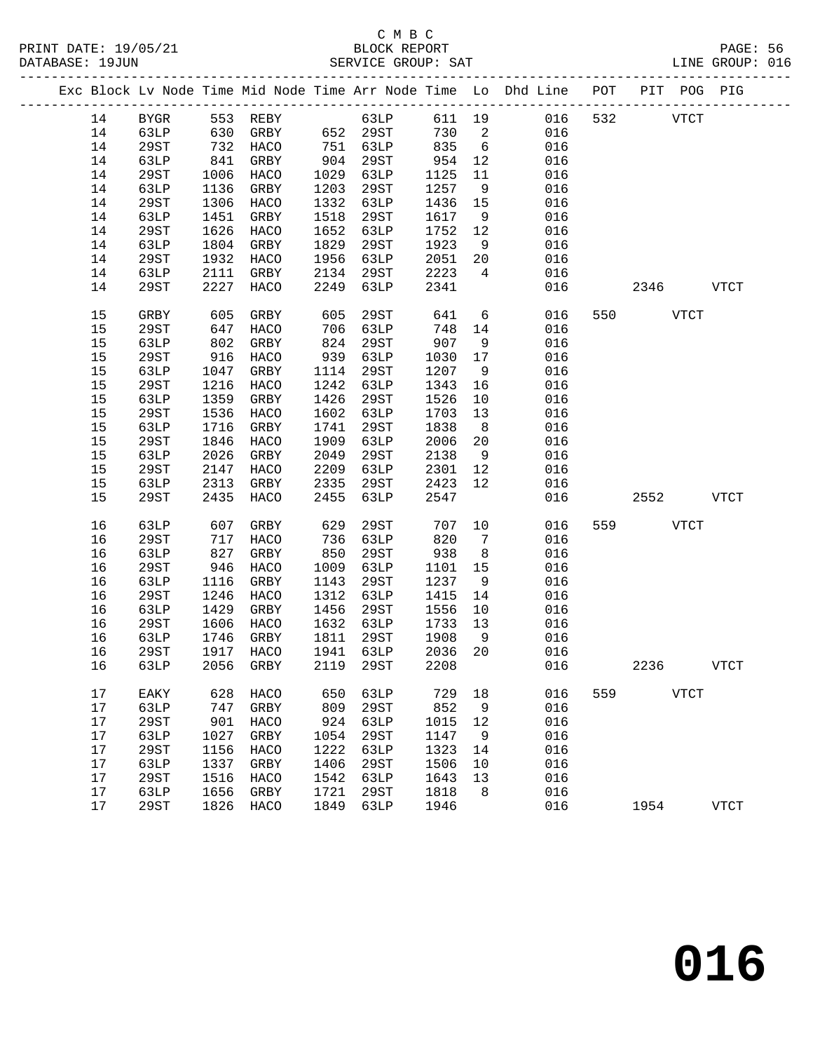C M B C
BLOCK REPORT
SERVICE GROUP: SAT

PRINT DATE: 19/05/21
DATABASE: 19JUN
LINE GROUP: 016

| Exc | Block | Lv | Node | Time | Mid Node | Time | Arr Node | Time | Lo | Dhd Line | POT | PIT | POG | PIG |
|---|---|---|---|---|---|---|---|---|---|---|---|---|---|---|
| | 14 | | BYGR | 553 | REBY | | 63LP | 611 | 19 | 016 | 532 | | VTCT | |
| | 14 | | 63LP | 630 | GRBY | 652 | 29ST | 730 | 2 | 016 | | | | |
| | 14 | | 29ST | 732 | HACO | 751 | 63LP | 835 | 6 | 016 | | | | |
| | 14 | | 63LP | 841 | GRBY | 904 | 29ST | 954 | 12 | 016 | | | | |
| | 14 | | 29ST | 1006 | HACO | 1029 | 63LP | 1125 | 11 | 016 | | | | |
| | 14 | | 63LP | 1136 | GRBY | 1203 | 29ST | 1257 | 9 | 016 | | | | |
| | 14 | | 29ST | 1306 | HACO | 1332 | 63LP | 1436 | 15 | 016 | | | | |
| | 14 | | 63LP | 1451 | GRBY | 1518 | 29ST | 1617 | 9 | 016 | | | | |
| | 14 | | 29ST | 1626 | HACO | 1652 | 63LP | 1752 | 12 | 016 | | | | |
| | 14 | | 63LP | 1804 | GRBY | 1829 | 29ST | 1923 | 9 | 016 | | | | |
| | 14 | | 29ST | 1932 | HACO | 1956 | 63LP | 2051 | 20 | 016 | | | | |
| | 14 | | 63LP | 2111 | GRBY | 2134 | 29ST | 2223 | 4 | 016 | | | | |
| | 14 | | 29ST | 2227 | HACO | 2249 | 63LP | 2341 | | 016 | | 2346 | | VTCT |
| | 15 | | GRBY | 605 | GRBY | 605 | 29ST | 641 | 6 | 016 | 550 | | VTCT | |
| | 15 | | 29ST | 647 | HACO | 706 | 63LP | 748 | 14 | 016 | | | | |
| | 15 | | 63LP | 802 | GRBY | 824 | 29ST | 907 | 9 | 016 | | | | |
| | 15 | | 29ST | 916 | HACO | 939 | 63LP | 1030 | 17 | 016 | | | | |
| | 15 | | 63LP | 1047 | GRBY | 1114 | 29ST | 1207 | 9 | 016 | | | | |
| | 15 | | 29ST | 1216 | HACO | 1242 | 63LP | 1343 | 16 | 016 | | | | |
| | 15 | | 63LP | 1359 | GRBY | 1426 | 29ST | 1526 | 10 | 016 | | | | |
| | 15 | | 29ST | 1536 | HACO | 1602 | 63LP | 1703 | 13 | 016 | | | | |
| | 15 | | 63LP | 1716 | GRBY | 1741 | 29ST | 1838 | 8 | 016 | | | | |
| | 15 | | 29ST | 1846 | HACO | 1909 | 63LP | 2006 | 20 | 016 | | | | |
| | 15 | | 63LP | 2026 | GRBY | 2049 | 29ST | 2138 | 9 | 016 | | | | |
| | 15 | | 29ST | 2147 | HACO | 2209 | 63LP | 2301 | 12 | 016 | | | | |
| | 15 | | 63LP | 2313 | GRBY | 2335 | 29ST | 2423 | 12 | 016 | | | | |
| | 15 | | 29ST | 2435 | HACO | 2455 | 63LP | 2547 | | 016 | | 2552 | | VTCT |
| | 16 | | 63LP | 607 | GRBY | 629 | 29ST | 707 | 10 | 016 | 559 | | VTCT | |
| | 16 | | 29ST | 717 | HACO | 736 | 63LP | 820 | 7 | 016 | | | | |
| | 16 | | 63LP | 827 | GRBY | 850 | 29ST | 938 | 8 | 016 | | | | |
| | 16 | | 29ST | 946 | HACO | 1009 | 63LP | 1101 | 15 | 016 | | | | |
| | 16 | | 63LP | 1116 | GRBY | 1143 | 29ST | 1237 | 9 | 016 | | | | |
| | 16 | | 29ST | 1246 | HACO | 1312 | 63LP | 1415 | 14 | 016 | | | | |
| | 16 | | 63LP | 1429 | GRBY | 1456 | 29ST | 1556 | 10 | 016 | | | | |
| | 16 | | 29ST | 1606 | HACO | 1632 | 63LP | 1733 | 13 | 016 | | | | |
| | 16 | | 63LP | 1746 | GRBY | 1811 | 29ST | 1908 | 9 | 016 | | | | |
| | 16 | | 29ST | 1917 | HACO | 1941 | 63LP | 2036 | 20 | 016 | | | | |
| | 16 | | 63LP | 2056 | GRBY | 2119 | 29ST | 2208 | | 016 | | 2236 | | VTCT |
| | 17 | | EAKY | 628 | HACO | 650 | 63LP | 729 | 18 | 016 | 559 | | VTCT | |
| | 17 | | 63LP | 747 | GRBY | 809 | 29ST | 852 | 9 | 016 | | | | |
| | 17 | | 29ST | 901 | HACO | 924 | 63LP | 1015 | 12 | 016 | | | | |
| | 17 | | 63LP | 1027 | GRBY | 1054 | 29ST | 1147 | 9 | 016 | | | | |
| | 17 | | 29ST | 1156 | HACO | 1222 | 63LP | 1323 | 14 | 016 | | | | |
| | 17 | | 63LP | 1337 | GRBY | 1406 | 29ST | 1506 | 10 | 016 | | | | |
| | 17 | | 29ST | 1516 | HACO | 1542 | 63LP | 1643 | 13 | 016 | | | | |
| | 17 | | 63LP | 1656 | GRBY | 1721 | 29ST | 1818 | 8 | 016 | | | | |
| | 17 | | 29ST | 1826 | HACO | 1849 | 63LP | 1946 | | 016 | | 1954 | | VTCT |

016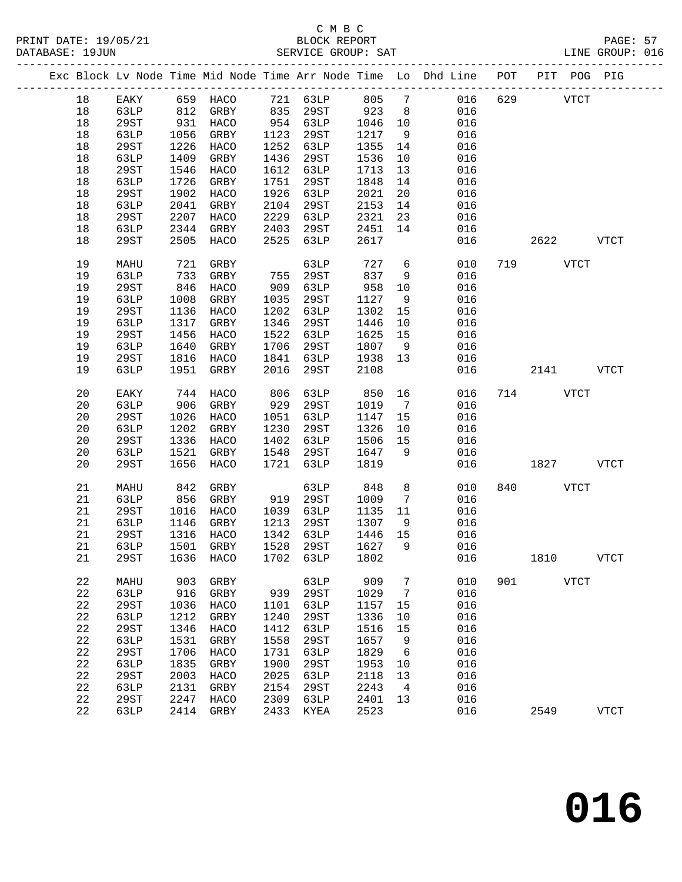C M B C

BLOCK REPORT

SERVICE GROUP: SAT

LINE GROUP: 016

| Exc | Block | Lv | Node | Time | Mid Node | Time | Arr Node | Time | Lo | Dhd Line | POT | PIT | POG | PIG |
|---|---|---|---|---|---|---|---|---|---|---|---|---|---|---|
| | 18 | | EAKY | 659 | HACO | 721 | 63LP | 805 | 7 | 016 | 629 | | VTCT | |
| | 18 | | 63LP | 812 | GRBY | 835 | 29ST | 923 | 8 | 016 | | | | |
| | 18 | | 29ST | 931 | HACO | 954 | 63LP | 1046 | 10 | 016 | | | | |
| | 18 | | 63LP | 1056 | GRBY | 1123 | 29ST | 1217 | 9 | 016 | | | | |
| | 18 | | 29ST | 1226 | HACO | 1252 | 63LP | 1355 | 14 | 016 | | | | |
| | 18 | | 63LP | 1409 | GRBY | 1436 | 29ST | 1536 | 10 | 016 | | | | |
| | 18 | | 29ST | 1546 | HACO | 1612 | 63LP | 1713 | 13 | 016 | | | | |
| | 18 | | 63LP | 1726 | GRBY | 1751 | 29ST | 1848 | 14 | 016 | | | | |
| | 18 | | 29ST | 1902 | HACO | 1926 | 63LP | 2021 | 20 | 016 | | | | |
| | 18 | | 63LP | 2041 | GRBY | 2104 | 29ST | 2153 | 14 | 016 | | | | |
| | 18 | | 29ST | 2207 | HACO | 2229 | 63LP | 2321 | 23 | 016 | | | | |
| | 18 | | 63LP | 2344 | GRBY | 2403 | 29ST | 2451 | 14 | 016 | | | | |
| | 18 | | 29ST | 2505 | HACO | 2525 | 63LP | 2617 | | 016 | | 2622 | | VTCT |
| | 19 | | MAHU | 721 | GRBY | | 63LP | 727 | 6 | 010 | 719 | | VTCT | |
| | 19 | | 63LP | 733 | GRBY | 755 | 29ST | 837 | 9 | 016 | | | | |
| | 19 | | 29ST | 846 | HACO | 909 | 63LP | 958 | 10 | 016 | | | | |
| | 19 | | 63LP | 1008 | GRBY | 1035 | 29ST | 1127 | 9 | 016 | | | | |
| | 19 | | 29ST | 1136 | HACO | 1202 | 63LP | 1302 | 15 | 016 | | | | |
| | 19 | | 63LP | 1317 | GRBY | 1346 | 29ST | 1446 | 10 | 016 | | | | |
| | 19 | | 29ST | 1456 | HACO | 1522 | 63LP | 1625 | 15 | 016 | | | | |
| | 19 | | 63LP | 1640 | GRBY | 1706 | 29ST | 1807 | 9 | 016 | | | | |
| | 19 | | 29ST | 1816 | HACO | 1841 | 63LP | 1938 | 13 | 016 | | | | |
| | 19 | | 63LP | 1951 | GRBY | 2016 | 29ST | 2108 | | 016 | | 2141 | | VTCT |
| | 20 | | EAKY | 744 | HACO | 806 | 63LP | 850 | 16 | 016 | 714 | | VTCT | |
| | 20 | | 63LP | 906 | GRBY | 929 | 29ST | 1019 | 7 | 016 | | | | |
| | 20 | | 29ST | 1026 | HACO | 1051 | 63LP | 1147 | 15 | 016 | | | | |
| | 20 | | 63LP | 1202 | GRBY | 1230 | 29ST | 1326 | 10 | 016 | | | | |
| | 20 | | 29ST | 1336 | HACO | 1402 | 63LP | 1506 | 15 | 016 | | | | |
| | 20 | | 63LP | 1521 | GRBY | 1548 | 29ST | 1647 | 9 | 016 | | | | |
| | 20 | | 29ST | 1656 | HACO | 1721 | 63LP | 1819 | | 016 | | 1827 | | VTCT |
| | 21 | | MAHU | 842 | GRBY | | 63LP | 848 | 8 | 010 | 840 | | VTCT | |
| | 21 | | 63LP | 856 | GRBY | 919 | 29ST | 1009 | 7 | 016 | | | | |
| | 21 | | 29ST | 1016 | HACO | 1039 | 63LP | 1135 | 11 | 016 | | | | |
| | 21 | | 63LP | 1146 | GRBY | 1213 | 29ST | 1307 | 9 | 016 | | | | |
| | 21 | | 29ST | 1316 | HACO | 1342 | 63LP | 1446 | 15 | 016 | | | | |
| | 21 | | 63LP | 1501 | GRBY | 1528 | 29ST | 1627 | 9 | 016 | | | | |
| | 21 | | 29ST | 1636 | HACO | 1702 | 63LP | 1802 | | 016 | | 1810 | | VTCT |
| | 22 | | MAHU | 903 | GRBY | | 63LP | 909 | 7 | 010 | 901 | | VTCT | |
| | 22 | | 63LP | 916 | GRBY | 939 | 29ST | 1029 | 7 | 016 | | | | |
| | 22 | | 29ST | 1036 | HACO | 1101 | 63LP | 1157 | 15 | 016 | | | | |
| | 22 | | 63LP | 1212 | GRBY | 1240 | 29ST | 1336 | 10 | 016 | | | | |
| | 22 | | 29ST | 1346 | HACO | 1412 | 63LP | 1516 | 15 | 016 | | | | |
| | 22 | | 63LP | 1531 | GRBY | 1558 | 29ST | 1657 | 9 | 016 | | | | |
| | 22 | | 29ST | 1706 | HACO | 1731 | 63LP | 1829 | 6 | 016 | | | | |
| | 22 | | 63LP | 1835 | GRBY | 1900 | 29ST | 1953 | 10 | 016 | | | | |
| | 22 | | 29ST | 2003 | HACO | 2025 | 63LP | 2118 | 13 | 016 | | | | |
| | 22 | | 63LP | 2131 | GRBY | 2154 | 29ST | 2243 | 4 | 016 | | | | |
| | 22 | | 29ST | 2247 | HACO | 2309 | 63LP | 2401 | 13 | 016 | | | | |
| | 22 | | 63LP | 2414 | GRBY | 2433 | KYEA | 2523 | | 016 | | 2549 | | VTCT |

**016**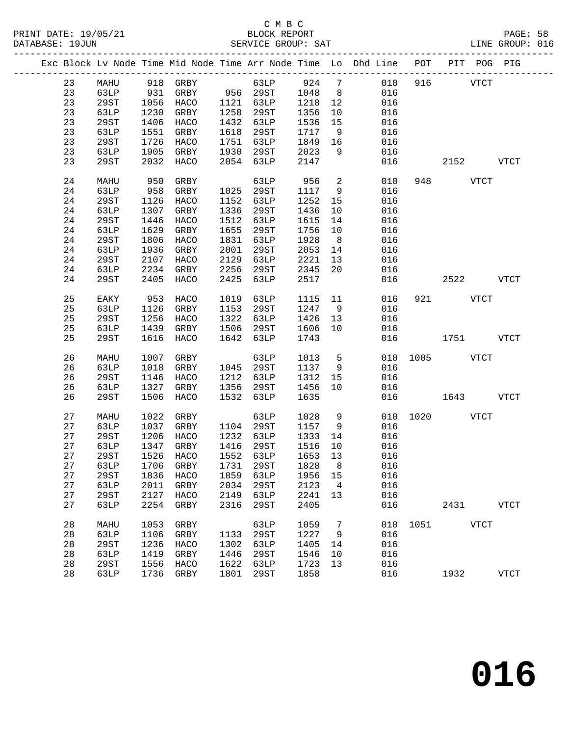C M B C

PRINT DATE: 19/05/21 BLOCK REPORT PAGE: 58
DATABASE: 19JUN SERVICE GROUP: SAT LINE GROUP: 016

| Exc | Block | Lv | Node | Time | Mid Node | Time | Arr Node | Time | Lo | Dhd Line | POT | PIT | POG | PIG |
|---|---|---|---|---|---|---|---|---|---|---|---|---|---|---|
| | 23 | | MAHU | 918 | GRBY | | 63LP | 924 | 7 | 010 | 916 | | VTCT | |
| | 23 | | 63LP | 931 | GRBY | 956 | 29ST | 1048 | 8 | 016 | | | | |
| | 23 | | 29ST | 1056 | HACO | 1121 | 63LP | 1218 | 12 | 016 | | | | |
| | 23 | | 63LP | 1230 | GRBY | 1258 | 29ST | 1356 | 10 | 016 | | | | |
| | 23 | | 29ST | 1406 | HACO | 1432 | 63LP | 1536 | 15 | 016 | | | | |
| | 23 | | 63LP | 1551 | GRBY | 1618 | 29ST | 1717 | 9 | 016 | | | | |
| | 23 | | 29ST | 1726 | HACO | 1751 | 63LP | 1849 | 16 | 016 | | | | |
| | 23 | | 63LP | 1905 | GRBY | 1930 | 29ST | 2023 | 9 | 016 | | | | |
| | 23 | | 29ST | 2032 | HACO | 2054 | 63LP | 2147 | | 016 | | 2152 | | VTCT |
| | 24 | | MAHU | 950 | GRBY | | 63LP | 956 | 2 | 010 | 948 | | VTCT | |
| | 24 | | 63LP | 958 | GRBY | 1025 | 29ST | 1117 | 9 | 016 | | | | |
| | 24 | | 29ST | 1126 | HACO | 1152 | 63LP | 1252 | 15 | 016 | | | | |
| | 24 | | 63LP | 1307 | GRBY | 1336 | 29ST | 1436 | 10 | 016 | | | | |
| | 24 | | 29ST | 1446 | HACO | 1512 | 63LP | 1615 | 14 | 016 | | | | |
| | 24 | | 63LP | 1629 | GRBY | 1655 | 29ST | 1756 | 10 | 016 | | | | |
| | 24 | | 29ST | 1806 | HACO | 1831 | 63LP | 1928 | 8 | 016 | | | | |
| | 24 | | 63LP | 1936 | GRBY | 2001 | 29ST | 2053 | 14 | 016 | | | | |
| | 24 | | 29ST | 2107 | HACO | 2129 | 63LP | 2221 | 13 | 016 | | | | |
| | 24 | | 63LP | 2234 | GRBY | 2256 | 29ST | 2345 | 20 | 016 | | | | |
| | 24 | | 29ST | 2405 | HACO | 2425 | 63LP | 2517 | | 016 | | 2522 | | VTCT |
| | 25 | | EAKY | 953 | HACO | 1019 | 63LP | 1115 | 11 | 016 | 921 | | VTCT | |
| | 25 | | 63LP | 1126 | GRBY | 1153 | 29ST | 1247 | 9 | 016 | | | | |
| | 25 | | 29ST | 1256 | HACO | 1322 | 63LP | 1426 | 13 | 016 | | | | |
| | 25 | | 63LP | 1439 | GRBY | 1506 | 29ST | 1606 | 10 | 016 | | | | |
| | 25 | | 29ST | 1616 | HACO | 1642 | 63LP | 1743 | | 016 | | 1751 | | VTCT |
| | 26 | | MAHU | 1007 | GRBY | | 63LP | 1013 | 5 | 010 | 1005 | | VTCT | |
| | 26 | | 63LP | 1018 | GRBY | 1045 | 29ST | 1137 | 9 | 016 | | | | |
| | 26 | | 29ST | 1146 | HACO | 1212 | 63LP | 1312 | 15 | 016 | | | | |
| | 26 | | 63LP | 1327 | GRBY | 1356 | 29ST | 1456 | 10 | 016 | | | | |
| | 26 | | 29ST | 1506 | HACO | 1532 | 63LP | 1635 | | 016 | | 1643 | | VTCT |
| | 27 | | MAHU | 1022 | GRBY | | 63LP | 1028 | 9 | 010 | 1020 | | VTCT | |
| | 27 | | 63LP | 1037 | GRBY | 1104 | 29ST | 1157 | 9 | 016 | | | | |
| | 27 | | 29ST | 1206 | HACO | 1232 | 63LP | 1333 | 14 | 016 | | | | |
| | 27 | | 63LP | 1347 | GRBY | 1416 | 29ST | 1516 | 10 | 016 | | | | |
| | 27 | | 29ST | 1526 | HACO | 1552 | 63LP | 1653 | 13 | 016 | | | | |
| | 27 | | 63LP | 1706 | GRBY | 1731 | 29ST | 1828 | 8 | 016 | | | | |
| | 27 | | 29ST | 1836 | HACO | 1859 | 63LP | 1956 | 15 | 016 | | | | |
| | 27 | | 63LP | 2011 | GRBY | 2034 | 29ST | 2123 | 4 | 016 | | | | |
| | 27 | | 29ST | 2127 | HACO | 2149 | 63LP | 2241 | 13 | 016 | | | | |
| | 27 | | 63LP | 2254 | GRBY | 2316 | 29ST | 2405 | | 016 | | 2431 | | VTCT |
| | 28 | | MAHU | 1053 | GRBY | | 63LP | 1059 | 7 | 010 | 1051 | | VTCT | |
| | 28 | | 63LP | 1106 | GRBY | 1133 | 29ST | 1227 | 9 | 016 | | | | |
| | 28 | | 29ST | 1236 | HACO | 1302 | 63LP | 1405 | 14 | 016 | | | | |
| | 28 | | 63LP | 1419 | GRBY | 1446 | 29ST | 1546 | 10 | 016 | | | | |
| | 28 | | 29ST | 1556 | HACO | 1622 | 63LP | 1723 | 13 | 016 | | | | |
| | 28 | | 63LP | 1736 | GRBY | 1801 | 29ST | 1858 | | 016 | | 1932 | | VTCT |

# 016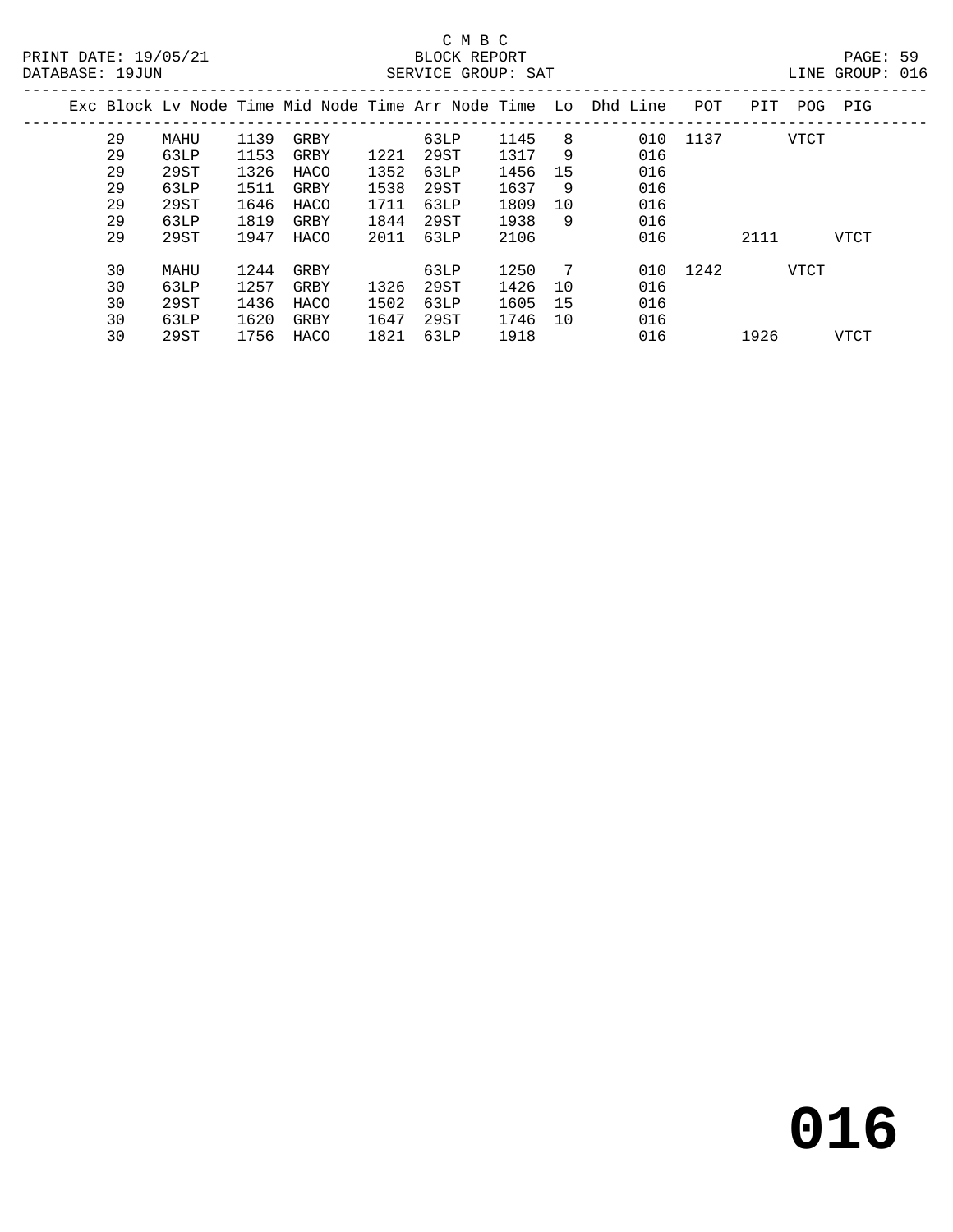C M B C

BLOCK REPORT

SERVICE GROUP: SAT

PRINT DATE: 19/05/21
DATABASE: 19JUN

LINE GROUP: 016

| Exc | Block | Lv Node | Time | Mid Node | Time | Arr Node | Time | Lo | Dhd Line | POT | PIT | POG | PIG |
|---|---|---|---|---|---|---|---|---|---|---|---|---|---|
| | 29 | MAHU | 1139 | GRBY | | 63LP | 1145 | 8 | 010 | 1137 | | VTCT | |
| | 29 | 63LP | 1153 | GRBY | 1221 | 29ST | 1317 | 9 | 016 | | | | |
| | 29 | 29ST | 1326 | HACO | 1352 | 63LP | 1456 | 15 | 016 | | | | |
| | 29 | 63LP | 1511 | GRBY | 1538 | 29ST | 1637 | 9 | 016 | | | | |
| | 29 | 29ST | 1646 | HACO | 1711 | 63LP | 1809 | 10 | 016 | | | | |
| | 29 | 63LP | 1819 | GRBY | 1844 | 29ST | 1938 | 9 | 016 | | | | |
| | 29 | 29ST | 1947 | HACO | 2011 | 63LP | 2106 | | 016 | | 2111 | | VTCT |
| | 30 | MAHU | 1244 | GRBY | | 63LP | 1250 | 7 | 010 | 1242 | | VTCT | |
| | 30 | 63LP | 1257 | GRBY | 1326 | 29ST | 1426 | 10 | 016 | | | | |
| | 30 | 29ST | 1436 | HACO | 1502 | 63LP | 1605 | 15 | 016 | | | | |
| | 30 | 63LP | 1620 | GRBY | 1647 | 29ST | 1746 | 10 | 016 | | | | |
| | 30 | 29ST | 1756 | HACO | 1821 | 63LP | 1918 | | 016 | | 1926 | | VTCT |

**016**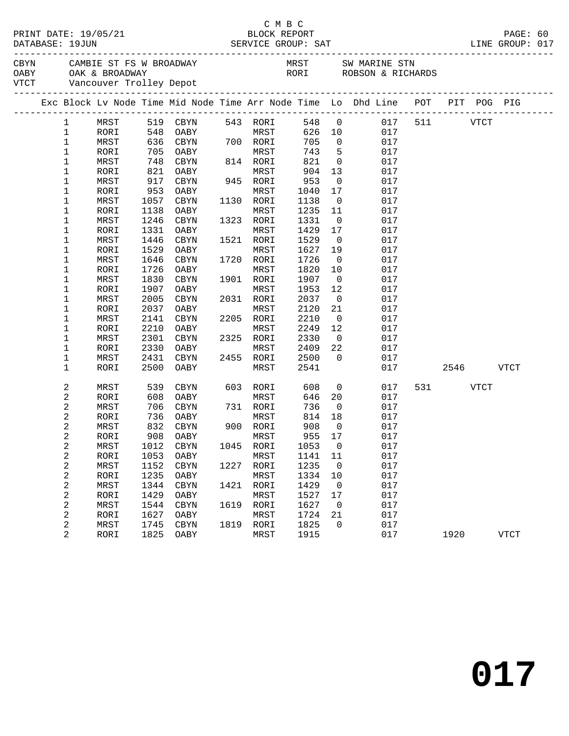C M B C
PRINT DATE: 19/05/21 BLOCK REPORT
DATABASE: 19JUN SERVICE GROUP: SAT LINE GROUP: 017

| | | | |
|---|---|---|---|
| CBYN | CAMBIE ST FS W BROADWAY | MRST | SW MARINE STN |
| OABY | OAK & BROADWAY | RORI | ROBSON & RICHARDS |
| VTCT | Vancouver Trolley Depot | | |

| Exc | Block | Lv Node | Time | Mid Node | Time | Arr Node | Time | Lo | Dhd Line | POT | PIT | POG | PIG |
|---|---|---|---|---|---|---|---|---|---|---|---|---|---|
| | 1 | MRST | 519 | CBYN | 543 | RORI | 548 | 0 | 017 | 511 | | VTCT | |
| | 1 | RORI | 548 | OABY | | MRST | 626 | 10 | 017 | | | | |
| | 1 | MRST | 636 | CBYN | 700 | RORI | 705 | 0 | 017 | | | | |
| | 1 | RORI | 705 | OABY | | MRST | 743 | 5 | 017 | | | | |
| | 1 | MRST | 748 | CBYN | 814 | RORI | 821 | 0 | 017 | | | | |
| | 1 | RORI | 821 | OABY | | MRST | 904 | 13 | 017 | | | | |
| | 1 | MRST | 917 | CBYN | 945 | RORI | 953 | 0 | 017 | | | | |
| | 1 | RORI | 953 | OABY | | MRST | 1040 | 17 | 017 | | | | |
| | 1 | MRST | 1057 | CBYN | 1130 | RORI | 1138 | 0 | 017 | | | | |
| | 1 | RORI | 1138 | OABY | | MRST | 1235 | 11 | 017 | | | | |
| | 1 | MRST | 1246 | CBYN | 1323 | RORI | 1331 | 0 | 017 | | | | |
| | 1 | RORI | 1331 | OABY | | MRST | 1429 | 17 | 017 | | | | |
| | 1 | MRST | 1446 | CBYN | 1521 | RORI | 1529 | 0 | 017 | | | | |
| | 1 | RORI | 1529 | OABY | | MRST | 1627 | 19 | 017 | | | | |
| | 1 | MRST | 1646 | CBYN | 1720 | RORI | 1726 | 0 | 017 | | | | |
| | 1 | RORI | 1726 | OABY | | MRST | 1820 | 10 | 017 | | | | |
| | 1 | MRST | 1830 | CBYN | 1901 | RORI | 1907 | 0 | 017 | | | | |
| | 1 | RORI | 1907 | OABY | | MRST | 1953 | 12 | 017 | | | | |
| | 1 | MRST | 2005 | CBYN | 2031 | RORI | 2037 | 0 | 017 | | | | |
| | 1 | RORI | 2037 | OABY | | MRST | 2120 | 21 | 017 | | | | |
| | 1 | MRST | 2141 | CBYN | 2205 | RORI | 2210 | 0 | 017 | | | | |
| | 1 | RORI | 2210 | OABY | | MRST | 2249 | 12 | 017 | | | | |
| | 1 | MRST | 2301 | CBYN | 2325 | RORI | 2330 | 0 | 017 | | | | |
| | 1 | RORI | 2330 | OABY | | MRST | 2409 | 22 | 017 | | | | |
| | 1 | MRST | 2431 | CBYN | 2455 | RORI | 2500 | 0 | 017 | | | | |
| | 1 | RORI | 2500 | OABY | | MRST | 2541 | | 017 | | 2546 | | VTCT |
| | 2 | MRST | 539 | CBYN | 603 | RORI | 608 | 0 | 017 | 531 | | VTCT | |
| | 2 | RORI | 608 | OABY | | MRST | 646 | 20 | 017 | | | | |
| | 2 | MRST | 706 | CBYN | 731 | RORI | 736 | 0 | 017 | | | | |
| | 2 | RORI | 736 | OABY | | MRST | 814 | 18 | 017 | | | | |
| | 2 | MRST | 832 | CBYN | 900 | RORI | 908 | 0 | 017 | | | | |
| | 2 | RORI | 908 | OABY | | MRST | 955 | 17 | 017 | | | | |
| | 2 | MRST | 1012 | CBYN | 1045 | RORI | 1053 | 0 | 017 | | | | |
| | 2 | RORI | 1053 | OABY | | MRST | 1141 | 11 | 017 | | | | |
| | 2 | MRST | 1152 | CBYN | 1227 | RORI | 1235 | 0 | 017 | | | | |
| | 2 | RORI | 1235 | OABY | | MRST | 1334 | 10 | 017 | | | | |
| | 2 | MRST | 1344 | CBYN | 1421 | RORI | 1429 | 0 | 017 | | | | |
| | 2 | RORI | 1429 | OABY | | MRST | 1527 | 17 | 017 | | | | |
| | 2 | MRST | 1544 | CBYN | 1619 | RORI | 1627 | 0 | 017 | | | | |
| | 2 | RORI | 1627 | OABY | | MRST | 1724 | 21 | 017 | | | | |
| | 2 | MRST | 1745 | CBYN | 1819 | RORI | 1825 | 0 | 017 | | | | |
| | 2 | RORI | 1825 | OABY | | MRST | 1915 | | 017 | | 1920 | | VTCT |

# 017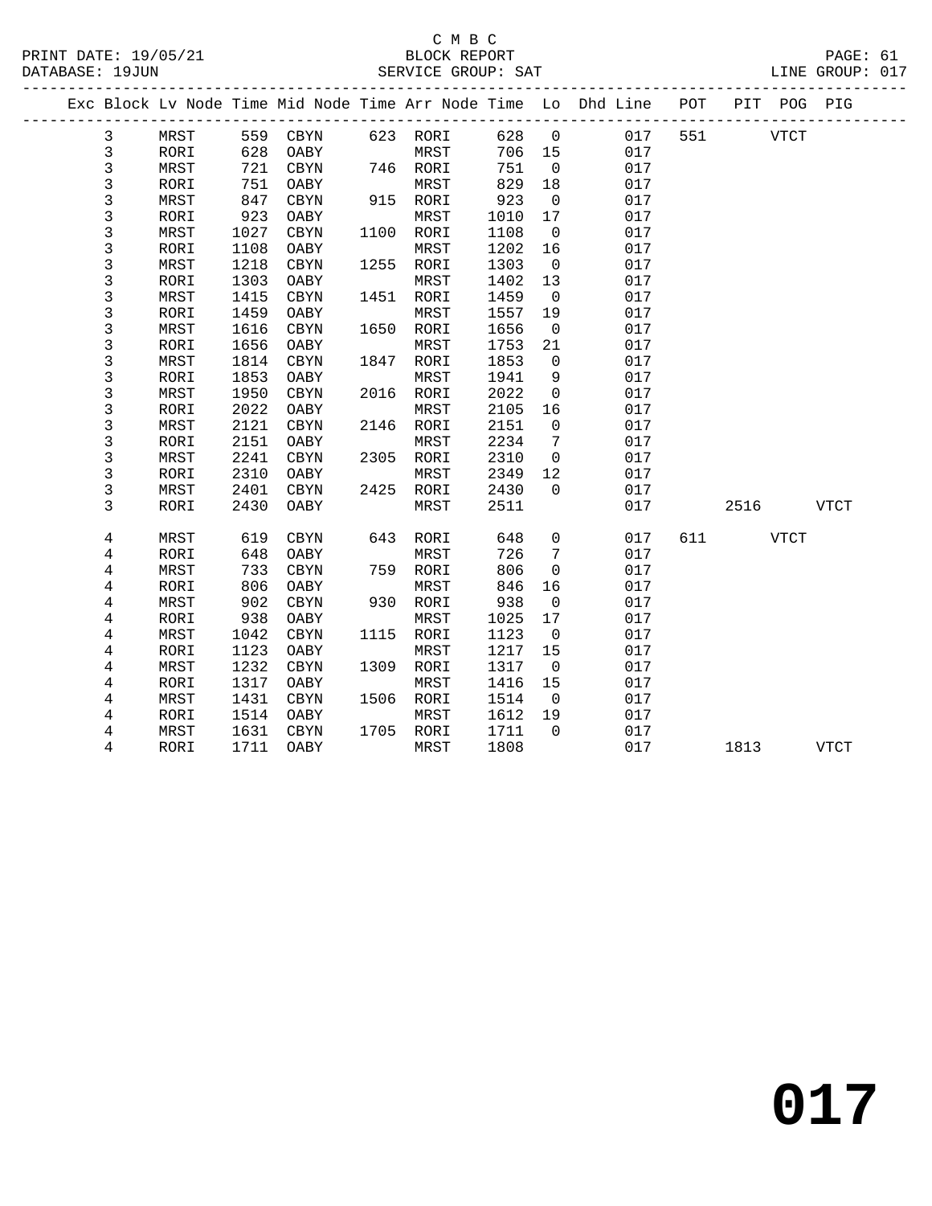C M B C

BLOCK REPORT

SERVICE GROUP: SAT

LINE GROUP: 017

| Exc | Block | Lv | Node | Time | Mid Node | Time | Arr Node | Time | Lo | Dhd Line | POT | PIT | POG | PIG |
|---|---|---|---|---|---|---|---|---|---|---|---|---|---|---|
| | 3 | | MRST | 559 | CBYN | 623 | RORI | 628 | 0 | 017 | 551 | | VTCT | |
| | 3 | | RORI | 628 | OABY | | MRST | 706 | 15 | 017 | | | | |
| | 3 | | MRST | 721 | CBYN | 746 | RORI | 751 | 0 | 017 | | | | |
| | 3 | | RORI | 751 | OABY | | MRST | 829 | 18 | 017 | | | | |
| | 3 | | MRST | 847 | CBYN | 915 | RORI | 923 | 0 | 017 | | | | |
| | 3 | | RORI | 923 | OABY | | MRST | 1010 | 17 | 017 | | | | |
| | 3 | | MRST | 1027 | CBYN | 1100 | RORI | 1108 | 0 | 017 | | | | |
| | 3 | | RORI | 1108 | OABY | | MRST | 1202 | 16 | 017 | | | | |
| | 3 | | MRST | 1218 | CBYN | 1255 | RORI | 1303 | 0 | 017 | | | | |
| | 3 | | RORI | 1303 | OABY | | MRST | 1402 | 13 | 017 | | | | |
| | 3 | | MRST | 1415 | CBYN | 1451 | RORI | 1459 | 0 | 017 | | | | |
| | 3 | | RORI | 1459 | OABY | | MRST | 1557 | 19 | 017 | | | | |
| | 3 | | MRST | 1616 | CBYN | 1650 | RORI | 1656 | 0 | 017 | | | | |
| | 3 | | RORI | 1656 | OABY | | MRST | 1753 | 21 | 017 | | | | |
| | 3 | | MRST | 1814 | CBYN | 1847 | RORI | 1853 | 0 | 017 | | | | |
| | 3 | | RORI | 1853 | OABY | | MRST | 1941 | 9 | 017 | | | | |
| | 3 | | MRST | 1950 | CBYN | 2016 | RORI | 2022 | 0 | 017 | | | | |
| | 3 | | RORI | 2022 | OABY | | MRST | 2105 | 16 | 017 | | | | |
| | 3 | | MRST | 2121 | CBYN | 2146 | RORI | 2151 | 0 | 017 | | | | |
| | 3 | | RORI | 2151 | OABY | | MRST | 2234 | 7 | 017 | | | | |
| | 3 | | MRST | 2241 | CBYN | 2305 | RORI | 2310 | 0 | 017 | | | | |
| | 3 | | RORI | 2310 | OABY | | MRST | 2349 | 12 | 017 | | | | |
| | 3 | | MRST | 2401 | CBYN | 2425 | RORI | 2430 | 0 | 017 | | | | |
| | 3 | | RORI | 2430 | OABY | | MRST | 2511 | | 017 | | 2516 | | VTCT |
| | 4 | | MRST | 619 | CBYN | 643 | RORI | 648 | 0 | 017 | 611 | | VTCT | |
| | 4 | | RORI | 648 | OABY | | MRST | 726 | 7 | 017 | | | | |
| | 4 | | MRST | 733 | CBYN | 759 | RORI | 806 | 0 | 017 | | | | |
| | 4 | | RORI | 806 | OABY | | MRST | 846 | 16 | 017 | | | | |
| | 4 | | MRST | 902 | CBYN | 930 | RORI | 938 | 0 | 017 | | | | |
| | 4 | | RORI | 938 | OABY | | MRST | 1025 | 17 | 017 | | | | |
| | 4 | | MRST | 1042 | CBYN | 1115 | RORI | 1123 | 0 | 017 | | | | |
| | 4 | | RORI | 1123 | OABY | | MRST | 1217 | 15 | 017 | | | | |
| | 4 | | MRST | 1232 | CBYN | 1309 | RORI | 1317 | 0 | 017 | | | | |
| | 4 | | RORI | 1317 | OABY | | MRST | 1416 | 15 | 017 | | | | |
| | 4 | | MRST | 1431 | CBYN | 1506 | RORI | 1514 | 0 | 017 | | | | |
| | 4 | | RORI | 1514 | OABY | | MRST | 1612 | 19 | 017 | | | | |
| | 4 | | MRST | 1631 | CBYN | 1705 | RORI | 1711 | 0 | 017 | | | | |
| | 4 | | RORI | 1711 | OABY | | MRST | 1808 | | 017 | | 1813 | | VTCT |

# 017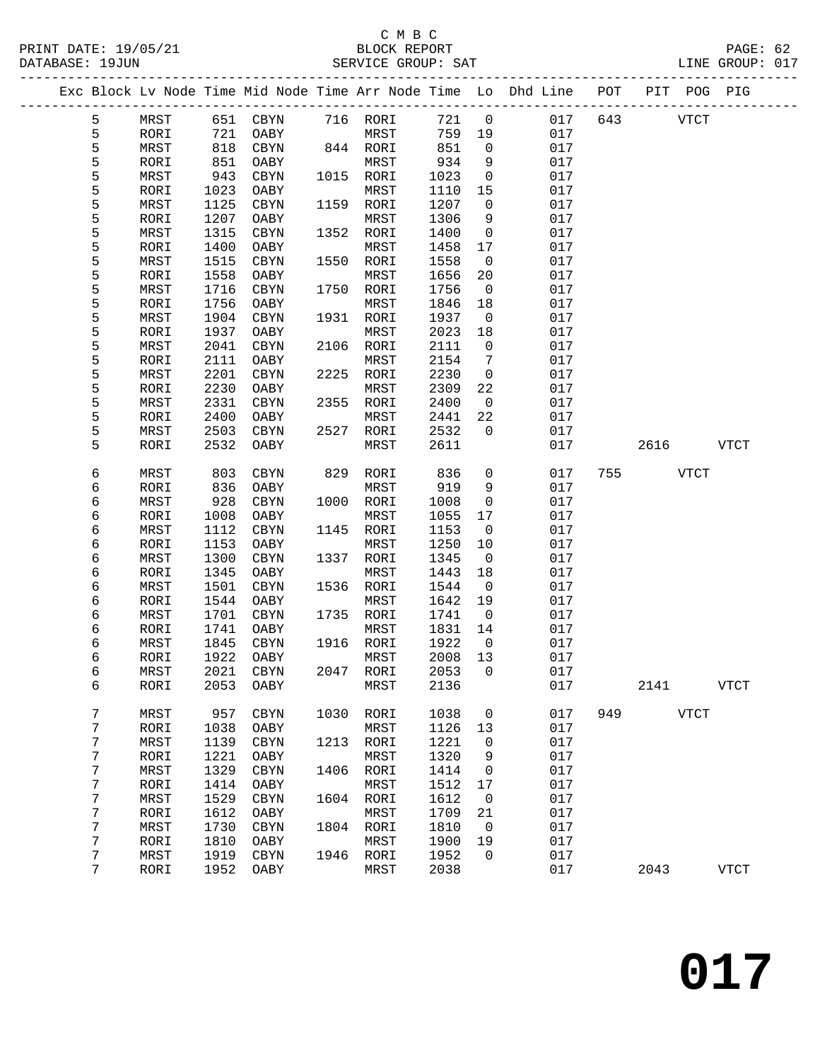C M B C

BLOCK REPORT

SERVICE GROUP: SAT

LINE GROUP: 017

| Exc | Block | Lv Node | Time | Mid Node | Time | Arr Node | Time | Lo | Dhd Line | POT | PIT | POG | PIG |
|---|---|---|---|---|---|---|---|---|---|---|---|---|---|
| | 5 | MRST | 651 | CBYN | 716 | RORI | 721 | 0 | 017 | 643 | | VTCT | |
| | 5 | RORI | 721 | OABY | | MRST | 759 | 19 | 017 | | | | |
| | 5 | MRST | 818 | CBYN | 844 | RORI | 851 | 0 | 017 | | | | |
| | 5 | RORI | 851 | OABY | | MRST | 934 | 9 | 017 | | | | |
| | 5 | MRST | 943 | CBYN | 1015 | RORI | 1023 | 0 | 017 | | | | |
| | 5 | RORI | 1023 | OABY | | MRST | 1110 | 15 | 017 | | | | |
| | 5 | MRST | 1125 | CBYN | 1159 | RORI | 1207 | 0 | 017 | | | | |
| | 5 | RORI | 1207 | OABY | | MRST | 1306 | 9 | 017 | | | | |
| | 5 | MRST | 1315 | CBYN | 1352 | RORI | 1400 | 0 | 017 | | | | |
| | 5 | RORI | 1400 | OABY | | MRST | 1458 | 17 | 017 | | | | |
| | 5 | MRST | 1515 | CBYN | 1550 | RORI | 1558 | 0 | 017 | | | | |
| | 5 | RORI | 1558 | OABY | | MRST | 1656 | 20 | 017 | | | | |
| | 5 | MRST | 1716 | CBYN | 1750 | RORI | 1756 | 0 | 017 | | | | |
| | 5 | RORI | 1756 | OABY | | MRST | 1846 | 18 | 017 | | | | |
| | 5 | MRST | 1904 | CBYN | 1931 | RORI | 1937 | 0 | 017 | | | | |
| | 5 | RORI | 1937 | OABY | | MRST | 2023 | 18 | 017 | | | | |
| | 5 | MRST | 2041 | CBYN | 2106 | RORI | 2111 | 0 | 017 | | | | |
| | 5 | RORI | 2111 | OABY | | MRST | 2154 | 7 | 017 | | | | |
| | 5 | MRST | 2201 | CBYN | 2225 | RORI | 2230 | 0 | 017 | | | | |
| | 5 | RORI | 2230 | OABY | | MRST | 2309 | 22 | 017 | | | | |
| | 5 | MRST | 2331 | CBYN | 2355 | RORI | 2400 | 0 | 017 | | | | |
| | 5 | RORI | 2400 | OABY | | MRST | 2441 | 22 | 017 | | | | |
| | 5 | MRST | 2503 | CBYN | 2527 | RORI | 2532 | 0 | 017 | | | | |
| | 5 | RORI | 2532 | OABY | | MRST | 2611 | | 017 | | 2616 | | VTCT |
| | 6 | MRST | 803 | CBYN | 829 | RORI | 836 | 0 | 017 | 755 | | VTCT | |
| | 6 | RORI | 836 | OABY | | MRST | 919 | 9 | 017 | | | | |
| | 6 | MRST | 928 | CBYN | 1000 | RORI | 1008 | 0 | 017 | | | | |
| | 6 | RORI | 1008 | OABY | | MRST | 1055 | 17 | 017 | | | | |
| | 6 | MRST | 1112 | CBYN | 1145 | RORI | 1153 | 0 | 017 | | | | |
| | 6 | RORI | 1153 | OABY | | MRST | 1250 | 10 | 017 | | | | |
| | 6 | MRST | 1300 | CBYN | 1337 | RORI | 1345 | 0 | 017 | | | | |
| | 6 | RORI | 1345 | OABY | | MRST | 1443 | 18 | 017 | | | | |
| | 6 | MRST | 1501 | CBYN | 1536 | RORI | 1544 | 0 | 017 | | | | |
| | 6 | RORI | 1544 | OABY | | MRST | 1642 | 19 | 017 | | | | |
| | 6 | MRST | 1701 | CBYN | 1735 | RORI | 1741 | 0 | 017 | | | | |
| | 6 | RORI | 1741 | OABY | | MRST | 1831 | 14 | 017 | | | | |
| | 6 | MRST | 1845 | CBYN | 1916 | RORI | 1922 | 0 | 017 | | | | |
| | 6 | RORI | 1922 | OABY | | MRST | 2008 | 13 | 017 | | | | |
| | 6 | MRST | 2021 | CBYN | 2047 | RORI | 2053 | 0 | 017 | | | | |
| | 6 | RORI | 2053 | OABY | | MRST | 2136 | | 017 | | 2141 | | VTCT |
| | 7 | MRST | 957 | CBYN | 1030 | RORI | 1038 | 0 | 017 | 949 | | VTCT | |
| | 7 | RORI | 1038 | OABY | | MRST | 1126 | 13 | 017 | | | | |
| | 7 | MRST | 1139 | CBYN | 1213 | RORI | 1221 | 0 | 017 | | | | |
| | 7 | RORI | 1221 | OABY | | MRST | 1320 | 9 | 017 | | | | |
| | 7 | MRST | 1329 | CBYN | 1406 | RORI | 1414 | 0 | 017 | | | | |
| | 7 | RORI | 1414 | OABY | | MRST | 1512 | 17 | 017 | | | | |
| | 7 | MRST | 1529 | CBYN | 1604 | RORI | 1612 | 0 | 017 | | | | |
| | 7 | RORI | 1612 | OABY | | MRST | 1709 | 21 | 017 | | | | |
| | 7 | MRST | 1730 | CBYN | 1804 | RORI | 1810 | 0 | 017 | | | | |
| | 7 | RORI | 1810 | OABY | | MRST | 1900 | 19 | 017 | | | | |
| | 7 | MRST | 1919 | CBYN | 1946 | RORI | 1952 | 0 | 017 | | | | |
| | 7 | RORI | 1952 | OABY | | MRST | 2038 | | 017 | | 2043 | | VTCT |

017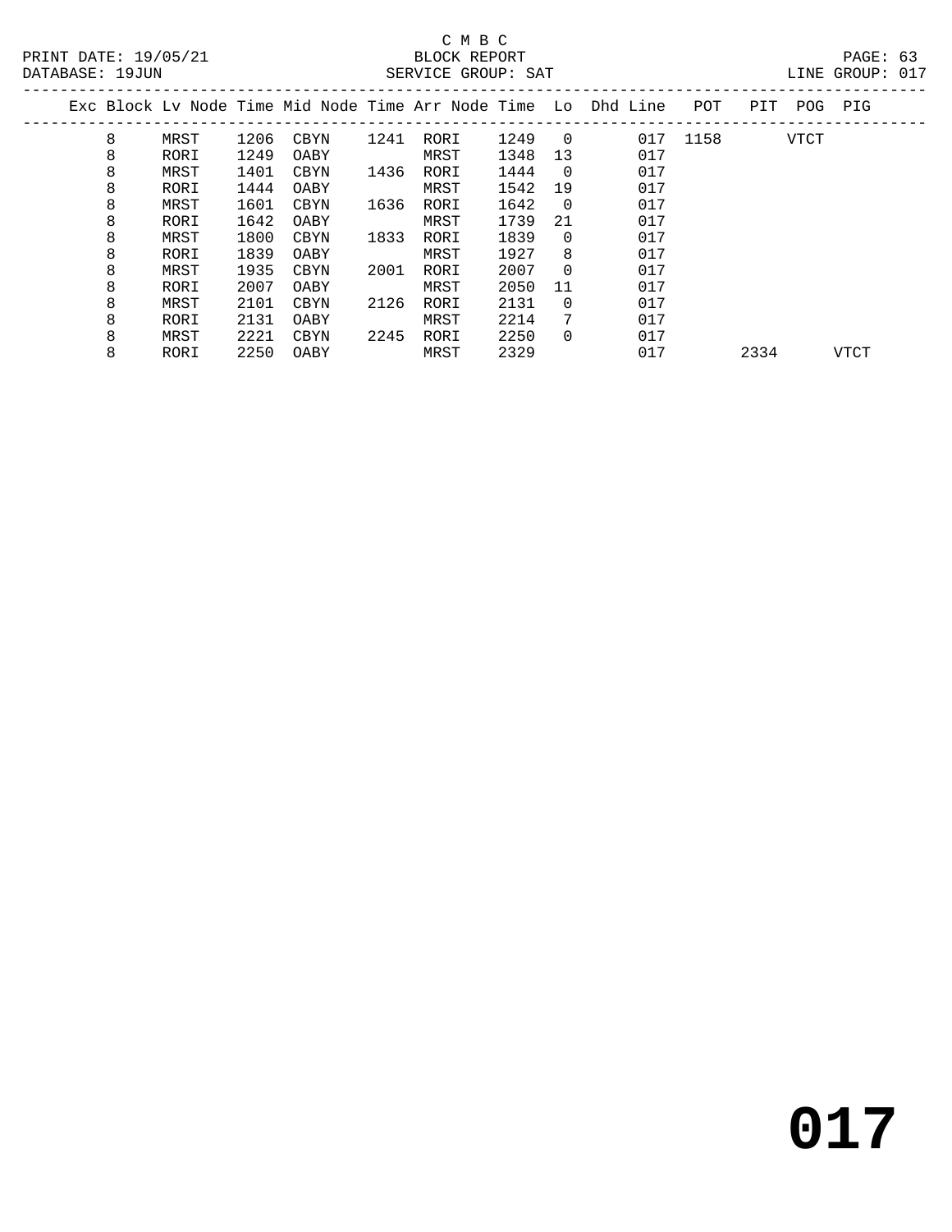C M B C

BLOCK REPORT

SERVICE GROUP: SAT

PRINT DATE: 19/05/21
DATABASE: 19JUN

LINE GROUP: 017

| Exc | Block | Lv | Node | Time | Mid Node | Time | Arr Node | Time | Lo | Dhd | Line | POT | PIT | POG | PIG |
|---|---|---|---|---|---|---|---|---|---|---|---|---|---|---|---|
| | 8 | | MRST | 1206 | CBYN | 1241 | RORI | 1249 | 0 | | 017 | 1158 | | VTCT | |
| | 8 | | RORI | 1249 | OABY | | MRST | 1348 | 13 | | 017 | | | | |
| | 8 | | MRST | 1401 | CBYN | 1436 | RORI | 1444 | 0 | | 017 | | | | |
| | 8 | | RORI | 1444 | OABY | | MRST | 1542 | 19 | | 017 | | | | |
| | 8 | | MRST | 1601 | CBYN | 1636 | RORI | 1642 | 0 | | 017 | | | | |
| | 8 | | RORI | 1642 | OABY | | MRST | 1739 | 21 | | 017 | | | | |
| | 8 | | MRST | 1800 | CBYN | 1833 | RORI | 1839 | 0 | | 017 | | | | |
| | 8 | | RORI | 1839 | OABY | | MRST | 1927 | 8 | | 017 | | | | |
| | 8 | | MRST | 1935 | CBYN | 2001 | RORI | 2007 | 0 | | 017 | | | | |
| | 8 | | RORI | 2007 | OABY | | MRST | 2050 | 11 | | 017 | | | | |
| | 8 | | MRST | 2101 | CBYN | 2126 | RORI | 2131 | 0 | | 017 | | | | |
| | 8 | | RORI | 2131 | OABY | | MRST | 2214 | 7 | | 017 | | | | |
| | 8 | | MRST | 2221 | CBYN | 2245 | RORI | 2250 | 0 | | 017 | | | | |
| | 8 | | RORI | 2250 | OABY | | MRST | 2329 | | | 017 | | 2334 | | VTCT |

**017**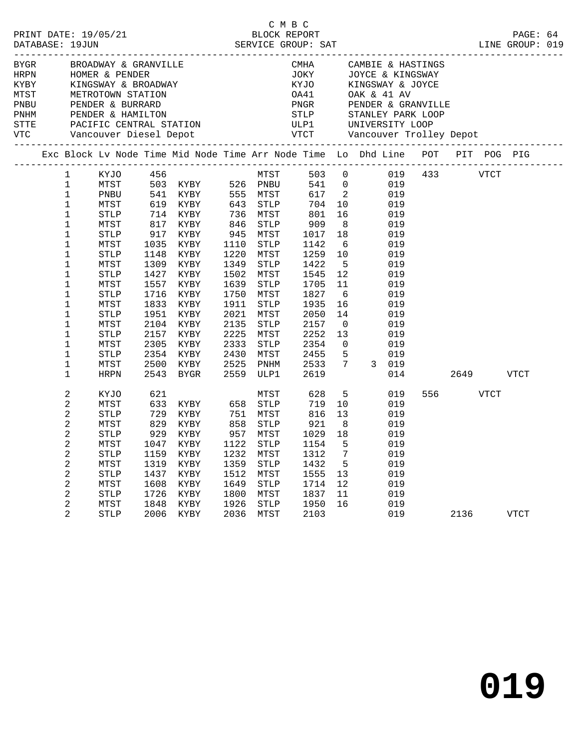C M B C

PRINT DATE: 19/05/21 BLOCK REPORT
DATABASE: 19JUN SERVICE GROUP: SAT LINE GROUP: 019

| Code | Location | Code | Location |
|---|---|---|---|
| BYGR | BROADWAY & GRANVILLE | CMHA | CAMBIE & HASTINGS |
| HRPN | HOMER & PENDER | JOKY | JOYCE & KINGSWAY |
| KYBY | KINGSWAY & BROADWAY | KYJO | KINGSWAY & JOYCE |
| MTST | METROTOWN STATION | OA41 | OAK & 41 AV |
| PNBU | PENDER & BURRARD | PNGR | PENDER & GRANVILLE |
| PNHM | PENDER & HAMILTON | STLP | STANLEY PARK LOOP |
| STTE | PACIFIC CENTRAL STATION | ULP1 | UNIVERSITY LOOP |
| VTC | Vancouver Diesel Depot | VTCT | Vancouver Trolley Depot |

| Exc | Block | Lv Node | Time | Mid Node | Time | Arr Node | Time | Lo | Dhd | Line | POT | PIT | POG | PIG |
|---|---|---|---|---|---|---|---|---|---|---|---|---|---|---|
| | 1 | KYJO | 456 | | | MTST | 503 | 0 | | 019 | 433 | | VTCT | |
| | 1 | MTST | 503 | KYBY | 526 | PNBU | 541 | 0 | | 019 | | | | |
| | 1 | PNBU | 541 | KYBY | 555 | MTST | 617 | 2 | | 019 | | | | |
| | 1 | MTST | 619 | KYBY | 643 | STLP | 704 | 10 | | 019 | | | | |
| | 1 | STLP | 714 | KYBY | 736 | MTST | 801 | 16 | | 019 | | | | |
| | 1 | MTST | 817 | KYBY | 846 | STLP | 909 | 8 | | 019 | | | | |
| | 1 | STLP | 917 | KYBY | 945 | MTST | 1017 | 18 | | 019 | | | | |
| | 1 | MTST | 1035 | KYBY | 1110 | STLP | 1142 | 6 | | 019 | | | | |
| | 1 | STLP | 1148 | KYBY | 1220 | MTST | 1259 | 10 | | 019 | | | | |
| | 1 | MTST | 1309 | KYBY | 1349 | STLP | 1422 | 5 | | 019 | | | | |
| | 1 | STLP | 1427 | KYBY | 1502 | MTST | 1545 | 12 | | 019 | | | | |
| | 1 | MTST | 1557 | KYBY | 1639 | STLP | 1705 | 11 | | 019 | | | | |
| | 1 | STLP | 1716 | KYBY | 1750 | MTST | 1827 | 6 | | 019 | | | | |
| | 1 | MTST | 1833 | KYBY | 1911 | STLP | 1935 | 16 | | 019 | | | | |
| | 1 | STLP | 1951 | KYBY | 2021 | MTST | 2050 | 14 | | 019 | | | | |
| | 1 | MTST | 2104 | KYBY | 2135 | STLP | 2157 | 0 | | 019 | | | | |
| | 1 | STLP | 2157 | KYBY | 2225 | MTST | 2252 | 13 | | 019 | | | | |
| | 1 | MTST | 2305 | KYBY | 2333 | STLP | 2354 | 0 | | 019 | | | | |
| | 1 | STLP | 2354 | KYBY | 2430 | MTST | 2455 | 5 | | 019 | | | | |
| | 1 | MTST | 2500 | KYBY | 2525 | PNHM | 2533 | 7 | 3 | 019 | | | | |
| | 1 | HRPN | 2543 | BYGR | 2559 | ULP1 | 2619 | | | 014 | | 2649 | | VTCT |
| | 2 | KYJO | 621 | | | MTST | 628 | 5 | | 019 | 556 | | VTCT | |
| | 2 | MTST | 633 | KYBY | 658 | STLP | 719 | 10 | | 019 | | | | |
| | 2 | STLP | 729 | KYBY | 751 | MTST | 816 | 13 | | 019 | | | | |
| | 2 | MTST | 829 | KYBY | 858 | STLP | 921 | 8 | | 019 | | | | |
| | 2 | STLP | 929 | KYBY | 957 | MTST | 1029 | 18 | | 019 | | | | |
| | 2 | MTST | 1047 | KYBY | 1122 | STLP | 1154 | 5 | | 019 | | | | |
| | 2 | STLP | 1159 | KYBY | 1232 | MTST | 1312 | 7 | | 019 | | | | |
| | 2 | MTST | 1319 | KYBY | 1359 | STLP | 1432 | 5 | | 019 | | | | |
| | 2 | STLP | 1437 | KYBY | 1512 | MTST | 1555 | 13 | | 019 | | | | |
| | 2 | MTST | 1608 | KYBY | 1649 | STLP | 1714 | 12 | | 019 | | | | |
| | 2 | STLP | 1726 | KYBY | 1800 | MTST | 1837 | 11 | | 019 | | | | |
| | 2 | MTST | 1848 | KYBY | 1926 | STLP | 1950 | 16 | | 019 | | | | |
| | 2 | STLP | 2006 | KYBY | 2036 | MTST | 2103 | | | 019 | | 2136 | | VTCT |

**019**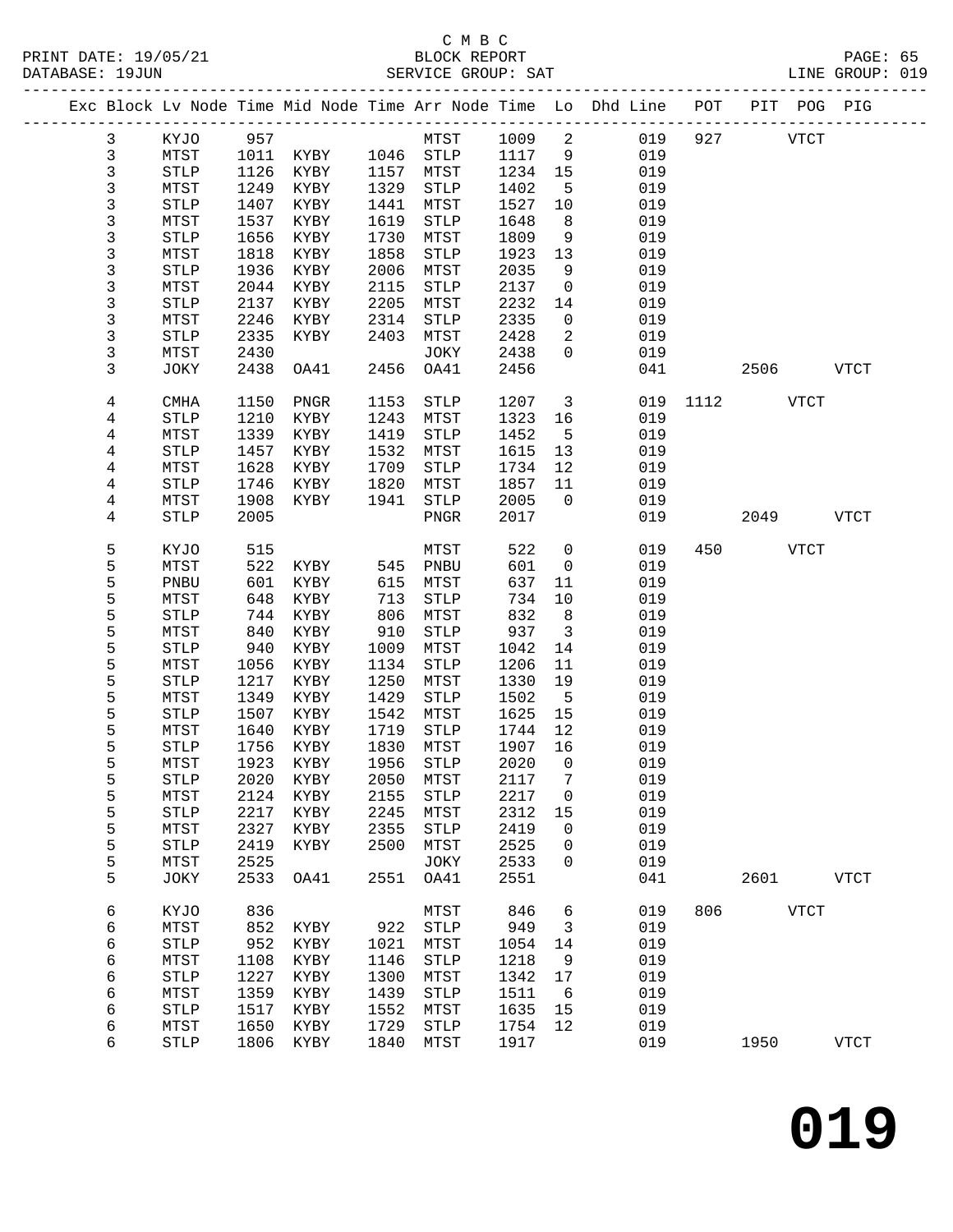C M B C

PRINT DATE: 19/05/21 BLOCK REPORT

DATABASE: 19JUN SERVICE GROUP: SAT LINE GROUP: 019

| Exc | Block | Lv | Node | Time | Mid Node | Time | Arr Node | Time | Lo | Dhd Line | POT | PIT | POG | PIG |
|---|---|---|---|---|---|---|---|---|---|---|---|---|---|---|
| | 3 | | KYJO | 957 | | | MTST | 1009 | 2 | 019 | 927 | | VTCT | |
| | 3 | | MTST | 1011 | KYBY | 1046 | STLP | 1117 | 9 | 019 | | | | |
| | 3 | | STLP | 1126 | KYBY | 1157 | MTST | 1234 | 15 | 019 | | | | |
| | 3 | | MTST | 1249 | KYBY | 1329 | STLP | 1402 | 5 | 019 | | | | |
| | 3 | | STLP | 1407 | KYBY | 1441 | MTST | 1527 | 10 | 019 | | | | |
| | 3 | | MTST | 1537 | KYBY | 1619 | STLP | 1648 | 8 | 019 | | | | |
| | 3 | | STLP | 1656 | KYBY | 1730 | MTST | 1809 | 9 | 019 | | | | |
| | 3 | | MTST | 1818 | KYBY | 1858 | STLP | 1923 | 13 | 019 | | | | |
| | 3 | | STLP | 1936 | KYBY | 2006 | MTST | 2035 | 9 | 019 | | | | |
| | 3 | | MTST | 2044 | KYBY | 2115 | STLP | 2137 | 0 | 019 | | | | |
| | 3 | | STLP | 2137 | KYBY | 2205 | MTST | 2232 | 14 | 019 | | | | |
| | 3 | | MTST | 2246 | KYBY | 2314 | STLP | 2335 | 0 | 019 | | | | |
| | 3 | | STLP | 2335 | KYBY | 2403 | MTST | 2428 | 2 | 019 | | | | |
| | 3 | | MTST | 2430 | | | JOKY | 2438 | 0 | 019 | | | | |
| | 3 | | JOKY | 2438 | OA41 | 2456 | OA41 | 2456 | | 041 | | 2506 | | VTCT |
| | 4 | | CMHA | 1150 | PNGR | 1153 | STLP | 1207 | 3 | 019 | 1112 | | VTCT | |
| | 4 | | STLP | 1210 | KYBY | 1243 | MTST | 1323 | 16 | 019 | | | | |
| | 4 | | MTST | 1339 | KYBY | 1419 | STLP | 1452 | 5 | 019 | | | | |
| | 4 | | STLP | 1457 | KYBY | 1532 | MTST | 1615 | 13 | 019 | | | | |
| | 4 | | MTST | 1628 | KYBY | 1709 | STLP | 1734 | 12 | 019 | | | | |
| | 4 | | STLP | 1746 | KYBY | 1820 | MTST | 1857 | 11 | 019 | | | | |
| | 4 | | MTST | 1908 | KYBY | 1941 | STLP | 2005 | 0 | 019 | | | | |
| | 4 | | STLP | 2005 | | | PNGR | 2017 | | 019 | | 2049 | | VTCT |
| | 5 | | KYJO | 515 | | | MTST | 522 | 0 | 019 | 450 | | VTCT | |
| | 5 | | MTST | 522 | KYBY | 545 | PNBU | 601 | 0 | 019 | | | | |
| | 5 | | PNBU | 601 | KYBY | 615 | MTST | 637 | 11 | 019 | | | | |
| | 5 | | MTST | 648 | KYBY | 713 | STLP | 734 | 10 | 019 | | | | |
| | 5 | | STLP | 744 | KYBY | 806 | MTST | 832 | 8 | 019 | | | | |
| | 5 | | MTST | 840 | KYBY | 910 | STLP | 937 | 3 | 019 | | | | |
| | 5 | | STLP | 940 | KYBY | 1009 | MTST | 1042 | 14 | 019 | | | | |
| | 5 | | MTST | 1056 | KYBY | 1134 | STLP | 1206 | 11 | 019 | | | | |
| | 5 | | STLP | 1217 | KYBY | 1250 | MTST | 1330 | 19 | 019 | | | | |
| | 5 | | MTST | 1349 | KYBY | 1429 | STLP | 1502 | 5 | 019 | | | | |
| | 5 | | STLP | 1507 | KYBY | 1542 | MTST | 1625 | 15 | 019 | | | | |
| | 5 | | MTST | 1640 | KYBY | 1719 | STLP | 1744 | 12 | 019 | | | | |
| | 5 | | STLP | 1756 | KYBY | 1830 | MTST | 1907 | 16 | 019 | | | | |
| | 5 | | MTST | 1923 | KYBY | 1956 | STLP | 2020 | 0 | 019 | | | | |
| | 5 | | STLP | 2020 | KYBY | 2050 | MTST | 2117 | 7 | 019 | | | | |
| | 5 | | MTST | 2124 | KYBY | 2155 | STLP | 2217 | 0 | 019 | | | | |
| | 5 | | STLP | 2217 | KYBY | 2245 | MTST | 2312 | 15 | 019 | | | | |
| | 5 | | MTST | 2327 | KYBY | 2355 | STLP | 2419 | 0 | 019 | | | | |
| | 5 | | STLP | 2419 | KYBY | 2500 | MTST | 2525 | 0 | 019 | | | | |
| | 5 | | MTST | 2525 | | | JOKY | 2533 | 0 | 019 | | | | |
| | 5 | | JOKY | 2533 | OA41 | 2551 | OA41 | 2551 | | 041 | | 2601 | | VTCT |
| | 6 | | KYJO | 836 | | | MTST | 846 | 6 | 019 | 806 | | VTCT | |
| | 6 | | MTST | 852 | KYBY | 922 | STLP | 949 | 3 | 019 | | | | |
| | 6 | | STLP | 952 | KYBY | 1021 | MTST | 1054 | 14 | 019 | | | | |
| | 6 | | MTST | 1108 | KYBY | 1146 | STLP | 1218 | 9 | 019 | | | | |
| | 6 | | STLP | 1227 | KYBY | 1300 | MTST | 1342 | 17 | 019 | | | | |
| | 6 | | MTST | 1359 | KYBY | 1439 | STLP | 1511 | 6 | 019 | | | | |
| | 6 | | STLP | 1517 | KYBY | 1552 | MTST | 1635 | 15 | 019 | | | | |
| | 6 | | MTST | 1650 | KYBY | 1729 | STLP | 1754 | 12 | 019 | | | | |
| | 6 | | STLP | 1806 | KYBY | 1840 | MTST | 1917 | | 019 | | 1950 | | VTCT |

# 019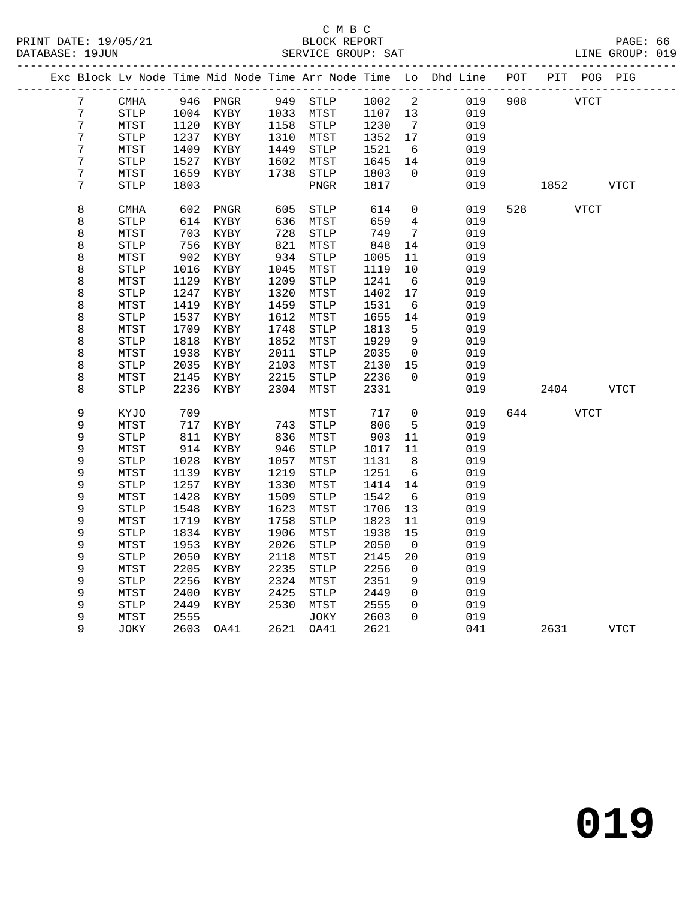C M B C
BLOCK REPORT
SERVICE GROUP: SAT

PRINT DATE: 19/05/21
DATABASE: 19JUN
LINE GROUP: 019

| Exc | Block | Lv | Node | Time | Mid Node | Time | Arr Node | Time | Lo | Dhd Line | POT | PIT | POG | PIG |
|---|---|---|---|---|---|---|---|---|---|---|---|---|---|---|
| | 7 | | CMHA | 946 | PNGR | 949 | STLP | 1002 | 2 | 019 | 908 | | VTCT | |
| | 7 | | STLP | 1004 | KYBY | 1033 | MTST | 1107 | 13 | 019 | | | | |
| | 7 | | MTST | 1120 | KYBY | 1158 | STLP | 1230 | 7 | 019 | | | | |
| | 7 | | STLP | 1237 | KYBY | 1310 | MTST | 1352 | 17 | 019 | | | | |
| | 7 | | MTST | 1409 | KYBY | 1449 | STLP | 1521 | 6 | 019 | | | | |
| | 7 | | STLP | 1527 | KYBY | 1602 | MTST | 1645 | 14 | 019 | | | | |
| | 7 | | MTST | 1659 | KYBY | 1738 | STLP | 1803 | 0 | 019 | | | | |
| | 7 | | STLP | 1803 | | | PNGR | 1817 | | 019 | | 1852 | | VTCT |
| | 8 | | CMHA | 602 | PNGR | 605 | STLP | 614 | 0 | 019 | 528 | | VTCT | |
| | 8 | | STLP | 614 | KYBY | 636 | MTST | 659 | 4 | 019 | | | | |
| | 8 | | MTST | 703 | KYBY | 728 | STLP | 749 | 7 | 019 | | | | |
| | 8 | | STLP | 756 | KYBY | 821 | MTST | 848 | 14 | 019 | | | | |
| | 8 | | MTST | 902 | KYBY | 934 | STLP | 1005 | 11 | 019 | | | | |
| | 8 | | STLP | 1016 | KYBY | 1045 | MTST | 1119 | 10 | 019 | | | | |
| | 8 | | MTST | 1129 | KYBY | 1209 | STLP | 1241 | 6 | 019 | | | | |
| | 8 | | STLP | 1247 | KYBY | 1320 | MTST | 1402 | 17 | 019 | | | | |
| | 8 | | MTST | 1419 | KYBY | 1459 | STLP | 1531 | 6 | 019 | | | | |
| | 8 | | STLP | 1537 | KYBY | 1612 | MTST | 1655 | 14 | 019 | | | | |
| | 8 | | MTST | 1709 | KYBY | 1748 | STLP | 1813 | 5 | 019 | | | | |
| | 8 | | STLP | 1818 | KYBY | 1852 | MTST | 1929 | 9 | 019 | | | | |
| | 8 | | MTST | 1938 | KYBY | 2011 | STLP | 2035 | 0 | 019 | | | | |
| | 8 | | STLP | 2035 | KYBY | 2103 | MTST | 2130 | 15 | 019 | | | | |
| | 8 | | MTST | 2145 | KYBY | 2215 | STLP | 2236 | 0 | 019 | | | | |
| | 8 | | STLP | 2236 | KYBY | 2304 | MTST | 2331 | | 019 | | 2404 | | VTCT |
| | 9 | | KYJO | 709 | | | MTST | 717 | 0 | 019 | 644 | | VTCT | |
| | 9 | | MTST | 717 | KYBY | 743 | STLP | 806 | 5 | 019 | | | | |
| | 9 | | STLP | 811 | KYBY | 836 | MTST | 903 | 11 | 019 | | | | |
| | 9 | | MTST | 914 | KYBY | 946 | STLP | 1017 | 11 | 019 | | | | |
| | 9 | | STLP | 1028 | KYBY | 1057 | MTST | 1131 | 8 | 019 | | | | |
| | 9 | | MTST | 1139 | KYBY | 1219 | STLP | 1251 | 6 | 019 | | | | |
| | 9 | | STLP | 1257 | KYBY | 1330 | MTST | 1414 | 14 | 019 | | | | |
| | 9 | | MTST | 1428 | KYBY | 1509 | STLP | 1542 | 6 | 019 | | | | |
| | 9 | | STLP | 1548 | KYBY | 1623 | MTST | 1706 | 13 | 019 | | | | |
| | 9 | | MTST | 1719 | KYBY | 1758 | STLP | 1823 | 11 | 019 | | | | |
| | 9 | | STLP | 1834 | KYBY | 1906 | MTST | 1938 | 15 | 019 | | | | |
| | 9 | | MTST | 1953 | KYBY | 2026 | STLP | 2050 | 0 | 019 | | | | |
| | 9 | | STLP | 2050 | KYBY | 2118 | MTST | 2145 | 20 | 019 | | | | |
| | 9 | | MTST | 2205 | KYBY | 2235 | STLP | 2256 | 0 | 019 | | | | |
| | 9 | | STLP | 2256 | KYBY | 2324 | MTST | 2351 | 9 | 019 | | | | |
| | 9 | | MTST | 2400 | KYBY | 2425 | STLP | 2449 | 0 | 019 | | | | |
| | 9 | | STLP | 2449 | KYBY | 2530 | MTST | 2555 | 0 | 019 | | | | |
| | 9 | | MTST | 2555 | | | JOKY | 2603 | 0 | 019 | | | | |
| | 9 | | JOKY | 2603 | OA41 | 2621 | OA41 | 2621 | | 041 | | 2631 | | VTCT |

# 019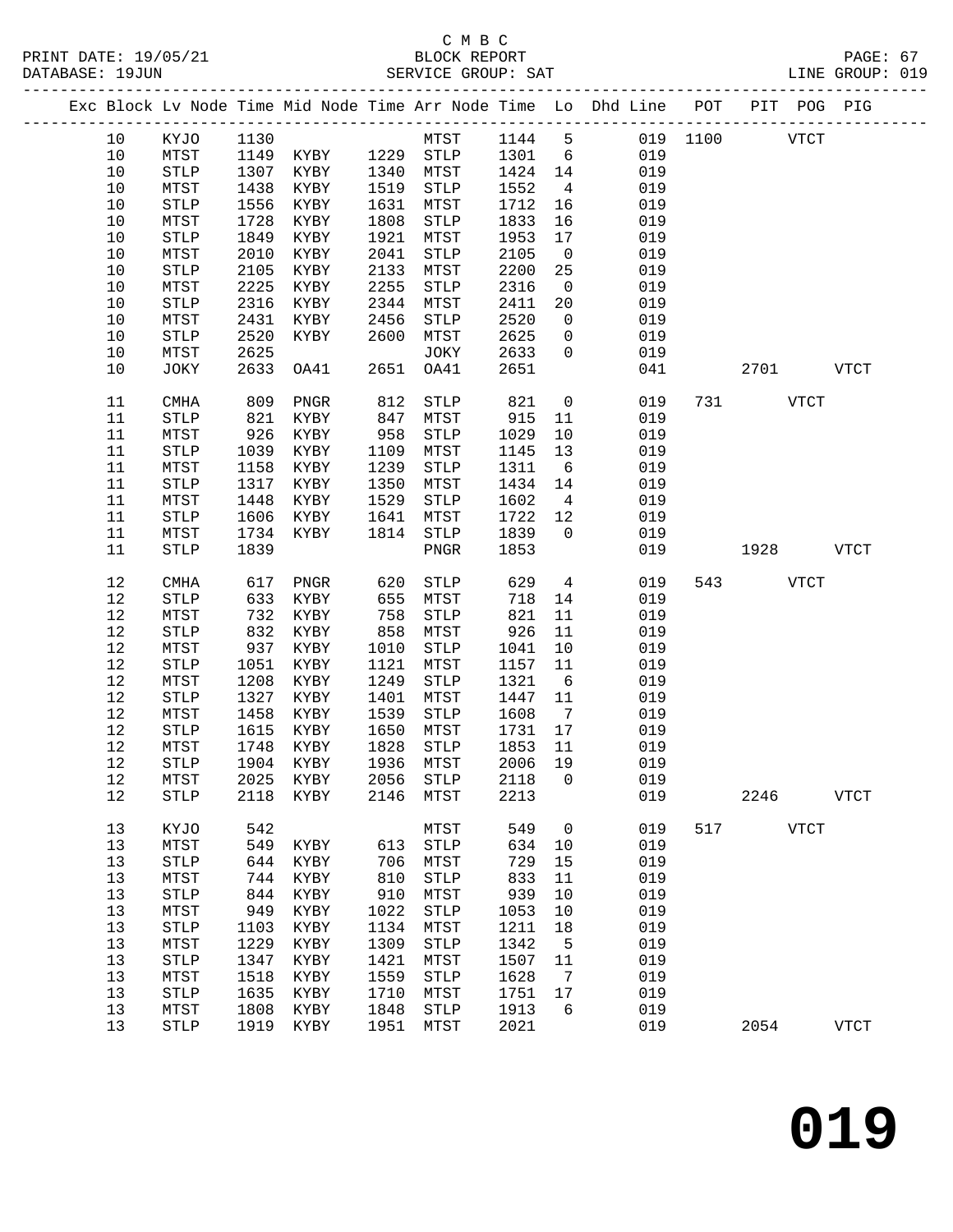C M B C

BLOCK REPORT

SERVICE GROUP: SAT

LINE GROUP: 019

| Exc | Block | Lv | Node | Time | Mid Node | Time | Arr Node | Time | Lo | Dhd Line | POT | PIT | POG | PIG |
|---|---|---|---|---|---|---|---|---|---|---|---|---|---|---|
| | 10 | | KYJO | 1130 | | | MTST | 1144 | 5 | 019 | 1100 | | VTCT | |
| | 10 | | MTST | 1149 | KYBY | 1229 | STLP | 1301 | 6 | 019 | | | | |
| | 10 | | STLP | 1307 | KYBY | 1340 | MTST | 1424 | 14 | 019 | | | | |
| | 10 | | MTST | 1438 | KYBY | 1519 | STLP | 1552 | 4 | 019 | | | | |
| | 10 | | STLP | 1556 | KYBY | 1631 | MTST | 1712 | 16 | 019 | | | | |
| | 10 | | MTST | 1728 | KYBY | 1808 | STLP | 1833 | 16 | 019 | | | | |
| | 10 | | STLP | 1849 | KYBY | 1921 | MTST | 1953 | 17 | 019 | | | | |
| | 10 | | MTST | 2010 | KYBY | 2041 | STLP | 2105 | 0 | 019 | | | | |
| | 10 | | STLP | 2105 | KYBY | 2133 | MTST | 2200 | 25 | 019 | | | | |
| | 10 | | MTST | 2225 | KYBY | 2255 | STLP | 2316 | 0 | 019 | | | | |
| | 10 | | STLP | 2316 | KYBY | 2344 | MTST | 2411 | 20 | 019 | | | | |
| | 10 | | MTST | 2431 | KYBY | 2456 | STLP | 2520 | 0 | 019 | | | | |
| | 10 | | STLP | 2520 | KYBY | 2600 | MTST | 2625 | 0 | 019 | | | | |
| | 10 | | MTST | 2625 | | | JOKY | 2633 | 0 | 019 | | | | |
| | 10 | | JOKY | 2633 | OA41 | 2651 | OA41 | 2651 | | 041 | | 2701 | | VTCT |
| | 11 | | CMHA | 809 | PNGR | 812 | STLP | 821 | 0 | 019 | 731 | | VTCT | |
| | 11 | | STLP | 821 | KYBY | 847 | MTST | 915 | 11 | 019 | | | | |
| | 11 | | MTST | 926 | KYBY | 958 | STLP | 1029 | 10 | 019 | | | | |
| | 11 | | STLP | 1039 | KYBY | 1109 | MTST | 1145 | 13 | 019 | | | | |
| | 11 | | MTST | 1158 | KYBY | 1239 | STLP | 1311 | 6 | 019 | | | | |
| | 11 | | STLP | 1317 | KYBY | 1350 | MTST | 1434 | 14 | 019 | | | | |
| | 11 | | MTST | 1448 | KYBY | 1529 | STLP | 1602 | 4 | 019 | | | | |
| | 11 | | STLP | 1606 | KYBY | 1641 | MTST | 1722 | 12 | 019 | | | | |
| | 11 | | MTST | 1734 | KYBY | 1814 | STLP | 1839 | 0 | 019 | | | | |
| | 11 | | STLP | 1839 | | | PNGR | 1853 | | 019 | | 1928 | | VTCT |
| | 12 | | CMHA | 617 | PNGR | 620 | STLP | 629 | 4 | 019 | 543 | | VTCT | |
| | 12 | | STLP | 633 | KYBY | 655 | MTST | 718 | 14 | 019 | | | | |
| | 12 | | MTST | 732 | KYBY | 758 | STLP | 821 | 11 | 019 | | | | |
| | 12 | | STLP | 832 | KYBY | 858 | MTST | 926 | 11 | 019 | | | | |
| | 12 | | MTST | 937 | KYBY | 1010 | STLP | 1041 | 10 | 019 | | | | |
| | 12 | | STLP | 1051 | KYBY | 1121 | MTST | 1157 | 11 | 019 | | | | |
| | 12 | | MTST | 1208 | KYBY | 1249 | STLP | 1321 | 6 | 019 | | | | |
| | 12 | | STLP | 1327 | KYBY | 1401 | MTST | 1447 | 11 | 019 | | | | |
| | 12 | | MTST | 1458 | KYBY | 1539 | STLP | 1608 | 7 | 019 | | | | |
| | 12 | | STLP | 1615 | KYBY | 1650 | MTST | 1731 | 17 | 019 | | | | |
| | 12 | | MTST | 1748 | KYBY | 1828 | STLP | 1853 | 11 | 019 | | | | |
| | 12 | | STLP | 1904 | KYBY | 1936 | MTST | 2006 | 19 | 019 | | | | |
| | 12 | | MTST | 2025 | KYBY | 2056 | STLP | 2118 | 0 | 019 | | | | |
| | 12 | | STLP | 2118 | KYBY | 2146 | MTST | 2213 | | 019 | | 2246 | | VTCT |
| | 13 | | KYJO | 542 | | | MTST | 549 | 0 | 019 | 517 | | VTCT | |
| | 13 | | MTST | 549 | KYBY | 613 | STLP | 634 | 10 | 019 | | | | |
| | 13 | | STLP | 644 | KYBY | 706 | MTST | 729 | 15 | 019 | | | | |
| | 13 | | MTST | 744 | KYBY | 810 | STLP | 833 | 11 | 019 | | | | |
| | 13 | | STLP | 844 | KYBY | 910 | MTST | 939 | 10 | 019 | | | | |
| | 13 | | MTST | 949 | KYBY | 1022 | STLP | 1053 | 10 | 019 | | | | |
| | 13 | | STLP | 1103 | KYBY | 1134 | MTST | 1211 | 18 | 019 | | | | |
| | 13 | | MTST | 1229 | KYBY | 1309 | STLP | 1342 | 5 | 019 | | | | |
| | 13 | | STLP | 1347 | KYBY | 1421 | MTST | 1507 | 11 | 019 | | | | |
| | 13 | | MTST | 1518 | KYBY | 1559 | STLP | 1628 | 7 | 019 | | | | |
| | 13 | | STLP | 1635 | KYBY | 1710 | MTST | 1751 | 17 | 019 | | | | |
| | 13 | | MTST | 1808 | KYBY | 1848 | STLP | 1913 | 6 | 019 | | | | |
| | 13 | | STLP | 1919 | KYBY | 1951 | MTST | 2021 | | 019 | | 2054 | | VTCT |

**019**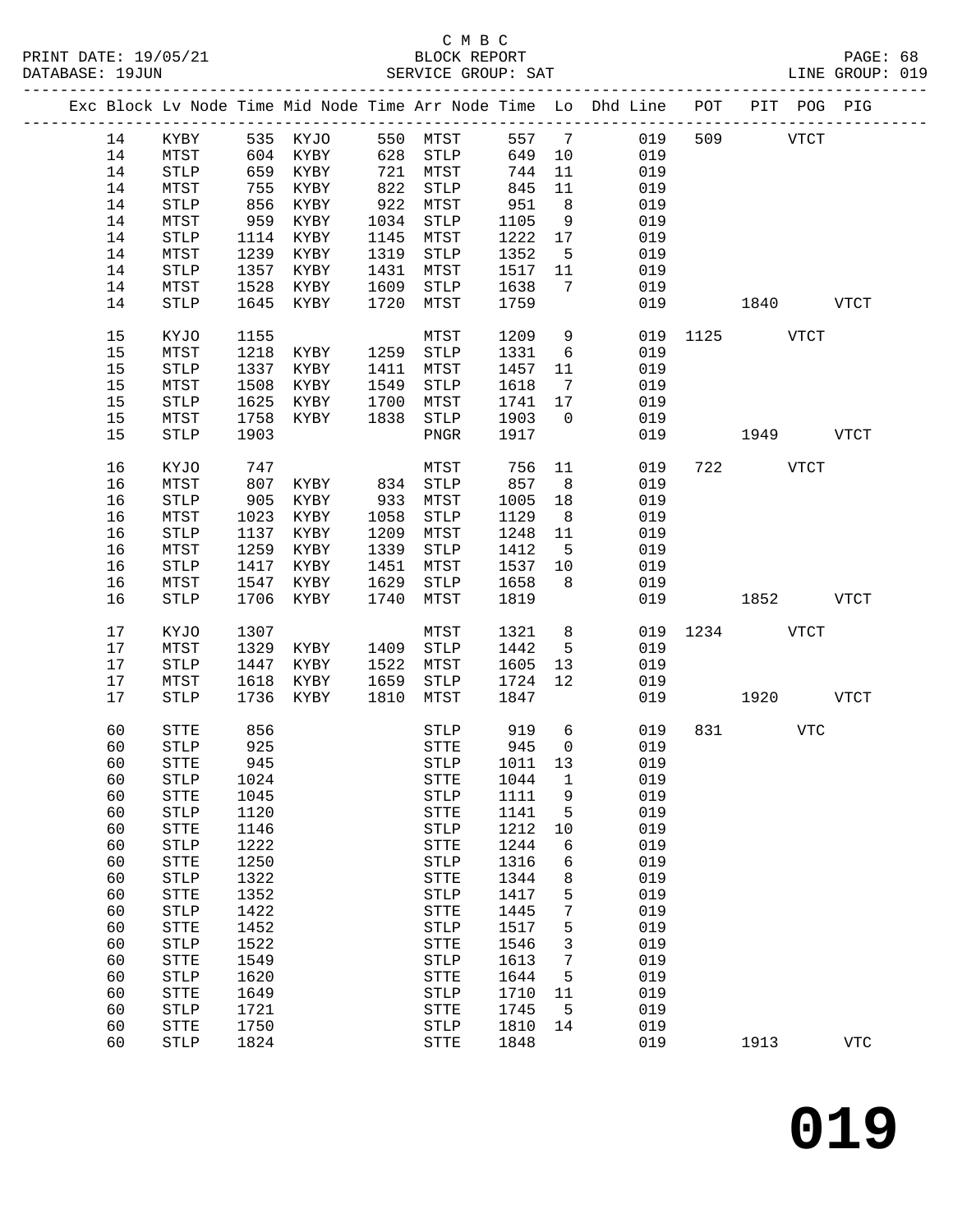C M B C
BLOCK REPORT
SERVICE GROUP: SAT

PRINT DATE: 19/05/21
DATABASE: 19JUN
LINE GROUP: 019

| Exc | Block | Lv | Node | Time | Mid | Node | Time | Arr | Node | Time | Lo | Dhd | Line | POT | PIT | POG | PIG |
|---|---|---|---|---|---|---|---|---|---|---|---|---|---|---|---|---|---|
| | 14 | | KYBY | 535 | | KYJO | 550 | | MTST | 557 | 7 | | 019 | 509 | | VTCT | |
| | 14 | | MTST | 604 | | KYBY | 628 | | STLP | 649 | 10 | | 019 | | | | |
| | 14 | | STLP | 659 | | KYBY | 721 | | MTST | 744 | 11 | | 019 | | | | |
| | 14 | | MTST | 755 | | KYBY | 822 | | STLP | 845 | 11 | | 019 | | | | |
| | 14 | | STLP | 856 | | KYBY | 922 | | MTST | 951 | 8 | | 019 | | | | |
| | 14 | | MTST | 959 | | KYBY | 1034 | | STLP | 1105 | 9 | | 019 | | | | |
| | 14 | | STLP | 1114 | | KYBY | 1145 | | MTST | 1222 | 17 | | 019 | | | | |
| | 14 | | MTST | 1239 | | KYBY | 1319 | | STLP | 1352 | 5 | | 019 | | | | |
| | 14 | | STLP | 1357 | | KYBY | 1431 | | MTST | 1517 | 11 | | 019 | | | | |
| | 14 | | MTST | 1528 | | KYBY | 1609 | | STLP | 1638 | 7 | | 019 | | | | |
| | 14 | | STLP | 1645 | | KYBY | 1720 | | MTST | 1759 | | | 019 | | 1840 | | VTCT |
| | 15 | | KYJO | 1155 | | | | | MTST | 1209 | 9 | | 019 | 1125 | | VTCT | |
| | 15 | | MTST | 1218 | | KYBY | 1259 | | STLP | 1331 | 6 | | 019 | | | | |
| | 15 | | STLP | 1337 | | KYBY | 1411 | | MTST | 1457 | 11 | | 019 | | | | |
| | 15 | | MTST | 1508 | | KYBY | 1549 | | STLP | 1618 | 7 | | 019 | | | | |
| | 15 | | STLP | 1625 | | KYBY | 1700 | | MTST | 1741 | 17 | | 019 | | | | |
| | 15 | | MTST | 1758 | | KYBY | 1838 | | STLP | 1903 | 0 | | 019 | | | | |
| | 15 | | STLP | 1903 | | | | | PNGR | 1917 | | | 019 | | 1949 | | VTCT |
| | 16 | | KYJO | 747 | | | | | MTST | 756 | 11 | | 019 | 722 | | VTCT | |
| | 16 | | MTST | 807 | | KYBY | 834 | | STLP | 857 | 8 | | 019 | | | | |
| | 16 | | STLP | 905 | | KYBY | 933 | | MTST | 1005 | 18 | | 019 | | | | |
| | 16 | | MTST | 1023 | | KYBY | 1058 | | STLP | 1129 | 8 | | 019 | | | | |
| | 16 | | STLP | 1137 | | KYBY | 1209 | | MTST | 1248 | 11 | | 019 | | | | |
| | 16 | | MTST | 1259 | | KYBY | 1339 | | STLP | 1412 | 5 | | 019 | | | | |
| | 16 | | STLP | 1417 | | KYBY | 1451 | | MTST | 1537 | 10 | | 019 | | | | |
| | 16 | | MTST | 1547 | | KYBY | 1629 | | STLP | 1658 | 8 | | 019 | | | | |
| | 16 | | STLP | 1706 | | KYBY | 1740 | | MTST | 1819 | | | 019 | | 1852 | | VTCT |
| | 17 | | KYJO | 1307 | | | | | MTST | 1321 | 8 | | 019 | 1234 | | VTCT | |
| | 17 | | MTST | 1329 | | KYBY | 1409 | | STLP | 1442 | 5 | | 019 | | | | |
| | 17 | | STLP | 1447 | | KYBY | 1522 | | MTST | 1605 | 13 | | 019 | | | | |
| | 17 | | MTST | 1618 | | KYBY | 1659 | | STLP | 1724 | 12 | | 019 | | | | |
| | 17 | | STLP | 1736 | | KYBY | 1810 | | MTST | 1847 | | | 019 | | 1920 | | VTCT |
| | 60 | | STTE | 856 | | | | | STLP | 919 | 6 | | 019 | 831 | | VTC | |
| | 60 | | STLP | 925 | | | | | STTE | 945 | 0 | | 019 | | | | |
| | 60 | | STTE | 945 | | | | | STLP | 1011 | 13 | | 019 | | | | |
| | 60 | | STLP | 1024 | | | | | STTE | 1044 | 1 | | 019 | | | | |
| | 60 | | STTE | 1045 | | | | | STLP | 1111 | 9 | | 019 | | | | |
| | 60 | | STLP | 1120 | | | | | STTE | 1141 | 5 | | 019 | | | | |
| | 60 | | STTE | 1146 | | | | | STLP | 1212 | 10 | | 019 | | | | |
| | 60 | | STLP | 1222 | | | | | STTE | 1244 | 6 | | 019 | | | | |
| | 60 | | STTE | 1250 | | | | | STLP | 1316 | 6 | | 019 | | | | |
| | 60 | | STLP | 1322 | | | | | STTE | 1344 | 8 | | 019 | | | | |
| | 60 | | STTE | 1352 | | | | | STLP | 1417 | 5 | | 019 | | | | |
| | 60 | | STLP | 1422 | | | | | STTE | 1445 | 7 | | 019 | | | | |
| | 60 | | STTE | 1452 | | | | | STLP | 1517 | 5 | | 019 | | | | |
| | 60 | | STLP | 1522 | | | | | STTE | 1546 | 3 | | 019 | | | | |
| | 60 | | STTE | 1549 | | | | | STLP | 1613 | 7 | | 019 | | | | |
| | 60 | | STLP | 1620 | | | | | STTE | 1644 | 5 | | 019 | | | | |
| | 60 | | STTE | 1649 | | | | | STLP | 1710 | 11 | | 019 | | | | |
| | 60 | | STLP | 1721 | | | | | STTE | 1745 | 5 | | 019 | | | | |
| | 60 | | STTE | 1750 | | | | | STLP | 1810 | 14 | | 019 | | | | |
| | 60 | | STLP | 1824 | | | | | STTE | 1848 | | | 019 | | 1913 | | VTC |

# 019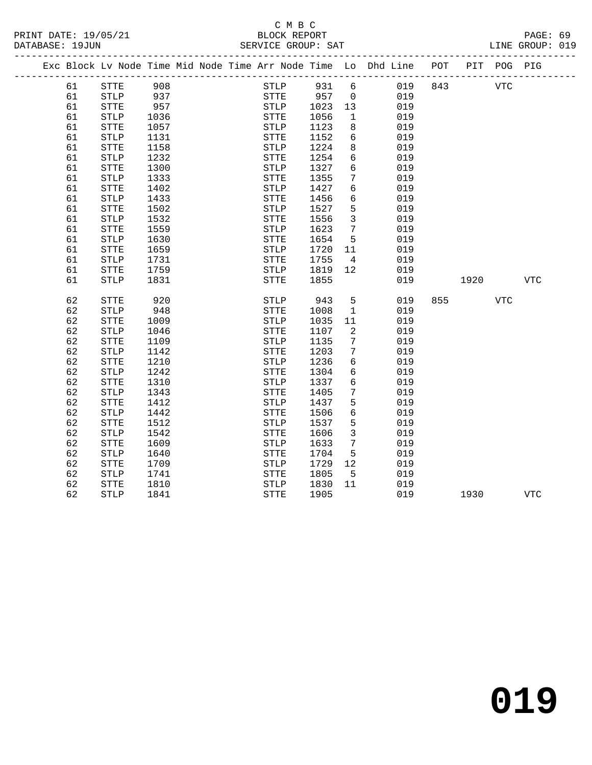C M B C

BLOCK REPORT

SERVICE GROUP: SAT

| Exc | Block | Lv | Node | Time | Mid Node | Time | Arr Node | Time | Lo | Dhd Line | POT | PIT | POG | PIG |
|---|---|---|---|---|---|---|---|---|---|---|---|---|---|---|
| | 61 | | STTE | 908 | | | STLP | 931 | 6 | 019 | 843 | | VTC | |
| | 61 | | STLP | 937 | | | STTE | 957 | 0 | 019 | | | | |
| | 61 | | STTE | 957 | | | STLP | 1023 | 13 | 019 | | | | |
| | 61 | | STLP | 1036 | | | STTE | 1056 | 1 | 019 | | | | |
| | 61 | | STTE | 1057 | | | STLP | 1123 | 8 | 019 | | | | |
| | 61 | | STLP | 1131 | | | STTE | 1152 | 6 | 019 | | | | |
| | 61 | | STTE | 1158 | | | STLP | 1224 | 8 | 019 | | | | |
| | 61 | | STLP | 1232 | | | STTE | 1254 | 6 | 019 | | | | |
| | 61 | | STTE | 1300 | | | STLP | 1327 | 6 | 019 | | | | |
| | 61 | | STLP | 1333 | | | STTE | 1355 | 7 | 019 | | | | |
| | 61 | | STTE | 1402 | | | STLP | 1427 | 6 | 019 | | | | |
| | 61 | | STLP | 1433 | | | STTE | 1456 | 6 | 019 | | | | |
| | 61 | | STTE | 1502 | | | STLP | 1527 | 5 | 019 | | | | |
| | 61 | | STLP | 1532 | | | STTE | 1556 | 3 | 019 | | | | |
| | 61 | | STTE | 1559 | | | STLP | 1623 | 7 | 019 | | | | |
| | 61 | | STLP | 1630 | | | STTE | 1654 | 5 | 019 | | | | |
| | 61 | | STTE | 1659 | | | STLP | 1720 | 11 | 019 | | | | |
| | 61 | | STLP | 1731 | | | STTE | 1755 | 4 | 019 | | | | |
| | 61 | | STTE | 1759 | | | STLP | 1819 | 12 | 019 | | | | |
| | 61 | | STLP | 1831 | | | STTE | 1855 | | 019 | | 1920 | | VTC |
| | 62 | | STTE | 920 | | | STLP | 943 | 5 | 019 | 855 | | VTC | |
| | 62 | | STLP | 948 | | | STTE | 1008 | 1 | 019 | | | | |
| | 62 | | STTE | 1009 | | | STLP | 1035 | 11 | 019 | | | | |
| | 62 | | STLP | 1046 | | | STTE | 1107 | 2 | 019 | | | | |
| | 62 | | STTE | 1109 | | | STLP | 1135 | 7 | 019 | | | | |
| | 62 | | STLP | 1142 | | | STTE | 1203 | 7 | 019 | | | | |
| | 62 | | STTE | 1210 | | | STLP | 1236 | 6 | 019 | | | | |
| | 62 | | STLP | 1242 | | | STTE | 1304 | 6 | 019 | | | | |
| | 62 | | STTE | 1310 | | | STLP | 1337 | 6 | 019 | | | | |
| | 62 | | STLP | 1343 | | | STTE | 1405 | 7 | 019 | | | | |
| | 62 | | STTE | 1412 | | | STLP | 1437 | 5 | 019 | | | | |
| | 62 | | STLP | 1442 | | | STTE | 1506 | 6 | 019 | | | | |
| | 62 | | STTE | 1512 | | | STLP | 1537 | 5 | 019 | | | | |
| | 62 | | STLP | 1542 | | | STTE | 1606 | 3 | 019 | | | | |
| | 62 | | STTE | 1609 | | | STLP | 1633 | 7 | 019 | | | | |
| | 62 | | STLP | 1640 | | | STTE | 1704 | 5 | 019 | | | | |
| | 62 | | STTE | 1709 | | | STLP | 1729 | 12 | 019 | | | | |
| | 62 | | STLP | 1741 | | | STTE | 1805 | 5 | 019 | | | | |
| | 62 | | STTE | 1810 | | | STLP | 1830 | 11 | 019 | | | | |
| | 62 | | STLP | 1841 | | | STTE | 1905 | | 019 | | 1930 | | VTC |

**019**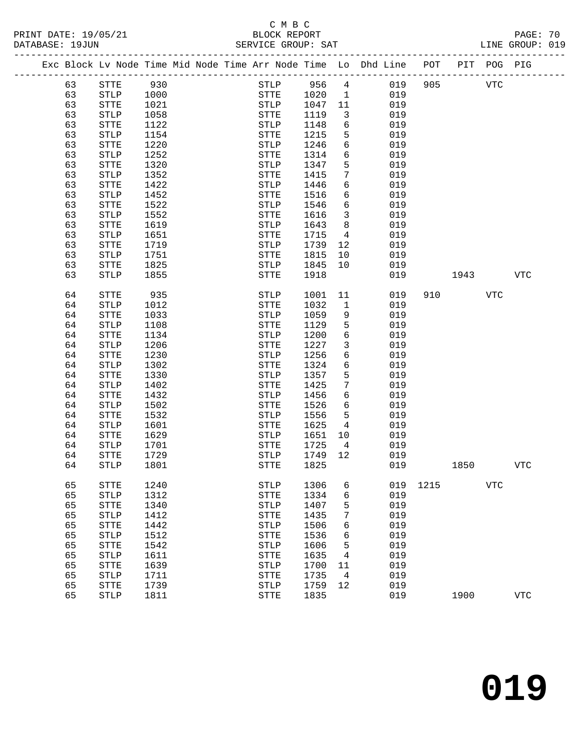C M B C
BLOCK REPORT
SERVICE GROUP: SAT
LINE GROUP: 019

| Exc | Block | Lv | Node | Time | Mid Node | Time | Arr Node | Time | Lo | Dhd Line | POT | PIT | POG | PIG |
|---|---|---|---|---|---|---|---|---|---|---|---|---|---|---|
| | 63 | | STTE | 930 | | | STLP | 956 | 4 | 019 | 905 | | VTC | |
| | 63 | | STLP | 1000 | | | STTE | 1020 | 1 | 019 | | | | |
| | 63 | | STTE | 1021 | | | STLP | 1047 | 11 | 019 | | | | |
| | 63 | | STLP | 1058 | | | STTE | 1119 | 3 | 019 | | | | |
| | 63 | | STTE | 1122 | | | STLP | 1148 | 6 | 019 | | | | |
| | 63 | | STLP | 1154 | | | STTE | 1215 | 5 | 019 | | | | |
| | 63 | | STTE | 1220 | | | STLP | 1246 | 6 | 019 | | | | |
| | 63 | | STLP | 1252 | | | STTE | 1314 | 6 | 019 | | | | |
| | 63 | | STTE | 1320 | | | STLP | 1347 | 5 | 019 | | | | |
| | 63 | | STLP | 1352 | | | STTE | 1415 | 7 | 019 | | | | |
| | 63 | | STTE | 1422 | | | STLP | 1446 | 6 | 019 | | | | |
| | 63 | | STLP | 1452 | | | STTE | 1516 | 6 | 019 | | | | |
| | 63 | | STTE | 1522 | | | STLP | 1546 | 6 | 019 | | | | |
| | 63 | | STLP | 1552 | | | STTE | 1616 | 3 | 019 | | | | |
| | 63 | | STTE | 1619 | | | STLP | 1643 | 8 | 019 | | | | |
| | 63 | | STLP | 1651 | | | STTE | 1715 | 4 | 019 | | | | |
| | 63 | | STTE | 1719 | | | STLP | 1739 | 12 | 019 | | | | |
| | 63 | | STLP | 1751 | | | STTE | 1815 | 10 | 019 | | | | |
| | 63 | | STTE | 1825 | | | STLP | 1845 | 10 | 019 | | | | |
| | 63 | | STLP | 1855 | | | STTE | 1918 | | 019 | | 1943 | | VTC |
| | 64 | | STTE | 935 | | | STLP | 1001 | 11 | 019 | 910 | | VTC | |
| | 64 | | STLP | 1012 | | | STTE | 1032 | 1 | 019 | | | | |
| | 64 | | STTE | 1033 | | | STLP | 1059 | 9 | 019 | | | | |
| | 64 | | STLP | 1108 | | | STTE | 1129 | 5 | 019 | | | | |
| | 64 | | STTE | 1134 | | | STLP | 1200 | 6 | 019 | | | | |
| | 64 | | STLP | 1206 | | | STTE | 1227 | 3 | 019 | | | | |
| | 64 | | STTE | 1230 | | | STLP | 1256 | 6 | 019 | | | | |
| | 64 | | STLP | 1302 | | | STTE | 1324 | 6 | 019 | | | | |
| | 64 | | STTE | 1330 | | | STLP | 1357 | 5 | 019 | | | | |
| | 64 | | STLP | 1402 | | | STTE | 1425 | 7 | 019 | | | | |
| | 64 | | STTE | 1432 | | | STLP | 1456 | 6 | 019 | | | | |
| | 64 | | STLP | 1502 | | | STTE | 1526 | 6 | 019 | | | | |
| | 64 | | STTE | 1532 | | | STLP | 1556 | 5 | 019 | | | | |
| | 64 | | STLP | 1601 | | | STTE | 1625 | 4 | 019 | | | | |
| | 64 | | STTE | 1629 | | | STLP | 1651 | 10 | 019 | | | | |
| | 64 | | STLP | 1701 | | | STTE | 1725 | 4 | 019 | | | | |
| | 64 | | STTE | 1729 | | | STLP | 1749 | 12 | 019 | | | | |
| | 64 | | STLP | 1801 | | | STTE | 1825 | | 019 | | 1850 | | VTC |
| | 65 | | STTE | 1240 | | | STLP | 1306 | 6 | 019 | 1215 | | VTC | |
| | 65 | | STLP | 1312 | | | STTE | 1334 | 6 | 019 | | | | |
| | 65 | | STTE | 1340 | | | STLP | 1407 | 5 | 019 | | | | |
| | 65 | | STLP | 1412 | | | STTE | 1435 | 7 | 019 | | | | |
| | 65 | | STTE | 1442 | | | STLP | 1506 | 6 | 019 | | | | |
| | 65 | | STLP | 1512 | | | STTE | 1536 | 6 | 019 | | | | |
| | 65 | | STTE | 1542 | | | STLP | 1606 | 5 | 019 | | | | |
| | 65 | | STLP | 1611 | | | STTE | 1635 | 4 | 019 | | | | |
| | 65 | | STTE | 1639 | | | STLP | 1700 | 11 | 019 | | | | |
| | 65 | | STLP | 1711 | | | STTE | 1735 | 4 | 019 | | | | |
| | 65 | | STTE | 1739 | | | STLP | 1759 | 12 | 019 | | | | |
| | 65 | | STLP | 1811 | | | STTE | 1835 | | 019 | | 1900 | | VTC |

**019**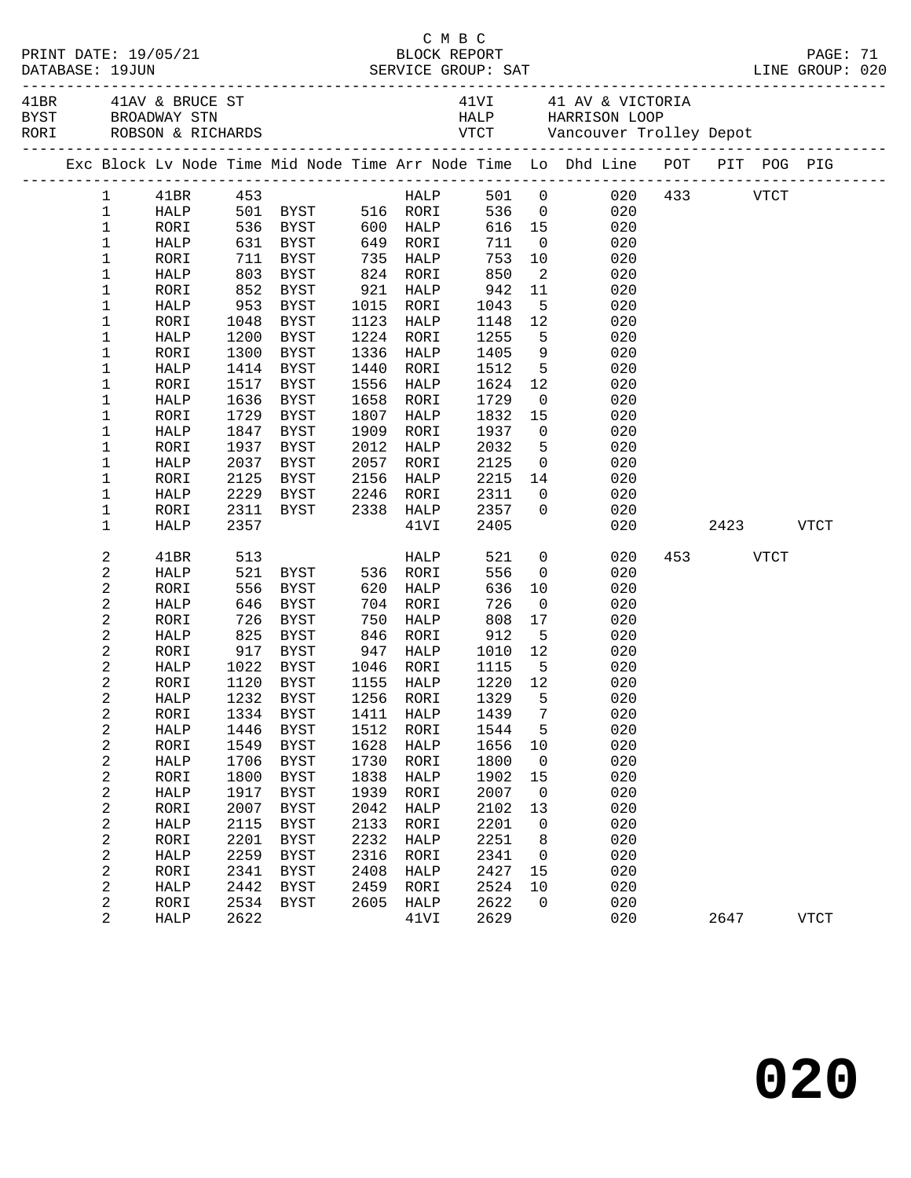C M B C

PRINT DATE: 19/05/21 BLOCK REPORT
DATABASE: 19JUN SERVICE GROUP: SAT LINE GROUP: 020

| Code | Location | Code | Location |
|---|---|---|---|
| 41BR | 41AV & BRUCE ST | 41VI | 41 AV & VICTORIA |
| BYST | BROADWAY STN | HALP | HARRISON LOOP |
| RORI | ROBSON & RICHARDS | VTCT | Vancouver Trolley Depot |

| Exc | Block | Lv Node | Time | Mid Node | Time | Arr Node | Time | Lo | Dhd Line | POT | PIT | POG | PIG |
|---|---|---|---|---|---|---|---|---|---|---|---|---|---|
| | 1 | 41BR | 453 | | | HALP | 501 | 0 | 020 | 433 | | VTCT | |
| | 1 | HALP | 501 | BYST | 516 | RORI | 536 | 0 | 020 | | | | |
| | 1 | RORI | 536 | BYST | 600 | HALP | 616 | 15 | 020 | | | | |
| | 1 | HALP | 631 | BYST | 649 | RORI | 711 | 0 | 020 | | | | |
| | 1 | RORI | 711 | BYST | 735 | HALP | 753 | 10 | 020 | | | | |
| | 1 | HALP | 803 | BYST | 824 | RORI | 850 | 2 | 020 | | | | |
| | 1 | RORI | 852 | BYST | 921 | HALP | 942 | 11 | 020 | | | | |
| | 1 | HALP | 953 | BYST | 1015 | RORI | 1043 | 5 | 020 | | | | |
| | 1 | RORI | 1048 | BYST | 1123 | HALP | 1148 | 12 | 020 | | | | |
| | 1 | HALP | 1200 | BYST | 1224 | RORI | 1255 | 5 | 020 | | | | |
| | 1 | RORI | 1300 | BYST | 1336 | HALP | 1405 | 9 | 020 | | | | |
| | 1 | HALP | 1414 | BYST | 1440 | RORI | 1512 | 5 | 020 | | | | |
| | 1 | RORI | 1517 | BYST | 1556 | HALP | 1624 | 12 | 020 | | | | |
| | 1 | HALP | 1636 | BYST | 1658 | RORI | 1729 | 0 | 020 | | | | |
| | 1 | RORI | 1729 | BYST | 1807 | HALP | 1832 | 15 | 020 | | | | |
| | 1 | HALP | 1847 | BYST | 1909 | RORI | 1937 | 0 | 020 | | | | |
| | 1 | RORI | 1937 | BYST | 2012 | HALP | 2032 | 5 | 020 | | | | |
| | 1 | HALP | 2037 | BYST | 2057 | RORI | 2125 | 0 | 020 | | | | |
| | 1 | RORI | 2125 | BYST | 2156 | HALP | 2215 | 14 | 020 | | | | |
| | 1 | HALP | 2229 | BYST | 2246 | RORI | 2311 | 0 | 020 | | | | |
| | 1 | RORI | 2311 | BYST | 2338 | HALP | 2357 | 0 | 020 | | | | |
| | 1 | HALP | 2357 | | | 41VI | 2405 | | 020 | | 2423 | | VTCT |
| | 2 | 41BR | 513 | | | HALP | 521 | 0 | 020 | 453 | | VTCT | |
| | 2 | HALP | 521 | BYST | 536 | RORI | 556 | 0 | 020 | | | | |
| | 2 | RORI | 556 | BYST | 620 | HALP | 636 | 10 | 020 | | | | |
| | 2 | HALP | 646 | BYST | 704 | RORI | 726 | 0 | 020 | | | | |
| | 2 | RORI | 726 | BYST | 750 | HALP | 808 | 17 | 020 | | | | |
| | 2 | HALP | 825 | BYST | 846 | RORI | 912 | 5 | 020 | | | | |
| | 2 | RORI | 917 | BYST | 947 | HALP | 1010 | 12 | 020 | | | | |
| | 2 | HALP | 1022 | BYST | 1046 | RORI | 1115 | 5 | 020 | | | | |
| | 2 | RORI | 1120 | BYST | 1155 | HALP | 1220 | 12 | 020 | | | | |
| | 2 | HALP | 1232 | BYST | 1256 | RORI | 1329 | 5 | 020 | | | | |
| | 2 | RORI | 1334 | BYST | 1411 | HALP | 1439 | 7 | 020 | | | | |
| | 2 | HALP | 1446 | BYST | 1512 | RORI | 1544 | 5 | 020 | | | | |
| | 2 | RORI | 1549 | BYST | 1628 | HALP | 1656 | 10 | 020 | | | | |
| | 2 | HALP | 1706 | BYST | 1730 | RORI | 1800 | 0 | 020 | | | | |
| | 2 | RORI | 1800 | BYST | 1838 | HALP | 1902 | 15 | 020 | | | | |
| | 2 | HALP | 1917 | BYST | 1939 | RORI | 2007 | 0 | 020 | | | | |
| | 2 | RORI | 2007 | BYST | 2042 | HALP | 2102 | 13 | 020 | | | | |
| | 2 | HALP | 2115 | BYST | 2133 | RORI | 2201 | 0 | 020 | | | | |
| | 2 | RORI | 2201 | BYST | 2232 | HALP | 2251 | 8 | 020 | | | | |
| | 2 | HALP | 2259 | BYST | 2316 | RORI | 2341 | 0 | 020 | | | | |
| | 2 | RORI | 2341 | BYST | 2408 | HALP | 2427 | 15 | 020 | | | | |
| | 2 | HALP | 2442 | BYST | 2459 | RORI | 2524 | 10 | 020 | | | | |
| | 2 | RORI | 2534 | BYST | 2605 | HALP | 2622 | 0 | 020 | | | | |
| | 2 | HALP | 2622 | | | 41VI | 2629 | | 020 | | 2647 | | VTCT |

**020**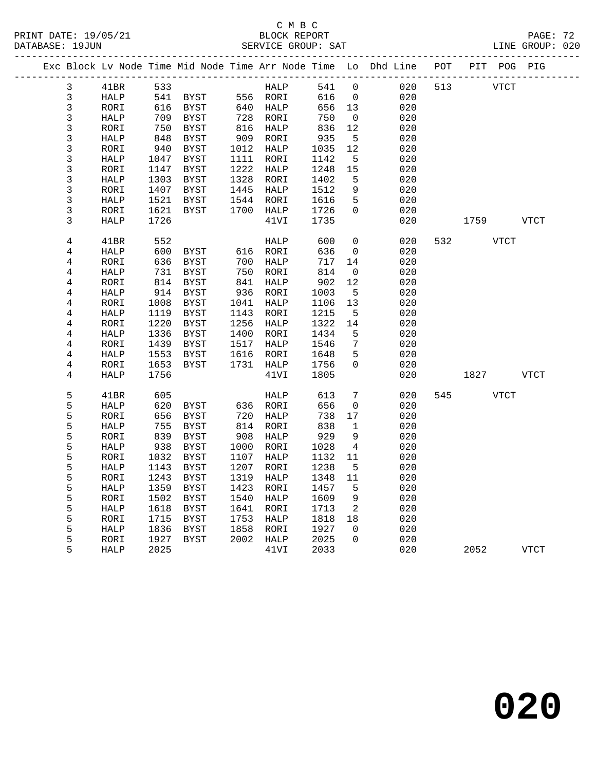C M B C
BLOCK REPORT
SERVICE GROUP: SAT

PRINT DATE: 19/05/21
DATABASE: 19JUN
LINE GROUP: 020

| Exc | Block | Lv Node | Time | Mid Node | Time | Arr Node | Time | Lo | Dhd Line | POT | PIT | POG | PIG |
|---|---|---|---|---|---|---|---|---|---|---|---|---|---|
| | 3 | 41BR | 533 | | | HALP | 541 | 0 | 020 | 513 | | VTCT | |
| | 3 | HALP | 541 | BYST | 556 | RORI | 616 | 0 | 020 | | | | |
| | 3 | RORI | 616 | BYST | 640 | HALP | 656 | 13 | 020 | | | | |
| | 3 | HALP | 709 | BYST | 728 | RORI | 750 | 0 | 020 | | | | |
| | 3 | RORI | 750 | BYST | 816 | HALP | 836 | 12 | 020 | | | | |
| | 3 | HALP | 848 | BYST | 909 | RORI | 935 | 5 | 020 | | | | |
| | 3 | RORI | 940 | BYST | 1012 | HALP | 1035 | 12 | 020 | | | | |
| | 3 | HALP | 1047 | BYST | 1111 | RORI | 1142 | 5 | 020 | | | | |
| | 3 | RORI | 1147 | BYST | 1222 | HALP | 1248 | 15 | 020 | | | | |
| | 3 | HALP | 1303 | BYST | 1328 | RORI | 1402 | 5 | 020 | | | | |
| | 3 | RORI | 1407 | BYST | 1445 | HALP | 1512 | 9 | 020 | | | | |
| | 3 | HALP | 1521 | BYST | 1544 | RORI | 1616 | 5 | 020 | | | | |
| | 3 | RORI | 1621 | BYST | 1700 | HALP | 1726 | 0 | 020 | | | | |
| | 3 | HALP | 1726 | | | 41VI | 1735 | | 020 | | 1759 | | VTCT |
| | 4 | 41BR | 552 | | | HALP | 600 | 0 | 020 | 532 | | VTCT | |
| | 4 | HALP | 600 | BYST | 616 | RORI | 636 | 0 | 020 | | | | |
| | 4 | RORI | 636 | BYST | 700 | HALP | 717 | 14 | 020 | | | | |
| | 4 | HALP | 731 | BYST | 750 | RORI | 814 | 0 | 020 | | | | |
| | 4 | RORI | 814 | BYST | 841 | HALP | 902 | 12 | 020 | | | | |
| | 4 | HALP | 914 | BYST | 936 | RORI | 1003 | 5 | 020 | | | | |
| | 4 | RORI | 1008 | BYST | 1041 | HALP | 1106 | 13 | 020 | | | | |
| | 4 | HALP | 1119 | BYST | 1143 | RORI | 1215 | 5 | 020 | | | | |
| | 4 | RORI | 1220 | BYST | 1256 | HALP | 1322 | 14 | 020 | | | | |
| | 4 | HALP | 1336 | BYST | 1400 | RORI | 1434 | 5 | 020 | | | | |
| | 4 | RORI | 1439 | BYST | 1517 | HALP | 1546 | 7 | 020 | | | | |
| | 4 | HALP | 1553 | BYST | 1616 | RORI | 1648 | 5 | 020 | | | | |
| | 4 | RORI | 1653 | BYST | 1731 | HALP | 1756 | 0 | 020 | | | | |
| | 4 | HALP | 1756 | | | 41VI | 1805 | | 020 | | 1827 | | VTCT |
| | 5 | 41BR | 605 | | | HALP | 613 | 7 | 020 | 545 | | VTCT | |
| | 5 | HALP | 620 | BYST | 636 | RORI | 656 | 0 | 020 | | | | |
| | 5 | RORI | 656 | BYST | 720 | HALP | 738 | 17 | 020 | | | | |
| | 5 | HALP | 755 | BYST | 814 | RORI | 838 | 1 | 020 | | | | |
| | 5 | RORI | 839 | BYST | 908 | HALP | 929 | 9 | 020 | | | | |
| | 5 | HALP | 938 | BYST | 1000 | RORI | 1028 | 4 | 020 | | | | |
| | 5 | RORI | 1032 | BYST | 1107 | HALP | 1132 | 11 | 020 | | | | |
| | 5 | HALP | 1143 | BYST | 1207 | RORI | 1238 | 5 | 020 | | | | |
| | 5 | RORI | 1243 | BYST | 1319 | HALP | 1348 | 11 | 020 | | | | |
| | 5 | HALP | 1359 | BYST | 1423 | RORI | 1457 | 5 | 020 | | | | |
| | 5 | RORI | 1502 | BYST | 1540 | HALP | 1609 | 9 | 020 | | | | |
| | 5 | HALP | 1618 | BYST | 1641 | RORI | 1713 | 2 | 020 | | | | |
| | 5 | RORI | 1715 | BYST | 1753 | HALP | 1818 | 18 | 020 | | | | |
| | 5 | HALP | 1836 | BYST | 1858 | RORI | 1927 | 0 | 020 | | | | |
| | 5 | RORI | 1927 | BYST | 2002 | HALP | 2025 | 0 | 020 | | | | |
| | 5 | HALP | 2025 | | | 41VI | 2033 | | 020 | | 2052 | | VTCT |

# 020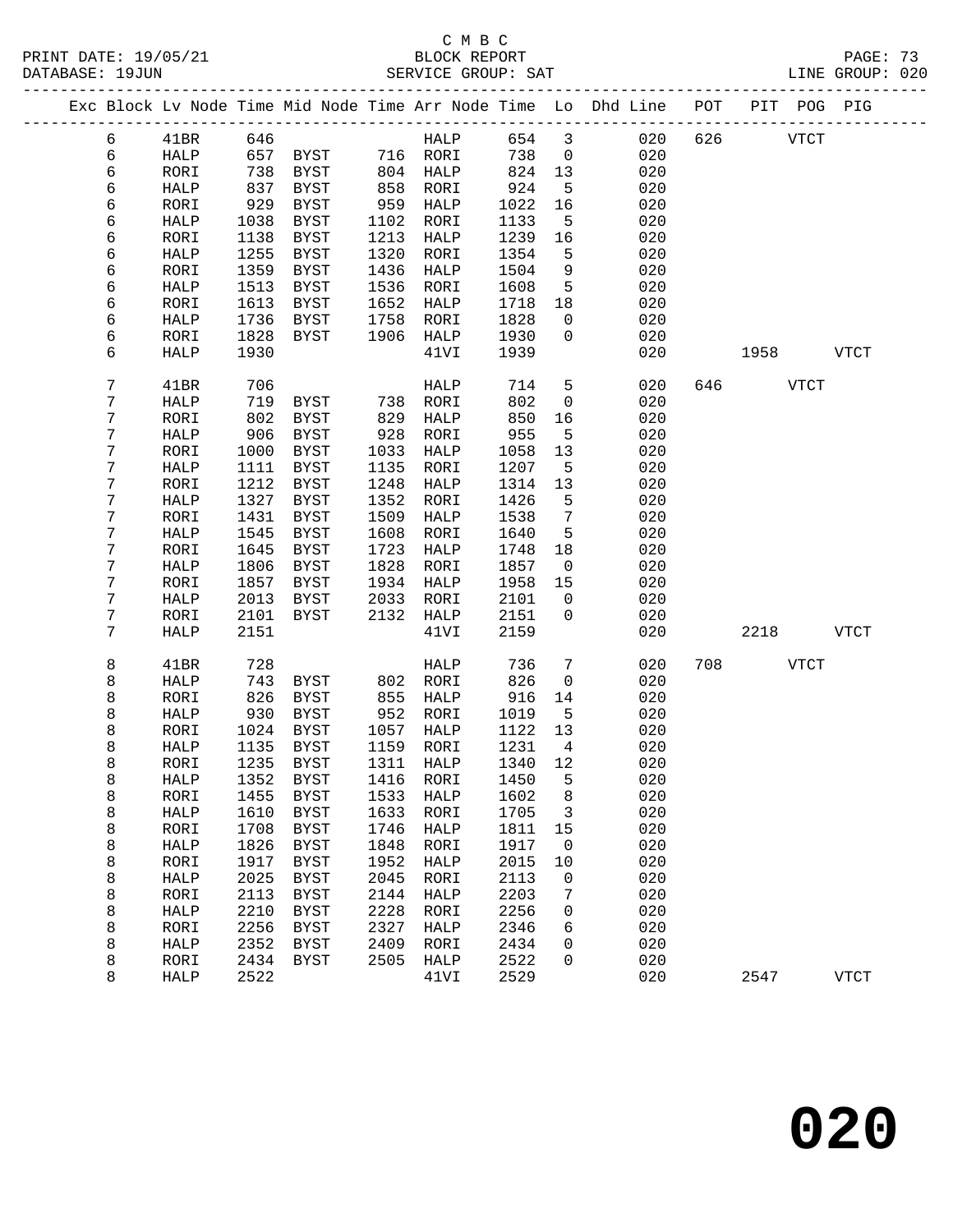C M B C
BLOCK REPORT
SERVICE GROUP: SAT

PRINT DATE: 19/05/21
DATABASE: 19JUN
LINE GROUP: 020

| Exc | Block | Lv | Node | Time | Mid Node | Time | Arr Node | Time | Lo | Dhd Line | POT | PIT | POG | PIG |
|---|---|---|---|---|---|---|---|---|---|---|---|---|---|---|
| | 6 | | 41BR | 646 | | | HALP | 654 | 3 | 020 | 626 | | VTCT | |
| | 6 | | HALP | 657 | BYST | 716 | RORI | 738 | 0 | 020 | | | | |
| | 6 | | RORI | 738 | BYST | 804 | HALP | 824 | 13 | 020 | | | | |
| | 6 | | HALP | 837 | BYST | 858 | RORI | 924 | 5 | 020 | | | | |
| | 6 | | RORI | 929 | BYST | 959 | HALP | 1022 | 16 | 020 | | | | |
| | 6 | | HALP | 1038 | BYST | 1102 | RORI | 1133 | 5 | 020 | | | | |
| | 6 | | RORI | 1138 | BYST | 1213 | HALP | 1239 | 16 | 020 | | | | |
| | 6 | | HALP | 1255 | BYST | 1320 | RORI | 1354 | 5 | 020 | | | | |
| | 6 | | RORI | 1359 | BYST | 1436 | HALP | 1504 | 9 | 020 | | | | |
| | 6 | | HALP | 1513 | BYST | 1536 | RORI | 1608 | 5 | 020 | | | | |
| | 6 | | RORI | 1613 | BYST | 1652 | HALP | 1718 | 18 | 020 | | | | |
| | 6 | | HALP | 1736 | BYST | 1758 | RORI | 1828 | 0 | 020 | | | | |
| | 6 | | RORI | 1828 | BYST | 1906 | HALP | 1930 | 0 | 020 | | | | |
| | 6 | | HALP | 1930 | | | 41VI | 1939 | | 020 | | 1958 | | VTCT |
| | 7 | | 41BR | 706 | | | HALP | 714 | 5 | 020 | 646 | | VTCT | |
| | 7 | | HALP | 719 | BYST | 738 | RORI | 802 | 0 | 020 | | | | |
| | 7 | | RORI | 802 | BYST | 829 | HALP | 850 | 16 | 020 | | | | |
| | 7 | | HALP | 906 | BYST | 928 | RORI | 955 | 5 | 020 | | | | |
| | 7 | | RORI | 1000 | BYST | 1033 | HALP | 1058 | 13 | 020 | | | | |
| | 7 | | HALP | 1111 | BYST | 1135 | RORI | 1207 | 5 | 020 | | | | |
| | 7 | | RORI | 1212 | BYST | 1248 | HALP | 1314 | 13 | 020 | | | | |
| | 7 | | HALP | 1327 | BYST | 1352 | RORI | 1426 | 5 | 020 | | | | |
| | 7 | | RORI | 1431 | BYST | 1509 | HALP | 1538 | 7 | 020 | | | | |
| | 7 | | HALP | 1545 | BYST | 1608 | RORI | 1640 | 5 | 020 | | | | |
| | 7 | | RORI | 1645 | BYST | 1723 | HALP | 1748 | 18 | 020 | | | | |
| | 7 | | HALP | 1806 | BYST | 1828 | RORI | 1857 | 0 | 020 | | | | |
| | 7 | | RORI | 1857 | BYST | 1934 | HALP | 1958 | 15 | 020 | | | | |
| | 7 | | HALP | 2013 | BYST | 2033 | RORI | 2101 | 0 | 020 | | | | |
| | 7 | | RORI | 2101 | BYST | 2132 | HALP | 2151 | 0 | 020 | | | | |
| | 7 | | HALP | 2151 | | | 41VI | 2159 | | 020 | | 2218 | | VTCT |
| | 8 | | 41BR | 728 | | | HALP | 736 | 7 | 020 | 708 | | VTCT | |
| | 8 | | HALP | 743 | BYST | 802 | RORI | 826 | 0 | 020 | | | | |
| | 8 | | RORI | 826 | BYST | 855 | HALP | 916 | 14 | 020 | | | | |
| | 8 | | HALP | 930 | BYST | 952 | RORI | 1019 | 5 | 020 | | | | |
| | 8 | | RORI | 1024 | BYST | 1057 | HALP | 1122 | 13 | 020 | | | | |
| | 8 | | HALP | 1135 | BYST | 1159 | RORI | 1231 | 4 | 020 | | | | |
| | 8 | | RORI | 1235 | BYST | 1311 | HALP | 1340 | 12 | 020 | | | | |
| | 8 | | HALP | 1352 | BYST | 1416 | RORI | 1450 | 5 | 020 | | | | |
| | 8 | | RORI | 1455 | BYST | 1533 | HALP | 1602 | 8 | 020 | | | | |
| | 8 | | HALP | 1610 | BYST | 1633 | RORI | 1705 | 3 | 020 | | | | |
| | 8 | | RORI | 1708 | BYST | 1746 | HALP | 1811 | 15 | 020 | | | | |
| | 8 | | HALP | 1826 | BYST | 1848 | RORI | 1917 | 0 | 020 | | | | |
| | 8 | | RORI | 1917 | BYST | 1952 | HALP | 2015 | 10 | 020 | | | | |
| | 8 | | HALP | 2025 | BYST | 2045 | RORI | 2113 | 0 | 020 | | | | |
| | 8 | | RORI | 2113 | BYST | 2144 | HALP | 2203 | 7 | 020 | | | | |
| | 8 | | HALP | 2210 | BYST | 2228 | RORI | 2256 | 0 | 020 | | | | |
| | 8 | | RORI | 2256 | BYST | 2327 | HALP | 2346 | 6 | 020 | | | | |
| | 8 | | HALP | 2352 | BYST | 2409 | RORI | 2434 | 0 | 020 | | | | |
| | 8 | | RORI | 2434 | BYST | 2505 | HALP | 2522 | 0 | 020 | | | | |
| | 8 | | HALP | 2522 | | | 41VI | 2529 | | 020 | | 2547 | | VTCT |

# 020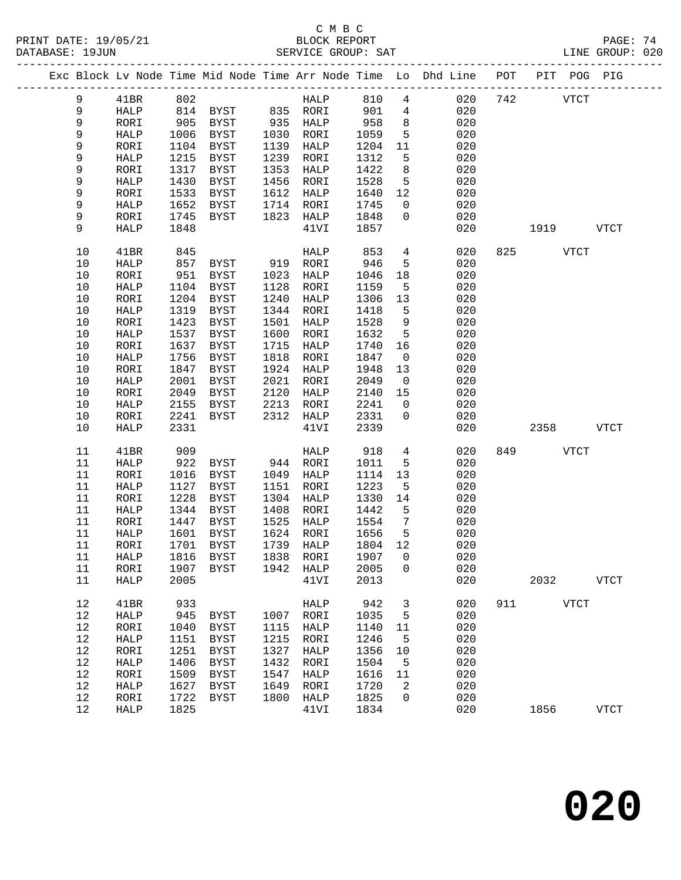C M B C
BLOCK REPORT
SERVICE GROUP: SAT

PRINT DATE: 19/05/21
DATABASE: 19JUN
LINE GROUP: 020

| Exc | Block | Lv | Node | Time | Mid Node | Time | Arr Node | Time | Lo | Dhd Line | POT | PIT | POG | PIG |
|---|---|---|---|---|---|---|---|---|---|---|---|---|---|---|
| | 9 | | 41BR | 802 | | | HALP | 810 | 4 | 020 | 742 | | VTCT | |
| | 9 | | HALP | 814 | BYST | 835 | RORI | 901 | 4 | 020 | | | | |
| | 9 | | RORI | 905 | BYST | 935 | HALP | 958 | 8 | 020 | | | | |
| | 9 | | HALP | 1006 | BYST | 1030 | RORI | 1059 | 5 | 020 | | | | |
| | 9 | | RORI | 1104 | BYST | 1139 | HALP | 1204 | 11 | 020 | | | | |
| | 9 | | HALP | 1215 | BYST | 1239 | RORI | 1312 | 5 | 020 | | | | |
| | 9 | | RORI | 1317 | BYST | 1353 | HALP | 1422 | 8 | 020 | | | | |
| | 9 | | HALP | 1430 | BYST | 1456 | RORI | 1528 | 5 | 020 | | | | |
| | 9 | | RORI | 1533 | BYST | 1612 | HALP | 1640 | 12 | 020 | | | | |
| | 9 | | HALP | 1652 | BYST | 1714 | RORI | 1745 | 0 | 020 | | | | |
| | 9 | | RORI | 1745 | BYST | 1823 | HALP | 1848 | 0 | 020 | | | | |
| | 9 | | HALP | 1848 | | | 41VI | 1857 | | 020 | | 1919 | | VTCT |
| | 10 | | 41BR | 845 | | | HALP | 853 | 4 | 020 | 825 | | VTCT | |
| | 10 | | HALP | 857 | BYST | 919 | RORI | 946 | 5 | 020 | | | | |
| | 10 | | RORI | 951 | BYST | 1023 | HALP | 1046 | 18 | 020 | | | | |
| | 10 | | HALP | 1104 | BYST | 1128 | RORI | 1159 | 5 | 020 | | | | |
| | 10 | | RORI | 1204 | BYST | 1240 | HALP | 1306 | 13 | 020 | | | | |
| | 10 | | HALP | 1319 | BYST | 1344 | RORI | 1418 | 5 | 020 | | | | |
| | 10 | | RORI | 1423 | BYST | 1501 | HALP | 1528 | 9 | 020 | | | | |
| | 10 | | HALP | 1537 | BYST | 1600 | RORI | 1632 | 5 | 020 | | | | |
| | 10 | | RORI | 1637 | BYST | 1715 | HALP | 1740 | 16 | 020 | | | | |
| | 10 | | HALP | 1756 | BYST | 1818 | RORI | 1847 | 0 | 020 | | | | |
| | 10 | | RORI | 1847 | BYST | 1924 | HALP | 1948 | 13 | 020 | | | | |
| | 10 | | HALP | 2001 | BYST | 2021 | RORI | 2049 | 0 | 020 | | | | |
| | 10 | | RORI | 2049 | BYST | 2120 | HALP | 2140 | 15 | 020 | | | | |
| | 10 | | HALP | 2155 | BYST | 2213 | RORI | 2241 | 0 | 020 | | | | |
| | 10 | | RORI | 2241 | BYST | 2312 | HALP | 2331 | 0 | 020 | | | | |
| | 10 | | HALP | 2331 | | | 41VI | 2339 | | 020 | | 2358 | | VTCT |
| | 11 | | 41BR | 909 | | | HALP | 918 | 4 | 020 | 849 | | VTCT | |
| | 11 | | HALP | 922 | BYST | 944 | RORI | 1011 | 5 | 020 | | | | |
| | 11 | | RORI | 1016 | BYST | 1049 | HALP | 1114 | 13 | 020 | | | | |
| | 11 | | HALP | 1127 | BYST | 1151 | RORI | 1223 | 5 | 020 | | | | |
| | 11 | | RORI | 1228 | BYST | 1304 | HALP | 1330 | 14 | 020 | | | | |
| | 11 | | HALP | 1344 | BYST | 1408 | RORI | 1442 | 5 | 020 | | | | |
| | 11 | | RORI | 1447 | BYST | 1525 | HALP | 1554 | 7 | 020 | | | | |
| | 11 | | HALP | 1601 | BYST | 1624 | RORI | 1656 | 5 | 020 | | | | |
| | 11 | | RORI | 1701 | BYST | 1739 | HALP | 1804 | 12 | 020 | | | | |
| | 11 | | HALP | 1816 | BYST | 1838 | RORI | 1907 | 0 | 020 | | | | |
| | 11 | | RORI | 1907 | BYST | 1942 | HALP | 2005 | 0 | 020 | | | | |
| | 11 | | HALP | 2005 | | | 41VI | 2013 | | 020 | | 2032 | | VTCT |
| | 12 | | 41BR | 933 | | | HALP | 942 | 3 | 020 | 911 | | VTCT | |
| | 12 | | HALP | 945 | BYST | 1007 | RORI | 1035 | 5 | 020 | | | | |
| | 12 | | RORI | 1040 | BYST | 1115 | HALP | 1140 | 11 | 020 | | | | |
| | 12 | | HALP | 1151 | BYST | 1215 | RORI | 1246 | 5 | 020 | | | | |
| | 12 | | RORI | 1251 | BYST | 1327 | HALP | 1356 | 10 | 020 | | | | |
| | 12 | | HALP | 1406 | BYST | 1432 | RORI | 1504 | 5 | 020 | | | | |
| | 12 | | RORI | 1509 | BYST | 1547 | HALP | 1616 | 11 | 020 | | | | |
| | 12 | | HALP | 1627 | BYST | 1649 | RORI | 1720 | 2 | 020 | | | | |
| | 12 | | RORI | 1722 | BYST | 1800 | HALP | 1825 | 0 | 020 | | | | |
| | 12 | | HALP | 1825 | | | 41VI | 1834 | | 020 | | 1856 | | VTCT |

**020**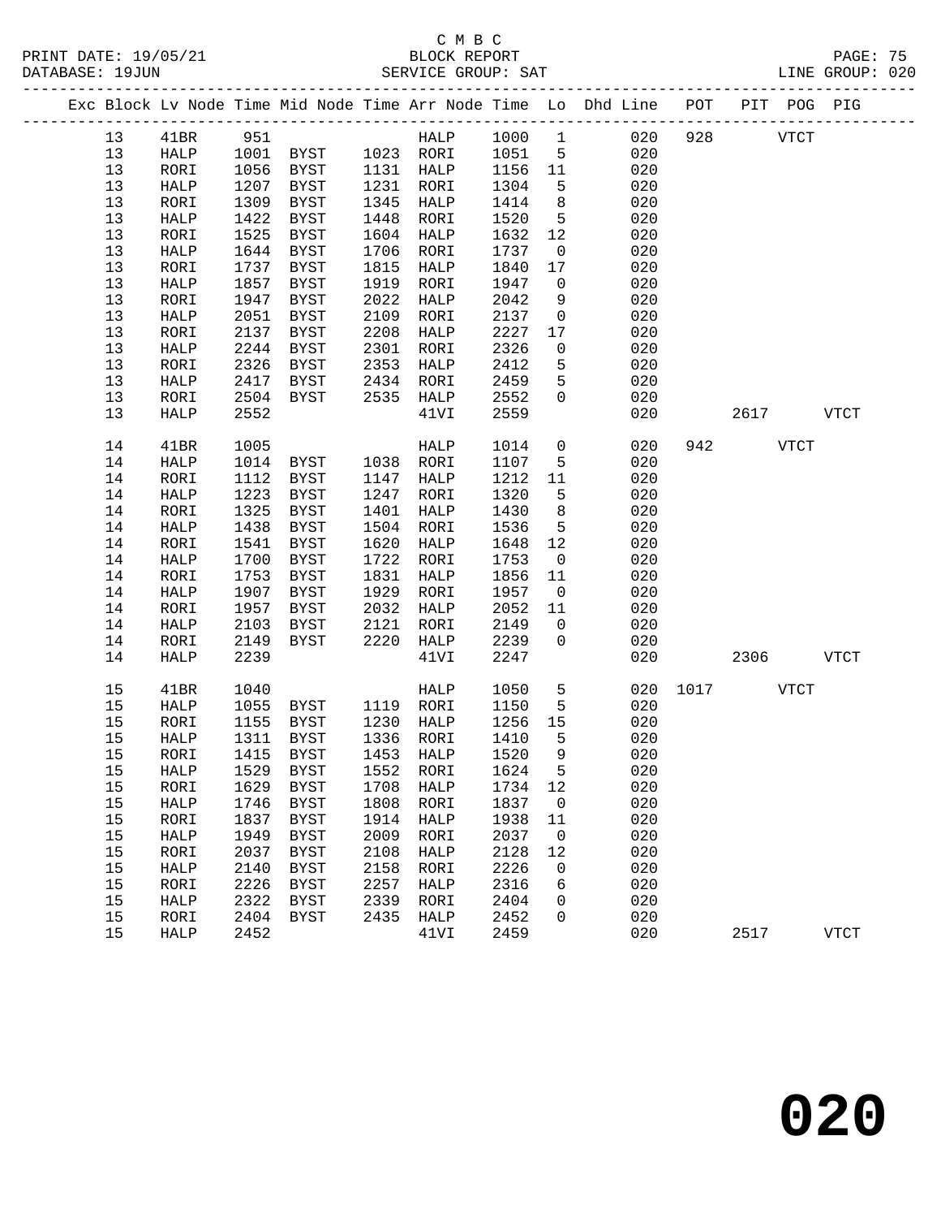C M B C
PRINT DATE: 19/05/21 BLOCK REPORT
DATABASE: 19JUN SERVICE GROUP: SAT LINE GROUP: 020

| Exc | Block | Lv | Node | Time | Mid Node | Time | Arr Node | Time | Lo | Dhd Line | POT | PIT | POG | PIG |
|---|---|---|---|---|---|---|---|---|---|---|---|---|---|---|
| | 13 | | 41BR | 951 | | | HALP | 1000 | 1 | 020 | 928 | | VTCT | |
| | 13 | | HALP | 1001 | BYST | 1023 | RORI | 1051 | 5 | 020 | | | | |
| | 13 | | RORI | 1056 | BYST | 1131 | HALP | 1156 | 11 | 020 | | | | |
| | 13 | | HALP | 1207 | BYST | 1231 | RORI | 1304 | 5 | 020 | | | | |
| | 13 | | RORI | 1309 | BYST | 1345 | HALP | 1414 | 8 | 020 | | | | |
| | 13 | | HALP | 1422 | BYST | 1448 | RORI | 1520 | 5 | 020 | | | | |
| | 13 | | RORI | 1525 | BYST | 1604 | HALP | 1632 | 12 | 020 | | | | |
| | 13 | | HALP | 1644 | BYST | 1706 | RORI | 1737 | 0 | 020 | | | | |
| | 13 | | RORI | 1737 | BYST | 1815 | HALP | 1840 | 17 | 020 | | | | |
| | 13 | | HALP | 1857 | BYST | 1919 | RORI | 1947 | 0 | 020 | | | | |
| | 13 | | RORI | 1947 | BYST | 2022 | HALP | 2042 | 9 | 020 | | | | |
| | 13 | | HALP | 2051 | BYST | 2109 | RORI | 2137 | 0 | 020 | | | | |
| | 13 | | RORI | 2137 | BYST | 2208 | HALP | 2227 | 17 | 020 | | | | |
| | 13 | | HALP | 2244 | BYST | 2301 | RORI | 2326 | 0 | 020 | | | | |
| | 13 | | RORI | 2326 | BYST | 2353 | HALP | 2412 | 5 | 020 | | | | |
| | 13 | | HALP | 2417 | BYST | 2434 | RORI | 2459 | 5 | 020 | | | | |
| | 13 | | RORI | 2504 | BYST | 2535 | HALP | 2552 | 0 | 020 | | | | |
| | 13 | | HALP | 2552 | | | 41VI | 2559 | | 020 | | 2617 | | VTCT |
| | 14 | | 41BR | 1005 | | | HALP | 1014 | 0 | 020 | 942 | | VTCT | |
| | 14 | | HALP | 1014 | BYST | 1038 | RORI | 1107 | 5 | 020 | | | | |
| | 14 | | RORI | 1112 | BYST | 1147 | HALP | 1212 | 11 | 020 | | | | |
| | 14 | | HALP | 1223 | BYST | 1247 | RORI | 1320 | 5 | 020 | | | | |
| | 14 | | RORI | 1325 | BYST | 1401 | HALP | 1430 | 8 | 020 | | | | |
| | 14 | | HALP | 1438 | BYST | 1504 | RORI | 1536 | 5 | 020 | | | | |
| | 14 | | RORI | 1541 | BYST | 1620 | HALP | 1648 | 12 | 020 | | | | |
| | 14 | | HALP | 1700 | BYST | 1722 | RORI | 1753 | 0 | 020 | | | | |
| | 14 | | RORI | 1753 | BYST | 1831 | HALP | 1856 | 11 | 020 | | | | |
| | 14 | | HALP | 1907 | BYST | 1929 | RORI | 1957 | 0 | 020 | | | | |
| | 14 | | RORI | 1957 | BYST | 2032 | HALP | 2052 | 11 | 020 | | | | |
| | 14 | | HALP | 2103 | BYST | 2121 | RORI | 2149 | 0 | 020 | | | | |
| | 14 | | RORI | 2149 | BYST | 2220 | HALP | 2239 | 0 | 020 | | | | |
| | 14 | | HALP | 2239 | | | 41VI | 2247 | | 020 | | 2306 | | VTCT |
| | 15 | | 41BR | 1040 | | | HALP | 1050 | 5 | 020 | 1017 | | VTCT | |
| | 15 | | HALP | 1055 | BYST | 1119 | RORI | 1150 | 5 | 020 | | | | |
| | 15 | | RORI | 1155 | BYST | 1230 | HALP | 1256 | 15 | 020 | | | | |
| | 15 | | HALP | 1311 | BYST | 1336 | RORI | 1410 | 5 | 020 | | | | |
| | 15 | | RORI | 1415 | BYST | 1453 | HALP | 1520 | 9 | 020 | | | | |
| | 15 | | HALP | 1529 | BYST | 1552 | RORI | 1624 | 5 | 020 | | | | |
| | 15 | | RORI | 1629 | BYST | 1708 | HALP | 1734 | 12 | 020 | | | | |
| | 15 | | HALP | 1746 | BYST | 1808 | RORI | 1837 | 0 | 020 | | | | |
| | 15 | | RORI | 1837 | BYST | 1914 | HALP | 1938 | 11 | 020 | | | | |
| | 15 | | HALP | 1949 | BYST | 2009 | RORI | 2037 | 0 | 020 | | | | |
| | 15 | | RORI | 2037 | BYST | 2108 | HALP | 2128 | 12 | 020 | | | | |
| | 15 | | HALP | 2140 | BYST | 2158 | RORI | 2226 | 0 | 020 | | | | |
| | 15 | | RORI | 2226 | BYST | 2257 | HALP | 2316 | 6 | 020 | | | | |
| | 15 | | HALP | 2322 | BYST | 2339 | RORI | 2404 | 0 | 020 | | | | |
| | 15 | | RORI | 2404 | BYST | 2435 | HALP | 2452 | 0 | 020 | | | | |
| | 15 | | HALP | 2452 | | | 41VI | 2459 | | 020 | | 2517 | | VTCT |

**020**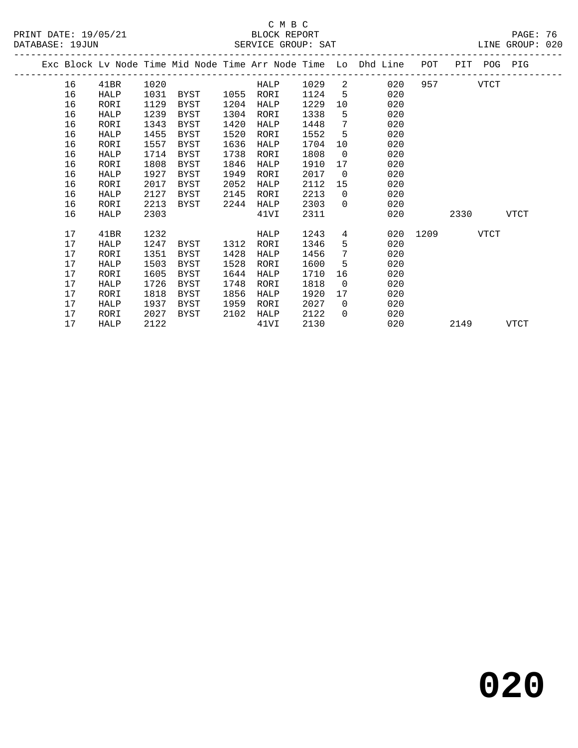C M B C

PRINT DATE: 19/05/21 BLOCK REPORT

DATABASE: 19JUN SERVICE GROUP: SAT LINE GROUP: 020

| Exc | Block | Lv | Node | Time | Mid Node | Time | Arr Node | Time | Lo | Dhd Line | POT | PIT | POG | PIG |
|---|---|---|---|---|---|---|---|---|---|---|---|---|---|---|
| | 16 | | 41BR | 1020 | | | HALP | 1029 | 2 | 020 | 957 | | VTCT | |
| | 16 | | HALP | 1031 | BYST | 1055 | RORI | 1124 | 5 | 020 | | | | |
| | 16 | | RORI | 1129 | BYST | 1204 | HALP | 1229 | 10 | 020 | | | | |
| | 16 | | HALP | 1239 | BYST | 1304 | RORI | 1338 | 5 | 020 | | | | |
| | 16 | | RORI | 1343 | BYST | 1420 | HALP | 1448 | 7 | 020 | | | | |
| | 16 | | HALP | 1455 | BYST | 1520 | RORI | 1552 | 5 | 020 | | | | |
| | 16 | | RORI | 1557 | BYST | 1636 | HALP | 1704 | 10 | 020 | | | | |
| | 16 | | HALP | 1714 | BYST | 1738 | RORI | 1808 | 0 | 020 | | | | |
| | 16 | | RORI | 1808 | BYST | 1846 | HALP | 1910 | 17 | 020 | | | | |
| | 16 | | HALP | 1927 | BYST | 1949 | RORI | 2017 | 0 | 020 | | | | |
| | 16 | | RORI | 2017 | BYST | 2052 | HALP | 2112 | 15 | 020 | | | | |
| | 16 | | HALP | 2127 | BYST | 2145 | RORI | 2213 | 0 | 020 | | | | |
| | 16 | | RORI | 2213 | BYST | 2244 | HALP | 2303 | 0 | 020 | | | | |
| | 16 | | HALP | 2303 | | | 41VI | 2311 | | 020 | | 2330 | | VTCT |
| | 17 | | 41BR | 1232 | | | HALP | 1243 | 4 | 020 | 1209 | | VTCT | |
| | 17 | | HALP | 1247 | BYST | 1312 | RORI | 1346 | 5 | 020 | | | | |
| | 17 | | RORI | 1351 | BYST | 1428 | HALP | 1456 | 7 | 020 | | | | |
| | 17 | | HALP | 1503 | BYST | 1528 | RORI | 1600 | 5 | 020 | | | | |
| | 17 | | RORI | 1605 | BYST | 1644 | HALP | 1710 | 16 | 020 | | | | |
| | 17 | | HALP | 1726 | BYST | 1748 | RORI | 1818 | 0 | 020 | | | | |
| | 17 | | RORI | 1818 | BYST | 1856 | HALP | 1920 | 17 | 020 | | | | |
| | 17 | | HALP | 1937 | BYST | 1959 | RORI | 2027 | 0 | 020 | | | | |
| | 17 | | RORI | 2027 | BYST | 2102 | HALP | 2122 | 0 | 020 | | | | |
| | 17 | | HALP | 2122 | | | 41VI | 2130 | | 020 | | 2149 | | VTCT |

**020**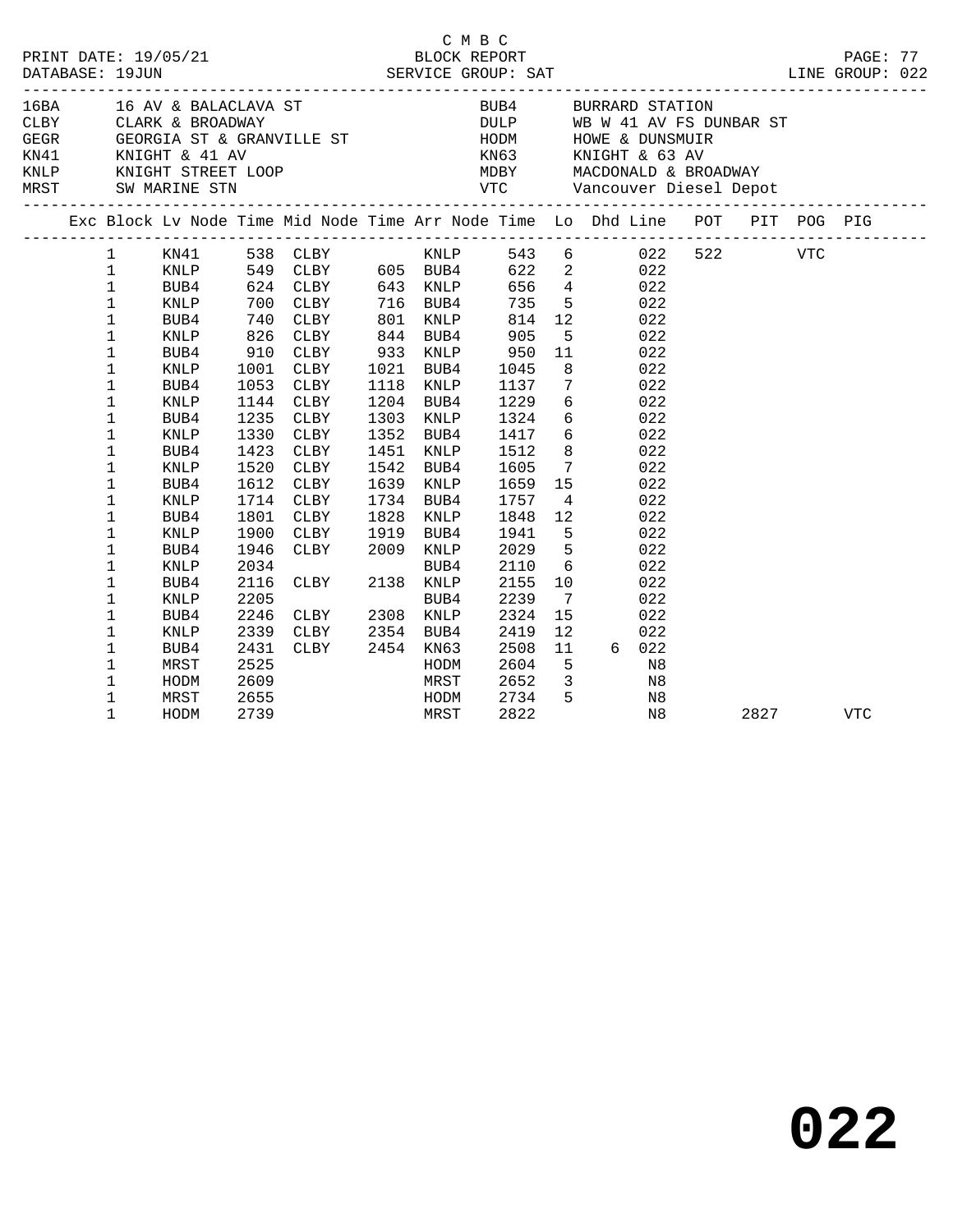C M B C

PRINT DATE: 19/05/21 BLOCK REPORT
DATABASE: 19JUN SERVICE GROUP: SAT LINE GROUP: 022

| Code | Description | Code | Description |
|---|---|---|---|
| 16BA | 16 AV & BALACLAVA ST | BUB4 | BURRARD STATION |
| CLBY | CLARK & BROADWAY | DULP | WB W 41 AV FS DUNBAR ST |
| GEGR | GEORGIA ST & GRANVILLE ST | HODM | HOWE & DUNSMUIR |
| KN41 | KNIGHT & 41 AV | KN63 | KNIGHT & 63 AV |
| KNLP | KNIGHT STREET LOOP | MDBY | MACDONALD & BROADWAY |
| MRST | SW MARINE STN | VTC | Vancouver Diesel Depot |

| Exc | Block | Lv Node | Time | Mid Node | Time | Arr Node | Time | Lo | Dhd | Line | POT | PIT | POG | PIG |
|---|---|---|---|---|---|---|---|---|---|---|---|---|---|---|
| | 1 | KN41 | 538 | CLBY | | KNLP | 543 | 6 | | 022 | 522 | | VTC | |
| | 1 | KNLP | 549 | CLBY | 605 | BUB4 | 622 | 2 | | 022 | | | | |
| | 1 | BUB4 | 624 | CLBY | 643 | KNLP | 656 | 4 | | 022 | | | | |
| | 1 | KNLP | 700 | CLBY | 716 | BUB4 | 735 | 5 | | 022 | | | | |
| | 1 | BUB4 | 740 | CLBY | 801 | KNLP | 814 | 12 | | 022 | | | | |
| | 1 | KNLP | 826 | CLBY | 844 | BUB4 | 905 | 5 | | 022 | | | | |
| | 1 | BUB4 | 910 | CLBY | 933 | KNLP | 950 | 11 | | 022 | | | | |
| | 1 | KNLP | 1001 | CLBY | 1021 | BUB4 | 1045 | 8 | | 022 | | | | |
| | 1 | BUB4 | 1053 | CLBY | 1118 | KNLP | 1137 | 7 | | 022 | | | | |
| | 1 | KNLP | 1144 | CLBY | 1204 | BUB4 | 1229 | 6 | | 022 | | | | |
| | 1 | BUB4 | 1235 | CLBY | 1303 | KNLP | 1324 | 6 | | 022 | | | | |
| | 1 | KNLP | 1330 | CLBY | 1352 | BUB4 | 1417 | 6 | | 022 | | | | |
| | 1 | BUB4 | 1423 | CLBY | 1451 | KNLP | 1512 | 8 | | 022 | | | | |
| | 1 | KNLP | 1520 | CLBY | 1542 | BUB4 | 1605 | 7 | | 022 | | | | |
| | 1 | BUB4 | 1612 | CLBY | 1639 | KNLP | 1659 | 15 | | 022 | | | | |
| | 1 | KNLP | 1714 | CLBY | 1734 | BUB4 | 1757 | 4 | | 022 | | | | |
| | 1 | BUB4 | 1801 | CLBY | 1828 | KNLP | 1848 | 12 | | 022 | | | | |
| | 1 | KNLP | 1900 | CLBY | 1919 | BUB4 | 1941 | 5 | | 022 | | | | |
| | 1 | BUB4 | 1946 | CLBY | 2009 | KNLP | 2029 | 5 | | 022 | | | | |
| | 1 | KNLP | 2034 | | | BUB4 | 2110 | 6 | | 022 | | | | |
| | 1 | BUB4 | 2116 | CLBY | 2138 | KNLP | 2155 | 10 | | 022 | | | | |
| | 1 | KNLP | 2205 | | | BUB4 | 2239 | 7 | | 022 | | | | |
| | 1 | BUB4 | 2246 | CLBY | 2308 | KNLP | 2324 | 15 | | 022 | | | | |
| | 1 | KNLP | 2339 | CLBY | 2354 | BUB4 | 2419 | 12 | | 022 | | | | |
| | 1 | BUB4 | 2431 | CLBY | 2454 | KN63 | 2508 | 11 | 6 | 022 | | | | |
| | 1 | MRST | 2525 | | | HODM | 2604 | 5 | | N8 | | | | |
| | 1 | HODM | 2609 | | | MRST | 2652 | 3 | | N8 | | | | |
| | 1 | MRST | 2655 | | | HODM | 2734 | 5 | | N8 | | | | |
| | 1 | HODM | 2739 | | | MRST | 2822 | | | N8 | | 2827 | | VTC |

022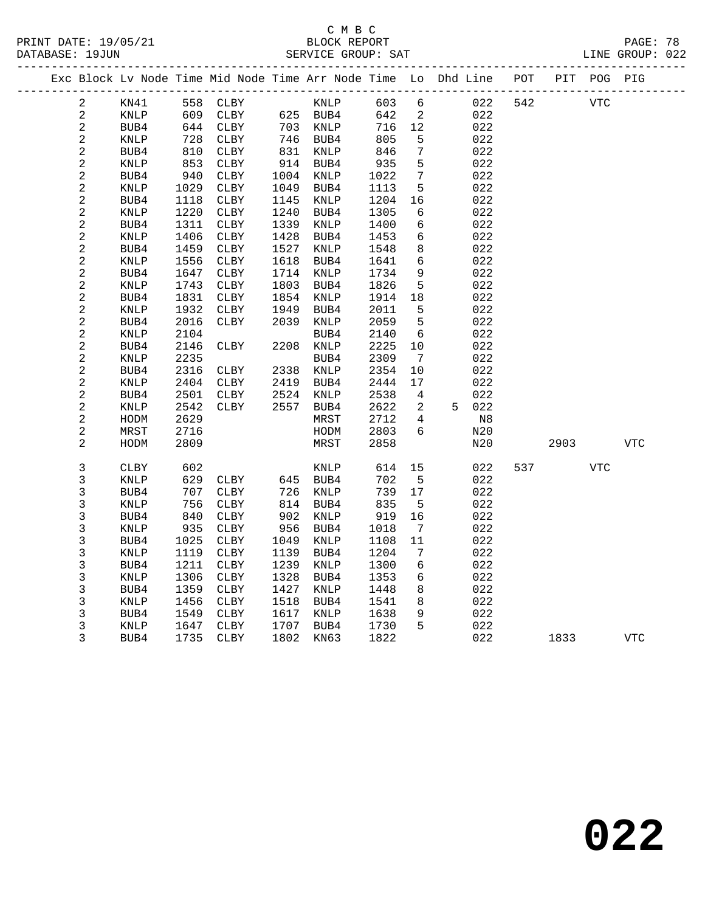C M B C

BLOCK REPORT

SERVICE GROUP: SAT

PRINT DATE: 19/05/21
DATABASE: 19JUN
LINE GROUP: 022

| Exc | Block | Lv | Node | Time | Mid Node | Time | Arr Node | Time | Lo | Dhd | Line | POT | PIT | POG | PIG |
|---|---|---|---|---|---|---|---|---|---|---|---|---|---|---|---|
| | 2 | | KN41 | 558 | CLBY | | KNLP | 603 | 6 | | 022 | 542 | | VTC | |
| | 2 | | KNLP | 609 | CLBY | 625 | BUB4 | 642 | 2 | | 022 | | | | |
| | 2 | | BUB4 | 644 | CLBY | 703 | KNLP | 716 | 12 | | 022 | | | | |
| | 2 | | KNLP | 728 | CLBY | 746 | BUB4 | 805 | 5 | | 022 | | | | |
| | 2 | | BUB4 | 810 | CLBY | 831 | KNLP | 846 | 7 | | 022 | | | | |
| | 2 | | KNLP | 853 | CLBY | 914 | BUB4 | 935 | 5 | | 022 | | | | |
| | 2 | | BUB4 | 940 | CLBY | 1004 | KNLP | 1022 | 7 | | 022 | | | | |
| | 2 | | KNLP | 1029 | CLBY | 1049 | BUB4 | 1113 | 5 | | 022 | | | | |
| | 2 | | BUB4 | 1118 | CLBY | 1145 | KNLP | 1204 | 16 | | 022 | | | | |
| | 2 | | KNLP | 1220 | CLBY | 1240 | BUB4 | 1305 | 6 | | 022 | | | | |
| | 2 | | BUB4 | 1311 | CLBY | 1339 | KNLP | 1400 | 6 | | 022 | | | | |
| | 2 | | KNLP | 1406 | CLBY | 1428 | BUB4 | 1453 | 6 | | 022 | | | | |
| | 2 | | BUB4 | 1459 | CLBY | 1527 | KNLP | 1548 | 8 | | 022 | | | | |
| | 2 | | KNLP | 1556 | CLBY | 1618 | BUB4 | 1641 | 6 | | 022 | | | | |
| | 2 | | BUB4 | 1647 | CLBY | 1714 | KNLP | 1734 | 9 | | 022 | | | | |
| | 2 | | KNLP | 1743 | CLBY | 1803 | BUB4 | 1826 | 5 | | 022 | | | | |
| | 2 | | BUB4 | 1831 | CLBY | 1854 | KNLP | 1914 | 18 | | 022 | | | | |
| | 2 | | KNLP | 1932 | CLBY | 1949 | BUB4 | 2011 | 5 | | 022 | | | | |
| | 2 | | BUB4 | 2016 | CLBY | 2039 | KNLP | 2059 | 5 | | 022 | | | | |
| | 2 | | KNLP | 2104 | | | BUB4 | 2140 | 6 | | 022 | | | | |
| | 2 | | BUB4 | 2146 | CLBY | 2208 | KNLP | 2225 | 10 | | 022 | | | | |
| | 2 | | KNLP | 2235 | | | BUB4 | 2309 | 7 | | 022 | | | | |
| | 2 | | BUB4 | 2316 | CLBY | 2338 | KNLP | 2354 | 10 | | 022 | | | | |
| | 2 | | KNLP | 2404 | CLBY | 2419 | BUB4 | 2444 | 17 | | 022 | | | | |
| | 2 | | BUB4 | 2501 | CLBY | 2524 | KNLP | 2538 | 4 | | 022 | | | | |
| | 2 | | KNLP | 2542 | CLBY | 2557 | BUB4 | 2622 | 2 | 5 | 022 | | | | |
| | 2 | | HODM | 2629 | | | MRST | 2712 | 4 | | N8 | | | | |
| | 2 | | MRST | 2716 | | | HODM | 2803 | 6 | | N20 | | | | |
| | 2 | | HODM | 2809 | | | MRST | 2858 | | | N20 | | 2903 | | VTC |
| | 3 | | CLBY | 602 | | | KNLP | 614 | 15 | | 022 | 537 | | VTC | |
| | 3 | | KNLP | 629 | CLBY | 645 | BUB4 | 702 | 5 | | 022 | | | | |
| | 3 | | BUB4 | 707 | CLBY | 726 | KNLP | 739 | 17 | | 022 | | | | |
| | 3 | | KNLP | 756 | CLBY | 814 | BUB4 | 835 | 5 | | 022 | | | | |
| | 3 | | BUB4 | 840 | CLBY | 902 | KNLP | 919 | 16 | | 022 | | | | |
| | 3 | | KNLP | 935 | CLBY | 956 | BUB4 | 1018 | 7 | | 022 | | | | |
| | 3 | | BUB4 | 1025 | CLBY | 1049 | KNLP | 1108 | 11 | | 022 | | | | |
| | 3 | | KNLP | 1119 | CLBY | 1139 | BUB4 | 1204 | 7 | | 022 | | | | |
| | 3 | | BUB4 | 1211 | CLBY | 1239 | KNLP | 1300 | 6 | | 022 | | | | |
| | 3 | | KNLP | 1306 | CLBY | 1328 | BUB4 | 1353 | 6 | | 022 | | | | |
| | 3 | | BUB4 | 1359 | CLBY | 1427 | KNLP | 1448 | 8 | | 022 | | | | |
| | 3 | | KNLP | 1456 | CLBY | 1518 | BUB4 | 1541 | 8 | | 022 | | | | |
| | 3 | | BUB4 | 1549 | CLBY | 1617 | KNLP | 1638 | 9 | | 022 | | | | |
| | 3 | | KNLP | 1647 | CLBY | 1707 | BUB4 | 1730 | 5 | | 022 | | | | |
| | 3 | | BUB4 | 1735 | CLBY | 1802 | KN63 | 1822 | | | 022 | | 1833 | | VTC |

# 022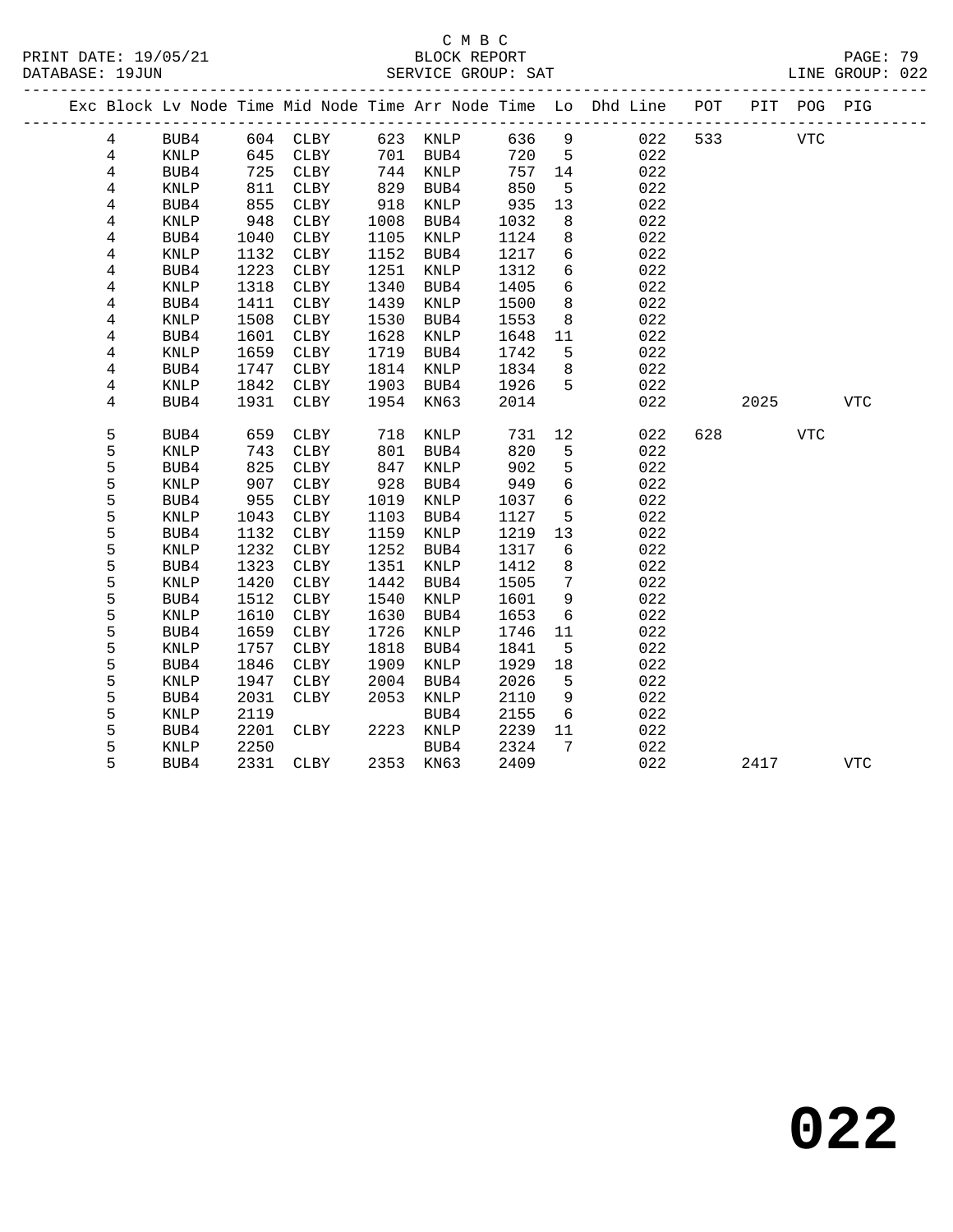C M B C
BLOCK REPORT
SERVICE GROUP: SAT

PRINT DATE: 19/05/21
DATABASE: 19JUN
LINE GROUP: 022

| Exc | Block | Lv Node | Time | Mid Node | Time | Arr Node | Time | Lo | Dhd Line | POT | PIT | POG | PIG |
|---|---|---|---|---|---|---|---|---|---|---|---|---|---|
| | 4 | BUB4 | 604 | CLBY | 623 | KNLP | 636 | 9 | 022 | 533 | | VTC | |
| | 4 | KNLP | 645 | CLBY | 701 | BUB4 | 720 | 5 | 022 | | | | |
| | 4 | BUB4 | 725 | CLBY | 744 | KNLP | 757 | 14 | 022 | | | | |
| | 4 | KNLP | 811 | CLBY | 829 | BUB4 | 850 | 5 | 022 | | | | |
| | 4 | BUB4 | 855 | CLBY | 918 | KNLP | 935 | 13 | 022 | | | | |
| | 4 | KNLP | 948 | CLBY | 1008 | BUB4 | 1032 | 8 | 022 | | | | |
| | 4 | BUB4 | 1040 | CLBY | 1105 | KNLP | 1124 | 8 | 022 | | | | |
| | 4 | KNLP | 1132 | CLBY | 1152 | BUB4 | 1217 | 6 | 022 | | | | |
| | 4 | BUB4 | 1223 | CLBY | 1251 | KNLP | 1312 | 6 | 022 | | | | |
| | 4 | KNLP | 1318 | CLBY | 1340 | BUB4 | 1405 | 6 | 022 | | | | |
| | 4 | BUB4 | 1411 | CLBY | 1439 | KNLP | 1500 | 8 | 022 | | | | |
| | 4 | KNLP | 1508 | CLBY | 1530 | BUB4 | 1553 | 8 | 022 | | | | |
| | 4 | BUB4 | 1601 | CLBY | 1628 | KNLP | 1648 | 11 | 022 | | | | |
| | 4 | KNLP | 1659 | CLBY | 1719 | BUB4 | 1742 | 5 | 022 | | | | |
| | 4 | BUB4 | 1747 | CLBY | 1814 | KNLP | 1834 | 8 | 022 | | | | |
| | 4 | KNLP | 1842 | CLBY | 1903 | BUB4 | 1926 | 5 | 022 | | | | |
| | 4 | BUB4 | 1931 | CLBY | 1954 | KN63 | 2014 | | 022 | | 2025 | | VTC |
| | 5 | BUB4 | 659 | CLBY | 718 | KNLP | 731 | 12 | 022 | 628 | | VTC | |
| | 5 | KNLP | 743 | CLBY | 801 | BUB4 | 820 | 5 | 022 | | | | |
| | 5 | BUB4 | 825 | CLBY | 847 | KNLP | 902 | 5 | 022 | | | | |
| | 5 | KNLP | 907 | CLBY | 928 | BUB4 | 949 | 6 | 022 | | | | |
| | 5 | BUB4 | 955 | CLBY | 1019 | KNLP | 1037 | 6 | 022 | | | | |
| | 5 | KNLP | 1043 | CLBY | 1103 | BUB4 | 1127 | 5 | 022 | | | | |
| | 5 | BUB4 | 1132 | CLBY | 1159 | KNLP | 1219 | 13 | 022 | | | | |
| | 5 | KNLP | 1232 | CLBY | 1252 | BUB4 | 1317 | 6 | 022 | | | | |
| | 5 | BUB4 | 1323 | CLBY | 1351 | KNLP | 1412 | 8 | 022 | | | | |
| | 5 | KNLP | 1420 | CLBY | 1442 | BUB4 | 1505 | 7 | 022 | | | | |
| | 5 | BUB4 | 1512 | CLBY | 1540 | KNLP | 1601 | 9 | 022 | | | | |
| | 5 | KNLP | 1610 | CLBY | 1630 | BUB4 | 1653 | 6 | 022 | | | | |
| | 5 | BUB4 | 1659 | CLBY | 1726 | KNLP | 1746 | 11 | 022 | | | | |
| | 5 | KNLP | 1757 | CLBY | 1818 | BUB4 | 1841 | 5 | 022 | | | | |
| | 5 | BUB4 | 1846 | CLBY | 1909 | KNLP | 1929 | 18 | 022 | | | | |
| | 5 | KNLP | 1947 | CLBY | 2004 | BUB4 | 2026 | 5 | 022 | | | | |
| | 5 | BUB4 | 2031 | CLBY | 2053 | KNLP | 2110 | 9 | 022 | | | | |
| | 5 | KNLP | 2119 | | | BUB4 | 2155 | 6 | 022 | | | | |
| | 5 | BUB4 | 2201 | CLBY | 2223 | KNLP | 2239 | 11 | 022 | | | | |
| | 5 | KNLP | 2250 | | | BUB4 | 2324 | 7 | 022 | | | | |
| | 5 | BUB4 | 2331 | CLBY | 2353 | KN63 | 2409 | | 022 | | 2417 | | VTC |

**022**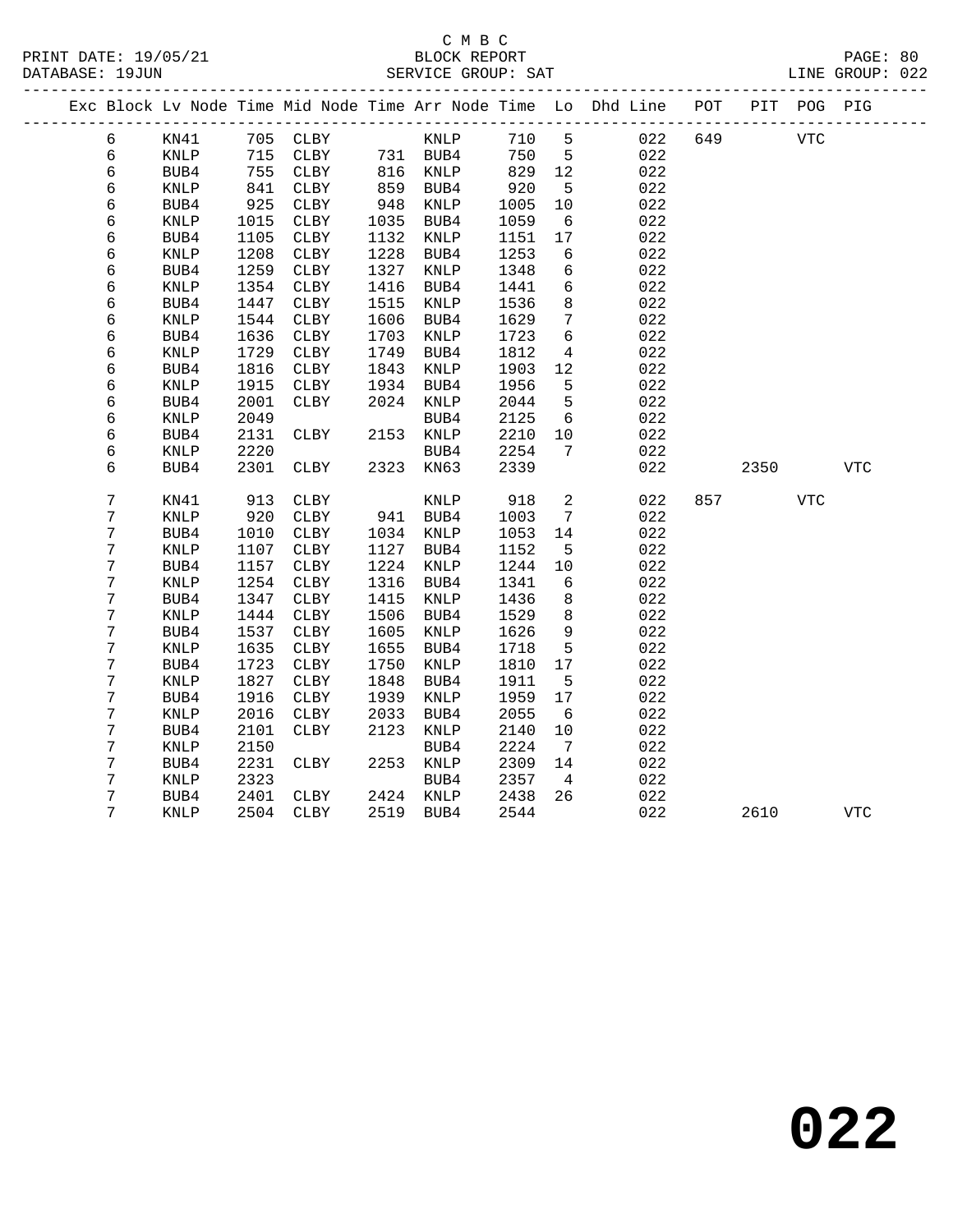C M B C

PRINT DATE: 19/05/21 BLOCK REPORT
DATABASE: 19JUN SERVICE GROUP: SAT LINE GROUP: 022

| Exc | Block | Lv | Node | Time | Mid Node | Time | Arr Node | Time | Lo | Dhd Line | POT | PIT | POG | PIG |
|---|---|---|---|---|---|---|---|---|---|---|---|---|---|---|
| | 6 | | KN41 | 705 | CLBY | | KNLP | 710 | 5 | 022 | 649 | | VTC | |
| | 6 | | KNLP | 715 | CLBY | 731 | BUB4 | 750 | 5 | 022 | | | | |
| | 6 | | BUB4 | 755 | CLBY | 816 | KNLP | 829 | 12 | 022 | | | | |
| | 6 | | KNLP | 841 | CLBY | 859 | BUB4 | 920 | 5 | 022 | | | | |
| | 6 | | BUB4 | 925 | CLBY | 948 | KNLP | 1005 | 10 | 022 | | | | |
| | 6 | | KNLP | 1015 | CLBY | 1035 | BUB4 | 1059 | 6 | 022 | | | | |
| | 6 | | BUB4 | 1105 | CLBY | 1132 | KNLP | 1151 | 17 | 022 | | | | |
| | 6 | | KNLP | 1208 | CLBY | 1228 | BUB4 | 1253 | 6 | 022 | | | | |
| | 6 | | BUB4 | 1259 | CLBY | 1327 | KNLP | 1348 | 6 | 022 | | | | |
| | 6 | | KNLP | 1354 | CLBY | 1416 | BUB4 | 1441 | 6 | 022 | | | | |
| | 6 | | BUB4 | 1447 | CLBY | 1515 | KNLP | 1536 | 8 | 022 | | | | |
| | 6 | | KNLP | 1544 | CLBY | 1606 | BUB4 | 1629 | 7 | 022 | | | | |
| | 6 | | BUB4 | 1636 | CLBY | 1703 | KNLP | 1723 | 6 | 022 | | | | |
| | 6 | | KNLP | 1729 | CLBY | 1749 | BUB4 | 1812 | 4 | 022 | | | | |
| | 6 | | BUB4 | 1816 | CLBY | 1843 | KNLP | 1903 | 12 | 022 | | | | |
| | 6 | | KNLP | 1915 | CLBY | 1934 | BUB4 | 1956 | 5 | 022 | | | | |
| | 6 | | BUB4 | 2001 | CLBY | 2024 | KNLP | 2044 | 5 | 022 | | | | |
| | 6 | | KNLP | 2049 | | | BUB4 | 2125 | 6 | 022 | | | | |
| | 6 | | BUB4 | 2131 | CLBY | 2153 | KNLP | 2210 | 10 | 022 | | | | |
| | 6 | | KNLP | 2220 | | | BUB4 | 2254 | 7 | 022 | | | | |
| | 6 | | BUB4 | 2301 | CLBY | 2323 | KN63 | 2339 | | 022 | | 2350 | | VTC |
| | 7 | | KN41 | 913 | CLBY | | KNLP | 918 | 2 | 022 | 857 | | VTC | |
| | 7 | | KNLP | 920 | CLBY | 941 | BUB4 | 1003 | 7 | 022 | | | | |
| | 7 | | BUB4 | 1010 | CLBY | 1034 | KNLP | 1053 | 14 | 022 | | | | |
| | 7 | | KNLP | 1107 | CLBY | 1127 | BUB4 | 1152 | 5 | 022 | | | | |
| | 7 | | BUB4 | 1157 | CLBY | 1224 | KNLP | 1244 | 10 | 022 | | | | |
| | 7 | | KNLP | 1254 | CLBY | 1316 | BUB4 | 1341 | 6 | 022 | | | | |
| | 7 | | BUB4 | 1347 | CLBY | 1415 | KNLP | 1436 | 8 | 022 | | | | |
| | 7 | | KNLP | 1444 | CLBY | 1506 | BUB4 | 1529 | 8 | 022 | | | | |
| | 7 | | BUB4 | 1537 | CLBY | 1605 | KNLP | 1626 | 9 | 022 | | | | |
| | 7 | | KNLP | 1635 | CLBY | 1655 | BUB4 | 1718 | 5 | 022 | | | | |
| | 7 | | BUB4 | 1723 | CLBY | 1750 | KNLP | 1810 | 17 | 022 | | | | |
| | 7 | | KNLP | 1827 | CLBY | 1848 | BUB4 | 1911 | 5 | 022 | | | | |
| | 7 | | BUB4 | 1916 | CLBY | 1939 | KNLP | 1959 | 17 | 022 | | | | |
| | 7 | | KNLP | 2016 | CLBY | 2033 | BUB4 | 2055 | 6 | 022 | | | | |
| | 7 | | BUB4 | 2101 | CLBY | 2123 | KNLP | 2140 | 10 | 022 | | | | |
| | 7 | | KNLP | 2150 | | | BUB4 | 2224 | 7 | 022 | | | | |
| | 7 | | BUB4 | 2231 | CLBY | 2253 | KNLP | 2309 | 14 | 022 | | | | |
| | 7 | | KNLP | 2323 | | | BUB4 | 2357 | 4 | 022 | | | | |
| | 7 | | BUB4 | 2401 | CLBY | 2424 | KNLP | 2438 | 26 | 022 | | | | |
| | 7 | | KNLP | 2504 | CLBY | 2519 | BUB4 | 2544 | | 022 | | 2610 | | VTC |

**022**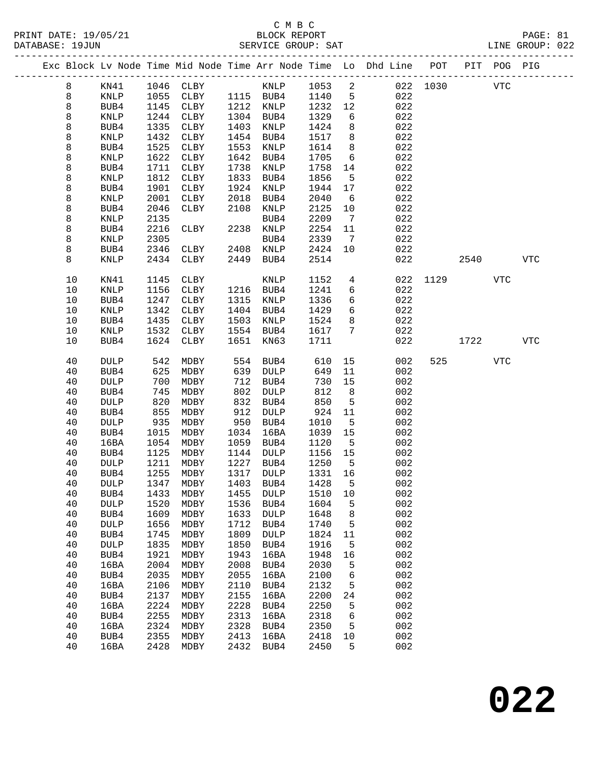C M B C

BLOCK REPORT

SERVICE GROUP: SAT

PRINT DATE: 19/05/21
DATABASE: 19JUN

LINE GROUP: 022

| Exc | Block | Lv Node | Time | Mid Node | Time | Arr Node | Time | Lo | Dhd Line | POT | PIT | POG | PIG |
|---|---|---|---|---|---|---|---|---|---|---|---|---|---|
| | 8 | KN41 | 1046 | CLBY | | KNLP | 1053 | 2 | 022 | 1030 | | VTC | |
| | 8 | KNLP | 1055 | CLBY | 1115 | BUB4 | 1140 | 5 | 022 | | | | |
| | 8 | BUB4 | 1145 | CLBY | 1212 | KNLP | 1232 | 12 | 022 | | | | |
| | 8 | KNLP | 1244 | CLBY | 1304 | BUB4 | 1329 | 6 | 022 | | | | |
| | 8 | BUB4 | 1335 | CLBY | 1403 | KNLP | 1424 | 8 | 022 | | | | |
| | 8 | KNLP | 1432 | CLBY | 1454 | BUB4 | 1517 | 8 | 022 | | | | |
| | 8 | BUB4 | 1525 | CLBY | 1553 | KNLP | 1614 | 8 | 022 | | | | |
| | 8 | KNLP | 1622 | CLBY | 1642 | BUB4 | 1705 | 6 | 022 | | | | |
| | 8 | BUB4 | 1711 | CLBY | 1738 | KNLP | 1758 | 14 | 022 | | | | |
| | 8 | KNLP | 1812 | CLBY | 1833 | BUB4 | 1856 | 5 | 022 | | | | |
| | 8 | BUB4 | 1901 | CLBY | 1924 | KNLP | 1944 | 17 | 022 | | | | |
| | 8 | KNLP | 2001 | CLBY | 2018 | BUB4 | 2040 | 6 | 022 | | | | |
| | 8 | BUB4 | 2046 | CLBY | 2108 | KNLP | 2125 | 10 | 022 | | | | |
| | 8 | KNLP | 2135 | | | BUB4 | 2209 | 7 | 022 | | | | |
| | 8 | BUB4 | 2216 | CLBY | 2238 | KNLP | 2254 | 11 | 022 | | | | |
| | 8 | KNLP | 2305 | | | BUB4 | 2339 | 7 | 022 | | | | |
| | 8 | BUB4 | 2346 | CLBY | 2408 | KNLP | 2424 | 10 | 022 | | | | |
| | 8 | KNLP | 2434 | CLBY | 2449 | BUB4 | 2514 | | 022 | | 2540 | | VTC |
| | 10 | KN41 | 1145 | CLBY | | KNLP | 1152 | 4 | 022 | 1129 | | VTC | |
| | 10 | KNLP | 1156 | CLBY | 1216 | BUB4 | 1241 | 6 | 022 | | | | |
| | 10 | BUB4 | 1247 | CLBY | 1315 | KNLP | 1336 | 6 | 022 | | | | |
| | 10 | KNLP | 1342 | CLBY | 1404 | BUB4 | 1429 | 6 | 022 | | | | |
| | 10 | BUB4 | 1435 | CLBY | 1503 | KNLP | 1524 | 8 | 022 | | | | |
| | 10 | KNLP | 1532 | CLBY | 1554 | BUB4 | 1617 | 7 | 022 | | | | |
| | 10 | BUB4 | 1624 | CLBY | 1651 | KN63 | 1711 | | 022 | | 1722 | | VTC |
| | 40 | DULP | 542 | MDBY | 554 | BUB4 | 610 | 15 | 002 | 525 | | VTC | |
| | 40 | BUB4 | 625 | MDBY | 639 | DULP | 649 | 11 | 002 | | | | |
| | 40 | DULP | 700 | MDBY | 712 | BUB4 | 730 | 15 | 002 | | | | |
| | 40 | BUB4 | 745 | MDBY | 802 | DULP | 812 | 8 | 002 | | | | |
| | 40 | DULP | 820 | MDBY | 832 | BUB4 | 850 | 5 | 002 | | | | |
| | 40 | BUB4 | 855 | MDBY | 912 | DULP | 924 | 11 | 002 | | | | |
| | 40 | DULP | 935 | MDBY | 950 | BUB4 | 1010 | 5 | 002 | | | | |
| | 40 | BUB4 | 1015 | MDBY | 1034 | 16BA | 1039 | 15 | 002 | | | | |
| | 40 | 16BA | 1054 | MDBY | 1059 | BUB4 | 1120 | 5 | 002 | | | | |
| | 40 | BUB4 | 1125 | MDBY | 1144 | DULP | 1156 | 15 | 002 | | | | |
| | 40 | DULP | 1211 | MDBY | 1227 | BUB4 | 1250 | 5 | 002 | | | | |
| | 40 | BUB4 | 1255 | MDBY | 1317 | DULP | 1331 | 16 | 002 | | | | |
| | 40 | DULP | 1347 | MDBY | 1403 | BUB4 | 1428 | 5 | 002 | | | | |
| | 40 | BUB4 | 1433 | MDBY | 1455 | DULP | 1510 | 10 | 002 | | | | |
| | 40 | DULP | 1520 | MDBY | 1536 | BUB4 | 1604 | 5 | 002 | | | | |
| | 40 | BUB4 | 1609 | MDBY | 1633 | DULP | 1648 | 8 | 002 | | | | |
| | 40 | DULP | 1656 | MDBY | 1712 | BUB4 | 1740 | 5 | 002 | | | | |
| | 40 | BUB4 | 1745 | MDBY | 1809 | DULP | 1824 | 11 | 002 | | | | |
| | 40 | DULP | 1835 | MDBY | 1850 | BUB4 | 1916 | 5 | 002 | | | | |
| | 40 | BUB4 | 1921 | MDBY | 1943 | 16BA | 1948 | 16 | 002 | | | | |
| | 40 | 16BA | 2004 | MDBY | 2008 | BUB4 | 2030 | 5 | 002 | | | | |
| | 40 | BUB4 | 2035 | MDBY | 2055 | 16BA | 2100 | 6 | 002 | | | | |
| | 40 | 16BA | 2106 | MDBY | 2110 | BUB4 | 2132 | 5 | 002 | | | | |
| | 40 | BUB4 | 2137 | MDBY | 2155 | 16BA | 2200 | 24 | 002 | | | | |
| | 40 | 16BA | 2224 | MDBY | 2228 | BUB4 | 2250 | 5 | 002 | | | | |
| | 40 | BUB4 | 2255 | MDBY | 2313 | 16BA | 2318 | 6 | 002 | | | | |
| | 40 | 16BA | 2324 | MDBY | 2328 | BUB4 | 2350 | 5 | 002 | | | | |
| | 40 | BUB4 | 2355 | MDBY | 2413 | 16BA | 2418 | 10 | 002 | | | | |
| | 40 | 16BA | 2428 | MDBY | 2432 | BUB4 | 2450 | 5 | 002 | | | | |

# 022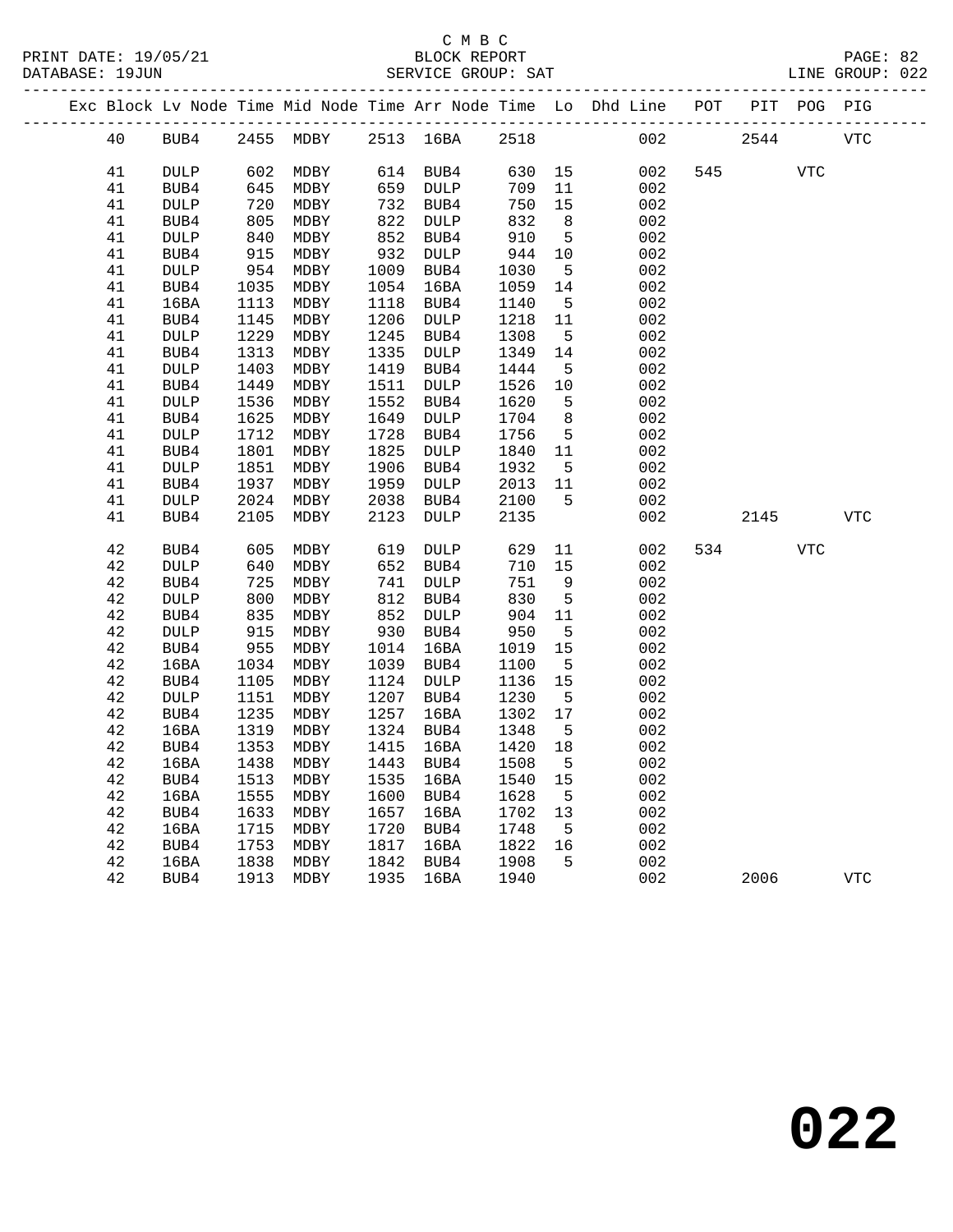C M B C

BLOCK REPORT

SERVICE GROUP: SAT

| Exc | Block | Lv Node | Time | Mid Node | Time | Arr Node | Time | Lo | Dhd Line | POT | PIT | POG | PIG |
|---|---|---|---|---|---|---|---|---|---|---|---|---|---|
| | 40 | BUB4 | 2455 | MDBY | 2513 | 16BA | 2518 | | 002 | | 2544 | | VTC |
| | 41 | DULP | 602 | MDBY | 614 | BUB4 | 630 | 15 | 002 | 545 | | VTC | |
| | 41 | BUB4 | 645 | MDBY | 659 | DULP | 709 | 11 | 002 | | | | |
| | 41 | DULP | 720 | MDBY | 732 | BUB4 | 750 | 15 | 002 | | | | |
| | 41 | BUB4 | 805 | MDBY | 822 | DULP | 832 | 8 | 002 | | | | |
| | 41 | DULP | 840 | MDBY | 852 | BUB4 | 910 | 5 | 002 | | | | |
| | 41 | BUB4 | 915 | MDBY | 932 | DULP | 944 | 10 | 002 | | | | |
| | 41 | DULP | 954 | MDBY | 1009 | BUB4 | 1030 | 5 | 002 | | | | |
| | 41 | BUB4 | 1035 | MDBY | 1054 | 16BA | 1059 | 14 | 002 | | | | |
| | 41 | 16BA | 1113 | MDBY | 1118 | BUB4 | 1140 | 5 | 002 | | | | |
| | 41 | BUB4 | 1145 | MDBY | 1206 | DULP | 1218 | 11 | 002 | | | | |
| | 41 | DULP | 1229 | MDBY | 1245 | BUB4 | 1308 | 5 | 002 | | | | |
| | 41 | BUB4 | 1313 | MDBY | 1335 | DULP | 1349 | 14 | 002 | | | | |
| | 41 | DULP | 1403 | MDBY | 1419 | BUB4 | 1444 | 5 | 002 | | | | |
| | 41 | BUB4 | 1449 | MDBY | 1511 | DULP | 1526 | 10 | 002 | | | | |
| | 41 | DULP | 1536 | MDBY | 1552 | BUB4 | 1620 | 5 | 002 | | | | |
| | 41 | BUB4 | 1625 | MDBY | 1649 | DULP | 1704 | 8 | 002 | | | | |
| | 41 | DULP | 1712 | MDBY | 1728 | BUB4 | 1756 | 5 | 002 | | | | |
| | 41 | BUB4 | 1801 | MDBY | 1825 | DULP | 1840 | 11 | 002 | | | | |
| | 41 | DULP | 1851 | MDBY | 1906 | BUB4 | 1932 | 5 | 002 | | | | |
| | 41 | BUB4 | 1937 | MDBY | 1959 | DULP | 2013 | 11 | 002 | | | | |
| | 41 | DULP | 2024 | MDBY | 2038 | BUB4 | 2100 | 5 | 002 | | | | |
| | 41 | BUB4 | 2105 | MDBY | 2123 | DULP | 2135 | | 002 | | 2145 | | VTC |
| | 42 | BUB4 | 605 | MDBY | 619 | DULP | 629 | 11 | 002 | 534 | | VTC | |
| | 42 | DULP | 640 | MDBY | 652 | BUB4 | 710 | 15 | 002 | | | | |
| | 42 | BUB4 | 725 | MDBY | 741 | DULP | 751 | 9 | 002 | | | | |
| | 42 | DULP | 800 | MDBY | 812 | BUB4 | 830 | 5 | 002 | | | | |
| | 42 | BUB4 | 835 | MDBY | 852 | DULP | 904 | 11 | 002 | | | | |
| | 42 | DULP | 915 | MDBY | 930 | BUB4 | 950 | 5 | 002 | | | | |
| | 42 | BUB4 | 955 | MDBY | 1014 | 16BA | 1019 | 15 | 002 | | | | |
| | 42 | 16BA | 1034 | MDBY | 1039 | BUB4 | 1100 | 5 | 002 | | | | |
| | 42 | BUB4 | 1105 | MDBY | 1124 | DULP | 1136 | 15 | 002 | | | | |
| | 42 | DULP | 1151 | MDBY | 1207 | BUB4 | 1230 | 5 | 002 | | | | |
| | 42 | BUB4 | 1235 | MDBY | 1257 | 16BA | 1302 | 17 | 002 | | | | |
| | 42 | 16BA | 1319 | MDBY | 1324 | BUB4 | 1348 | 5 | 002 | | | | |
| | 42 | BUB4 | 1353 | MDBY | 1415 | 16BA | 1420 | 18 | 002 | | | | |
| | 42 | 16BA | 1438 | MDBY | 1443 | BUB4 | 1508 | 5 | 002 | | | | |
| | 42 | BUB4 | 1513 | MDBY | 1535 | 16BA | 1540 | 15 | 002 | | | | |
| | 42 | 16BA | 1555 | MDBY | 1600 | BUB4 | 1628 | 5 | 002 | | | | |
| | 42 | BUB4 | 1633 | MDBY | 1657 | 16BA | 1702 | 13 | 002 | | | | |
| | 42 | 16BA | 1715 | MDBY | 1720 | BUB4 | 1748 | 5 | 002 | | | | |
| | 42 | BUB4 | 1753 | MDBY | 1817 | 16BA | 1822 | 16 | 002 | | | | |
| | 42 | 16BA | 1838 | MDBY | 1842 | BUB4 | 1908 | 5 | 002 | | | | |
| | 42 | BUB4 | 1913 | MDBY | 1935 | 16BA | 1940 | | 002 | | 2006 | | VTC |

# 022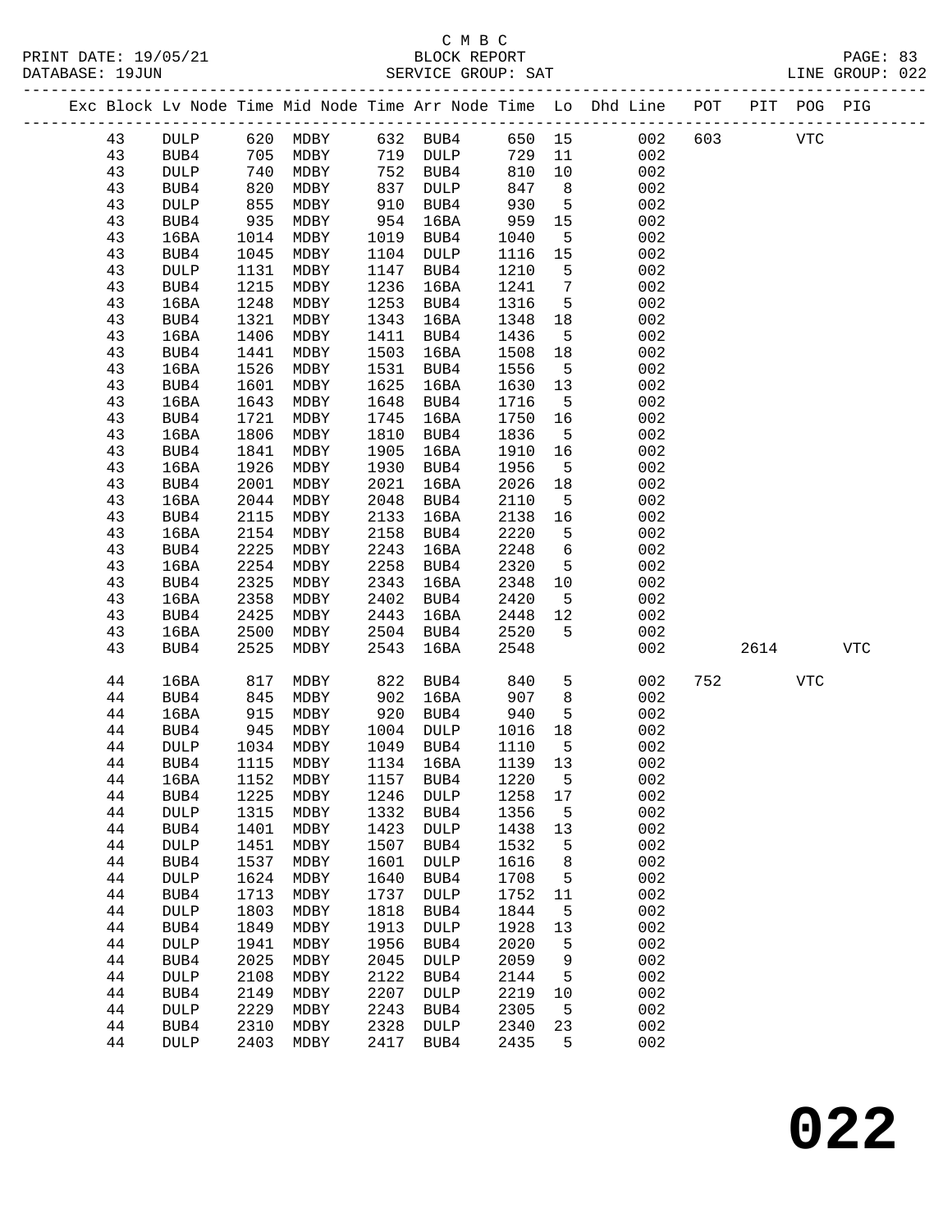C M B C
PRINT DATE: 19/05/21 BLOCK REPORT
DATABASE: 19JUN SERVICE GROUP: SAT LINE GROUP: 022

| Exc | Block | Lv Node | Time | Mid Node | Time | Arr Node | Time | Lo | Dhd Line | POT | PIT | POG | PIG |
|---|---|---|---|---|---|---|---|---|---|---|---|---|---|
| | 43 | DULP | 620 | MDBY | 632 | BUB4 | 650 | 15 | 002 | 603 | | VTC | |
| | 43 | BUB4 | 705 | MDBY | 719 | DULP | 729 | 11 | 002 | | | | |
| | 43 | DULP | 740 | MDBY | 752 | BUB4 | 810 | 10 | 002 | | | | |
| | 43 | BUB4 | 820 | MDBY | 837 | DULP | 847 | 8 | 002 | | | | |
| | 43 | DULP | 855 | MDBY | 910 | BUB4 | 930 | 5 | 002 | | | | |
| | 43 | BUB4 | 935 | MDBY | 954 | 16BA | 959 | 15 | 002 | | | | |
| | 43 | 16BA | 1014 | MDBY | 1019 | BUB4 | 1040 | 5 | 002 | | | | |
| | 43 | BUB4 | 1045 | MDBY | 1104 | DULP | 1116 | 15 | 002 | | | | |
| | 43 | DULP | 1131 | MDBY | 1147 | BUB4 | 1210 | 5 | 002 | | | | |
| | 43 | BUB4 | 1215 | MDBY | 1236 | 16BA | 1241 | 7 | 002 | | | | |
| | 43 | 16BA | 1248 | MDBY | 1253 | BUB4 | 1316 | 5 | 002 | | | | |
| | 43 | BUB4 | 1321 | MDBY | 1343 | 16BA | 1348 | 18 | 002 | | | | |
| | 43 | 16BA | 1406 | MDBY | 1411 | BUB4 | 1436 | 5 | 002 | | | | |
| | 43 | BUB4 | 1441 | MDBY | 1503 | 16BA | 1508 | 18 | 002 | | | | |
| | 43 | 16BA | 1526 | MDBY | 1531 | BUB4 | 1556 | 5 | 002 | | | | |
| | 43 | BUB4 | 1601 | MDBY | 1625 | 16BA | 1630 | 13 | 002 | | | | |
| | 43 | 16BA | 1643 | MDBY | 1648 | BUB4 | 1716 | 5 | 002 | | | | |
| | 43 | BUB4 | 1721 | MDBY | 1745 | 16BA | 1750 | 16 | 002 | | | | |
| | 43 | 16BA | 1806 | MDBY | 1810 | BUB4 | 1836 | 5 | 002 | | | | |
| | 43 | BUB4 | 1841 | MDBY | 1905 | 16BA | 1910 | 16 | 002 | | | | |
| | 43 | 16BA | 1926 | MDBY | 1930 | BUB4 | 1956 | 5 | 002 | | | | |
| | 43 | BUB4 | 2001 | MDBY | 2021 | 16BA | 2026 | 18 | 002 | | | | |
| | 43 | 16BA | 2044 | MDBY | 2048 | BUB4 | 2110 | 5 | 002 | | | | |
| | 43 | BUB4 | 2115 | MDBY | 2133 | 16BA | 2138 | 16 | 002 | | | | |
| | 43 | 16BA | 2154 | MDBY | 2158 | BUB4 | 2220 | 5 | 002 | | | | |
| | 43 | BUB4 | 2225 | MDBY | 2243 | 16BA | 2248 | 6 | 002 | | | | |
| | 43 | 16BA | 2254 | MDBY | 2258 | BUB4 | 2320 | 5 | 002 | | | | |
| | 43 | BUB4 | 2325 | MDBY | 2343 | 16BA | 2348 | 10 | 002 | | | | |
| | 43 | 16BA | 2358 | MDBY | 2402 | BUB4 | 2420 | 5 | 002 | | | | |
| | 43 | BUB4 | 2425 | MDBY | 2443 | 16BA | 2448 | 12 | 002 | | | | |
| | 43 | 16BA | 2500 | MDBY | 2504 | BUB4 | 2520 | 5 | 002 | | | | |
| | 43 | BUB4 | 2525 | MDBY | 2543 | 16BA | 2548 | | 002 | | 2614 | | VTC |
| | 44 | 16BA | 817 | MDBY | 822 | BUB4 | 840 | 5 | 002 | 752 | | VTC | |
| | 44 | BUB4 | 845 | MDBY | 902 | 16BA | 907 | 8 | 002 | | | | |
| | 44 | 16BA | 915 | MDBY | 920 | BUB4 | 940 | 5 | 002 | | | | |
| | 44 | BUB4 | 945 | MDBY | 1004 | DULP | 1016 | 18 | 002 | | | | |
| | 44 | DULP | 1034 | MDBY | 1049 | BUB4 | 1110 | 5 | 002 | | | | |
| | 44 | BUB4 | 1115 | MDBY | 1134 | 16BA | 1139 | 13 | 002 | | | | |
| | 44 | 16BA | 1152 | MDBY | 1157 | BUB4 | 1220 | 5 | 002 | | | | |
| | 44 | BUB4 | 1225 | MDBY | 1246 | DULP | 1258 | 17 | 002 | | | | |
| | 44 | DULP | 1315 | MDBY | 1332 | BUB4 | 1356 | 5 | 002 | | | | |
| | 44 | BUB4 | 1401 | MDBY | 1423 | DULP | 1438 | 13 | 002 | | | | |
| | 44 | DULP | 1451 | MDBY | 1507 | BUB4 | 1532 | 5 | 002 | | | | |
| | 44 | BUB4 | 1537 | MDBY | 1601 | DULP | 1616 | 8 | 002 | | | | |
| | 44 | DULP | 1624 | MDBY | 1640 | BUB4 | 1708 | 5 | 002 | | | | |
| | 44 | BUB4 | 1713 | MDBY | 1737 | DULP | 1752 | 11 | 002 | | | | |
| | 44 | DULP | 1803 | MDBY | 1818 | BUB4 | 1844 | 5 | 002 | | | | |
| | 44 | BUB4 | 1849 | MDBY | 1913 | DULP | 1928 | 13 | 002 | | | | |
| | 44 | DULP | 1941 | MDBY | 1956 | BUB4 | 2020 | 5 | 002 | | | | |
| | 44 | BUB4 | 2025 | MDBY | 2045 | DULP | 2059 | 9 | 002 | | | | |
| | 44 | DULP | 2108 | MDBY | 2122 | BUB4 | 2144 | 5 | 002 | | | | |
| | 44 | BUB4 | 2149 | MDBY | 2207 | DULP | 2219 | 10 | 002 | | | | |
| | 44 | DULP | 2229 | MDBY | 2243 | BUB4 | 2305 | 5 | 002 | | | | |
| | 44 | BUB4 | 2310 | MDBY | 2328 | DULP | 2340 | 23 | 002 | | | | |
| | 44 | DULP | 2403 | MDBY | 2417 | BUB4 | 2435 | 5 | 002 | | | | |

# 022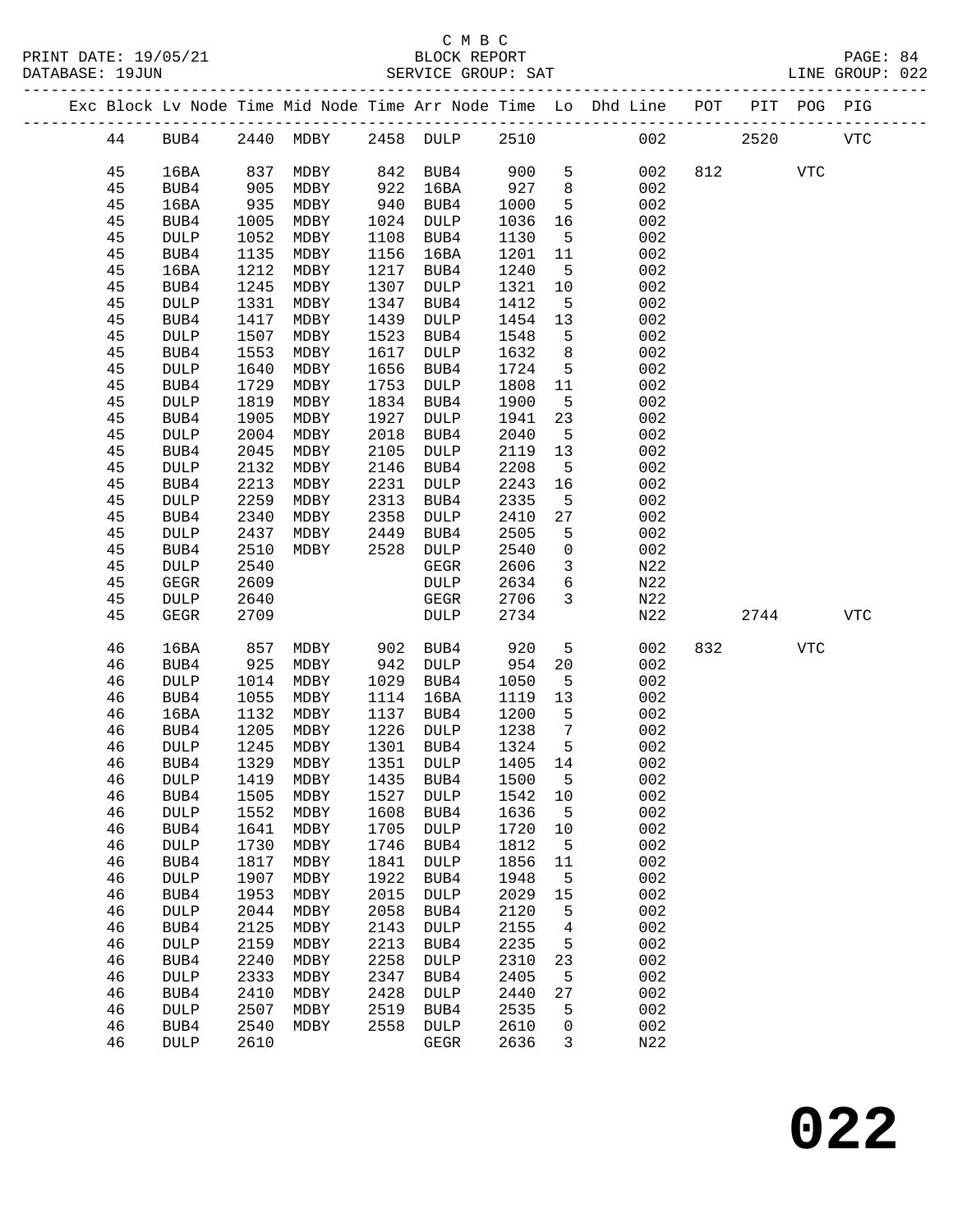C M B C
BLOCK REPORT
SERVICE GROUP: SAT

PRINT DATE: 19/05/21
DATABASE: 19JUN
LINE GROUP: 022

| Exc | Block | Lv | Node | Time | Mid Node | Time | Arr Node | Time | Lo | Dhd Line | POT | PIT | POG | PIG |
|---|---|---|---|---|---|---|---|---|---|---|---|---|---|---|
| | 44 | | BUB4 | 2440 | MDBY | 2458 | DULP | 2510 | | 002 | | 2520 | | VTC |
| | 45 | | 16BA | 837 | MDBY | 842 | BUB4 | 900 | 5 | 002 | 812 | | VTC | |
| | 45 | | BUB4 | 905 | MDBY | 922 | 16BA | 927 | 8 | 002 | | | | |
| | 45 | | 16BA | 935 | MDBY | 940 | BUB4 | 1000 | 5 | 002 | | | | |
| | 45 | | BUB4 | 1005 | MDBY | 1024 | DULP | 1036 | 16 | 002 | | | | |
| | 45 | | DULP | 1052 | MDBY | 1108 | BUB4 | 1130 | 5 | 002 | | | | |
| | 45 | | BUB4 | 1135 | MDBY | 1156 | 16BA | 1201 | 11 | 002 | | | | |
| | 45 | | 16BA | 1212 | MDBY | 1217 | BUB4 | 1240 | 5 | 002 | | | | |
| | 45 | | BUB4 | 1245 | MDBY | 1307 | DULP | 1321 | 10 | 002 | | | | |
| | 45 | | DULP | 1331 | MDBY | 1347 | BUB4 | 1412 | 5 | 002 | | | | |
| | 45 | | BUB4 | 1417 | MDBY | 1439 | DULP | 1454 | 13 | 002 | | | | |
| | 45 | | DULP | 1507 | MDBY | 1523 | BUB4 | 1548 | 5 | 002 | | | | |
| | 45 | | BUB4 | 1553 | MDBY | 1617 | DULP | 1632 | 8 | 002 | | | | |
| | 45 | | DULP | 1640 | MDBY | 1656 | BUB4 | 1724 | 5 | 002 | | | | |
| | 45 | | BUB4 | 1729 | MDBY | 1753 | DULP | 1808 | 11 | 002 | | | | |
| | 45 | | DULP | 1819 | MDBY | 1834 | BUB4 | 1900 | 5 | 002 | | | | |
| | 45 | | BUB4 | 1905 | MDBY | 1927 | DULP | 1941 | 23 | 002 | | | | |
| | 45 | | DULP | 2004 | MDBY | 2018 | BUB4 | 2040 | 5 | 002 | | | | |
| | 45 | | BUB4 | 2045 | MDBY | 2105 | DULP | 2119 | 13 | 002 | | | | |
| | 45 | | DULP | 2132 | MDBY | 2146 | BUB4 | 2208 | 5 | 002 | | | | |
| | 45 | | BUB4 | 2213 | MDBY | 2231 | DULP | 2243 | 16 | 002 | | | | |
| | 45 | | DULP | 2259 | MDBY | 2313 | BUB4 | 2335 | 5 | 002 | | | | |
| | 45 | | BUB4 | 2340 | MDBY | 2358 | DULP | 2410 | 27 | 002 | | | | |
| | 45 | | DULP | 2437 | MDBY | 2449 | BUB4 | 2505 | 5 | 002 | | | | |
| | 45 | | BUB4 | 2510 | MDBY | 2528 | DULP | 2540 | 0 | 002 | | | | |
| | 45 | | DULP | 2540 | | | GEGR | 2606 | 3 | N22 | | | | |
| | 45 | | GEGR | 2609 | | | DULP | 2634 | 6 | N22 | | | | |
| | 45 | | DULP | 2640 | | | GEGR | 2706 | 3 | N22 | | | | |
| | 45 | | GEGR | 2709 | | | DULP | 2734 | | N22 | | 2744 | | VTC |
| | 46 | | 16BA | 857 | MDBY | 902 | BUB4 | 920 | 5 | 002 | 832 | | VTC | |
| | 46 | | BUB4 | 925 | MDBY | 942 | DULP | 954 | 20 | 002 | | | | |
| | 46 | | DULP | 1014 | MDBY | 1029 | BUB4 | 1050 | 5 | 002 | | | | |
| | 46 | | BUB4 | 1055 | MDBY | 1114 | 16BA | 1119 | 13 | 002 | | | | |
| | 46 | | 16BA | 1132 | MDBY | 1137 | BUB4 | 1200 | 5 | 002 | | | | |
| | 46 | | BUB4 | 1205 | MDBY | 1226 | DULP | 1238 | 7 | 002 | | | | |
| | 46 | | DULP | 1245 | MDBY | 1301 | BUB4 | 1324 | 5 | 002 | | | | |
| | 46 | | BUB4 | 1329 | MDBY | 1351 | DULP | 1405 | 14 | 002 | | | | |
| | 46 | | DULP | 1419 | MDBY | 1435 | BUB4 | 1500 | 5 | 002 | | | | |
| | 46 | | BUB4 | 1505 | MDBY | 1527 | DULP | 1542 | 10 | 002 | | | | |
| | 46 | | DULP | 1552 | MDBY | 1608 | BUB4 | 1636 | 5 | 002 | | | | |
| | 46 | | BUB4 | 1641 | MDBY | 1705 | DULP | 1720 | 10 | 002 | | | | |
| | 46 | | DULP | 1730 | MDBY | 1746 | BUB4 | 1812 | 5 | 002 | | | | |
| | 46 | | BUB4 | 1817 | MDBY | 1841 | DULP | 1856 | 11 | 002 | | | | |
| | 46 | | DULP | 1907 | MDBY | 1922 | BUB4 | 1948 | 5 | 002 | | | | |
| | 46 | | BUB4 | 1953 | MDBY | 2015 | DULP | 2029 | 15 | 002 | | | | |
| | 46 | | DULP | 2044 | MDBY | 2058 | BUB4 | 2120 | 5 | 002 | | | | |
| | 46 | | BUB4 | 2125 | MDBY | 2143 | DULP | 2155 | 4 | 002 | | | | |
| | 46 | | DULP | 2159 | MDBY | 2213 | BUB4 | 2235 | 5 | 002 | | | | |
| | 46 | | BUB4 | 2240 | MDBY | 2258 | DULP | 2310 | 23 | 002 | | | | |
| | 46 | | DULP | 2333 | MDBY | 2347 | BUB4 | 2405 | 5 | 002 | | | | |
| | 46 | | BUB4 | 2410 | MDBY | 2428 | DULP | 2440 | 27 | 002 | | | | |
| | 46 | | DULP | 2507 | MDBY | 2519 | BUB4 | 2535 | 5 | 002 | | | | |
| | 46 | | BUB4 | 2540 | MDBY | 2558 | DULP | 2610 | 0 | 002 | | | | |
| | 46 | | DULP | 2610 | | | GEGR | 2636 | 3 | N22 | | | | |

022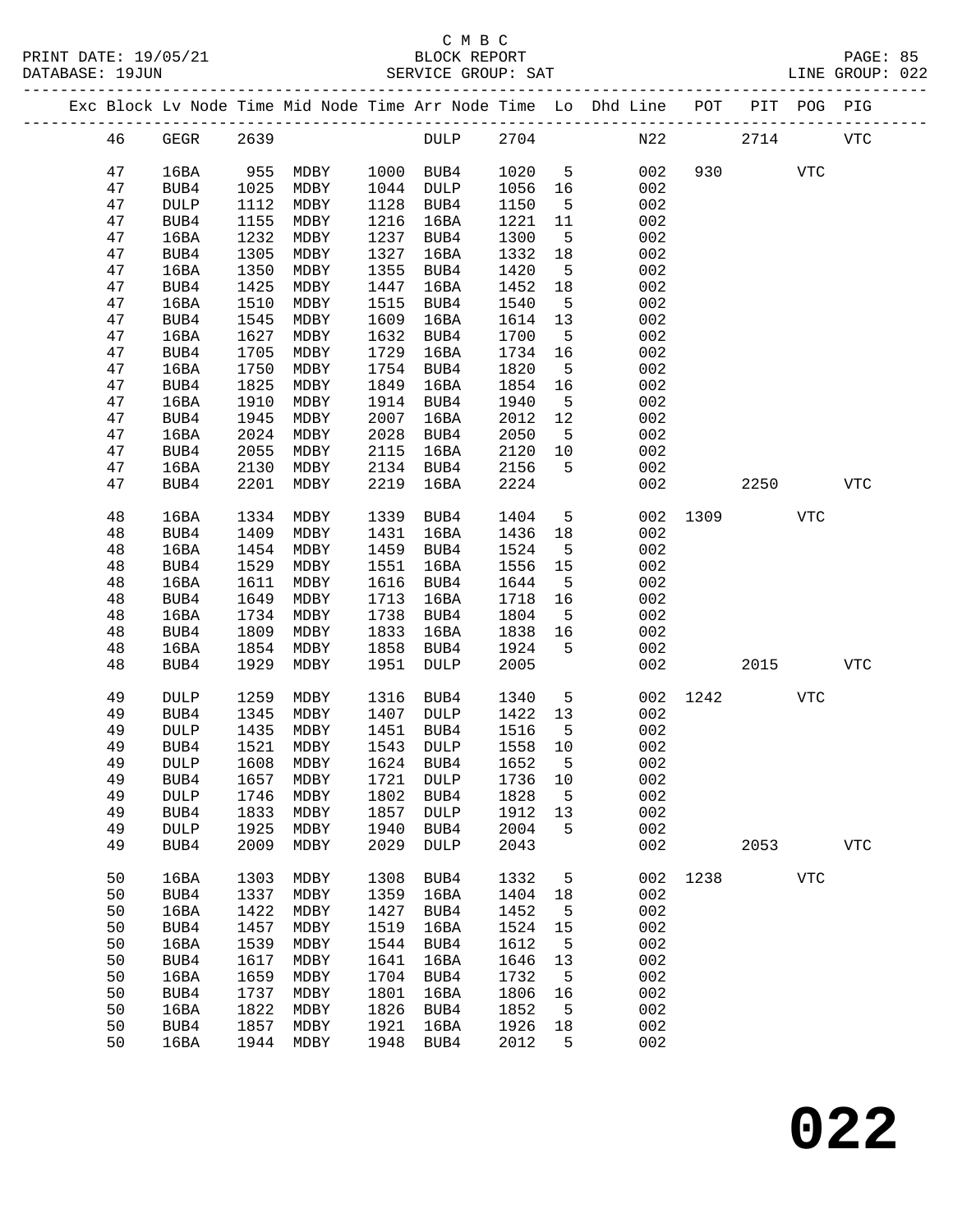C M B C

PRINT DATE: 19/05/21 BLOCK REPORT

DATABASE: 19JUN SERVICE GROUP: SAT LINE GROUP: 022

| Exc | Block | Lv | Node | Time | Mid Node | Time | Arr Node | Time | Lo | Dhd Line | POT | PIT | POG | PIG |
|---|---|---|---|---|---|---|---|---|---|---|---|---|---|---|
| | 46 | | GEGR | 2639 | | | DULP | 2704 | | N22 | | 2714 | | VTC |
| | 47 | | 16BA | 955 | MDBY | 1000 | BUB4 | 1020 | 5 | 002 | 930 | | VTC | |
| | 47 | | BUB4 | 1025 | MDBY | 1044 | DULP | 1056 | 16 | 002 | | | | |
| | 47 | | DULP | 1112 | MDBY | 1128 | BUB4 | 1150 | 5 | 002 | | | | |
| | 47 | | BUB4 | 1155 | MDBY | 1216 | 16BA | 1221 | 11 | 002 | | | | |
| | 47 | | 16BA | 1232 | MDBY | 1237 | BUB4 | 1300 | 5 | 002 | | | | |
| | 47 | | BUB4 | 1305 | MDBY | 1327 | 16BA | 1332 | 18 | 002 | | | | |
| | 47 | | 16BA | 1350 | MDBY | 1355 | BUB4 | 1420 | 5 | 002 | | | | |
| | 47 | | BUB4 | 1425 | MDBY | 1447 | 16BA | 1452 | 18 | 002 | | | | |
| | 47 | | 16BA | 1510 | MDBY | 1515 | BUB4 | 1540 | 5 | 002 | | | | |
| | 47 | | BUB4 | 1545 | MDBY | 1609 | 16BA | 1614 | 13 | 002 | | | | |
| | 47 | | 16BA | 1627 | MDBY | 1632 | BUB4 | 1700 | 5 | 002 | | | | |
| | 47 | | BUB4 | 1705 | MDBY | 1729 | 16BA | 1734 | 16 | 002 | | | | |
| | 47 | | 16BA | 1750 | MDBY | 1754 | BUB4 | 1820 | 5 | 002 | | | | |
| | 47 | | BUB4 | 1825 | MDBY | 1849 | 16BA | 1854 | 16 | 002 | | | | |
| | 47 | | 16BA | 1910 | MDBY | 1914 | BUB4 | 1940 | 5 | 002 | | | | |
| | 47 | | BUB4 | 1945 | MDBY | 2007 | 16BA | 2012 | 12 | 002 | | | | |
| | 47 | | 16BA | 2024 | MDBY | 2028 | BUB4 | 2050 | 5 | 002 | | | | |
| | 47 | | BUB4 | 2055 | MDBY | 2115 | 16BA | 2120 | 10 | 002 | | | | |
| | 47 | | 16BA | 2130 | MDBY | 2134 | BUB4 | 2156 | 5 | 002 | | | | |
| | 47 | | BUB4 | 2201 | MDBY | 2219 | 16BA | 2224 | | 002 | | 2250 | | VTC |
| | 48 | | 16BA | 1334 | MDBY | 1339 | BUB4 | 1404 | 5 | 002 | 1309 | | VTC | |
| | 48 | | BUB4 | 1409 | MDBY | 1431 | 16BA | 1436 | 18 | 002 | | | | |
| | 48 | | 16BA | 1454 | MDBY | 1459 | BUB4 | 1524 | 5 | 002 | | | | |
| | 48 | | BUB4 | 1529 | MDBY | 1551 | 16BA | 1556 | 15 | 002 | | | | |
| | 48 | | 16BA | 1611 | MDBY | 1616 | BUB4 | 1644 | 5 | 002 | | | | |
| | 48 | | BUB4 | 1649 | MDBY | 1713 | 16BA | 1718 | 16 | 002 | | | | |
| | 48 | | 16BA | 1734 | MDBY | 1738 | BUB4 | 1804 | 5 | 002 | | | | |
| | 48 | | BUB4 | 1809 | MDBY | 1833 | 16BA | 1838 | 16 | 002 | | | | |
| | 48 | | 16BA | 1854 | MDBY | 1858 | BUB4 | 1924 | 5 | 002 | | | | |
| | 48 | | BUB4 | 1929 | MDBY | 1951 | DULP | 2005 | | 002 | | 2015 | | VTC |
| | 49 | | DULP | 1259 | MDBY | 1316 | BUB4 | 1340 | 5 | 002 | 1242 | | VTC | |
| | 49 | | BUB4 | 1345 | MDBY | 1407 | DULP | 1422 | 13 | 002 | | | | |
| | 49 | | DULP | 1435 | MDBY | 1451 | BUB4 | 1516 | 5 | 002 | | | | |
| | 49 | | BUB4 | 1521 | MDBY | 1543 | DULP | 1558 | 10 | 002 | | | | |
| | 49 | | DULP | 1608 | MDBY | 1624 | BUB4 | 1652 | 5 | 002 | | | | |
| | 49 | | BUB4 | 1657 | MDBY | 1721 | DULP | 1736 | 10 | 002 | | | | |
| | 49 | | DULP | 1746 | MDBY | 1802 | BUB4 | 1828 | 5 | 002 | | | | |
| | 49 | | BUB4 | 1833 | MDBY | 1857 | DULP | 1912 | 13 | 002 | | | | |
| | 49 | | DULP | 1925 | MDBY | 1940 | BUB4 | 2004 | 5 | 002 | | | | |
| | 49 | | BUB4 | 2009 | MDBY | 2029 | DULP | 2043 | | 002 | | 2053 | | VTC |
| | 50 | | 16BA | 1303 | MDBY | 1308 | BUB4 | 1332 | 5 | 002 | 1238 | | VTC | |
| | 50 | | BUB4 | 1337 | MDBY | 1359 | 16BA | 1404 | 18 | 002 | | | | |
| | 50 | | 16BA | 1422 | MDBY | 1427 | BUB4 | 1452 | 5 | 002 | | | | |
| | 50 | | BUB4 | 1457 | MDBY | 1519 | 16BA | 1524 | 15 | 002 | | | | |
| | 50 | | 16BA | 1539 | MDBY | 1544 | BUB4 | 1612 | 5 | 002 | | | | |
| | 50 | | BUB4 | 1617 | MDBY | 1641 | 16BA | 1646 | 13 | 002 | | | | |
| | 50 | | 16BA | 1659 | MDBY | 1704 | BUB4 | 1732 | 5 | 002 | | | | |
| | 50 | | BUB4 | 1737 | MDBY | 1801 | 16BA | 1806 | 16 | 002 | | | | |
| | 50 | | 16BA | 1822 | MDBY | 1826 | BUB4 | 1852 | 5 | 002 | | | | |
| | 50 | | BUB4 | 1857 | MDBY | 1921 | 16BA | 1926 | 18 | 002 | | | | |
| | 50 | | 16BA | 1944 | MDBY | 1948 | BUB4 | 2012 | 5 | 002 | | | | |

022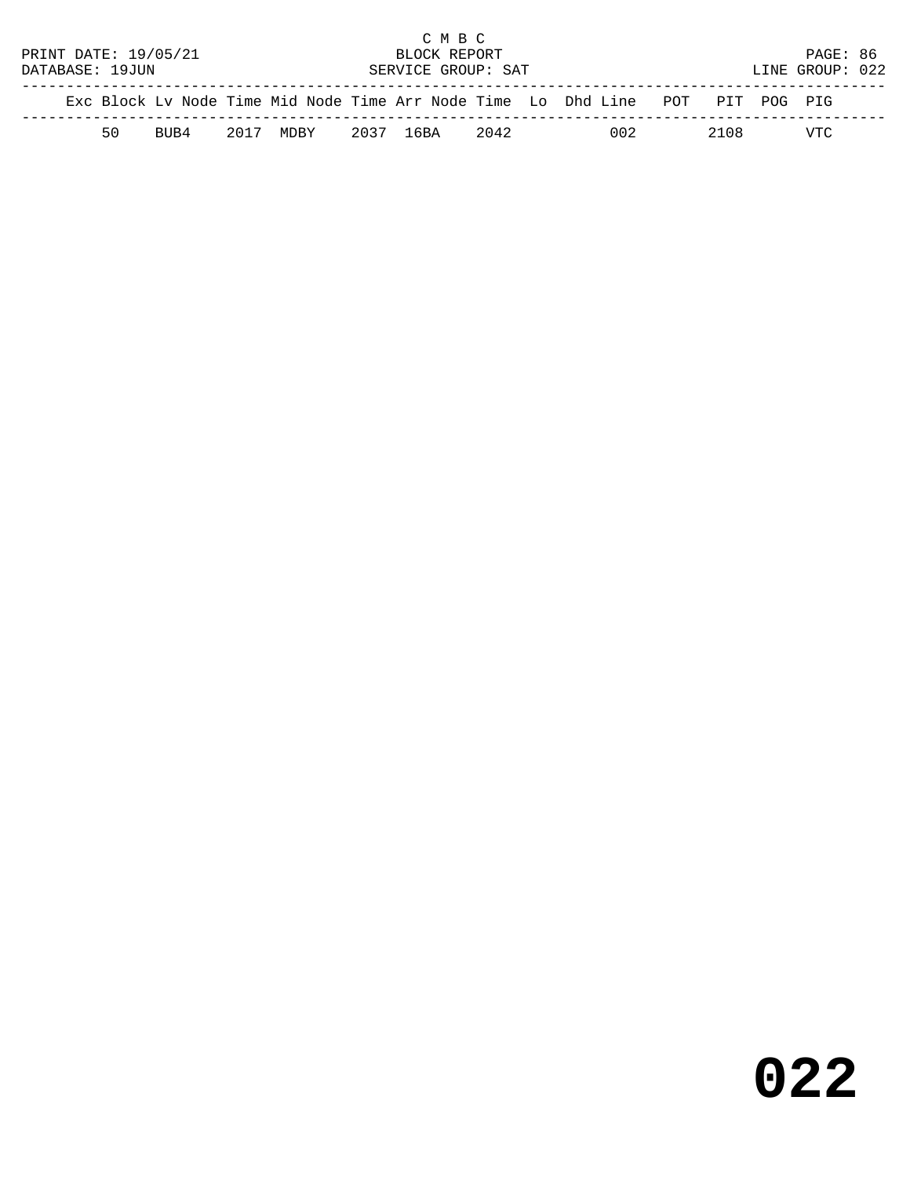C M B C
BLOCK REPORT
SERVICE GROUP: SAT

PRINT DATE: 19/05/21
DATABASE: 19JUN

PAGE: 86
LINE GROUP: 022

| Exc | Block | Lv | Node | Time | Mid | Node | Time | Arr | Node | Time | Lo | Dhd | Line | POT | PIT | POG | PIG |
|---|---|---|---|---|---|---|---|---|---|---|---|---|---|---|---|---|---|
| | 50 | | BUB4 | 2017 | | MDBY | 2037 | | 16BA | 2042 | | | 002 | | 2108 | | VTC |

# 022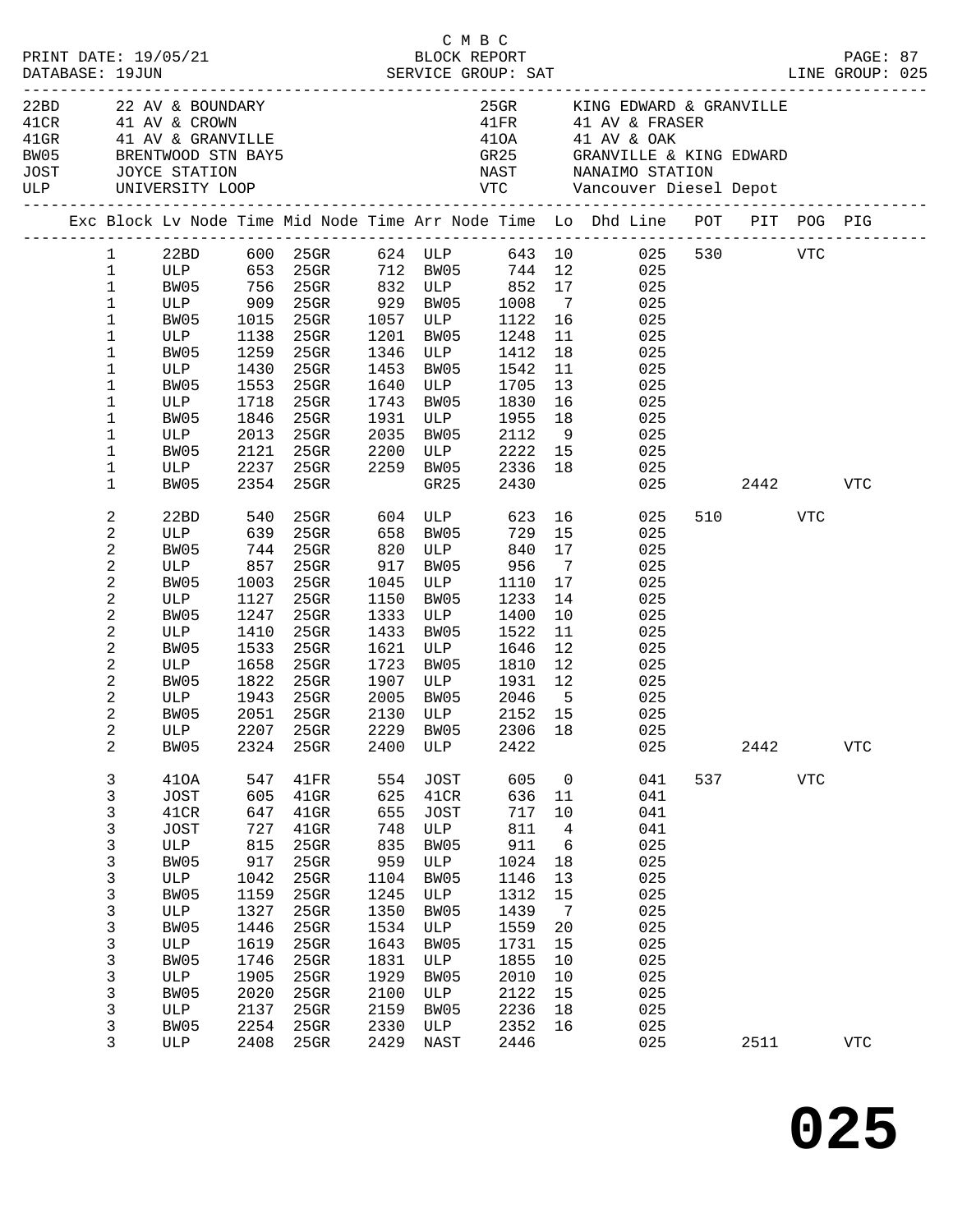C M B C

PRINT DATE: 19/05/21 BLOCK REPORT
DATABASE: 19JUN SERVICE GROUP: SAT LINE GROUP: 025

| Code | Location | Code | Location |
|---|---|---|---|
| 22BD | 22 AV & BOUNDARY | 25GR | KING EDWARD & GRANVILLE |
| 41CR | 41 AV & CROWN | 41FR | 41 AV & FRASER |
| 41GR | 41 AV & GRANVILLE | 41OA | 41 AV & OAK |
| BW05 | BRENTWOOD STN BAY5 | GR25 | GRANVILLE & KING EDWARD |
| JOST | JOYCE STATION | NAST | NANAIMO STATION |
| ULP | UNIVERSITY LOOP | VTC | Vancouver Diesel Depot |

| Exc | Block | Lv Node | Time | Mid Node | Time | Arr Node | Time | Lo | Dhd Line | POT | PIT | POG | PIG |
|---|---|---|---|---|---|---|---|---|---|---|---|---|---|
| | 1 | 22BD | 600 | 25GR | 624 | ULP | 643 | 10 | 025 | 530 | | VTC | |
| | 1 | ULP | 653 | 25GR | 712 | BW05 | 744 | 12 | 025 | | | | |
| | 1 | BW05 | 756 | 25GR | 832 | ULP | 852 | 17 | 025 | | | | |
| | 1 | ULP | 909 | 25GR | 929 | BW05 | 1008 | 7 | 025 | | | | |
| | 1 | BW05 | 1015 | 25GR | 1057 | ULP | 1122 | 16 | 025 | | | | |
| | 1 | ULP | 1138 | 25GR | 1201 | BW05 | 1248 | 11 | 025 | | | | |
| | 1 | BW05 | 1259 | 25GR | 1346 | ULP | 1412 | 18 | 025 | | | | |
| | 1 | ULP | 1430 | 25GR | 1453 | BW05 | 1542 | 11 | 025 | | | | |
| | 1 | BW05 | 1553 | 25GR | 1640 | ULP | 1705 | 13 | 025 | | | | |
| | 1 | ULP | 1718 | 25GR | 1743 | BW05 | 1830 | 16 | 025 | | | | |
| | 1 | BW05 | 1846 | 25GR | 1931 | ULP | 1955 | 18 | 025 | | | | |
| | 1 | ULP | 2013 | 25GR | 2035 | BW05 | 2112 | 9 | 025 | | | | |
| | 1 | BW05 | 2121 | 25GR | 2200 | ULP | 2222 | 15 | 025 | | | | |
| | 1 | ULP | 2237 | 25GR | 2259 | BW05 | 2336 | 18 | 025 | | | | |
| | 1 | BW05 | 2354 | 25GR | | GR25 | 2430 | | 025 | | 2442 | | VTC |
| | 2 | 22BD | 540 | 25GR | 604 | ULP | 623 | 16 | 025 | 510 | | VTC | |
| | 2 | ULP | 639 | 25GR | 658 | BW05 | 729 | 15 | 025 | | | | |
| | 2 | BW05 | 744 | 25GR | 820 | ULP | 840 | 17 | 025 | | | | |
| | 2 | ULP | 857 | 25GR | 917 | BW05 | 956 | 7 | 025 | | | | |
| | 2 | BW05 | 1003 | 25GR | 1045 | ULP | 1110 | 17 | 025 | | | | |
| | 2 | ULP | 1127 | 25GR | 1150 | BW05 | 1233 | 14 | 025 | | | | |
| | 2 | BW05 | 1247 | 25GR | 1333 | ULP | 1400 | 10 | 025 | | | | |
| | 2 | ULP | 1410 | 25GR | 1433 | BW05 | 1522 | 11 | 025 | | | | |
| | 2 | BW05 | 1533 | 25GR | 1621 | ULP | 1646 | 12 | 025 | | | | |
| | 2 | ULP | 1658 | 25GR | 1723 | BW05 | 1810 | 12 | 025 | | | | |
| | 2 | BW05 | 1822 | 25GR | 1907 | ULP | 1931 | 12 | 025 | | | | |
| | 2 | ULP | 1943 | 25GR | 2005 | BW05 | 2046 | 5 | 025 | | | | |
| | 2 | BW05 | 2051 | 25GR | 2130 | ULP | 2152 | 15 | 025 | | | | |
| | 2 | ULP | 2207 | 25GR | 2229 | BW05 | 2306 | 18 | 025 | | | | |
| | 2 | BW05 | 2324 | 25GR | 2400 | ULP | 2422 | | 025 | | 2442 | | VTC |
| | 3 | 41OA | 547 | 41FR | 554 | JOST | 605 | 0 | 041 | 537 | | VTC | |
| | 3 | JOST | 605 | 41GR | 625 | 41CR | 636 | 11 | 041 | | | | |
| | 3 | 41CR | 647 | 41GR | 655 | JOST | 717 | 10 | 041 | | | | |
| | 3 | JOST | 727 | 41GR | 748 | ULP | 811 | 4 | 041 | | | | |
| | 3 | ULP | 815 | 25GR | 835 | BW05 | 911 | 6 | 025 | | | | |
| | 3 | BW05 | 917 | 25GR | 959 | ULP | 1024 | 18 | 025 | | | | |
| | 3 | ULP | 1042 | 25GR | 1104 | BW05 | 1146 | 13 | 025 | | | | |
| | 3 | BW05 | 1159 | 25GR | 1245 | ULP | 1312 | 15 | 025 | | | | |
| | 3 | ULP | 1327 | 25GR | 1350 | BW05 | 1439 | 7 | 025 | | | | |
| | 3 | BW05 | 1446 | 25GR | 1534 | ULP | 1559 | 20 | 025 | | | | |
| | 3 | ULP | 1619 | 25GR | 1643 | BW05 | 1731 | 15 | 025 | | | | |
| | 3 | BW05 | 1746 | 25GR | 1831 | ULP | 1855 | 10 | 025 | | | | |
| | 3 | ULP | 1905 | 25GR | 1929 | BW05 | 2010 | 10 | 025 | | | | |
| | 3 | BW05 | 2020 | 25GR | 2100 | ULP | 2122 | 15 | 025 | | | | |
| | 3 | ULP | 2137 | 25GR | 2159 | BW05 | 2236 | 18 | 025 | | | | |
| | 3 | BW05 | 2254 | 25GR | 2330 | ULP | 2352 | 16 | 025 | | | | |
| | 3 | ULP | 2408 | 25GR | 2429 | NAST | 2446 | | 025 | | 2511 | | VTC |

# 025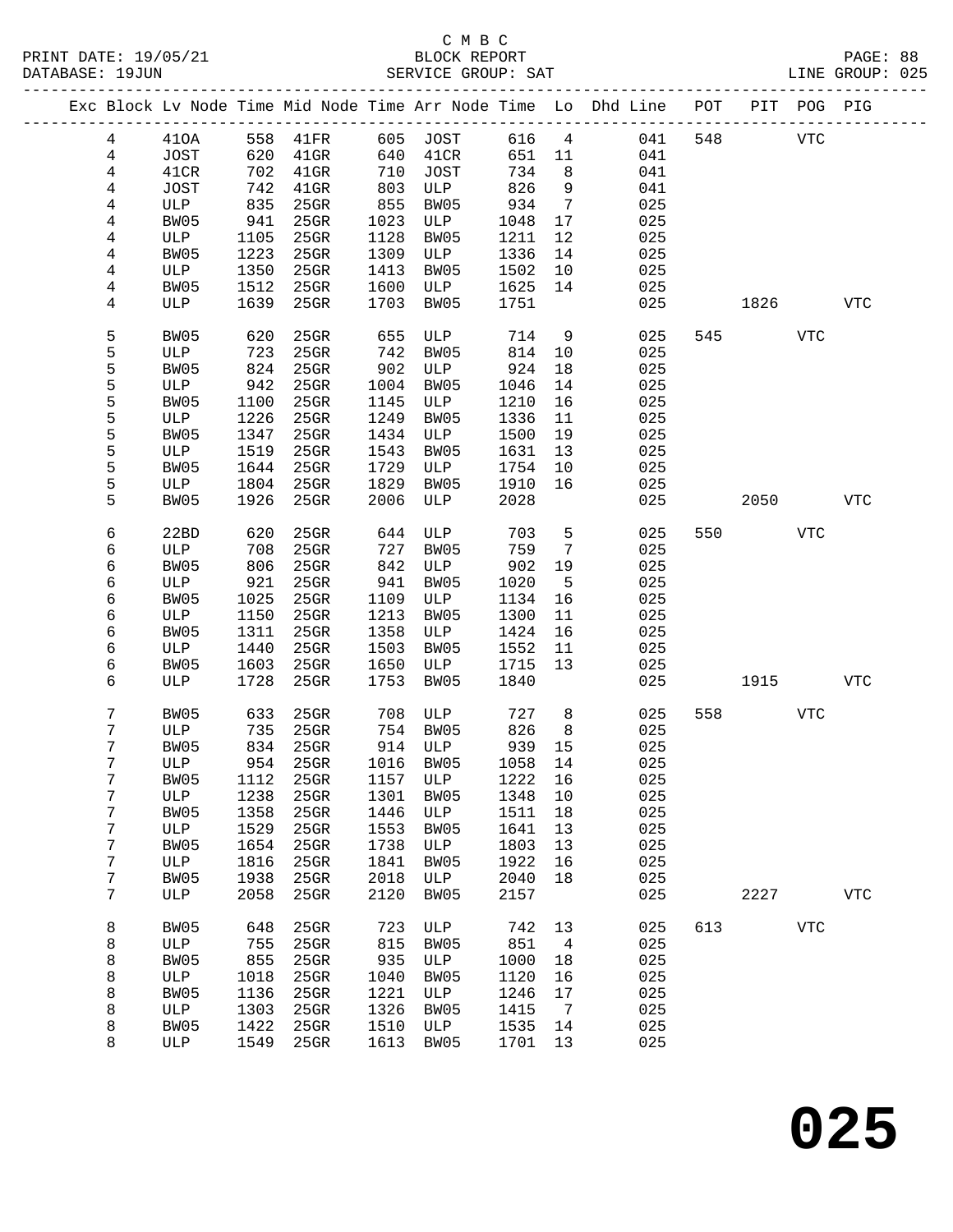C M B C
BLOCK REPORT
SERVICE GROUP: SAT

PRINT DATE: 19/05/21
DATABASE: 19JUN
LINE GROUP: 025

| Exc | Block | Lv | Node | Time | Mid Node | Time | Arr Node | Time | Lo | Dhd Line | POT | PIT | POG | PIG |
|---|---|---|---|---|---|---|---|---|---|---|---|---|---|---|
| | 4 | | 41OA | 558 | 41FR | 605 | JOST | 616 | 4 | 041 | 548 | | VTC | |
| | 4 | | JOST | 620 | 41GR | 640 | 41CR | 651 | 11 | 041 | | | | |
| | 4 | | 41CR | 702 | 41GR | 710 | JOST | 734 | 8 | 041 | | | | |
| | 4 | | JOST | 742 | 41GR | 803 | ULP | 826 | 9 | 041 | | | | |
| | 4 | | ULP | 835 | 25GR | 855 | BW05 | 934 | 7 | 025 | | | | |
| | 4 | | BW05 | 941 | 25GR | 1023 | ULP | 1048 | 17 | 025 | | | | |
| | 4 | | ULP | 1105 | 25GR | 1128 | BW05 | 1211 | 12 | 025 | | | | |
| | 4 | | BW05 | 1223 | 25GR | 1309 | ULP | 1336 | 14 | 025 | | | | |
| | 4 | | ULP | 1350 | 25GR | 1413 | BW05 | 1502 | 10 | 025 | | | | |
| | 4 | | BW05 | 1512 | 25GR | 1600 | ULP | 1625 | 14 | 025 | | | | |
| | 4 | | ULP | 1639 | 25GR | 1703 | BW05 | 1751 | | 025 | | 1826 | | VTC |
| | 5 | | BW05 | 620 | 25GR | 655 | ULP | 714 | 9 | 025 | 545 | | VTC | |
| | 5 | | ULP | 723 | 25GR | 742 | BW05 | 814 | 10 | 025 | | | | |
| | 5 | | BW05 | 824 | 25GR | 902 | ULP | 924 | 18 | 025 | | | | |
| | 5 | | ULP | 942 | 25GR | 1004 | BW05 | 1046 | 14 | 025 | | | | |
| | 5 | | BW05 | 1100 | 25GR | 1145 | ULP | 1210 | 16 | 025 | | | | |
| | 5 | | ULP | 1226 | 25GR | 1249 | BW05 | 1336 | 11 | 025 | | | | |
| | 5 | | BW05 | 1347 | 25GR | 1434 | ULP | 1500 | 19 | 025 | | | | |
| | 5 | | ULP | 1519 | 25GR | 1543 | BW05 | 1631 | 13 | 025 | | | | |
| | 5 | | BW05 | 1644 | 25GR | 1729 | ULP | 1754 | 10 | 025 | | | | |
| | 5 | | ULP | 1804 | 25GR | 1829 | BW05 | 1910 | 16 | 025 | | | | |
| | 5 | | BW05 | 1926 | 25GR | 2006 | ULP | 2028 | | 025 | | 2050 | | VTC |
| | 6 | | 22BD | 620 | 25GR | 644 | ULP | 703 | 5 | 025 | 550 | | VTC | |
| | 6 | | ULP | 708 | 25GR | 727 | BW05 | 759 | 7 | 025 | | | | |
| | 6 | | BW05 | 806 | 25GR | 842 | ULP | 902 | 19 | 025 | | | | |
| | 6 | | ULP | 921 | 25GR | 941 | BW05 | 1020 | 5 | 025 | | | | |
| | 6 | | BW05 | 1025 | 25GR | 1109 | ULP | 1134 | 16 | 025 | | | | |
| | 6 | | ULP | 1150 | 25GR | 1213 | BW05 | 1300 | 11 | 025 | | | | |
| | 6 | | BW05 | 1311 | 25GR | 1358 | ULP | 1424 | 16 | 025 | | | | |
| | 6 | | ULP | 1440 | 25GR | 1503 | BW05 | 1552 | 11 | 025 | | | | |
| | 6 | | BW05 | 1603 | 25GR | 1650 | ULP | 1715 | 13 | 025 | | | | |
| | 6 | | ULP | 1728 | 25GR | 1753 | BW05 | 1840 | | 025 | | 1915 | | VTC |
| | 7 | | BW05 | 633 | 25GR | 708 | ULP | 727 | 8 | 025 | 558 | | VTC | |
| | 7 | | ULP | 735 | 25GR | 754 | BW05 | 826 | 8 | 025 | | | | |
| | 7 | | BW05 | 834 | 25GR | 914 | ULP | 939 | 15 | 025 | | | | |
| | 7 | | ULP | 954 | 25GR | 1016 | BW05 | 1058 | 14 | 025 | | | | |
| | 7 | | BW05 | 1112 | 25GR | 1157 | ULP | 1222 | 16 | 025 | | | | |
| | 7 | | ULP | 1238 | 25GR | 1301 | BW05 | 1348 | 10 | 025 | | | | |
| | 7 | | BW05 | 1358 | 25GR | 1446 | ULP | 1511 | 18 | 025 | | | | |
| | 7 | | ULP | 1529 | 25GR | 1553 | BW05 | 1641 | 13 | 025 | | | | |
| | 7 | | BW05 | 1654 | 25GR | 1738 | ULP | 1803 | 13 | 025 | | | | |
| | 7 | | ULP | 1816 | 25GR | 1841 | BW05 | 1922 | 16 | 025 | | | | |
| | 7 | | BW05 | 1938 | 25GR | 2018 | ULP | 2040 | 18 | 025 | | | | |
| | 7 | | ULP | 2058 | 25GR | 2120 | BW05 | 2157 | | 025 | | 2227 | | VTC |
| | 8 | | BW05 | 648 | 25GR | 723 | ULP | 742 | 13 | 025 | 613 | | VTC | |
| | 8 | | ULP | 755 | 25GR | 815 | BW05 | 851 | 4 | 025 | | | | |
| | 8 | | BW05 | 855 | 25GR | 935 | ULP | 1000 | 18 | 025 | | | | |
| | 8 | | ULP | 1018 | 25GR | 1040 | BW05 | 1120 | 16 | 025 | | | | |
| | 8 | | BW05 | 1136 | 25GR | 1221 | ULP | 1246 | 17 | 025 | | | | |
| | 8 | | ULP | 1303 | 25GR | 1326 | BW05 | 1415 | 7 | 025 | | | | |
| | 8 | | BW05 | 1422 | 25GR | 1510 | ULP | 1535 | 14 | 025 | | | | |
| | 8 | | ULP | 1549 | 25GR | 1613 | BW05 | 1701 | 13 | 025 | | | | |

**025**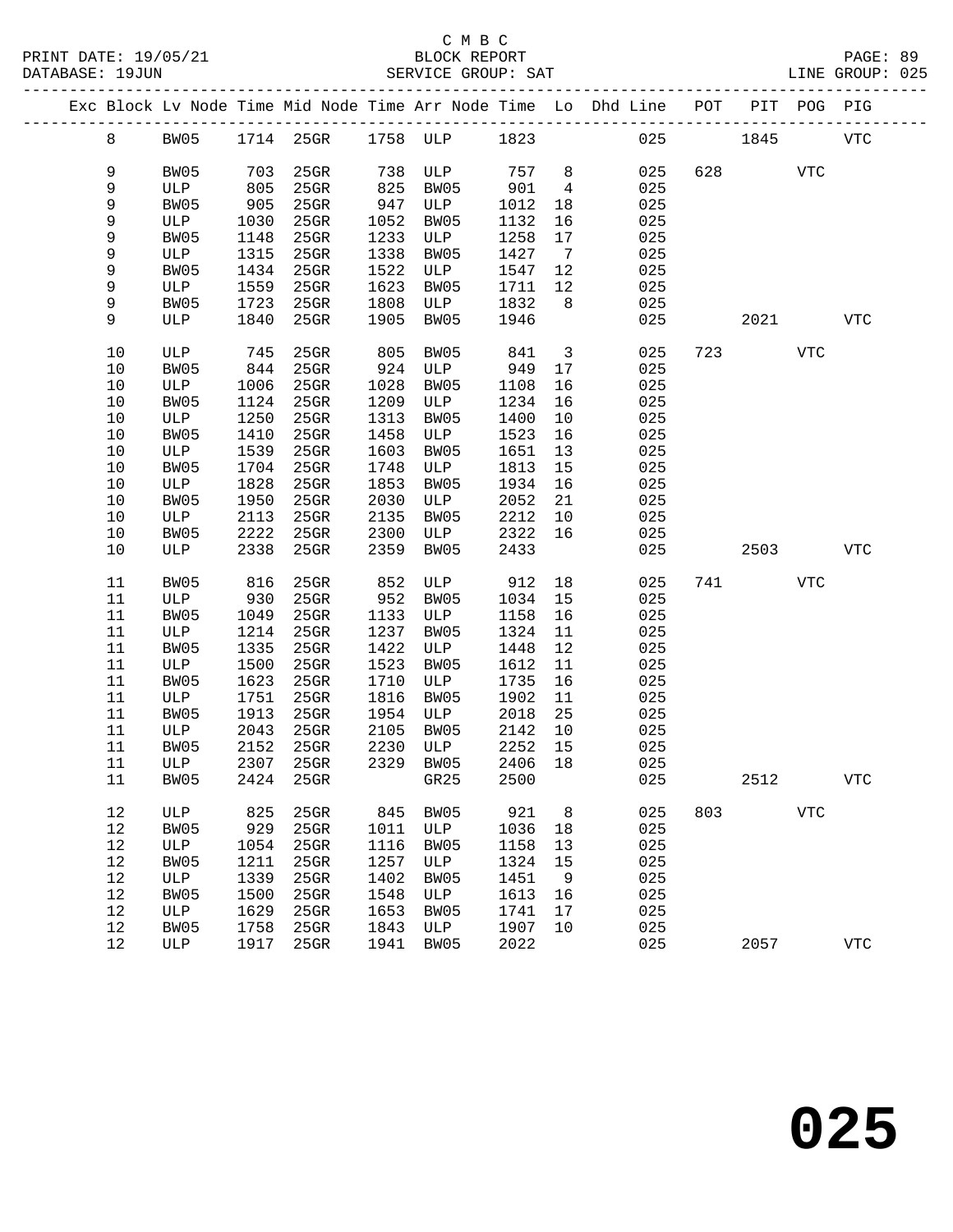C M B C
BLOCK REPORT
SERVICE GROUP: SAT

| Exc | Block | Lv Node | Time | Mid Node | Time | Arr Node | Time | Lo | Dhd Line | POT | PIT | POG | PIG |
|---|---|---|---|---|---|---|---|---|---|---|---|---|---|
| | 8 | BW05 | 1714 | 25GR | 1758 | ULP | 1823 | | 025 | | 1845 | | VTC |
| | 9 | BW05 | 703 | 25GR | 738 | ULP | 757 | 8 | 025 | 628 | | VTC | |
| | 9 | ULP | 805 | 25GR | 825 | BW05 | 901 | 4 | 025 | | | | |
| | 9 | BW05 | 905 | 25GR | 947 | ULP | 1012 | 18 | 025 | | | | |
| | 9 | ULP | 1030 | 25GR | 1052 | BW05 | 1132 | 16 | 025 | | | | |
| | 9 | BW05 | 1148 | 25GR | 1233 | ULP | 1258 | 17 | 025 | | | | |
| | 9 | ULP | 1315 | 25GR | 1338 | BW05 | 1427 | 7 | 025 | | | | |
| | 9 | BW05 | 1434 | 25GR | 1522 | ULP | 1547 | 12 | 025 | | | | |
| | 9 | ULP | 1559 | 25GR | 1623 | BW05 | 1711 | 12 | 025 | | | | |
| | 9 | BW05 | 1723 | 25GR | 1808 | ULP | 1832 | 8 | 025 | | | | |
| | 9 | ULP | 1840 | 25GR | 1905 | BW05 | 1946 | | 025 | | 2021 | | VTC |
| | 10 | ULP | 745 | 25GR | 805 | BW05 | 841 | 3 | 025 | 723 | | VTC | |
| | 10 | BW05 | 844 | 25GR | 924 | ULP | 949 | 17 | 025 | | | | |
| | 10 | ULP | 1006 | 25GR | 1028 | BW05 | 1108 | 16 | 025 | | | | |
| | 10 | BW05 | 1124 | 25GR | 1209 | ULP | 1234 | 16 | 025 | | | | |
| | 10 | ULP | 1250 | 25GR | 1313 | BW05 | 1400 | 10 | 025 | | | | |
| | 10 | BW05 | 1410 | 25GR | 1458 | ULP | 1523 | 16 | 025 | | | | |
| | 10 | ULP | 1539 | 25GR | 1603 | BW05 | 1651 | 13 | 025 | | | | |
| | 10 | BW05 | 1704 | 25GR | 1748 | ULP | 1813 | 15 | 025 | | | | |
| | 10 | ULP | 1828 | 25GR | 1853 | BW05 | 1934 | 16 | 025 | | | | |
| | 10 | BW05 | 1950 | 25GR | 2030 | ULP | 2052 | 21 | 025 | | | | |
| | 10 | ULP | 2113 | 25GR | 2135 | BW05 | 2212 | 10 | 025 | | | | |
| | 10 | BW05 | 2222 | 25GR | 2300 | ULP | 2322 | 16 | 025 | | | | |
| | 10 | ULP | 2338 | 25GR | 2359 | BW05 | 2433 | | 025 | | 2503 | | VTC |
| | 11 | BW05 | 816 | 25GR | 852 | ULP | 912 | 18 | 025 | 741 | | VTC | |
| | 11 | ULP | 930 | 25GR | 952 | BW05 | 1034 | 15 | 025 | | | | |
| | 11 | BW05 | 1049 | 25GR | 1133 | ULP | 1158 | 16 | 025 | | | | |
| | 11 | ULP | 1214 | 25GR | 1237 | BW05 | 1324 | 11 | 025 | | | | |
| | 11 | BW05 | 1335 | 25GR | 1422 | ULP | 1448 | 12 | 025 | | | | |
| | 11 | ULP | 1500 | 25GR | 1523 | BW05 | 1612 | 11 | 025 | | | | |
| | 11 | BW05 | 1623 | 25GR | 1710 | ULP | 1735 | 16 | 025 | | | | |
| | 11 | ULP | 1751 | 25GR | 1816 | BW05 | 1902 | 11 | 025 | | | | |
| | 11 | BW05 | 1913 | 25GR | 1954 | ULP | 2018 | 25 | 025 | | | | |
| | 11 | ULP | 2043 | 25GR | 2105 | BW05 | 2142 | 10 | 025 | | | | |
| | 11 | BW05 | 2152 | 25GR | 2230 | ULP | 2252 | 15 | 025 | | | | |
| | 11 | ULP | 2307 | 25GR | 2329 | BW05 | 2406 | 18 | 025 | | | | |
| | 11 | BW05 | 2424 | 25GR | | GR25 | 2500 | | 025 | | 2512 | | VTC |
| | 12 | ULP | 825 | 25GR | 845 | BW05 | 921 | 8 | 025 | 803 | | VTC | |
| | 12 | BW05 | 929 | 25GR | 1011 | ULP | 1036 | 18 | 025 | | | | |
| | 12 | ULP | 1054 | 25GR | 1116 | BW05 | 1158 | 13 | 025 | | | | |
| | 12 | BW05 | 1211 | 25GR | 1257 | ULP | 1324 | 15 | 025 | | | | |
| | 12 | ULP | 1339 | 25GR | 1402 | BW05 | 1451 | 9 | 025 | | | | |
| | 12 | BW05 | 1500 | 25GR | 1548 | ULP | 1613 | 16 | 025 | | | | |
| | 12 | ULP | 1629 | 25GR | 1653 | BW05 | 1741 | 17 | 025 | | | | |
| | 12 | BW05 | 1758 | 25GR | 1843 | ULP | 1907 | 10 | 025 | | | | |
| | 12 | ULP | 1917 | 25GR | 1941 | BW05 | 2022 | | 025 | | 2057 | | VTC |

# 025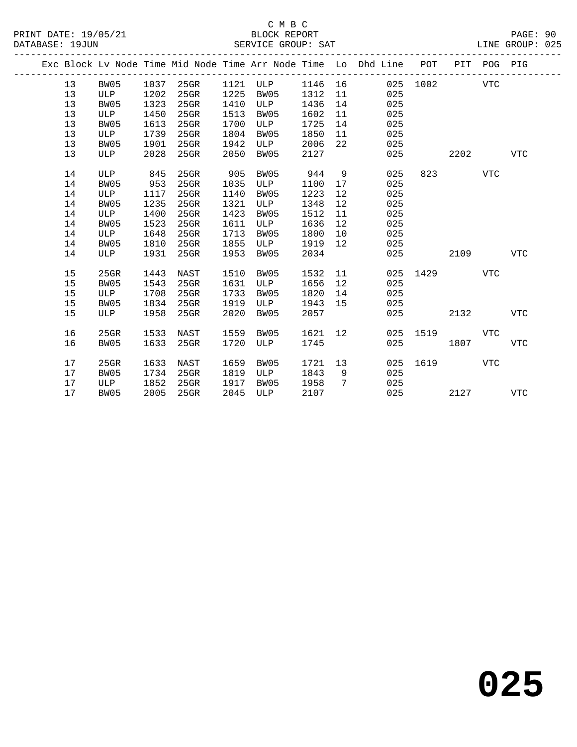C M B C

BLOCK REPORT

SERVICE GROUP: SAT

PRINT DATE: 19/05/21
DATABASE: 19JUN
LINE GROUP: 025

| Exc | Block | Lv | Node | Time | Mid Node | Time | Arr Node | Time | Lo | Dhd Line | POT | PIT | POG | PIG |
|---|---|---|---|---|---|---|---|---|---|---|---|---|---|---|
| | 13 | | BW05 | 1037 | 25GR | 1121 | ULP | 1146 | 16 | 025 | 1002 | | VTC | |
| | 13 | | ULP | 1202 | 25GR | 1225 | BW05 | 1312 | 11 | 025 | | | | |
| | 13 | | BW05 | 1323 | 25GR | 1410 | ULP | 1436 | 14 | 025 | | | | |
| | 13 | | ULP | 1450 | 25GR | 1513 | BW05 | 1602 | 11 | 025 | | | | |
| | 13 | | BW05 | 1613 | 25GR | 1700 | ULP | 1725 | 14 | 025 | | | | |
| | 13 | | ULP | 1739 | 25GR | 1804 | BW05 | 1850 | 11 | 025 | | | | |
| | 13 | | BW05 | 1901 | 25GR | 1942 | ULP | 2006 | 22 | 025 | | | | |
| | 13 | | ULP | 2028 | 25GR | 2050 | BW05 | 2127 | | 025 | | 2202 | | VTC |
| | 14 | | ULP | 845 | 25GR | 905 | BW05 | 944 | 9 | 025 | 823 | | VTC | |
| | 14 | | BW05 | 953 | 25GR | 1035 | ULP | 1100 | 17 | 025 | | | | |
| | 14 | | ULP | 1117 | 25GR | 1140 | BW05 | 1223 | 12 | 025 | | | | |
| | 14 | | BW05 | 1235 | 25GR | 1321 | ULP | 1348 | 12 | 025 | | | | |
| | 14 | | ULP | 1400 | 25GR | 1423 | BW05 | 1512 | 11 | 025 | | | | |
| | 14 | | BW05 | 1523 | 25GR | 1611 | ULP | 1636 | 12 | 025 | | | | |
| | 14 | | ULP | 1648 | 25GR | 1713 | BW05 | 1800 | 10 | 025 | | | | |
| | 14 | | BW05 | 1810 | 25GR | 1855 | ULP | 1919 | 12 | 025 | | | | |
| | 14 | | ULP | 1931 | 25GR | 1953 | BW05 | 2034 | | 025 | | 2109 | | VTC |
| | 15 | | 25GR | 1443 | NAST | 1510 | BW05 | 1532 | 11 | 025 | 1429 | | VTC | |
| | 15 | | BW05 | 1543 | 25GR | 1631 | ULP | 1656 | 12 | 025 | | | | |
| | 15 | | ULP | 1708 | 25GR | 1733 | BW05 | 1820 | 14 | 025 | | | | |
| | 15 | | BW05 | 1834 | 25GR | 1919 | ULP | 1943 | 15 | 025 | | | | |
| | 15 | | ULP | 1958 | 25GR | 2020 | BW05 | 2057 | | 025 | | 2132 | | VTC |
| | 16 | | 25GR | 1533 | NAST | 1559 | BW05 | 1621 | 12 | 025 | 1519 | | VTC | |
| | 16 | | BW05 | 1633 | 25GR | 1720 | ULP | 1745 | | 025 | | 1807 | | VTC |
| | 17 | | 25GR | 1633 | NAST | 1659 | BW05 | 1721 | 13 | 025 | 1619 | | VTC | |
| | 17 | | BW05 | 1734 | 25GR | 1819 | ULP | 1843 | 9 | 025 | | | | |
| | 17 | | ULP | 1852 | 25GR | 1917 | BW05 | 1958 | 7 | 025 | | | | |
| | 17 | | BW05 | 2005 | 25GR | 2045 | ULP | 2107 | | 025 | | 2127 | | VTC |

**025**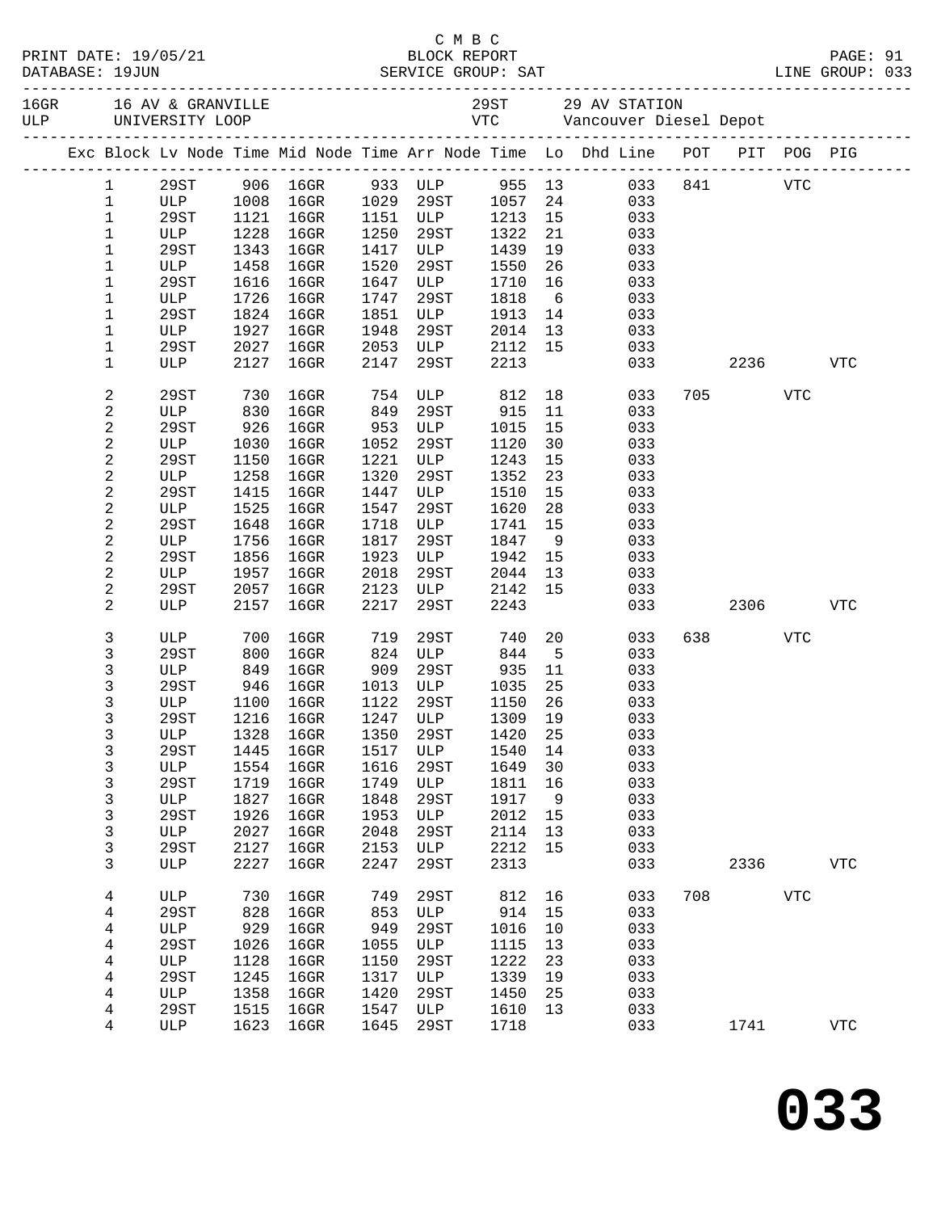C M B C
BLOCK REPORT
SERVICE GROUP: SAT

PRINT DATE: 19/05/21
DATABASE: 19JUN
LINE GROUP: 033

16GR 16 AV & GRANVILLE — 29ST 29 AV STATION
ULP UNIVERSITY LOOP — VTC Vancouver Diesel Depot

| Exc | Block | Lv Node | Time | Mid Node | Time | Arr Node | Time | Lo | Dhd Line | POT | PIT | POG | PIG |
|---|---|---|---|---|---|---|---|---|---|---|---|---|---|
| | 1 | 29ST | 906 | 16GR | 933 | ULP | 955 | 13 | 033 | 841 | | VTC | |
| | 1 | ULP | 1008 | 16GR | 1029 | 29ST | 1057 | 24 | 033 | | | | |
| | 1 | 29ST | 1121 | 16GR | 1151 | ULP | 1213 | 15 | 033 | | | | |
| | 1 | ULP | 1228 | 16GR | 1250 | 29ST | 1322 | 21 | 033 | | | | |
| | 1 | 29ST | 1343 | 16GR | 1417 | ULP | 1439 | 19 | 033 | | | | |
| | 1 | ULP | 1458 | 16GR | 1520 | 29ST | 1550 | 26 | 033 | | | | |
| | 1 | 29ST | 1616 | 16GR | 1647 | ULP | 1710 | 16 | 033 | | | | |
| | 1 | ULP | 1726 | 16GR | 1747 | 29ST | 1818 | 6 | 033 | | | | |
| | 1 | 29ST | 1824 | 16GR | 1851 | ULP | 1913 | 14 | 033 | | | | |
| | 1 | ULP | 1927 | 16GR | 1948 | 29ST | 2014 | 13 | 033 | | | | |
| | 1 | 29ST | 2027 | 16GR | 2053 | ULP | 2112 | 15 | 033 | | | | |
| | 1 | ULP | 2127 | 16GR | 2147 | 29ST | 2213 | | 033 | | 2236 | | VTC |
| | 2 | 29ST | 730 | 16GR | 754 | ULP | 812 | 18 | 033 | 705 | | VTC | |
| | 2 | ULP | 830 | 16GR | 849 | 29ST | 915 | 11 | 033 | | | | |
| | 2 | 29ST | 926 | 16GR | 953 | ULP | 1015 | 15 | 033 | | | | |
| | 2 | ULP | 1030 | 16GR | 1052 | 29ST | 1120 | 30 | 033 | | | | |
| | 2 | 29ST | 1150 | 16GR | 1221 | ULP | 1243 | 15 | 033 | | | | |
| | 2 | ULP | 1258 | 16GR | 1320 | 29ST | 1352 | 23 | 033 | | | | |
| | 2 | 29ST | 1415 | 16GR | 1447 | ULP | 1510 | 15 | 033 | | | | |
| | 2 | ULP | 1525 | 16GR | 1547 | 29ST | 1620 | 28 | 033 | | | | |
| | 2 | 29ST | 1648 | 16GR | 1718 | ULP | 1741 | 15 | 033 | | | | |
| | 2 | ULP | 1756 | 16GR | 1817 | 29ST | 1847 | 9 | 033 | | | | |
| | 2 | 29ST | 1856 | 16GR | 1923 | ULP | 1942 | 15 | 033 | | | | |
| | 2 | ULP | 1957 | 16GR | 2018 | 29ST | 2044 | 13 | 033 | | | | |
| | 2 | 29ST | 2057 | 16GR | 2123 | ULP | 2142 | 15 | 033 | | | | |
| | 2 | ULP | 2157 | 16GR | 2217 | 29ST | 2243 | | 033 | | 2306 | | VTC |
| | 3 | ULP | 700 | 16GR | 719 | 29ST | 740 | 20 | 033 | 638 | | VTC | |
| | 3 | 29ST | 800 | 16GR | 824 | ULP | 844 | 5 | 033 | | | | |
| | 3 | ULP | 849 | 16GR | 909 | 29ST | 935 | 11 | 033 | | | | |
| | 3 | 29ST | 946 | 16GR | 1013 | ULP | 1035 | 25 | 033 | | | | |
| | 3 | ULP | 1100 | 16GR | 1122 | 29ST | 1150 | 26 | 033 | | | | |
| | 3 | 29ST | 1216 | 16GR | 1247 | ULP | 1309 | 19 | 033 | | | | |
| | 3 | ULP | 1328 | 16GR | 1350 | 29ST | 1420 | 25 | 033 | | | | |
| | 3 | 29ST | 1445 | 16GR | 1517 | ULP | 1540 | 14 | 033 | | | | |
| | 3 | ULP | 1554 | 16GR | 1616 | 29ST | 1649 | 30 | 033 | | | | |
| | 3 | 29ST | 1719 | 16GR | 1749 | ULP | 1811 | 16 | 033 | | | | |
| | 3 | ULP | 1827 | 16GR | 1848 | 29ST | 1917 | 9 | 033 | | | | |
| | 3 | 29ST | 1926 | 16GR | 1953 | ULP | 2012 | 15 | 033 | | | | |
| | 3 | ULP | 2027 | 16GR | 2048 | 29ST | 2114 | 13 | 033 | | | | |
| | 3 | 29ST | 2127 | 16GR | 2153 | ULP | 2212 | 15 | 033 | | | | |
| | 3 | ULP | 2227 | 16GR | 2247 | 29ST | 2313 | | 033 | | 2336 | | VTC |
| | 4 | ULP | 730 | 16GR | 749 | 29ST | 812 | 16 | 033 | 708 | | VTC | |
| | 4 | 29ST | 828 | 16GR | 853 | ULP | 914 | 15 | 033 | | | | |
| | 4 | ULP | 929 | 16GR | 949 | 29ST | 1016 | 10 | 033 | | | | |
| | 4 | 29ST | 1026 | 16GR | 1055 | ULP | 1115 | 13 | 033 | | | | |
| | 4 | ULP | 1128 | 16GR | 1150 | 29ST | 1222 | 23 | 033 | | | | |
| | 4 | 29ST | 1245 | 16GR | 1317 | ULP | 1339 | 19 | 033 | | | | |
| | 4 | ULP | 1358 | 16GR | 1420 | 29ST | 1450 | 25 | 033 | | | | |
| | 4 | 29ST | 1515 | 16GR | 1547 | ULP | 1610 | 13 | 033 | | | | |
| | 4 | ULP | 1623 | 16GR | 1645 | 29ST | 1718 | | 033 | | 1741 | | VTC |

**033**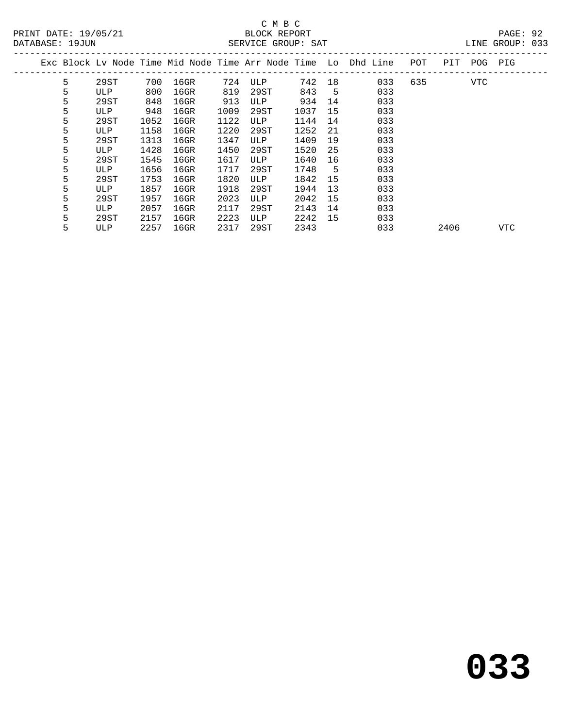C M B C
BLOCK REPORT
SERVICE GROUP: SAT

PRINT DATE: 19/05/21
DATABASE: 19JUN
LINE GROUP: 033

| Exc | Block | Lv Node | Time | Mid Node | Time | Arr Node | Time | Lo | Dhd | Line | POT | PIT | POG | PIG |
|---|---|---|---|---|---|---|---|---|---|---|---|---|---|---|
| | 5 | 29ST | 700 | 16GR | 724 | ULP | 742 | 18 | | 033 | 635 | | VTC | |
| | 5 | ULP | 800 | 16GR | 819 | 29ST | 843 | 5 | | 033 | | | | |
| | 5 | 29ST | 848 | 16GR | 913 | ULP | 934 | 14 | | 033 | | | | |
| | 5 | ULP | 948 | 16GR | 1009 | 29ST | 1037 | 15 | | 033 | | | | |
| | 5 | 29ST | 1052 | 16GR | 1122 | ULP | 1144 | 14 | | 033 | | | | |
| | 5 | ULP | 1158 | 16GR | 1220 | 29ST | 1252 | 21 | | 033 | | | | |
| | 5 | 29ST | 1313 | 16GR | 1347 | ULP | 1409 | 19 | | 033 | | | | |
| | 5 | ULP | 1428 | 16GR | 1450 | 29ST | 1520 | 25 | | 033 | | | | |
| | 5 | 29ST | 1545 | 16GR | 1617 | ULP | 1640 | 16 | | 033 | | | | |
| | 5 | ULP | 1656 | 16GR | 1717 | 29ST | 1748 | 5 | | 033 | | | | |
| | 5 | 29ST | 1753 | 16GR | 1820 | ULP | 1842 | 15 | | 033 | | | | |
| | 5 | ULP | 1857 | 16GR | 1918 | 29ST | 1944 | 13 | | 033 | | | | |
| | 5 | 29ST | 1957 | 16GR | 2023 | ULP | 2042 | 15 | | 033 | | | | |
| | 5 | ULP | 2057 | 16GR | 2117 | 29ST | 2143 | 14 | | 033 | | | | |
| | 5 | 29ST | 2157 | 16GR | 2223 | ULP | 2242 | 15 | | 033 | | | | |
| | 5 | ULP | 2257 | 16GR | 2317 | 29ST | 2343 | | | 033 | | 2406 | | VTC |

# 033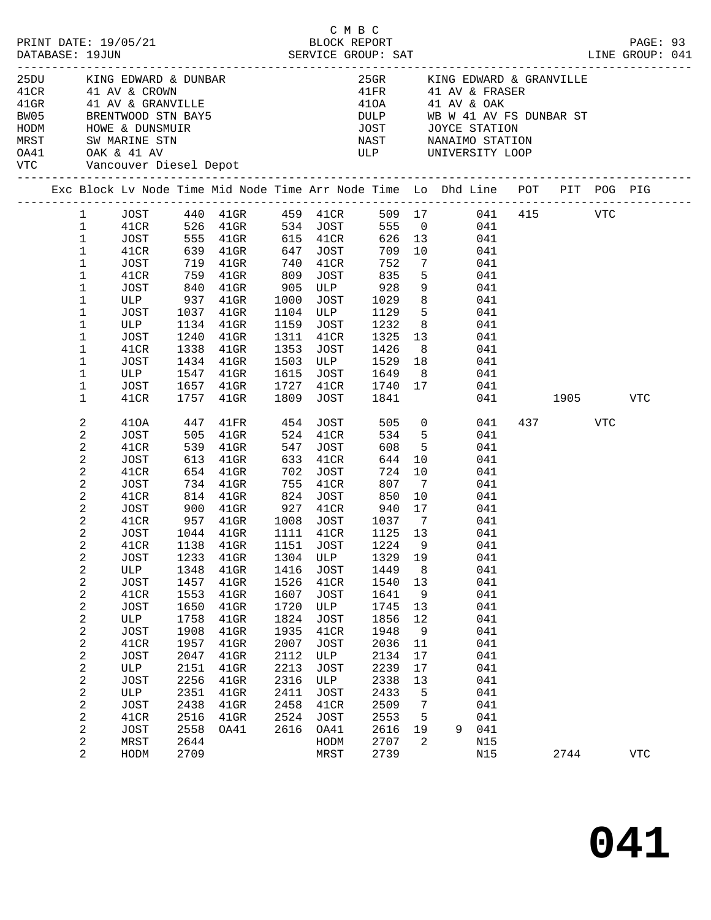C M B C

PRINT DATE: 19/05/21 BLOCK REPORT PAGE: 93
DATABASE: 19JUN SERVICE GROUP: SAT LINE GROUP: 041

| Code | Description | Code | Description |
|---|---|---|---|
| 25DU | KING EDWARD & DUNBAR | 25GR | KING EDWARD & GRANVILLE |
| 41CR | 41 AV & CROWN | 41FR | 41 AV & FRASER |
| 41GR | 41 AV & GRANVILLE | 41OA | 41 AV & OAK |
| BW05 | BRENTWOOD STN BAY5 | DULP | WB W 41 AV FS DUNBAR ST |
| HODM | HOWE & DUNSMUIR | JOST | JOYCE STATION |
| MRST | SW MARINE STN | NAST | NANAIMO STATION |
| OA41 | OAK & 41 AV | ULP | UNIVERSITY LOOP |
| VTC | Vancouver Diesel Depot | | |

| Exc | Block | Lv Node | Time | Mid Node | Time | Arr Node | Time | Lo | Dhd | Line | POT | PIT | POG | PIG |
|---|---|---|---|---|---|---|---|---|---|---|---|---|---|---|
| | 1 | JOST | 440 | 41GR | 459 | 41CR | 509 | 17 | | 041 | 415 | | VTC | |
| | 1 | 41CR | 526 | 41GR | 534 | JOST | 555 | 0 | | 041 | | | | |
| | 1 | JOST | 555 | 41GR | 615 | 41CR | 626 | 13 | | 041 | | | | |
| | 1 | 41CR | 639 | 41GR | 647 | JOST | 709 | 10 | | 041 | | | | |
| | 1 | JOST | 719 | 41GR | 740 | 41CR | 752 | 7 | | 041 | | | | |
| | 1 | 41CR | 759 | 41GR | 809 | JOST | 835 | 5 | | 041 | | | | |
| | 1 | JOST | 840 | 41GR | 905 | ULP | 928 | 9 | | 041 | | | | |
| | 1 | ULP | 937 | 41GR | 1000 | JOST | 1029 | 8 | | 041 | | | | |
| | 1 | JOST | 1037 | 41GR | 1104 | ULP | 1129 | 5 | | 041 | | | | |
| | 1 | ULP | 1134 | 41GR | 1159 | JOST | 1232 | 8 | | 041 | | | | |
| | 1 | JOST | 1240 | 41GR | 1311 | 41CR | 1325 | 13 | | 041 | | | | |
| | 1 | 41CR | 1338 | 41GR | 1353 | JOST | 1426 | 8 | | 041 | | | | |
| | 1 | JOST | 1434 | 41GR | 1503 | ULP | 1529 | 18 | | 041 | | | | |
| | 1 | ULP | 1547 | 41GR | 1615 | JOST | 1649 | 8 | | 041 | | | | |
| | 1 | JOST | 1657 | 41GR | 1727 | 41CR | 1740 | 17 | | 041 | | | | |
| | 1 | 41CR | 1757 | 41GR | 1809 | JOST | 1841 | | | 041 | | 1905 | | VTC |
| | 2 | 41OA | 447 | 41FR | 454 | JOST | 505 | 0 | | 041 | 437 | | VTC | |
| | 2 | JOST | 505 | 41GR | 524 | 41CR | 534 | 5 | | 041 | | | | |
| | 2 | 41CR | 539 | 41GR | 547 | JOST | 608 | 5 | | 041 | | | | |
| | 2 | JOST | 613 | 41GR | 633 | 41CR | 644 | 10 | | 041 | | | | |
| | 2 | 41CR | 654 | 41GR | 702 | JOST | 724 | 10 | | 041 | | | | |
| | 2 | JOST | 734 | 41GR | 755 | 41CR | 807 | 7 | | 041 | | | | |
| | 2 | 41CR | 814 | 41GR | 824 | JOST | 850 | 10 | | 041 | | | | |
| | 2 | JOST | 900 | 41GR | 927 | 41CR | 940 | 17 | | 041 | | | | |
| | 2 | 41CR | 957 | 41GR | 1008 | JOST | 1037 | 7 | | 041 | | | | |
| | 2 | JOST | 1044 | 41GR | 1111 | 41CR | 1125 | 13 | | 041 | | | | |
| | 2 | 41CR | 1138 | 41GR | 1151 | JOST | 1224 | 9 | | 041 | | | | |
| | 2 | JOST | 1233 | 41GR | 1304 | ULP | 1329 | 19 | | 041 | | | | |
| | 2 | ULP | 1348 | 41GR | 1416 | JOST | 1449 | 8 | | 041 | | | | |
| | 2 | JOST | 1457 | 41GR | 1526 | 41CR | 1540 | 13 | | 041 | | | | |
| | 2 | 41CR | 1553 | 41GR | 1607 | JOST | 1641 | 9 | | 041 | | | | |
| | 2 | JOST | 1650 | 41GR | 1720 | ULP | 1745 | 13 | | 041 | | | | |
| | 2 | ULP | 1758 | 41GR | 1824 | JOST | 1856 | 12 | | 041 | | | | |
| | 2 | JOST | 1908 | 41GR | 1935 | 41CR | 1948 | 9 | | 041 | | | | |
| | 2 | 41CR | 1957 | 41GR | 2007 | JOST | 2036 | 11 | | 041 | | | | |
| | 2 | JOST | 2047 | 41GR | 2112 | ULP | 2134 | 17 | | 041 | | | | |
| | 2 | ULP | 2151 | 41GR | 2213 | JOST | 2239 | 17 | | 041 | | | | |
| | 2 | JOST | 2256 | 41GR | 2316 | ULP | 2338 | 13 | | 041 | | | | |
| | 2 | ULP | 2351 | 41GR | 2411 | JOST | 2433 | 5 | | 041 | | | | |
| | 2 | JOST | 2438 | 41GR | 2458 | 41CR | 2509 | 7 | | 041 | | | | |
| | 2 | 41CR | 2516 | 41GR | 2524 | JOST | 2553 | 5 | | 041 | | | | |
| | 2 | JOST | 2558 | OA41 | 2616 | OA41 | 2616 | 19 | 9 | 041 | | | | |
| | 2 | MRST | 2644 | | | HODM | 2707 | 2 | | N15 | | | | |
| | 2 | HODM | 2709 | | | MRST | 2739 | | | N15 | | 2744 | | VTC |

**041**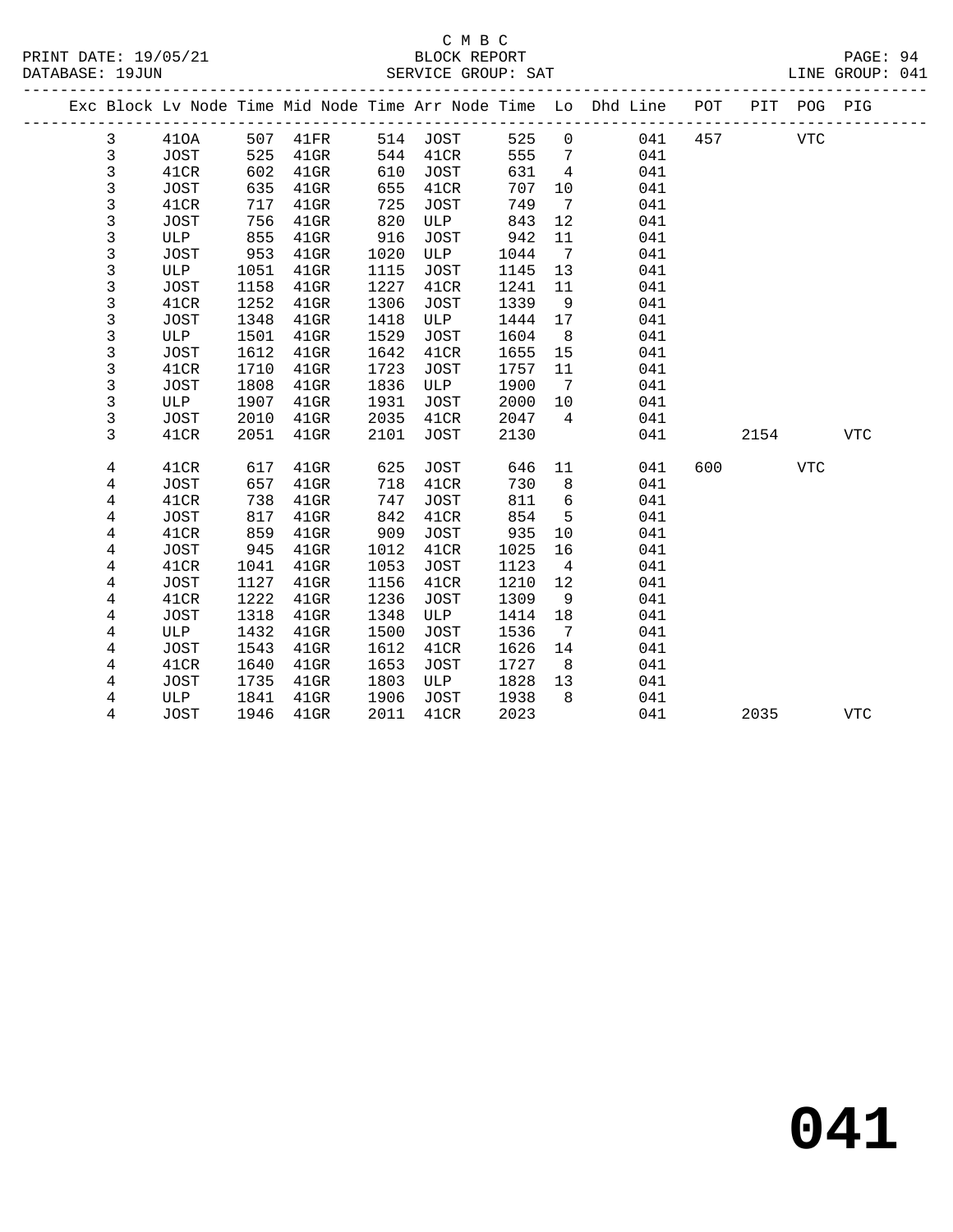C M B C
BLOCK REPORT
SERVICE GROUP: SAT

PRINT DATE: 19/05/21
DATABASE: 19JUN
LINE GROUP: 041

| Exc | Block | Lv | Node | Time | Mid Node | Time | Arr Node | Time | Lo | Dhd Line | POT | PIT | POG | PIG |
|---|---|---|---|---|---|---|---|---|---|---|---|---|---|---|
| | 3 | | 41OA | 507 | 41FR | 514 | JOST | 525 | 0 | 041 | 457 | | VTC | |
| | 3 | | JOST | 525 | 41GR | 544 | 41CR | 555 | 7 | 041 | | | | |
| | 3 | | 41CR | 602 | 41GR | 610 | JOST | 631 | 4 | 041 | | | | |
| | 3 | | JOST | 635 | 41GR | 655 | 41CR | 707 | 10 | 041 | | | | |
| | 3 | | 41CR | 717 | 41GR | 725 | JOST | 749 | 7 | 041 | | | | |
| | 3 | | JOST | 756 | 41GR | 820 | ULP | 843 | 12 | 041 | | | | |
| | 3 | | ULP | 855 | 41GR | 916 | JOST | 942 | 11 | 041 | | | | |
| | 3 | | JOST | 953 | 41GR | 1020 | ULP | 1044 | 7 | 041 | | | | |
| | 3 | | ULP | 1051 | 41GR | 1115 | JOST | 1145 | 13 | 041 | | | | |
| | 3 | | JOST | 1158 | 41GR | 1227 | 41CR | 1241 | 11 | 041 | | | | |
| | 3 | | 41CR | 1252 | 41GR | 1306 | JOST | 1339 | 9 | 041 | | | | |
| | 3 | | JOST | 1348 | 41GR | 1418 | ULP | 1444 | 17 | 041 | | | | |
| | 3 | | ULP | 1501 | 41GR | 1529 | JOST | 1604 | 8 | 041 | | | | |
| | 3 | | JOST | 1612 | 41GR | 1642 | 41CR | 1655 | 15 | 041 | | | | |
| | 3 | | 41CR | 1710 | 41GR | 1723 | JOST | 1757 | 11 | 041 | | | | |
| | 3 | | JOST | 1808 | 41GR | 1836 | ULP | 1900 | 7 | 041 | | | | |
| | 3 | | ULP | 1907 | 41GR | 1931 | JOST | 2000 | 10 | 041 | | | | |
| | 3 | | JOST | 2010 | 41GR | 2035 | 41CR | 2047 | 4 | 041 | | | | |
| | 3 | | 41CR | 2051 | 41GR | 2101 | JOST | 2130 | | 041 | | 2154 | | VTC |
| | 4 | | 41CR | 617 | 41GR | 625 | JOST | 646 | 11 | 041 | 600 | | VTC | |
| | 4 | | JOST | 657 | 41GR | 718 | 41CR | 730 | 8 | 041 | | | | |
| | 4 | | 41CR | 738 | 41GR | 747 | JOST | 811 | 6 | 041 | | | | |
| | 4 | | JOST | 817 | 41GR | 842 | 41CR | 854 | 5 | 041 | | | | |
| | 4 | | 41CR | 859 | 41GR | 909 | JOST | 935 | 10 | 041 | | | | |
| | 4 | | JOST | 945 | 41GR | 1012 | 41CR | 1025 | 16 | 041 | | | | |
| | 4 | | 41CR | 1041 | 41GR | 1053 | JOST | 1123 | 4 | 041 | | | | |
| | 4 | | JOST | 1127 | 41GR | 1156 | 41CR | 1210 | 12 | 041 | | | | |
| | 4 | | 41CR | 1222 | 41GR | 1236 | JOST | 1309 | 9 | 041 | | | | |
| | 4 | | JOST | 1318 | 41GR | 1348 | ULP | 1414 | 18 | 041 | | | | |
| | 4 | | ULP | 1432 | 41GR | 1500 | JOST | 1536 | 7 | 041 | | | | |
| | 4 | | JOST | 1543 | 41GR | 1612 | 41CR | 1626 | 14 | 041 | | | | |
| | 4 | | 41CR | 1640 | 41GR | 1653 | JOST | 1727 | 8 | 041 | | | | |
| | 4 | | JOST | 1735 | 41GR | 1803 | ULP | 1828 | 13 | 041 | | | | |
| | 4 | | ULP | 1841 | 41GR | 1906 | JOST | 1938 | 8 | 041 | | | | |
| | 4 | | JOST | 1946 | 41GR | 2011 | 41CR | 2023 | | 041 | | 2035 | | VTC |

# 041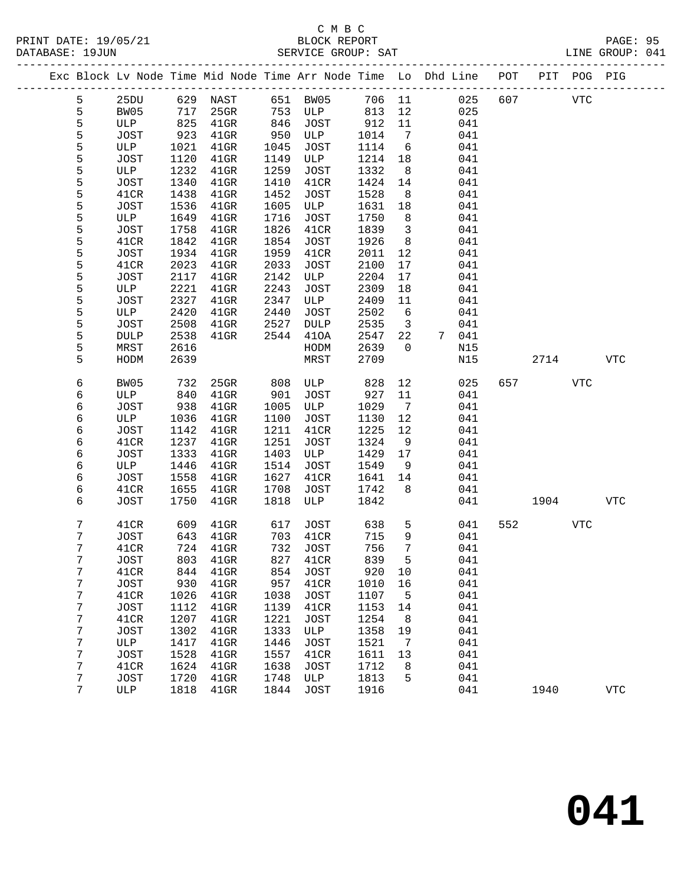C M B C
PRINT DATE: 19/05/21 BLOCK REPORT
DATABASE: 19JUN SERVICE GROUP: SAT LINE GROUP: 041

| Exc | Block | Lv | Node | Time | Mid Node | Time | Arr Node | Time | Lo | Dhd | Line | POT | PIT | POG | PIG |
|---|---|---|---|---|---|---|---|---|---|---|---|---|---|---|---|
| | 5 | | 25DU | 629 | NAST | 651 | BW05 | 706 | 11 | | 025 | 607 | | VTC | |
| | 5 | | BW05 | 717 | 25GR | 753 | ULP | 813 | 12 | | 025 | | | | |
| | 5 | | ULP | 825 | 41GR | 846 | JOST | 912 | 11 | | 041 | | | | |
| | 5 | | JOST | 923 | 41GR | 950 | ULP | 1014 | 7 | | 041 | | | | |
| | 5 | | ULP | 1021 | 41GR | 1045 | JOST | 1114 | 6 | | 041 | | | | |
| | 5 | | JOST | 1120 | 41GR | 1149 | ULP | 1214 | 18 | | 041 | | | | |
| | 5 | | ULP | 1232 | 41GR | 1259 | JOST | 1332 | 8 | | 041 | | | | |
| | 5 | | JOST | 1340 | 41GR | 1410 | 41CR | 1424 | 14 | | 041 | | | | |
| | 5 | | 41CR | 1438 | 41GR | 1452 | JOST | 1528 | 8 | | 041 | | | | |
| | 5 | | JOST | 1536 | 41GR | 1605 | ULP | 1631 | 18 | | 041 | | | | |
| | 5 | | ULP | 1649 | 41GR | 1716 | JOST | 1750 | 8 | | 041 | | | | |
| | 5 | | JOST | 1758 | 41GR | 1826 | 41CR | 1839 | 3 | | 041 | | | | |
| | 5 | | 41CR | 1842 | 41GR | 1854 | JOST | 1926 | 8 | | 041 | | | | |
| | 5 | | JOST | 1934 | 41GR | 1959 | 41CR | 2011 | 12 | | 041 | | | | |
| | 5 | | 41CR | 2023 | 41GR | 2033 | JOST | 2100 | 17 | | 041 | | | | |
| | 5 | | JOST | 2117 | 41GR | 2142 | ULP | 2204 | 17 | | 041 | | | | |
| | 5 | | ULP | 2221 | 41GR | 2243 | JOST | 2309 | 18 | | 041 | | | | |
| | 5 | | JOST | 2327 | 41GR | 2347 | ULP | 2409 | 11 | | 041 | | | | |
| | 5 | | ULP | 2420 | 41GR | 2440 | JOST | 2502 | 6 | | 041 | | | | |
| | 5 | | JOST | 2508 | 41GR | 2527 | DULP | 2535 | 3 | | 041 | | | | |
| | 5 | | DULP | 2538 | 41GR | 2544 | 41OA | 2547 | 22 | 7 | 041 | | | | |
| | 5 | | MRST | 2616 | | | HODM | 2639 | 0 | | N15 | | | | |
| | 5 | | HODM | 2639 | | | MRST | 2709 | | | N15 | | 2714 | | VTC |
| | 6 | | BW05 | 732 | 25GR | 808 | ULP | 828 | 12 | | 025 | 657 | | VTC | |
| | 6 | | ULP | 840 | 41GR | 901 | JOST | 927 | 11 | | 041 | | | | |
| | 6 | | JOST | 938 | 41GR | 1005 | ULP | 1029 | 7 | | 041 | | | | |
| | 6 | | ULP | 1036 | 41GR | 1100 | JOST | 1130 | 12 | | 041 | | | | |
| | 6 | | JOST | 1142 | 41GR | 1211 | 41CR | 1225 | 12 | | 041 | | | | |
| | 6 | | 41CR | 1237 | 41GR | 1251 | JOST | 1324 | 9 | | 041 | | | | |
| | 6 | | JOST | 1333 | 41GR | 1403 | ULP | 1429 | 17 | | 041 | | | | |
| | 6 | | ULP | 1446 | 41GR | 1514 | JOST | 1549 | 9 | | 041 | | | | |
| | 6 | | JOST | 1558 | 41GR | 1627 | 41CR | 1641 | 14 | | 041 | | | | |
| | 6 | | 41CR | 1655 | 41GR | 1708 | JOST | 1742 | 8 | | 041 | | | | |
| | 6 | | JOST | 1750 | 41GR | 1818 | ULP | 1842 | | | 041 | | 1904 | | VTC |
| | 7 | | 41CR | 609 | 41GR | 617 | JOST | 638 | 5 | | 041 | 552 | | VTC | |
| | 7 | | JOST | 643 | 41GR | 703 | 41CR | 715 | 9 | | 041 | | | | |
| | 7 | | 41CR | 724 | 41GR | 732 | JOST | 756 | 7 | | 041 | | | | |
| | 7 | | JOST | 803 | 41GR | 827 | 41CR | 839 | 5 | | 041 | | | | |
| | 7 | | 41CR | 844 | 41GR | 854 | JOST | 920 | 10 | | 041 | | | | |
| | 7 | | JOST | 930 | 41GR | 957 | 41CR | 1010 | 16 | | 041 | | | | |
| | 7 | | 41CR | 1026 | 41GR | 1038 | JOST | 1107 | 5 | | 041 | | | | |
| | 7 | | JOST | 1112 | 41GR | 1139 | 41CR | 1153 | 14 | | 041 | | | | |
| | 7 | | 41CR | 1207 | 41GR | 1221 | JOST | 1254 | 8 | | 041 | | | | |
| | 7 | | JOST | 1302 | 41GR | 1333 | ULP | 1358 | 19 | | 041 | | | | |
| | 7 | | ULP | 1417 | 41GR | 1446 | JOST | 1521 | 7 | | 041 | | | | |
| | 7 | | JOST | 1528 | 41GR | 1557 | 41CR | 1611 | 13 | | 041 | | | | |
| | 7 | | 41CR | 1624 | 41GR | 1638 | JOST | 1712 | 8 | | 041 | | | | |
| | 7 | | JOST | 1720 | 41GR | 1748 | ULP | 1813 | 5 | | 041 | | | | |
| | 7 | | ULP | 1818 | 41GR | 1844 | JOST | 1916 | | | 041 | | 1940 | | VTC |

# 041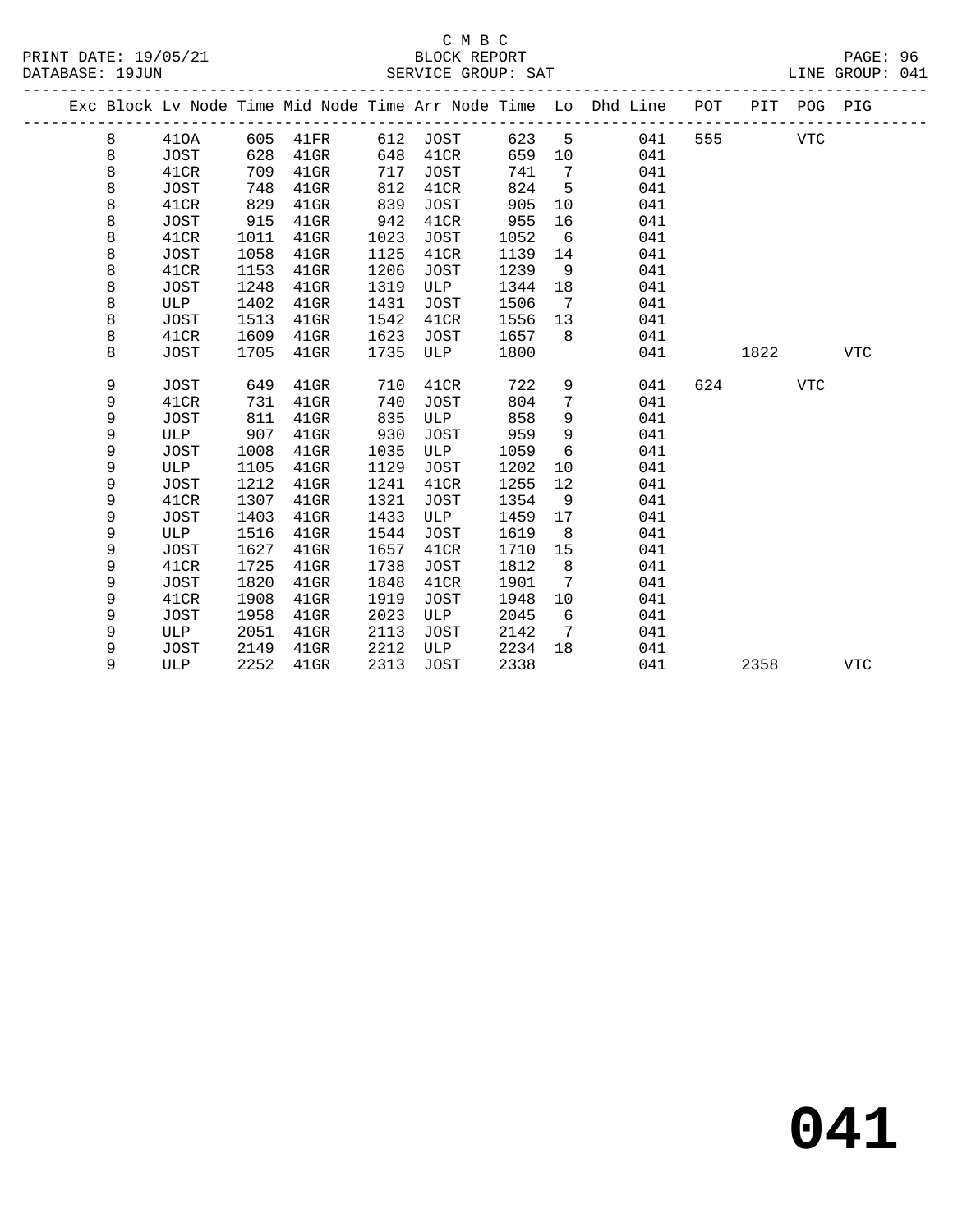C M B C

BLOCK REPORT

SERVICE GROUP: SAT

PRINT DATE: 19/05/21

DATABASE: 19JUN

LINE GROUP: 041

| Exc | Block | Lv Node | Time | Mid Node | Time | Arr Node | Time | Lo | Dhd Line | POT | PIT | POG | PIG |
|---|---|---|---|---|---|---|---|---|---|---|---|---|---|
| | 8 | 41OA | 605 | 41FR | 612 | JOST | 623 | 5 | 041 | 555 | | VTC | |
| | 8 | JOST | 628 | 41GR | 648 | 41CR | 659 | 10 | 041 | | | | |
| | 8 | 41CR | 709 | 41GR | 717 | JOST | 741 | 7 | 041 | | | | |
| | 8 | JOST | 748 | 41GR | 812 | 41CR | 824 | 5 | 041 | | | | |
| | 8 | 41CR | 829 | 41GR | 839 | JOST | 905 | 10 | 041 | | | | |
| | 8 | JOST | 915 | 41GR | 942 | 41CR | 955 | 16 | 041 | | | | |
| | 8 | 41CR | 1011 | 41GR | 1023 | JOST | 1052 | 6 | 041 | | | | |
| | 8 | JOST | 1058 | 41GR | 1125 | 41CR | 1139 | 14 | 041 | | | | |
| | 8 | 41CR | 1153 | 41GR | 1206 | JOST | 1239 | 9 | 041 | | | | |
| | 8 | JOST | 1248 | 41GR | 1319 | ULP | 1344 | 18 | 041 | | | | |
| | 8 | ULP | 1402 | 41GR | 1431 | JOST | 1506 | 7 | 041 | | | | |
| | 8 | JOST | 1513 | 41GR | 1542 | 41CR | 1556 | 13 | 041 | | | | |
| | 8 | 41CR | 1609 | 41GR | 1623 | JOST | 1657 | 8 | 041 | | | | |
| | 8 | JOST | 1705 | 41GR | 1735 | ULP | 1800 | | 041 | | 1822 | | VTC |
| | 9 | JOST | 649 | 41GR | 710 | 41CR | 722 | 9 | 041 | 624 | | VTC | |
| | 9 | 41CR | 731 | 41GR | 740 | JOST | 804 | 7 | 041 | | | | |
| | 9 | JOST | 811 | 41GR | 835 | ULP | 858 | 9 | 041 | | | | |
| | 9 | ULP | 907 | 41GR | 930 | JOST | 959 | 9 | 041 | | | | |
| | 9 | JOST | 1008 | 41GR | 1035 | ULP | 1059 | 6 | 041 | | | | |
| | 9 | ULP | 1105 | 41GR | 1129 | JOST | 1202 | 10 | 041 | | | | |
| | 9 | JOST | 1212 | 41GR | 1241 | 41CR | 1255 | 12 | 041 | | | | |
| | 9 | 41CR | 1307 | 41GR | 1321 | JOST | 1354 | 9 | 041 | | | | |
| | 9 | JOST | 1403 | 41GR | 1433 | ULP | 1459 | 17 | 041 | | | | |
| | 9 | ULP | 1516 | 41GR | 1544 | JOST | 1619 | 8 | 041 | | | | |
| | 9 | JOST | 1627 | 41GR | 1657 | 41CR | 1710 | 15 | 041 | | | | |
| | 9 | 41CR | 1725 | 41GR | 1738 | JOST | 1812 | 8 | 041 | | | | |
| | 9 | JOST | 1820 | 41GR | 1848 | 41CR | 1901 | 7 | 041 | | | | |
| | 9 | 41CR | 1908 | 41GR | 1919 | JOST | 1948 | 10 | 041 | | | | |
| | 9 | JOST | 1958 | 41GR | 2023 | ULP | 2045 | 6 | 041 | | | | |
| | 9 | ULP | 2051 | 41GR | 2113 | JOST | 2142 | 7 | 041 | | | | |
| | 9 | JOST | 2149 | 41GR | 2212 | ULP | 2234 | 18 | 041 | | | | |
| | 9 | ULP | 2252 | 41GR | 2313 | JOST | 2338 | | 041 | | 2358 | | VTC |

# 041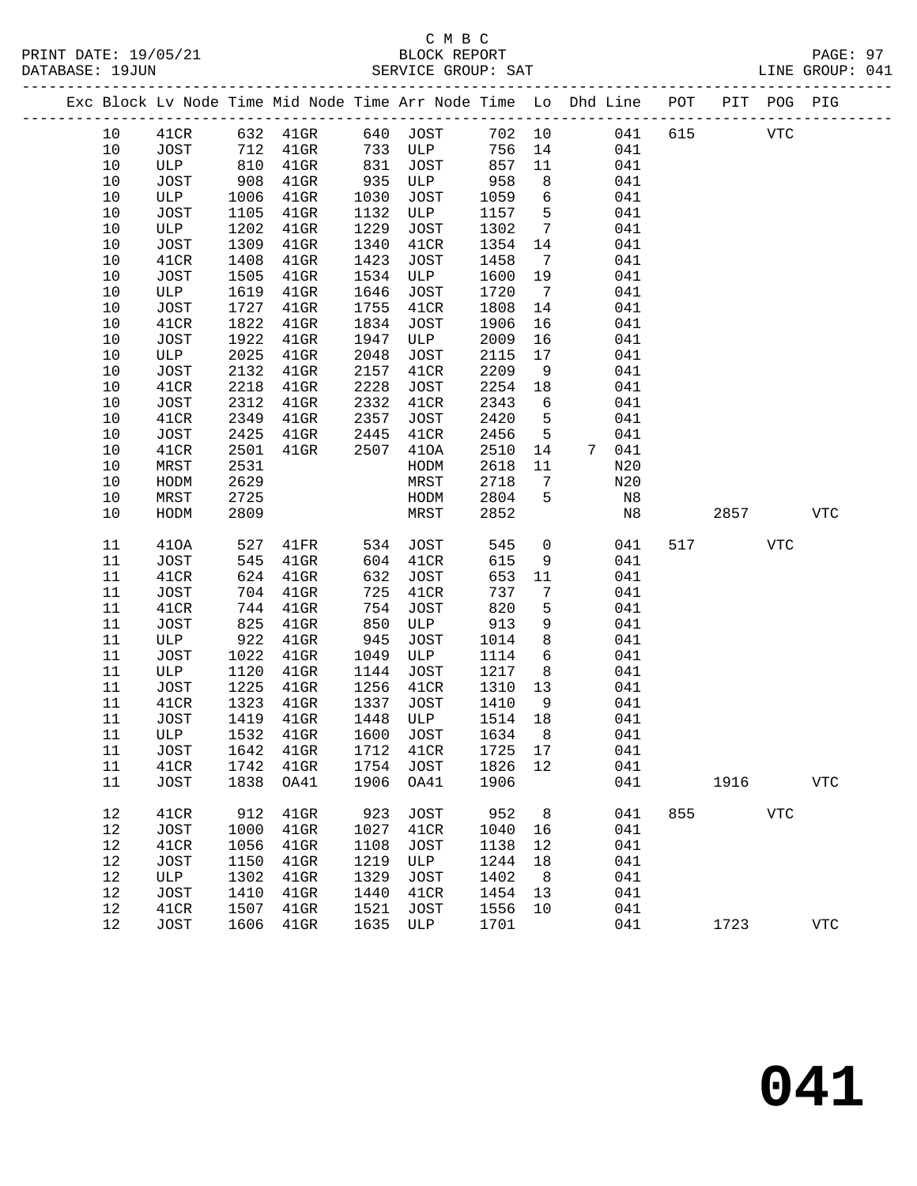C M B C
PRINT DATE: 19/05/21 BLOCK REPORT
DATABASE: 19JUN SERVICE GROUP: SAT LINE GROUP: 041

| Exc | Block | Lv Node | Time | Mid Node | Time | Arr Node | Time | Lo | Dhd | Line | POT | PIT | POG | PIG |
|---|---|---|---|---|---|---|---|---|---|---|---|---|---|---|
| | 10 | 41CR | 632 | 41GR | 640 | JOST | 702 | 10 | | 041 | 615 | | VTC | |
| | 10 | JOST | 712 | 41GR | 733 | ULP | 756 | 14 | | 041 | | | | |
| | 10 | ULP | 810 | 41GR | 831 | JOST | 857 | 11 | | 041 | | | | |
| | 10 | JOST | 908 | 41GR | 935 | ULP | 958 | 8 | | 041 | | | | |
| | 10 | ULP | 1006 | 41GR | 1030 | JOST | 1059 | 6 | | 041 | | | | |
| | 10 | JOST | 1105 | 41GR | 1132 | ULP | 1157 | 5 | | 041 | | | | |
| | 10 | ULP | 1202 | 41GR | 1229 | JOST | 1302 | 7 | | 041 | | | | |
| | 10 | JOST | 1309 | 41GR | 1340 | 41CR | 1354 | 14 | | 041 | | | | |
| | 10 | 41CR | 1408 | 41GR | 1423 | JOST | 1458 | 7 | | 041 | | | | |
| | 10 | JOST | 1505 | 41GR | 1534 | ULP | 1600 | 19 | | 041 | | | | |
| | 10 | ULP | 1619 | 41GR | 1646 | JOST | 1720 | 7 | | 041 | | | | |
| | 10 | JOST | 1727 | 41GR | 1755 | 41CR | 1808 | 14 | | 041 | | | | |
| | 10 | 41CR | 1822 | 41GR | 1834 | JOST | 1906 | 16 | | 041 | | | | |
| | 10 | JOST | 1922 | 41GR | 1947 | ULP | 2009 | 16 | | 041 | | | | |
| | 10 | ULP | 2025 | 41GR | 2048 | JOST | 2115 | 17 | | 041 | | | | |
| | 10 | JOST | 2132 | 41GR | 2157 | 41CR | 2209 | 9 | | 041 | | | | |
| | 10 | 41CR | 2218 | 41GR | 2228 | JOST | 2254 | 18 | | 041 | | | | |
| | 10 | JOST | 2312 | 41GR | 2332 | 41CR | 2343 | 6 | | 041 | | | | |
| | 10 | 41CR | 2349 | 41GR | 2357 | JOST | 2420 | 5 | | 041 | | | | |
| | 10 | JOST | 2425 | 41GR | 2445 | 41CR | 2456 | 5 | | 041 | | | | |
| | 10 | 41CR | 2501 | 41GR | 2507 | 41OA | 2510 | 14 | 7 | 041 | | | | |
| | 10 | MRST | 2531 | | | HODM | 2618 | 11 | | N20 | | | | |
| | 10 | HODM | 2629 | | | MRST | 2718 | 7 | | N20 | | | | |
| | 10 | MRST | 2725 | | | HODM | 2804 | 5 | | N8 | | | | |
| | 10 | HODM | 2809 | | | MRST | 2852 | | | N8 | | 2857 | | VTC |
| | 11 | 41OA | 527 | 41FR | 534 | JOST | 545 | 0 | | 041 | 517 | | VTC | |
| | 11 | JOST | 545 | 41GR | 604 | 41CR | 615 | 9 | | 041 | | | | |
| | 11 | 41CR | 624 | 41GR | 632 | JOST | 653 | 11 | | 041 | | | | |
| | 11 | JOST | 704 | 41GR | 725 | 41CR | 737 | 7 | | 041 | | | | |
| | 11 | 41CR | 744 | 41GR | 754 | JOST | 820 | 5 | | 041 | | | | |
| | 11 | JOST | 825 | 41GR | 850 | ULP | 913 | 9 | | 041 | | | | |
| | 11 | ULP | 922 | 41GR | 945 | JOST | 1014 | 8 | | 041 | | | | |
| | 11 | JOST | 1022 | 41GR | 1049 | ULP | 1114 | 6 | | 041 | | | | |
| | 11 | ULP | 1120 | 41GR | 1144 | JOST | 1217 | 8 | | 041 | | | | |
| | 11 | JOST | 1225 | 41GR | 1256 | 41CR | 1310 | 13 | | 041 | | | | |
| | 11 | 41CR | 1323 | 41GR | 1337 | JOST | 1410 | 9 | | 041 | | | | |
| | 11 | JOST | 1419 | 41GR | 1448 | ULP | 1514 | 18 | | 041 | | | | |
| | 11 | ULP | 1532 | 41GR | 1600 | JOST | 1634 | 8 | | 041 | | | | |
| | 11 | JOST | 1642 | 41GR | 1712 | 41CR | 1725 | 17 | | 041 | | | | |
| | 11 | 41CR | 1742 | 41GR | 1754 | JOST | 1826 | 12 | | 041 | | | | |
| | 11 | JOST | 1838 | OA41 | 1906 | OA41 | 1906 | | | 041 | | 1916 | | VTC |
| | 12 | 41CR | 912 | 41GR | 923 | JOST | 952 | 8 | | 041 | 855 | | VTC | |
| | 12 | JOST | 1000 | 41GR | 1027 | 41CR | 1040 | 16 | | 041 | | | | |
| | 12 | 41CR | 1056 | 41GR | 1108 | JOST | 1138 | 12 | | 041 | | | | |
| | 12 | JOST | 1150 | 41GR | 1219 | ULP | 1244 | 18 | | 041 | | | | |
| | 12 | ULP | 1302 | 41GR | 1329 | JOST | 1402 | 8 | | 041 | | | | |
| | 12 | JOST | 1410 | 41GR | 1440 | 41CR | 1454 | 13 | | 041 | | | | |
| | 12 | 41CR | 1507 | 41GR | 1521 | JOST | 1556 | 10 | | 041 | | | | |
| | 12 | JOST | 1606 | 41GR | 1635 | ULP | 1701 | | | 041 | | 1723 | | VTC |

**041**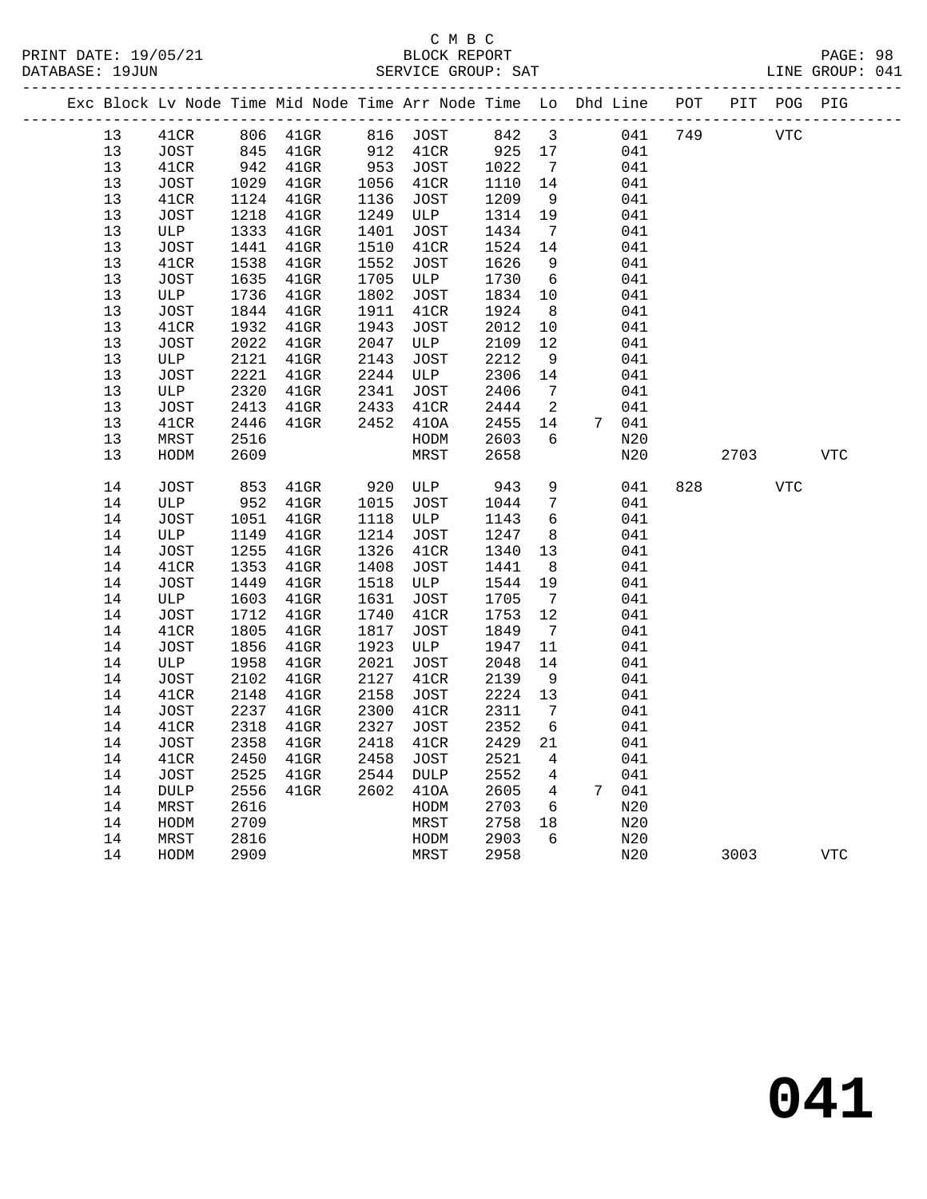C M B C
BLOCK REPORT
SERVICE GROUP: SAT

PRINT DATE: 19/05/21
DATABASE: 19JUN
LINE GROUP: 041

| Exc | Block | Lv Node | Time | Mid Node | Time | Arr Node | Time | Lo | Dhd | Line | POT | PIT | POG | PIG |
|---|---|---|---|---|---|---|---|---|---|---|---|---|---|---|
| | 13 | 41CR | 806 | 41GR | 816 | JOST | 842 | 3 | | 041 | 749 | | VTC | |
| | 13 | JOST | 845 | 41GR | 912 | 41CR | 925 | 17 | | 041 | | | | |
| | 13 | 41CR | 942 | 41GR | 953 | JOST | 1022 | 7 | | 041 | | | | |
| | 13 | JOST | 1029 | 41GR | 1056 | 41CR | 1110 | 14 | | 041 | | | | |
| | 13 | 41CR | 1124 | 41GR | 1136 | JOST | 1209 | 9 | | 041 | | | | |
| | 13 | JOST | 1218 | 41GR | 1249 | ULP | 1314 | 19 | | 041 | | | | |
| | 13 | ULP | 1333 | 41GR | 1401 | JOST | 1434 | 7 | | 041 | | | | |
| | 13 | JOST | 1441 | 41GR | 1510 | 41CR | 1524 | 14 | | 041 | | | | |
| | 13 | 41CR | 1538 | 41GR | 1552 | JOST | 1626 | 9 | | 041 | | | | |
| | 13 | JOST | 1635 | 41GR | 1705 | ULP | 1730 | 6 | | 041 | | | | |
| | 13 | ULP | 1736 | 41GR | 1802 | JOST | 1834 | 10 | | 041 | | | | |
| | 13 | JOST | 1844 | 41GR | 1911 | 41CR | 1924 | 8 | | 041 | | | | |
| | 13 | 41CR | 1932 | 41GR | 1943 | JOST | 2012 | 10 | | 041 | | | | |
| | 13 | JOST | 2022 | 41GR | 2047 | ULP | 2109 | 12 | | 041 | | | | |
| | 13 | ULP | 2121 | 41GR | 2143 | JOST | 2212 | 9 | | 041 | | | | |
| | 13 | JOST | 2221 | 41GR | 2244 | ULP | 2306 | 14 | | 041 | | | | |
| | 13 | ULP | 2320 | 41GR | 2341 | JOST | 2406 | 7 | | 041 | | | | |
| | 13 | JOST | 2413 | 41GR | 2433 | 41CR | 2444 | 2 | | 041 | | | | |
| | 13 | 41CR | 2446 | 41GR | 2452 | 41OA | 2455 | 14 | 7 | 041 | | | | |
| | 13 | MRST | 2516 | | | HODM | 2603 | 6 | | N20 | | | | |
| | 13 | HODM | 2609 | | | MRST | 2658 | | | N20 | | 2703 | | VTC |
| | 14 | JOST | 853 | 41GR | 920 | ULP | 943 | 9 | | 041 | 828 | | VTC | |
| | 14 | ULP | 952 | 41GR | 1015 | JOST | 1044 | 7 | | 041 | | | | |
| | 14 | JOST | 1051 | 41GR | 1118 | ULP | 1143 | 6 | | 041 | | | | |
| | 14 | ULP | 1149 | 41GR | 1214 | JOST | 1247 | 8 | | 041 | | | | |
| | 14 | JOST | 1255 | 41GR | 1326 | 41CR | 1340 | 13 | | 041 | | | | |
| | 14 | 41CR | 1353 | 41GR | 1408 | JOST | 1441 | 8 | | 041 | | | | |
| | 14 | JOST | 1449 | 41GR | 1518 | ULP | 1544 | 19 | | 041 | | | | |
| | 14 | ULP | 1603 | 41GR | 1631 | JOST | 1705 | 7 | | 041 | | | | |
| | 14 | JOST | 1712 | 41GR | 1740 | 41CR | 1753 | 12 | | 041 | | | | |
| | 14 | 41CR | 1805 | 41GR | 1817 | JOST | 1849 | 7 | | 041 | | | | |
| | 14 | JOST | 1856 | 41GR | 1923 | ULP | 1947 | 11 | | 041 | | | | |
| | 14 | ULP | 1958 | 41GR | 2021 | JOST | 2048 | 14 | | 041 | | | | |
| | 14 | JOST | 2102 | 41GR | 2127 | 41CR | 2139 | 9 | | 041 | | | | |
| | 14 | 41CR | 2148 | 41GR | 2158 | JOST | 2224 | 13 | | 041 | | | | |
| | 14 | JOST | 2237 | 41GR | 2300 | 41CR | 2311 | 7 | | 041 | | | | |
| | 14 | 41CR | 2318 | 41GR | 2327 | JOST | 2352 | 6 | | 041 | | | | |
| | 14 | JOST | 2358 | 41GR | 2418 | 41CR | 2429 | 21 | | 041 | | | | |
| | 14 | 41CR | 2450 | 41GR | 2458 | JOST | 2521 | 4 | | 041 | | | | |
| | 14 | JOST | 2525 | 41GR | 2544 | DULP | 2552 | 4 | | 041 | | | | |
| | 14 | DULP | 2556 | 41GR | 2602 | 41OA | 2605 | 4 | 7 | 041 | | | | |
| | 14 | MRST | 2616 | | | HODM | 2703 | 6 | | N20 | | | | |
| | 14 | HODM | 2709 | | | MRST | 2758 | 18 | | N20 | | | | |
| | 14 | MRST | 2816 | | | HODM | 2903 | 6 | | N20 | | | | |
| | 14 | HODM | 2909 | | | MRST | 2958 | | | N20 | | 3003 | | VTC |

**041**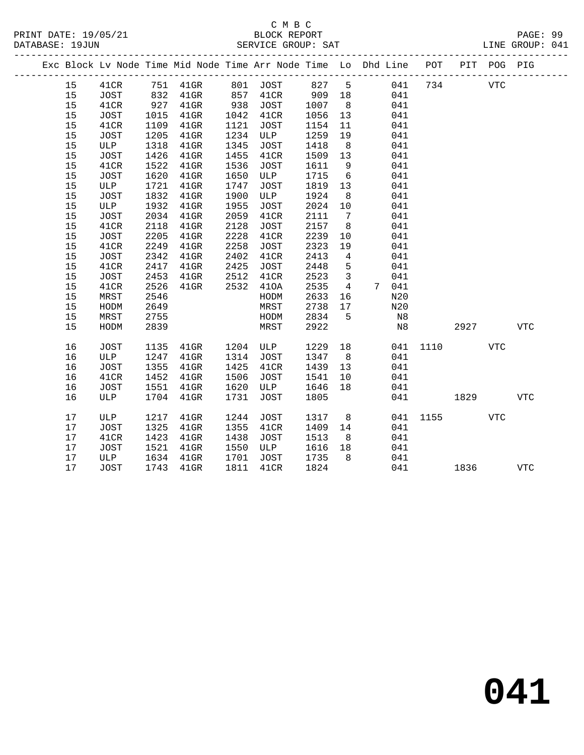C M B C

BLOCK REPORT

SERVICE GROUP: SAT

PRINT DATE: 19/05/21
DATABASE: 19JUN
LINE GROUP: 041

| Exc | Block | Lv Node | Time | Mid Node | Time | Arr Node | Time | Lo | Dhd | Line | POT | PIT | POG | PIG |
|---|---|---|---|---|---|---|---|---|---|---|---|---|---|---|
| | 15 | 41CR | 751 | 41GR | 801 | JOST | 827 | 5 | | 041 | 734 | | VTC | |
| | 15 | JOST | 832 | 41GR | 857 | 41CR | 909 | 18 | | 041 | | | | |
| | 15 | 41CR | 927 | 41GR | 938 | JOST | 1007 | 8 | | 041 | | | | |
| | 15 | JOST | 1015 | 41GR | 1042 | 41CR | 1056 | 13 | | 041 | | | | |
| | 15 | 41CR | 1109 | 41GR | 1121 | JOST | 1154 | 11 | | 041 | | | | |
| | 15 | JOST | 1205 | 41GR | 1234 | ULP | 1259 | 19 | | 041 | | | | |
| | 15 | ULP | 1318 | 41GR | 1345 | JOST | 1418 | 8 | | 041 | | | | |
| | 15 | JOST | 1426 | 41GR | 1455 | 41CR | 1509 | 13 | | 041 | | | | |
| | 15 | 41CR | 1522 | 41GR | 1536 | JOST | 1611 | 9 | | 041 | | | | |
| | 15 | JOST | 1620 | 41GR | 1650 | ULP | 1715 | 6 | | 041 | | | | |
| | 15 | ULP | 1721 | 41GR | 1747 | JOST | 1819 | 13 | | 041 | | | | |
| | 15 | JOST | 1832 | 41GR | 1900 | ULP | 1924 | 8 | | 041 | | | | |
| | 15 | ULP | 1932 | 41GR | 1955 | JOST | 2024 | 10 | | 041 | | | | |
| | 15 | JOST | 2034 | 41GR | 2059 | 41CR | 2111 | 7 | | 041 | | | | |
| | 15 | 41CR | 2118 | 41GR | 2128 | JOST | 2157 | 8 | | 041 | | | | |
| | 15 | JOST | 2205 | 41GR | 2228 | 41CR | 2239 | 10 | | 041 | | | | |
| | 15 | 41CR | 2249 | 41GR | 2258 | JOST | 2323 | 19 | | 041 | | | | |
| | 15 | JOST | 2342 | 41GR | 2402 | 41CR | 2413 | 4 | | 041 | | | | |
| | 15 | 41CR | 2417 | 41GR | 2425 | JOST | 2448 | 5 | | 041 | | | | |
| | 15 | JOST | 2453 | 41GR | 2512 | 41CR | 2523 | 3 | | 041 | | | | |
| | 15 | 41CR | 2526 | 41GR | 2532 | 41OA | 2535 | 4 | 7 | 041 | | | | |
| | 15 | MRST | 2546 | | | HODM | 2633 | 16 | | N20 | | | | |
| | 15 | HODM | 2649 | | | MRST | 2738 | 17 | | N20 | | | | |
| | 15 | MRST | 2755 | | | HODM | 2834 | 5 | | N8 | | | | |
| | 15 | HODM | 2839 | | | MRST | 2922 | | | N8 | | 2927 | | VTC |
| | 16 | JOST | 1135 | 41GR | 1204 | ULP | 1229 | 18 | | 041 | 1110 | | VTC | |
| | 16 | ULP | 1247 | 41GR | 1314 | JOST | 1347 | 8 | | 041 | | | | |
| | 16 | JOST | 1355 | 41GR | 1425 | 41CR | 1439 | 13 | | 041 | | | | |
| | 16 | 41CR | 1452 | 41GR | 1506 | JOST | 1541 | 10 | | 041 | | | | |
| | 16 | JOST | 1551 | 41GR | 1620 | ULP | 1646 | 18 | | 041 | | | | |
| | 16 | ULP | 1704 | 41GR | 1731 | JOST | 1805 | | | 041 | | 1829 | | VTC |
| | 17 | ULP | 1217 | 41GR | 1244 | JOST | 1317 | 8 | | 041 | 1155 | | VTC | |
| | 17 | JOST | 1325 | 41GR | 1355 | 41CR | 1409 | 14 | | 041 | | | | |
| | 17 | 41CR | 1423 | 41GR | 1438 | JOST | 1513 | 8 | | 041 | | | | |
| | 17 | JOST | 1521 | 41GR | 1550 | ULP | 1616 | 18 | | 041 | | | | |
| | 17 | ULP | 1634 | 41GR | 1701 | JOST | 1735 | 8 | | 041 | | | | |
| | 17 | JOST | 1743 | 41GR | 1811 | 41CR | 1824 | | | 041 | | 1836 | | VTC |

**041**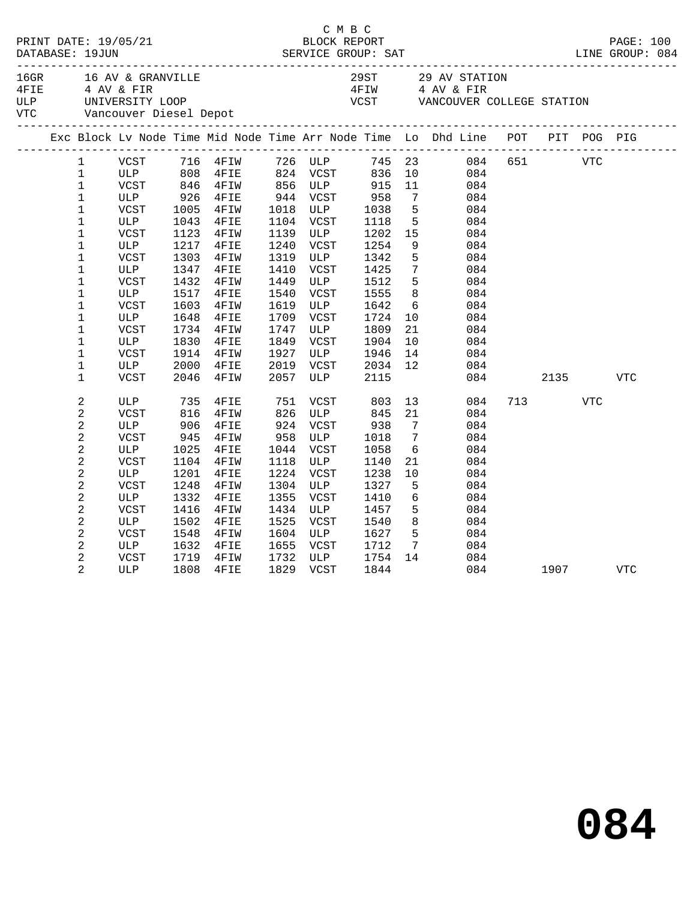C M B C

PRINT DATE: 19/05/21 BLOCK REPORT
DATABASE: 19JUN SERVICE GROUP: SAT LINE GROUP: 084

| | | | |
|---|---|---|---|
| 16GR | 16 AV & GRANVILLE | 29ST | 29 AV STATION |
| 4FIE | 4 AV & FIR | 4FIW | 4 AV & FIR |
| ULP | UNIVERSITY LOOP | VCST | VANCOUVER COLLEGE STATION |
| VTC | Vancouver Diesel Depot | | |

| Exc | Block | Lv Node | Time | Mid Node | Time | Arr Node | Time | Lo | Dhd Line | POT | PIT | POG | PIG |
|---|---|---|---|---|---|---|---|---|---|---|---|---|---|
| | 1 | VCST | 716 | 4FIW | 726 | ULP | 745 | 23 | 084 | 651 | | VTC | |
| | 1 | ULP | 808 | 4FIE | 824 | VCST | 836 | 10 | 084 | | | | |
| | 1 | VCST | 846 | 4FIW | 856 | ULP | 915 | 11 | 084 | | | | |
| | 1 | ULP | 926 | 4FIE | 944 | VCST | 958 | 7 | 084 | | | | |
| | 1 | VCST | 1005 | 4FIW | 1018 | ULP | 1038 | 5 | 084 | | | | |
| | 1 | ULP | 1043 | 4FIE | 1104 | VCST | 1118 | 5 | 084 | | | | |
| | 1 | VCST | 1123 | 4FIW | 1139 | ULP | 1202 | 15 | 084 | | | | |
| | 1 | ULP | 1217 | 4FIE | 1240 | VCST | 1254 | 9 | 084 | | | | |
| | 1 | VCST | 1303 | 4FIW | 1319 | ULP | 1342 | 5 | 084 | | | | |
| | 1 | ULP | 1347 | 4FIE | 1410 | VCST | 1425 | 7 | 084 | | | | |
| | 1 | VCST | 1432 | 4FIW | 1449 | ULP | 1512 | 5 | 084 | | | | |
| | 1 | ULP | 1517 | 4FIE | 1540 | VCST | 1555 | 8 | 084 | | | | |
| | 1 | VCST | 1603 | 4FIW | 1619 | ULP | 1642 | 6 | 084 | | | | |
| | 1 | ULP | 1648 | 4FIE | 1709 | VCST | 1724 | 10 | 084 | | | | |
| | 1 | VCST | 1734 | 4FIW | 1747 | ULP | 1809 | 21 | 084 | | | | |
| | 1 | ULP | 1830 | 4FIE | 1849 | VCST | 1904 | 10 | 084 | | | | |
| | 1 | VCST | 1914 | 4FIW | 1927 | ULP | 1946 | 14 | 084 | | | | |
| | 1 | ULP | 2000 | 4FIE | 2019 | VCST | 2034 | 12 | 084 | | | | |
| | 1 | VCST | 2046 | 4FIW | 2057 | ULP | 2115 | | 084 | | 2135 | | VTC |
| | 2 | ULP | 735 | 4FIE | 751 | VCST | 803 | 13 | 084 | 713 | | VTC | |
| | 2 | VCST | 816 | 4FIW | 826 | ULP | 845 | 21 | 084 | | | | |
| | 2 | ULP | 906 | 4FIE | 924 | VCST | 938 | 7 | 084 | | | | |
| | 2 | VCST | 945 | 4FIW | 958 | ULP | 1018 | 7 | 084 | | | | |
| | 2 | ULP | 1025 | 4FIE | 1044 | VCST | 1058 | 6 | 084 | | | | |
| | 2 | VCST | 1104 | 4FIW | 1118 | ULP | 1140 | 21 | 084 | | | | |
| | 2 | ULP | 1201 | 4FIE | 1224 | VCST | 1238 | 10 | 084 | | | | |
| | 2 | VCST | 1248 | 4FIW | 1304 | ULP | 1327 | 5 | 084 | | | | |
| | 2 | ULP | 1332 | 4FIE | 1355 | VCST | 1410 | 6 | 084 | | | | |
| | 2 | VCST | 1416 | 4FIW | 1434 | ULP | 1457 | 5 | 084 | | | | |
| | 2 | ULP | 1502 | 4FIE | 1525 | VCST | 1540 | 8 | 084 | | | | |
| | 2 | VCST | 1548 | 4FIW | 1604 | ULP | 1627 | 5 | 084 | | | | |
| | 2 | ULP | 1632 | 4FIE | 1655 | VCST | 1712 | 7 | 084 | | | | |
| | 2 | VCST | 1719 | 4FIW | 1732 | ULP | 1754 | 14 | 084 | | | | |
| | 2 | ULP | 1808 | 4FIE | 1829 | VCST | 1844 | | 084 | | 1907 | | VTC |

# 084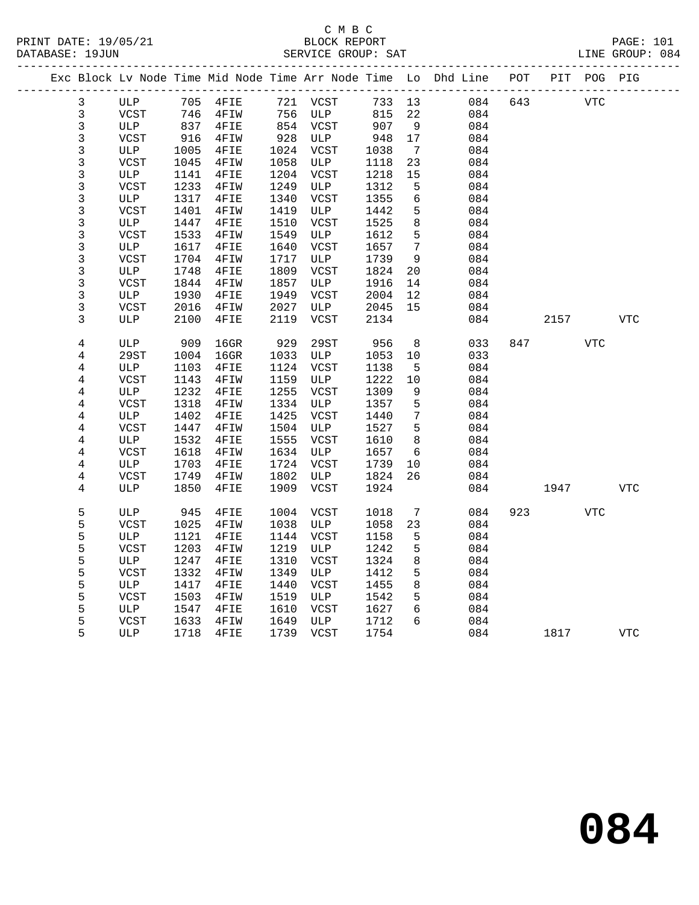C M B C
BLOCK REPORT
SERVICE GROUP: SAT

PRINT DATE: 19/05/21
DATABASE: 19JUN
LINE GROUP: 084

| Exc | Block | Lv Node | Time | Mid Node | Time | Arr Node | Time | Lo | Dhd Line | POT | PIT | POG | PIG |
|---|---|---|---|---|---|---|---|---|---|---|---|---|---|
| | 3 | ULP | 705 | 4FIE | 721 | VCST | 733 | 13 | 084 | 643 | | VTC | |
| | 3 | VCST | 746 | 4FIW | 756 | ULP | 815 | 22 | 084 | | | | |
| | 3 | ULP | 837 | 4FIE | 854 | VCST | 907 | 9 | 084 | | | | |
| | 3 | VCST | 916 | 4FIW | 928 | ULP | 948 | 17 | 084 | | | | |
| | 3 | ULP | 1005 | 4FIE | 1024 | VCST | 1038 | 7 | 084 | | | | |
| | 3 | VCST | 1045 | 4FIW | 1058 | ULP | 1118 | 23 | 084 | | | | |
| | 3 | ULP | 1141 | 4FIE | 1204 | VCST | 1218 | 15 | 084 | | | | |
| | 3 | VCST | 1233 | 4FIW | 1249 | ULP | 1312 | 5 | 084 | | | | |
| | 3 | ULP | 1317 | 4FIE | 1340 | VCST | 1355 | 6 | 084 | | | | |
| | 3 | VCST | 1401 | 4FIW | 1419 | ULP | 1442 | 5 | 084 | | | | |
| | 3 | ULP | 1447 | 4FIE | 1510 | VCST | 1525 | 8 | 084 | | | | |
| | 3 | VCST | 1533 | 4FIW | 1549 | ULP | 1612 | 5 | 084 | | | | |
| | 3 | ULP | 1617 | 4FIE | 1640 | VCST | 1657 | 7 | 084 | | | | |
| | 3 | VCST | 1704 | 4FIW | 1717 | ULP | 1739 | 9 | 084 | | | | |
| | 3 | ULP | 1748 | 4FIE | 1809 | VCST | 1824 | 20 | 084 | | | | |
| | 3 | VCST | 1844 | 4FIW | 1857 | ULP | 1916 | 14 | 084 | | | | |
| | 3 | ULP | 1930 | 4FIE | 1949 | VCST | 2004 | 12 | 084 | | | | |
| | 3 | VCST | 2016 | 4FIW | 2027 | ULP | 2045 | 15 | 084 | | | | |
| | 3 | ULP | 2100 | 4FIE | 2119 | VCST | 2134 | | 084 | | 2157 | | VTC |
| | 4 | ULP | 909 | 16GR | 929 | 29ST | 956 | 8 | 033 | 847 | | VTC | |
| | 4 | 29ST | 1004 | 16GR | 1033 | ULP | 1053 | 10 | 033 | | | | |
| | 4 | ULP | 1103 | 4FIE | 1124 | VCST | 1138 | 5 | 084 | | | | |
| | 4 | VCST | 1143 | 4FIW | 1159 | ULP | 1222 | 10 | 084 | | | | |
| | 4 | ULP | 1232 | 4FIE | 1255 | VCST | 1309 | 9 | 084 | | | | |
| | 4 | VCST | 1318 | 4FIW | 1334 | ULP | 1357 | 5 | 084 | | | | |
| | 4 | ULP | 1402 | 4FIE | 1425 | VCST | 1440 | 7 | 084 | | | | |
| | 4 | VCST | 1447 | 4FIW | 1504 | ULP | 1527 | 5 | 084 | | | | |
| | 4 | ULP | 1532 | 4FIE | 1555 | VCST | 1610 | 8 | 084 | | | | |
| | 4 | VCST | 1618 | 4FIW | 1634 | ULP | 1657 | 6 | 084 | | | | |
| | 4 | ULP | 1703 | 4FIE | 1724 | VCST | 1739 | 10 | 084 | | | | |
| | 4 | VCST | 1749 | 4FIW | 1802 | ULP | 1824 | 26 | 084 | | | | |
| | 4 | ULP | 1850 | 4FIE | 1909 | VCST | 1924 | | 084 | | 1947 | | VTC |
| | 5 | ULP | 945 | 4FIE | 1004 | VCST | 1018 | 7 | 084 | 923 | | VTC | |
| | 5 | VCST | 1025 | 4FIW | 1038 | ULP | 1058 | 23 | 084 | | | | |
| | 5 | ULP | 1121 | 4FIE | 1144 | VCST | 1158 | 5 | 084 | | | | |
| | 5 | VCST | 1203 | 4FIW | 1219 | ULP | 1242 | 5 | 084 | | | | |
| | 5 | ULP | 1247 | 4FIE | 1310 | VCST | 1324 | 8 | 084 | | | | |
| | 5 | VCST | 1332 | 4FIW | 1349 | ULP | 1412 | 5 | 084 | | | | |
| | 5 | ULP | 1417 | 4FIE | 1440 | VCST | 1455 | 8 | 084 | | | | |
| | 5 | VCST | 1503 | 4FIW | 1519 | ULP | 1542 | 5 | 084 | | | | |
| | 5 | ULP | 1547 | 4FIE | 1610 | VCST | 1627 | 6 | 084 | | | | |
| | 5 | VCST | 1633 | 4FIW | 1649 | ULP | 1712 | 6 | 084 | | | | |
| | 5 | ULP | 1718 | 4FIE | 1739 | VCST | 1754 | | 084 | | 1817 | | VTC |

# 084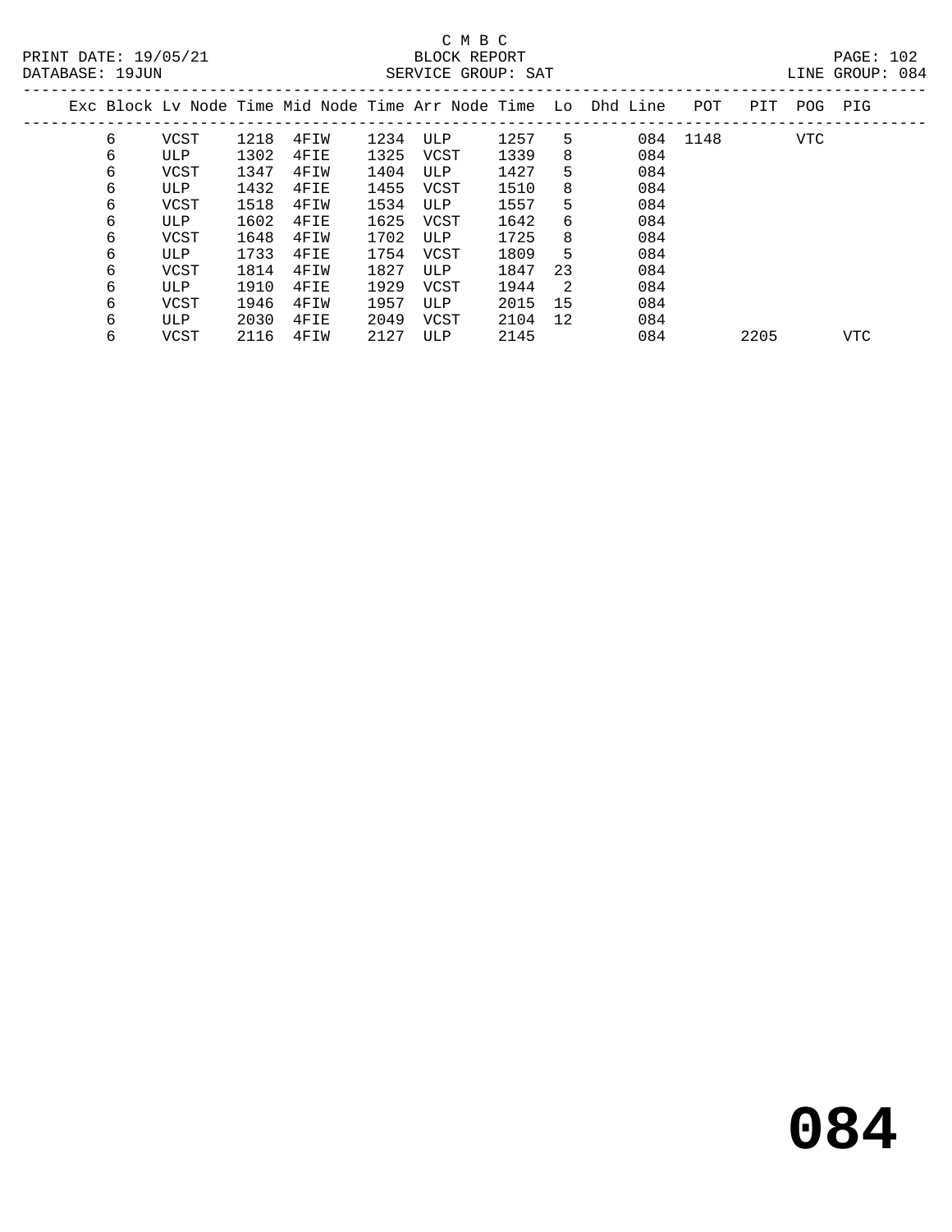C M B C

BLOCK REPORT

PRINT DATE: 19/05/21 DATABASE: 19JUN SERVICE GROUP: SAT LINE GROUP: 084

| Exc | Block | Lv Node | Time | Mid Node | Time | Arr Node | Time | Lo | Dhd Line | POT | PIT | POG | PIG |
|---|---|---|---|---|---|---|---|---|---|---|---|---|---|
| | 6 | VCST | 1218 | 4FIW | 1234 | ULP | 1257 | 5 | 084 | 1148 | | VTC | |
| | 6 | ULP | 1302 | 4FIE | 1325 | VCST | 1339 | 8 | 084 | | | | |
| | 6 | VCST | 1347 | 4FIW | 1404 | ULP | 1427 | 5 | 084 | | | | |
| | 6 | ULP | 1432 | 4FIE | 1455 | VCST | 1510 | 8 | 084 | | | | |
| | 6 | VCST | 1518 | 4FIW | 1534 | ULP | 1557 | 5 | 084 | | | | |
| | 6 | ULP | 1602 | 4FIE | 1625 | VCST | 1642 | 6 | 084 | | | | |
| | 6 | VCST | 1648 | 4FIW | 1702 | ULP | 1725 | 8 | 084 | | | | |
| | 6 | ULP | 1733 | 4FIE | 1754 | VCST | 1809 | 5 | 084 | | | | |
| | 6 | VCST | 1814 | 4FIW | 1827 | ULP | 1847 | 23 | 084 | | | | |
| | 6 | ULP | 1910 | 4FIE | 1929 | VCST | 1944 | 2 | 084 | | | | |
| | 6 | VCST | 1946 | 4FIW | 1957 | ULP | 2015 | 15 | 084 | | | | |
| | 6 | ULP | 2030 | 4FIE | 2049 | VCST | 2104 | 12 | 084 | | | | |
| | 6 | VCST | 2116 | 4FIW | 2127 | ULP | 2145 | | 084 | | 2205 | | VTC |

**084**